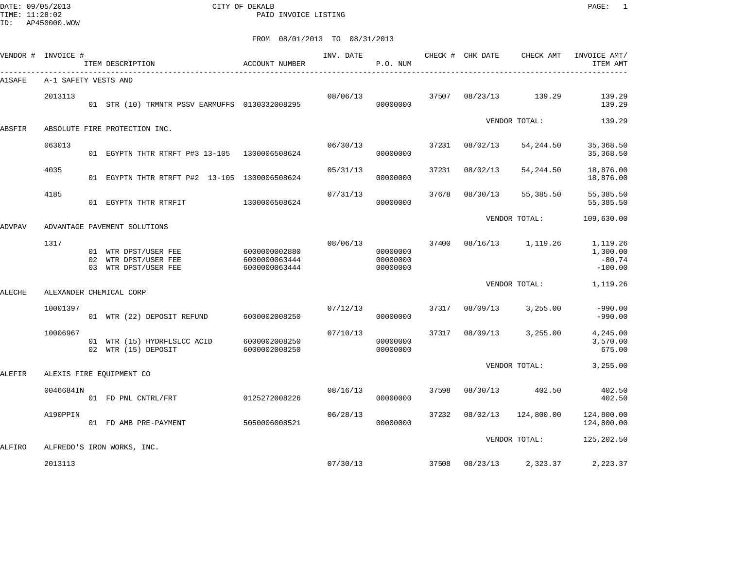DATE: 09/05/2013 CITY OF DEKALB
TIME: 11:28:02 PAID INVOICE LISTING
ID: AP450000.WOW

FROM 08/01/2013 TO 08/31/2013

| VENDOR # | INVOICE # | ITEM DESCRIPTION | ACCOUNT NUMBER | INV. DATE | P.O. NUM | CHECK # | CHK DATE | CHECK AMT | INVOICE AMT/ ITEM AMT |
|---|---|---|---|---|---|---|---|---|---|
| A1SAFE | A-1 SAFETY VESTS AND | | | | | | | | |
| | 2013113 | | | 08/06/13 | | 37507 | 08/23/13 | 139.29 | 139.29 |
| | | 01 STR (10) TRMNTR PSSV EARMUFFS | 0130332008295 | | 00000000 | | | | 139.29 |
| | | | | | | | | VENDOR TOTAL: | 139.29 |
| ABSFIR | ABSOLUTE FIRE PROTECTION INC. | | | | | | | | |
| | 063013 | | | 06/30/13 | | 37231 | 08/02/13 | 54,244.50 | 35,368.50 |
| | | 01 EGYPTN THTR RTRFT P#3 13-105 | 1300006508624 | | 00000000 | | | | 35,368.50 |
| | 4035 | | | 05/31/13 | | 37231 | 08/02/13 | 54,244.50 | 18,876.00 |
| | | 01 EGYPTN THTR RTRFT P#2 13-105 | 1300006508624 | | 00000000 | | | | 18,876.00 |
| | 4185 | | | 07/31/13 | | 37678 | 08/30/13 | 55,385.50 | 55,385.50 |
| | | 01 EGYPTN THTR RTRFIT | 1300006508624 | | 00000000 | | | | 55,385.50 |
| | | | | | | | | VENDOR TOTAL: | 109,630.00 |
| ADVPAV | ADVANTAGE PAVEMENT SOLUTIONS | | | | | | | | |
| | 1317 | | | 08/06/13 | | 37400 | 08/16/13 | 1,119.26 | 1,119.26 |
| | | 01 WTR DPST/USER FEE | 6000000002880 | | 00000000 | | | | 1,300.00 |
| | | 02 WTR DPST/USER FEE | 6000000063444 | | 00000000 | | | | -80.74 |
| | | 03 WTR DPST/USER FEE | 6000000063444 | | 00000000 | | | | -100.00 |
| | | | | | | | | VENDOR TOTAL: | 1,119.26 |
| ALECHE | ALEXANDER CHEMICAL CORP | | | | | | | | |
| | 10001397 | | | 07/12/13 | | 37317 | 08/09/13 | 3,255.00 | -990.00 |
| | | 01 WTR (22) DEPOSIT REFUND | 6000002008250 | | 00000000 | | | | -990.00 |
| | 10006967 | | | 07/10/13 | | 37317 | 08/09/13 | 3,255.00 | 4,245.00 |
| | | 01 WTR (15) HYDRFLSLCC ACID | 6000002008250 | | 00000000 | | | | 3,570.00 |
| | | 02 WTR (15) DEPOSIT | 6000002008250 | | 00000000 | | | | 675.00 |
| | | | | | | | | VENDOR TOTAL: | 3,255.00 |
| ALEFIR | ALEXIS FIRE EQUIPMENT CO | | | | | | | | |
| | 0046684IN | | | 08/16/13 | | 37598 | 08/30/13 | 402.50 | 402.50 |
| | | 01 FD PNL CNTRL/FRT | 0125272008226 | | 00000000 | | | | 402.50 |
| | A190PPIN | | | 06/28/13 | | 37232 | 08/02/13 | 124,800.00 | 124,800.00 |
| | | 01 FD AMB PRE-PAYMENT | 5050006008521 | | 00000000 | | | | 124,800.00 |
| | | | | | | | | VENDOR TOTAL: | 125,202.50 |
| ALFIRO | ALFREDO'S IRON WORKS, INC. | | | | | | | | |
| | 2013113 | | | 07/30/13 | | 37508 | 08/23/13 | 2,323.37 | 2,223.37 |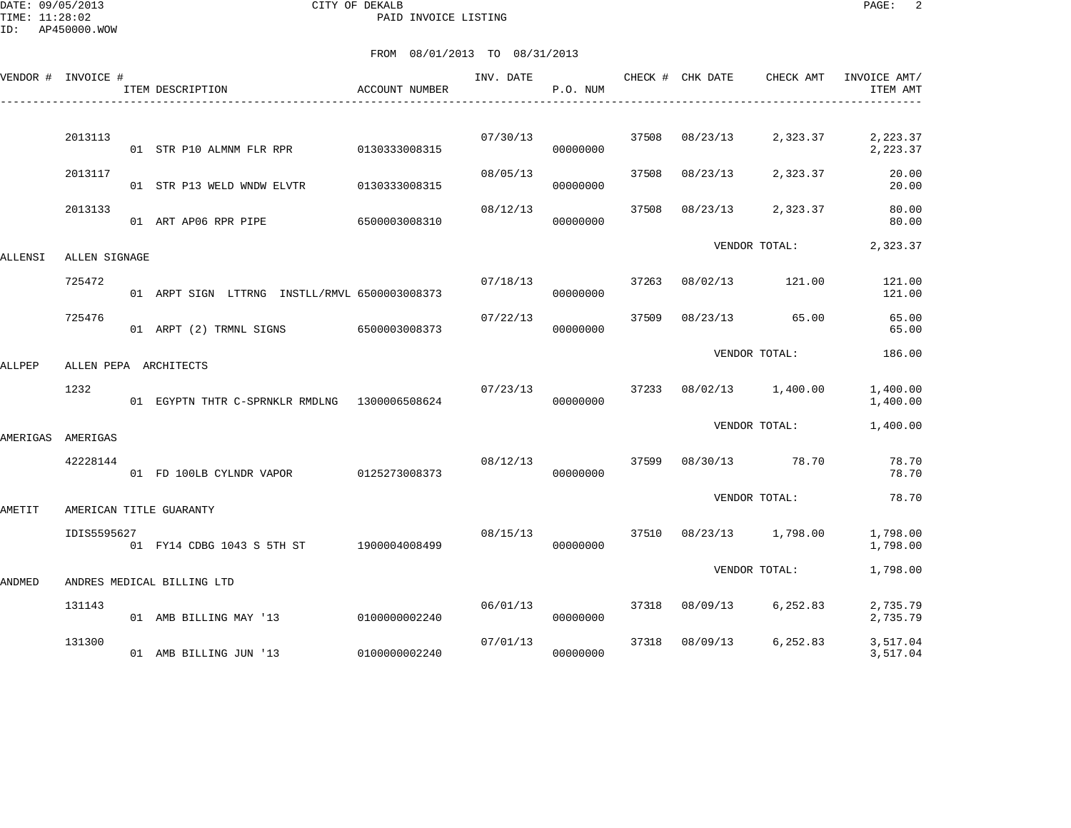CITY OF DEKALB
PAID INVOICE LISTING

DATE: 09/05/2013
TIME: 11:28:02
ID: AP450000.WOW

FROM 08/01/2013 TO 08/31/2013

| VENDOR # | INVOICE # | ITEM DESCRIPTION | ACCOUNT NUMBER | INV. DATE | P.O. NUM | CHECK # | CHK DATE | CHECK AMT | INVOICE AMT/ ITEM AMT |
|---|---|---|---|---|---|---|---|---|---|
| | 2013113 | | | 07/30/13 | | 37508 | 08/23/13 | 2,323.37 | 2,223.37 |
| | | 01 STR P10 ALMNM FLR RPR | 0130333008315 | | 00000000 | | | | 2,223.37 |
| | 2013117 | | | 08/05/13 | | 37508 | 08/23/13 | 2,323.37 | 20.00 |
| | | 01 STR P13 WELD WNDW ELVTR | 0130333008315 | | 00000000 | | | | 20.00 |
| | 2013133 | | | 08/12/13 | | 37508 | 08/23/13 | 2,323.37 | 80.00 |
| | | 01 ART AP06 RPR PIPE | 6500003008310 | | 00000000 | | | | 80.00 |
| | | | | | | | VENDOR TOTAL: | | 2,323.37 |
| ALLENSI | ALLEN SIGNAGE | | | | | | | | |
| | 725472 | | | 07/18/13 | | 37263 | 08/02/13 | 121.00 | 121.00 |
| | | 01 ARPT SIGN LTTRNG INSTLL/RMVL | 6500003008373 | | 00000000 | | | | 121.00 |
| | 725476 | | | 07/22/13 | | 37509 | 08/23/13 | 65.00 | 65.00 |
| | | 01 ARPT (2) TRMNL SIGNS | 6500003008373 | | 00000000 | | | | 65.00 |
| | | | | | | | VENDOR TOTAL: | | 186.00 |
| ALLPEP | ALLEN PEPA ARCHITECTS | | | | | | | | |
| | 1232 | | | 07/23/13 | | 37233 | 08/02/13 | 1,400.00 | 1,400.00 |
| | | 01 EGYPTN THTR C-SPRNKLR RMDLNG | 1300006508624 | | 00000000 | | | | 1,400.00 |
| | | | | | | | VENDOR TOTAL: | | 1,400.00 |
| AMERIGAS | AMERIGAS | | | | | | | | |
| | 42228144 | | | 08/12/13 | | 37599 | 08/30/13 | 78.70 | 78.70 |
| | | 01 FD 100LB CYLNDR VAPOR | 0125273008373 | | 00000000 | | | | 78.70 |
| | | | | | | | VENDOR TOTAL: | | 78.70 |
| AMETIT | AMERICAN TITLE GUARANTY | | | | | | | | |
| | IDIS5595627 | | | 08/15/13 | | 37510 | 08/23/13 | 1,798.00 | 1,798.00 |
| | | 01 FY14 CDBG 1043 S 5TH ST | 1900004008499 | | 00000000 | | | | 1,798.00 |
| | | | | | | | VENDOR TOTAL: | | 1,798.00 |
| ANDMED | ANDRES MEDICAL BILLING LTD | | | | | | | | |
| | 131143 | | | 06/01/13 | | 37318 | 08/09/13 | 6,252.83 | 2,735.79 |
| | | 01 AMB BILLING MAY '13 | 0100000002240 | | 00000000 | | | | 2,735.79 |
| | 131300 | | | 07/01/13 | | 37318 | 08/09/13 | 6,252.83 | 3,517.04 |
| | | 01 AMB BILLING JUN '13 | 0100000002240 | | 00000000 | | | | 3,517.04 |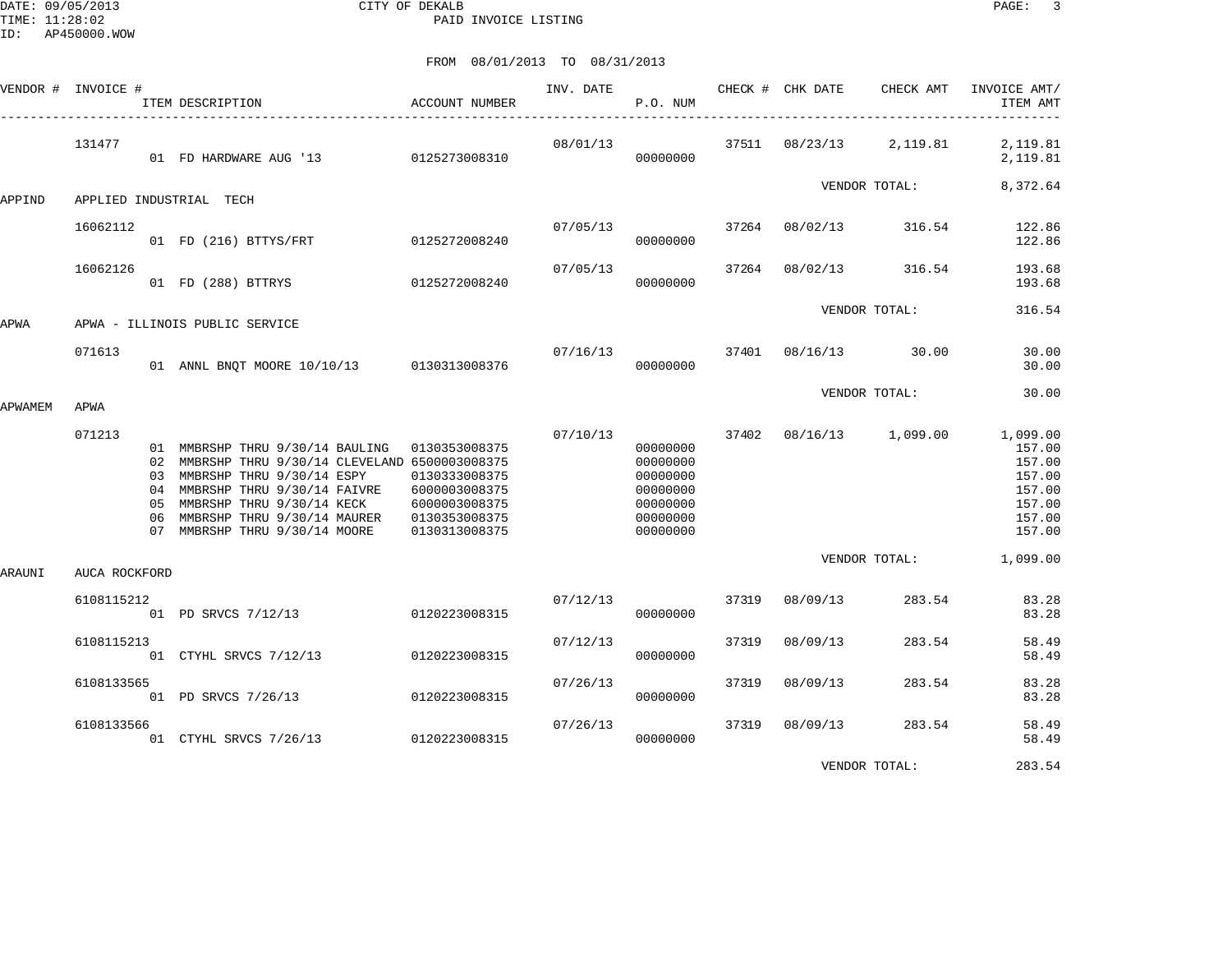CITY OF DEKALB
PAID INVOICE LISTING

FROM 08/01/2013 TO 08/31/2013

| VENDOR # | INVOICE # | ITEM DESCRIPTION | ACCOUNT NUMBER | INV. DATE | P.O. NUM | CHECK # | CHK DATE | CHECK AMT | INVOICE AMT/ ITEM AMT |
|---|---|---|---|---|---|---|---|---|---|
| | 131477 | | | 08/01/13 | | 37511 | 08/23/13 | 2,119.81 | 2,119.81 |
| | | 01 FD HARDWARE AUG '13 | 0125273008310 | | 00000000 | | | | 2,119.81 |
| | | | | | | | VENDOR TOTAL: | | 8,372.64 |
| APPIND | APPLIED INDUSTRIAL TECH | | | | | | | | |
| | 16062112 | | | 07/05/13 | | 37264 | 08/02/13 | 316.54 | 122.86 |
| | | 01 FD (216) BTTYS/FRT | 0125272008240 | | 00000000 | | | | 122.86 |
| | 16062126 | | | 07/05/13 | | 37264 | 08/02/13 | 316.54 | 193.68 |
| | | 01 FD (288) BTTRYS | 0125272008240 | | 00000000 | | | | 193.68 |
| | | | | | | | VENDOR TOTAL: | | 316.54 |
| APWA | APWA - ILLINOIS PUBLIC SERVICE | | | | | | | | |
| | 071613 | | | 07/16/13 | | 37401 | 08/16/13 | 30.00 | 30.00 |
| | | 01 ANNL BNQT MOORE 10/10/13 | 0130313008376 | | 00000000 | | | | 30.00 |
| | | | | | | | VENDOR TOTAL: | | 30.00 |
| APWAMEM | APWA | | | | | | | | |
| | 071213 | | | 07/10/13 | | 37402 | 08/16/13 | 1,099.00 | 1,099.00 |
| | | 01 MMBRSHP THRU 9/30/14 BAULING | 0130353008375 | | 00000000 | | | | 157.00 |
| | | 02 MMBRSHP THRU 9/30/14 CLEVELAND | 6500003008375 | | 00000000 | | | | 157.00 |
| | | 03 MMBRSHP THRU 9/30/14 ESPY | 0130333008375 | | 00000000 | | | | 157.00 |
| | | 04 MMBRSHP THRU 9/30/14 FAIVRE | 6000003008375 | | 00000000 | | | | 157.00 |
| | | 05 MMBRSHP THRU 9/30/14 KECK | 6000003008375 | | 00000000 | | | | 157.00 |
| | | 06 MMBRSHP THRU 9/30/14 MAURER | 0130353008375 | | 00000000 | | | | 157.00 |
| | | 07 MMBRSHP THRU 9/30/14 MOORE | 0130313008375 | | 00000000 | | | | 157.00 |
| | | | | | | | VENDOR TOTAL: | | 1,099.00 |
| ARAUNI | AUCA ROCKFORD | | | | | | | | |
| | 6108115212 | | | 07/12/13 | | 37319 | 08/09/13 | 283.54 | 83.28 |
| | | 01 PD SRVCS 7/12/13 | 0120223008315 | | 00000000 | | | | 83.28 |
| | 6108115213 | | | 07/12/13 | | 37319 | 08/09/13 | 283.54 | 58.49 |
| | | 01 CTYHL SRVCS 7/12/13 | 0120223008315 | | 00000000 | | | | 58.49 |
| | 6108133565 | | | 07/26/13 | | 37319 | 08/09/13 | 283.54 | 83.28 |
| | | 01 PD SRVCS 7/26/13 | 0120223008315 | | 00000000 | | | | 83.28 |
| | 6108133566 | | | 07/26/13 | | 37319 | 08/09/13 | 283.54 | 58.49 |
| | | 01 CTYHL SRVCS 7/26/13 | 0120223008315 | | 00000000 | | | | 58.49 |
| | | | | | | | VENDOR TOTAL: | | 283.54 |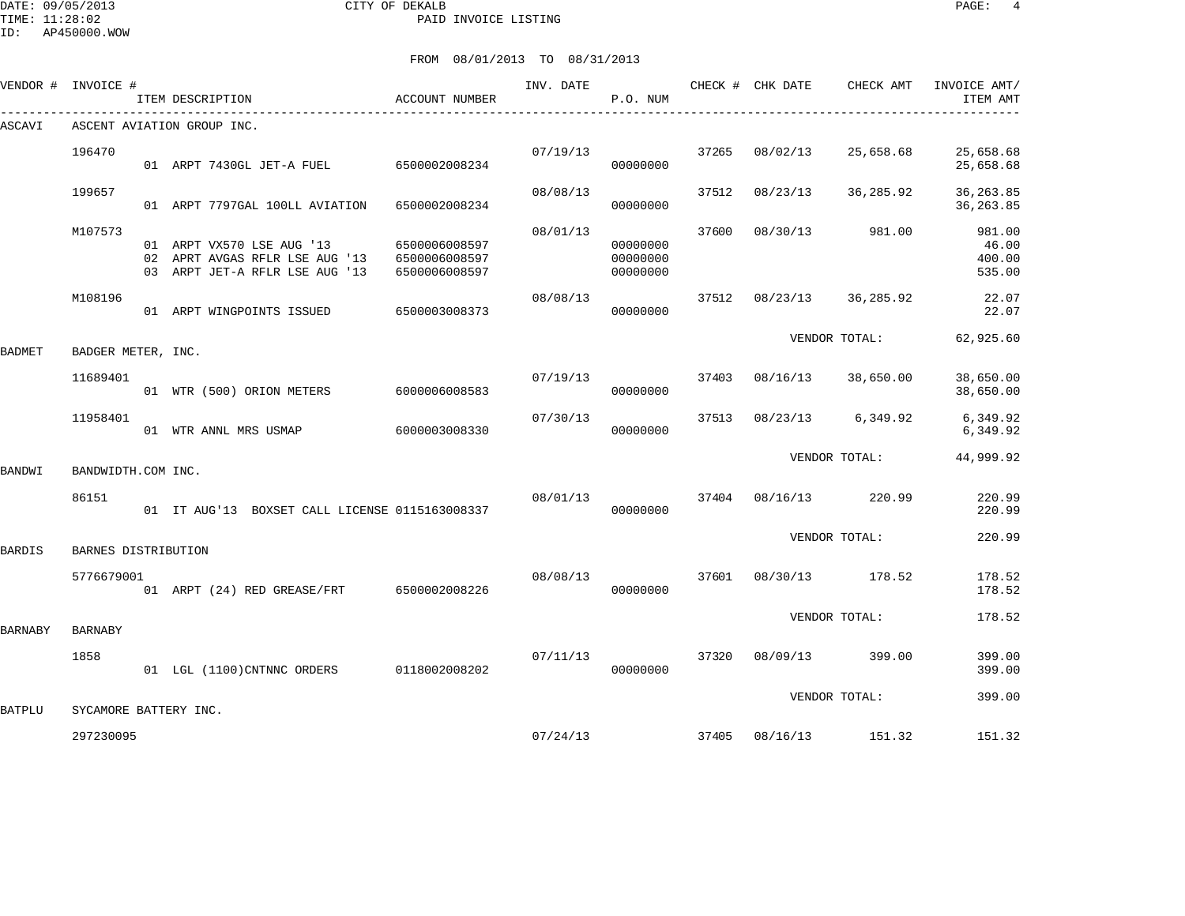DATE: 09/05/2013
TIME: 11:28:02
ID: AP450000.WOW

CITY OF DEKALB
PAID INVOICE LISTING

FROM 08/01/2013 TO 08/31/2013

| VENDOR # | INVOICE # | ITEM DESCRIPTION | ACCOUNT NUMBER | INV. DATE | P.O. NUM | CHECK # | CHK DATE | CHECK AMT | INVOICE AMT/ ITEM AMT |
|---|---|---|---|---|---|---|---|---|---|
| ASCAVI | ASCENT AVIATION GROUP INC. | | | | | | | | |
| | 196470 | | | 07/19/13 | | 37265 | 08/02/13 | 25,658.68 | 25,658.68 |
| | | 01 ARPT 7430GL JET-A FUEL | 6500002008234 | | 00000000 | | | | 25,658.68 |
| | 199657 | | | 08/08/13 | | 37512 | 08/23/13 | 36,285.92 | 36,263.85 |
| | | 01 ARPT 7797GAL 100LL AVIATION | 6500002008234 | | 00000000 | | | | 36,263.85 |
| | M107573 | | | 08/01/13 | | 37600 | 08/30/13 | 981.00 | 981.00 |
| | | 01 ARPT VX570 LSE AUG '13 | 6500006008597 | | 00000000 | | | | 46.00 |
| | | 02 APRT AVGAS RFLR LSE AUG '13 | 6500006008597 | | 00000000 | | | | 400.00 |
| | | 03 ARPT JET-A RFLR LSE AUG '13 | 6500006008597 | | 00000000 | | | | 535.00 |
| | M108196 | | | 08/08/13 | | 37512 | 08/23/13 | 36,285.92 | 22.07 |
| | | 01 ARPT WINGPOINTS ISSUED | 6500003008373 | | 00000000 | | | | 22.07 |
| | | | | | | | VENDOR TOTAL: | | 62,925.60 |
| BADMET | BADGER METER, INC. | | | | | | | | |
| | 11689401 | | | 07/19/13 | | 37403 | 08/16/13 | 38,650.00 | 38,650.00 |
| | | 01 WTR (500) ORION METERS | 6000006008583 | | 00000000 | | | | 38,650.00 |
| | 11958401 | | | 07/30/13 | | 37513 | 08/23/13 | 6,349.92 | 6,349.92 |
| | | 01 WTR ANNL MRS USMAP | 6000003008330 | | 00000000 | | | | 6,349.92 |
| | | | | | | | VENDOR TOTAL: | | 44,999.92 |
| BANDWI | BANDWIDTH.COM INC. | | | | | | | | |
| | 86151 | | | 08/01/13 | | 37404 | 08/16/13 | 220.99 | 220.99 |
| | | 01 IT AUG'13 BOXSET CALL LICENSE | 0115163008337 | | 00000000 | | | | 220.99 |
| | | | | | | | VENDOR TOTAL: | | 220.99 |
| BARDIS | BARNES DISTRIBUTION | | | | | | | | |
| | 5776679001 | | | 08/08/13 | | 37601 | 08/30/13 | 178.52 | 178.52 |
| | | 01 ARPT (24) RED GREASE/FRT | 6500002008226 | | 00000000 | | | | 178.52 |
| | | | | | | | VENDOR TOTAL: | | 178.52 |
| BARNABY | BARNABY | | | | | | | | |
| | 1858 | | | 07/11/13 | | 37320 | 08/09/13 | 399.00 | 399.00 |
| | | 01 LGL (1100)CNTNNC ORDERS | 0118002008202 | | 00000000 | | | | 399.00 |
| | | | | | | | VENDOR TOTAL: | | 399.00 |
| BATPLU | SYCAMORE BATTERY INC. | | | | | | | | |
| | 297230095 | | | 07/24/13 | | 37405 | 08/16/13 | 151.32 | 151.32 |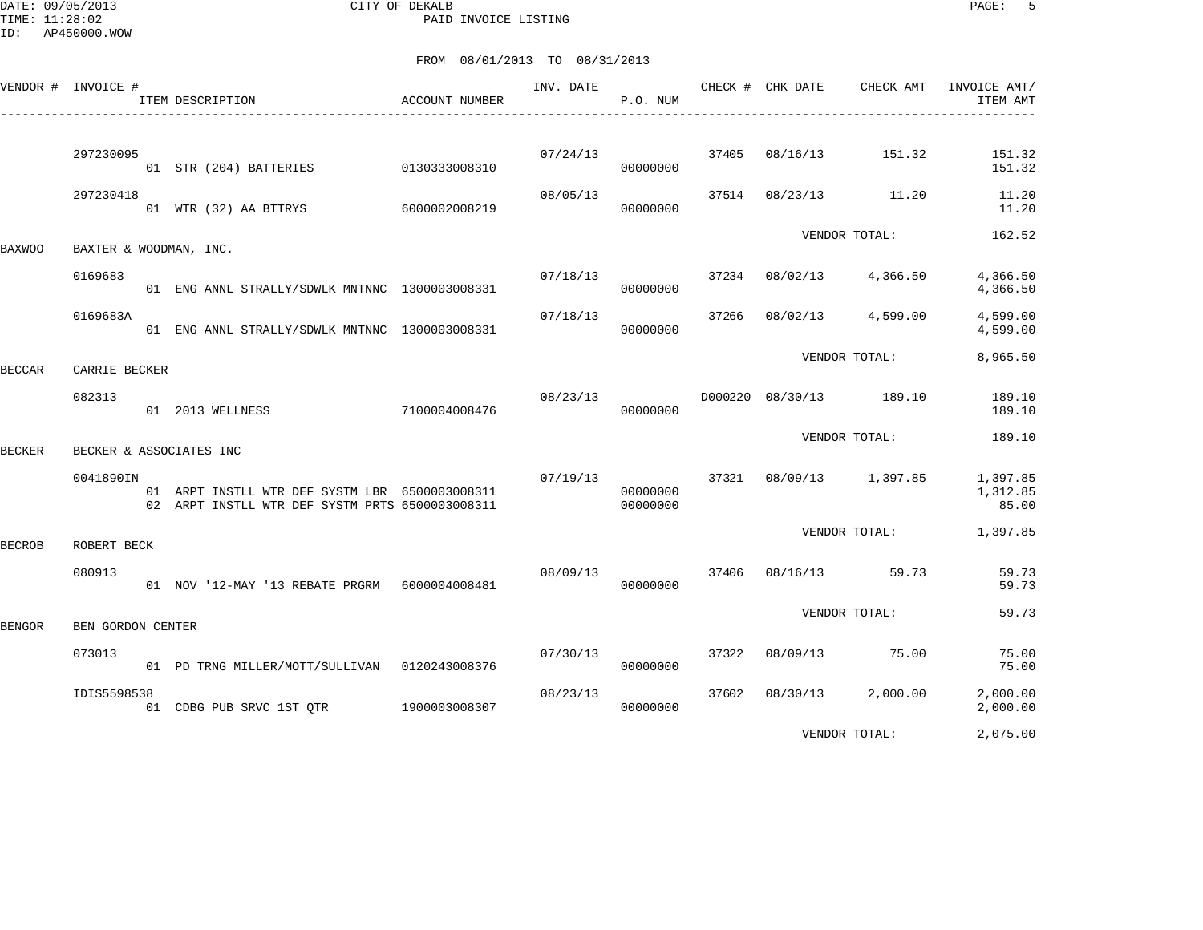CITY OF DEKALB
PAID INVOICE LISTING

DATE: 09/05/2013
TIME: 11:28:02
ID: AP450000.WOW

FROM 08/01/2013 TO 08/31/2013

| VENDOR # | INVOICE # | ITEM DESCRIPTION | ACCOUNT NUMBER | INV. DATE | P.O. NUM | CHECK # | CHK DATE | CHECK AMT | INVOICE AMT/ ITEM AMT |
|---|---|---|---|---|---|---|---|---|---|
| | 297230095 | | | 07/24/13 | | 37405 | 08/16/13 | 151.32 | 151.32 |
| | | 01 STR (204) BATTERIES | 0130333008310 | | 00000000 | | | | 151.32 |
| | 297230418 | | | 08/05/13 | | 37514 | 08/23/13 | 11.20 | 11.20 |
| | | 01 WTR (32) AA BTTRYS | 6000002008219 | | 00000000 | | | | 11.20 |
| | | | | | | | VENDOR TOTAL: | | 162.52 |
| BAXWOO | BAXTER & WOODMAN, INC. | | | | | | | | |
| | 0169683 | | | 07/18/13 | | 37234 | 08/02/13 | 4,366.50 | 4,366.50 |
| | | 01 ENG ANNL STRALLY/SDWLK MNTNNC | 1300003008331 | | 00000000 | | | | 4,366.50 |
| | 0169683A | | | 07/18/13 | | 37266 | 08/02/13 | 4,599.00 | 4,599.00 |
| | | 01 ENG ANNL STRALLY/SDWLK MNTNNC | 1300003008331 | | 00000000 | | | | 4,599.00 |
| | | | | | | | VENDOR TOTAL: | | 8,965.50 |
| BECCAR | CARRIE BECKER | | | | | | | | |
| | 082313 | | | 08/23/13 | | D000220 | 08/30/13 | 189.10 | 189.10 |
| | | 01 2013 WELLNESS | 7100004008476 | | 00000000 | | | | 189.10 |
| | | | | | | | VENDOR TOTAL: | | 189.10 |
| BECKER | BECKER & ASSOCIATES INC | | | | | | | | |
| | 0041890IN | | | 07/19/13 | | 37321 | 08/09/13 | 1,397.85 | 1,397.85 |
| | | 01 ARPT INSTLL WTR DEF SYSTM LBR | 6500003008311 | | 00000000 | | | | 1,312.85 |
| | | 02 ARPT INSTLL WTR DEF SYSTM PRTS | 6500003008311 | | 00000000 | | | | 85.00 |
| | | | | | | | VENDOR TOTAL: | | 1,397.85 |
| BECROB | ROBERT BECK | | | | | | | | |
| | 080913 | | | 08/09/13 | | 37406 | 08/16/13 | 59.73 | 59.73 |
| | | 01 NOV '12-MAY '13 REBATE PRGRM | 6000004008481 | | 00000000 | | | | 59.73 |
| | | | | | | | VENDOR TOTAL: | | 59.73 |
| BENGOR | BEN GORDON CENTER | | | | | | | | |
| | 073013 | | | 07/30/13 | | 37322 | 08/09/13 | 75.00 | 75.00 |
| | | 01 PD TRNG MILLER/MOTT/SULLIVAN | 0120243008376 | | 00000000 | | | | 75.00 |
| | IDIS5598538 | | | 08/23/13 | | 37602 | 08/30/13 | 2,000.00 | 2,000.00 |
| | | 01 CDBG PUB SRVC 1ST QTR | 1900003008307 | | 00000000 | | | | 2,000.00 |
| | | | | | | | VENDOR TOTAL: | | 2,075.00 |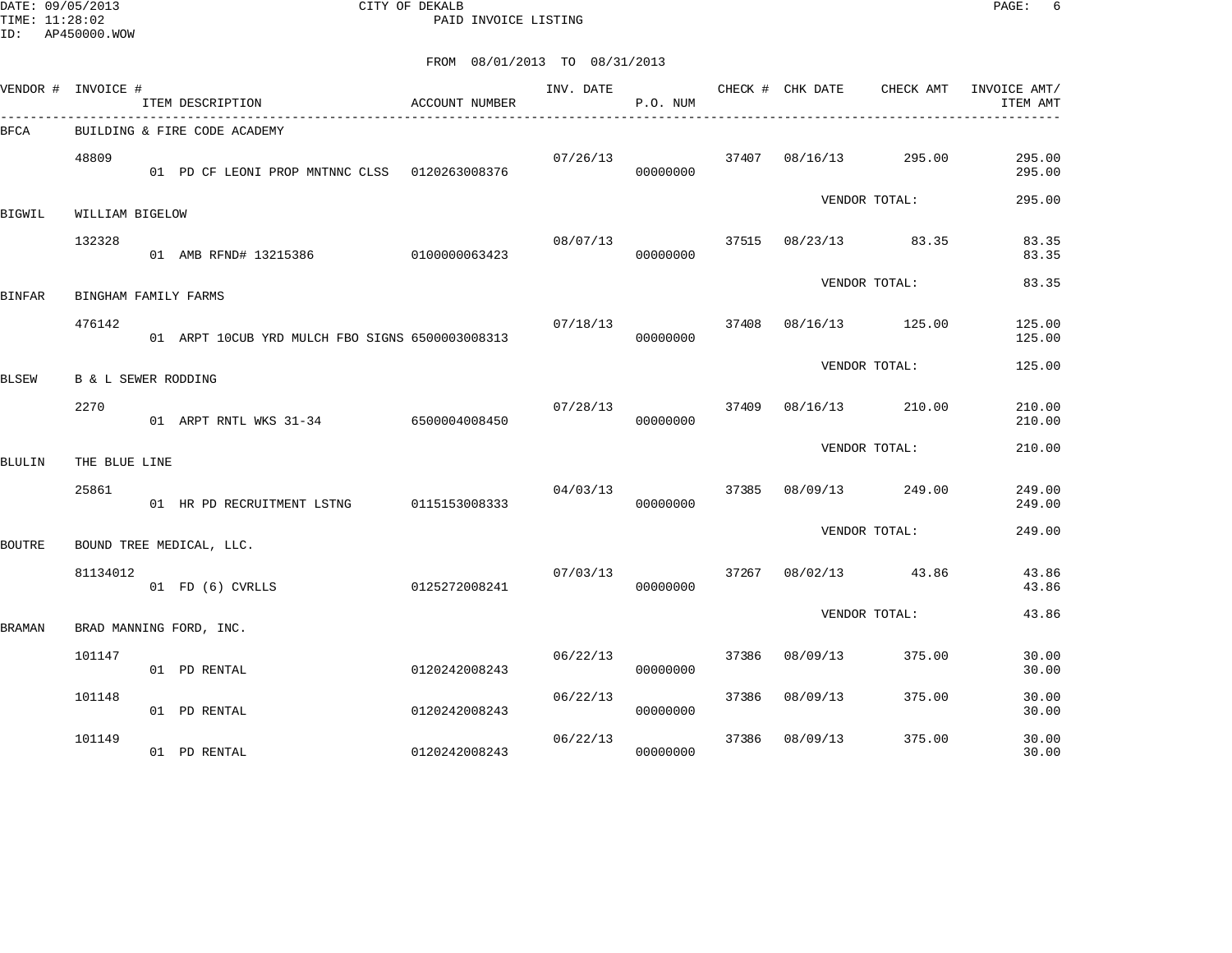CITY OF DEKALB
PAID INVOICE LISTING

DATE: 09/05/2013
TIME: 11:28:02
ID: AP450000.WOW

FROM 08/01/2013 TO 08/31/2013

| VENDOR # | INVOICE # | ITEM DESCRIPTION | ACCOUNT NUMBER | INV. DATE | P.O. NUM | CHECK # | CHK DATE | CHECK AMT | INVOICE AMT/ ITEM AMT |
|---|---|---|---|---|---|---|---|---|---|
| BFCA | BUILDING & FIRE CODE ACADEMY | | | | | | | | |
| | 48809 | | | 07/26/13 | | 37407 | 08/16/13 | 295.00 | 295.00 |
| | | 01 PD CF LEONI PROP MNTNNC CLSS | 0120263008376 | | 00000000 | | | | 295.00 |
| | | | | | | | VENDOR TOTAL: | | 295.00 |
| BIGWIL | WILLIAM BIGELOW | | | | | | | | |
| | 132328 | | | 08/07/13 | | 37515 | 08/23/13 | 83.35 | 83.35 |
| | | 01 AMB RFND# 13215386 | 0100000063423 | | 00000000 | | | | 83.35 |
| | | | | | | | VENDOR TOTAL: | | 83.35 |
| BINFAR | BINGHAM FAMILY FARMS | | | | | | | | |
| | 476142 | | | 07/18/13 | | 37408 | 08/16/13 | 125.00 | 125.00 |
| | | 01 ARPT 10CUB YRD MULCH FBO SIGNS | 6500003008313 | | 00000000 | | | | 125.00 |
| | | | | | | | VENDOR TOTAL: | | 125.00 |
| BLSEW | B & L SEWER RODDING | | | | | | | | |
| | 2270 | | | 07/28/13 | | 37409 | 08/16/13 | 210.00 | 210.00 |
| | | 01 ARPT RNTL WKS 31-34 | 6500004008450 | | 00000000 | | | | 210.00 |
| | | | | | | | VENDOR TOTAL: | | 210.00 |
| BLULIN | THE BLUE LINE | | | | | | | | |
| | 25861 | | | 04/03/13 | | 37385 | 08/09/13 | 249.00 | 249.00 |
| | | 01 HR PD RECRUITMENT LSTNG | 0115153008333 | | 00000000 | | | | 249.00 |
| | | | | | | | VENDOR TOTAL: | | 249.00 |
| BOUTRE | BOUND TREE MEDICAL, LLC. | | | | | | | | |
| | 81134012 | | | 07/03/13 | | 37267 | 08/02/13 | 43.86 | 43.86 |
| | | 01 FD (6) CVRLLS | 0125272008241 | | 00000000 | | | | 43.86 |
| | | | | | | | VENDOR TOTAL: | | 43.86 |
| BRAMAN | BRAD MANNING FORD, INC. | | | | | | | | |
| | 101147 | | | 06/22/13 | | 37386 | 08/09/13 | 375.00 | 30.00 |
| | | 01 PD RENTAL | 0120242008243 | | 00000000 | | | | 30.00 |
| | 101148 | | | 06/22/13 | | 37386 | 08/09/13 | 375.00 | 30.00 |
| | | 01 PD RENTAL | 0120242008243 | | 00000000 | | | | 30.00 |
| | 101149 | | | 06/22/13 | | 37386 | 08/09/13 | 375.00 | 30.00 |
| | | 01 PD RENTAL | 0120242008243 | | 00000000 | | | | 30.00 |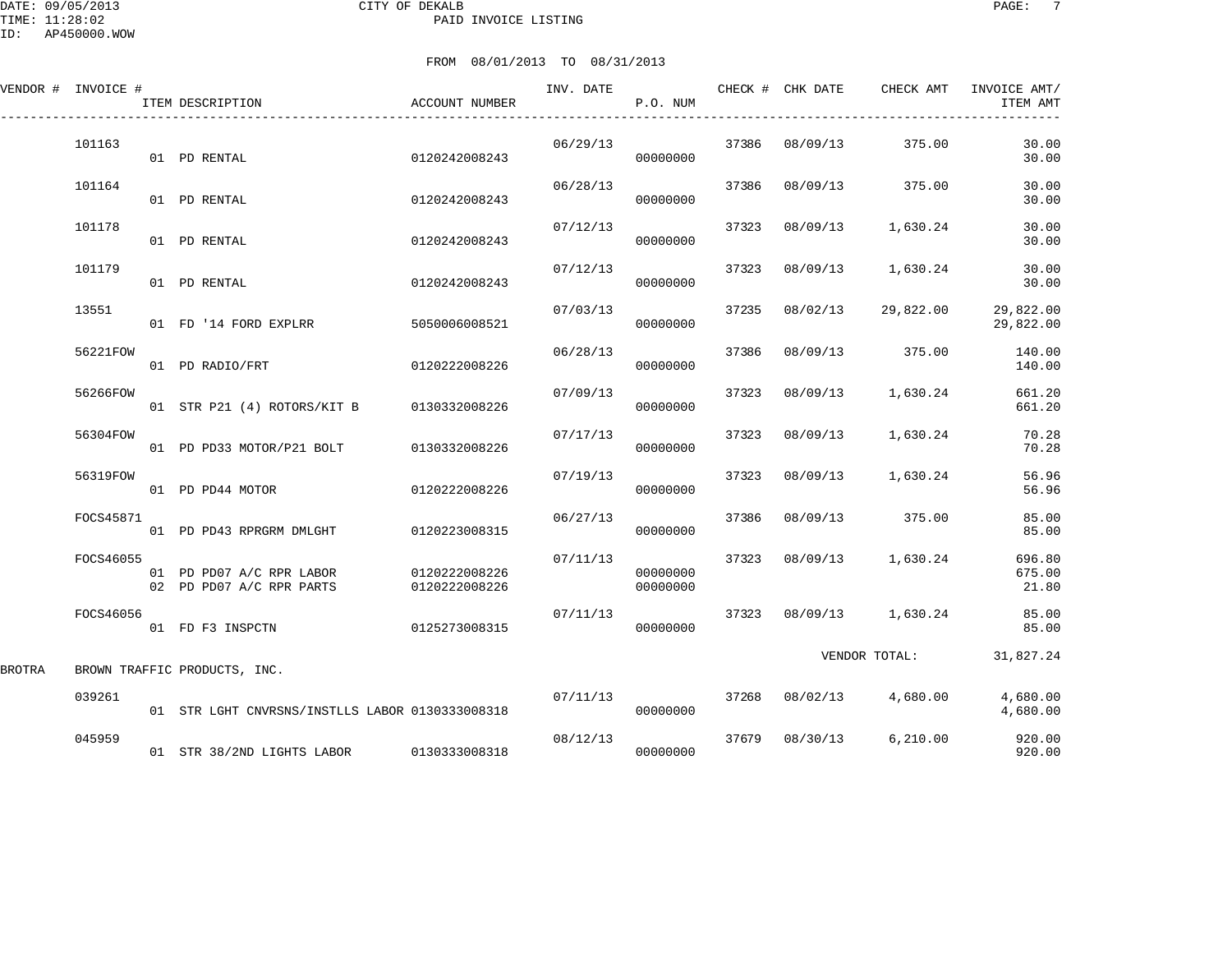CITY OF DEKALB
PAID INVOICE LISTING

DATE: 09/05/2013
TIME: 11:28:02
ID: AP450000.WOW

FROM 08/01/2013 TO 08/31/2013

| VENDOR # | INVOICE # | ITEM DESCRIPTION | ACCOUNT NUMBER | INV. DATE | P.O. NUM | CHECK # | CHK DATE | CHECK AMT | INVOICE AMT/ ITEM AMT |
|---|---|---|---|---|---|---|---|---|---|
| | 101163 | | | 06/29/13 | | 37386 | 08/09/13 | 375.00 | 30.00 |
| | | 01 PD RENTAL | 0120242008243 | | 00000000 | | | | 30.00 |
| | 101164 | | | 06/28/13 | | 37386 | 08/09/13 | 375.00 | 30.00 |
| | | 01 PD RENTAL | 0120242008243 | | 00000000 | | | | 30.00 |
| | 101178 | | | 07/12/13 | | 37323 | 08/09/13 | 1,630.24 | 30.00 |
| | | 01 PD RENTAL | 0120242008243 | | 00000000 | | | | 30.00 |
| | 101179 | | | 07/12/13 | | 37323 | 08/09/13 | 1,630.24 | 30.00 |
| | | 01 PD RENTAL | 0120242008243 | | 00000000 | | | | 30.00 |
| | 13551 | | | 07/03/13 | | 37235 | 08/02/13 | 29,822.00 | 29,822.00 |
| | | 01 FD '14 FORD EXPLRR | 5050006008521 | | 00000000 | | | | 29,822.00 |
| | 56221FOW | | | 06/28/13 | | 37386 | 08/09/13 | 375.00 | 140.00 |
| | | 01 PD RADIO/FRT | 0120222008226 | | 00000000 | | | | 140.00 |
| | 56266FOW | | | 07/09/13 | | 37323 | 08/09/13 | 1,630.24 | 661.20 |
| | | 01 STR P21 (4) ROTORS/KIT B | 0130332008226 | | 00000000 | | | | 661.20 |
| | 56304FOW | | | 07/17/13 | | 37323 | 08/09/13 | 1,630.24 | 70.28 |
| | | 01 PD PD33 MOTOR/P21 BOLT | 0130332008226 | | 00000000 | | | | 70.28 |
| | 56319FOW | | | 07/19/13 | | 37323 | 08/09/13 | 1,630.24 | 56.96 |
| | | 01 PD PD44 MOTOR | 0120222008226 | | 00000000 | | | | 56.96 |
| | FOCS45871 | | | 06/27/13 | | 37386 | 08/09/13 | 375.00 | 85.00 |
| | | 01 PD PD43 RPRGRM DMLGHT | 0120223008315 | | 00000000 | | | | 85.00 |
| | FOCS46055 | | | 07/11/13 | | 37323 | 08/09/13 | 1,630.24 | 696.80 |
| | | 01 PD PD07 A/C RPR LABOR | 0120222008226 | | 00000000 | | | | 675.00 |
| | | 02 PD PD07 A/C RPR PARTS | 0120222008226 | | 00000000 | | | | 21.80 |
| | FOCS46056 | | | 07/11/13 | | 37323 | 08/09/13 | 1,630.24 | 85.00 |
| | | 01 FD F3 INSPCTN | 0125273008315 | | 00000000 | | | | 85.00 |
| | | | | | | | VENDOR TOTAL: | | 31,827.24 |
| BROTRA | BROWN TRAFFIC PRODUCTS, INC. | | | | | | | | |
| | 039261 | | | 07/11/13 | | 37268 | 08/02/13 | 4,680.00 | 4,680.00 |
| | | 01 STR LGHT CNVRSNS/INSTLLS LABOR | 0130333008318 | | 00000000 | | | | 4,680.00 |
| | 045959 | | | 08/12/13 | | 37679 | 08/30/13 | 6,210.00 | 920.00 |
| | | 01 STR 38/2ND LIGHTS LABOR | 0130333008318 | | 00000000 | | | | 920.00 |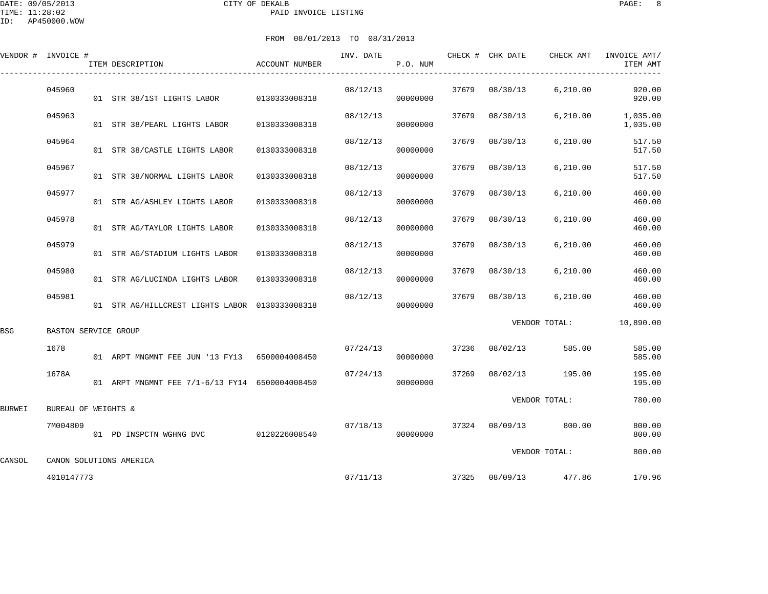CITY OF DEKALB
PAID INVOICE LISTING

DATE: 09/05/2013
TIME: 11:28:02
ID: AP450000.WOW

FROM 08/01/2013 TO 08/31/2013

| VENDOR # | INVOICE # | ITEM DESCRIPTION | ACCOUNT NUMBER | INV. DATE | P.O. NUM | CHECK # | CHK DATE | CHECK AMT | INVOICE AMT/ ITEM AMT |
|---|---|---|---|---|---|---|---|---|---|
| | 045960 | | | 08/12/13 | | 37679 | 08/30/13 | 6,210.00 | 920.00 |
| | | 01 STR 38/1ST LIGHTS LABOR | 0130333008318 | | 00000000 | | | | 920.00 |
| | 045963 | | | 08/12/13 | | 37679 | 08/30/13 | 6,210.00 | 1,035.00 |
| | | 01 STR 38/PEARL LIGHTS LABOR | 0130333008318 | | 00000000 | | | | 1,035.00 |
| | 045964 | | | 08/12/13 | | 37679 | 08/30/13 | 6,210.00 | 517.50 |
| | | 01 STR 38/CASTLE LIGHTS LABOR | 0130333008318 | | 00000000 | | | | 517.50 |
| | 045967 | | | 08/12/13 | | 37679 | 08/30/13 | 6,210.00 | 517.50 |
| | | 01 STR 38/NORMAL LIGHTS LABOR | 0130333008318 | | 00000000 | | | | 517.50 |
| | 045977 | | | 08/12/13 | | 37679 | 08/30/13 | 6,210.00 | 460.00 |
| | | 01 STR AG/ASHLEY LIGHTS LABOR | 0130333008318 | | 00000000 | | | | 460.00 |
| | 045978 | | | 08/12/13 | | 37679 | 08/30/13 | 6,210.00 | 460.00 |
| | | 01 STR AG/TAYLOR LIGHTS LABOR | 0130333008318 | | 00000000 | | | | 460.00 |
| | 045979 | | | 08/12/13 | | 37679 | 08/30/13 | 6,210.00 | 460.00 |
| | | 01 STR AG/STADIUM LIGHTS LABOR | 0130333008318 | | 00000000 | | | | 460.00 |
| | 045980 | | | 08/12/13 | | 37679 | 08/30/13 | 6,210.00 | 460.00 |
| | | 01 STR AG/LUCINDA LIGHTS LABOR | 0130333008318 | | 00000000 | | | | 460.00 |
| | 045981 | | | 08/12/13 | | 37679 | 08/30/13 | 6,210.00 | 460.00 |
| | | 01 STR AG/HILLCREST LIGHTS LABOR | 0130333008318 | | 00000000 | | | | 460.00 |
| | | | | | | | VENDOR TOTAL: | | 10,890.00 |
| BSG | BASTON SERVICE GROUP | | | | | | | | |
| | 1678 | | | 07/24/13 | | 37236 | 08/02/13 | 585.00 | 585.00 |
| | | 01 ARPT MNGMNT FEE JUN '13 FY13 | 6500004008450 | | 00000000 | | | | 585.00 |
| | 1678A | | | 07/24/13 | | 37269 | 08/02/13 | 195.00 | 195.00 |
| | | 01 ARPT MNGMNT FEE 7/1-6/13 FY14 | 6500004008450 | | 00000000 | | | | 195.00 |
| | | | | | | | VENDOR TOTAL: | | 780.00 |
| BURWEI | BUREAU OF WEIGHTS & | | | | | | | | |
| | 7M004809 | | | 07/18/13 | | 37324 | 08/09/13 | 800.00 | 800.00 |
| | | 01 PD INSPCTN WGHNG DVC | 0120226008540 | | 00000000 | | | | 800.00 |
| | | | | | | | VENDOR TOTAL: | | 800.00 |
| CANSOL | CANON SOLUTIONS AMERICA | | | | | | | | |
| | 4010147773 | | | 07/11/13 | | 37325 | 08/09/13 | 477.86 | 170.96 |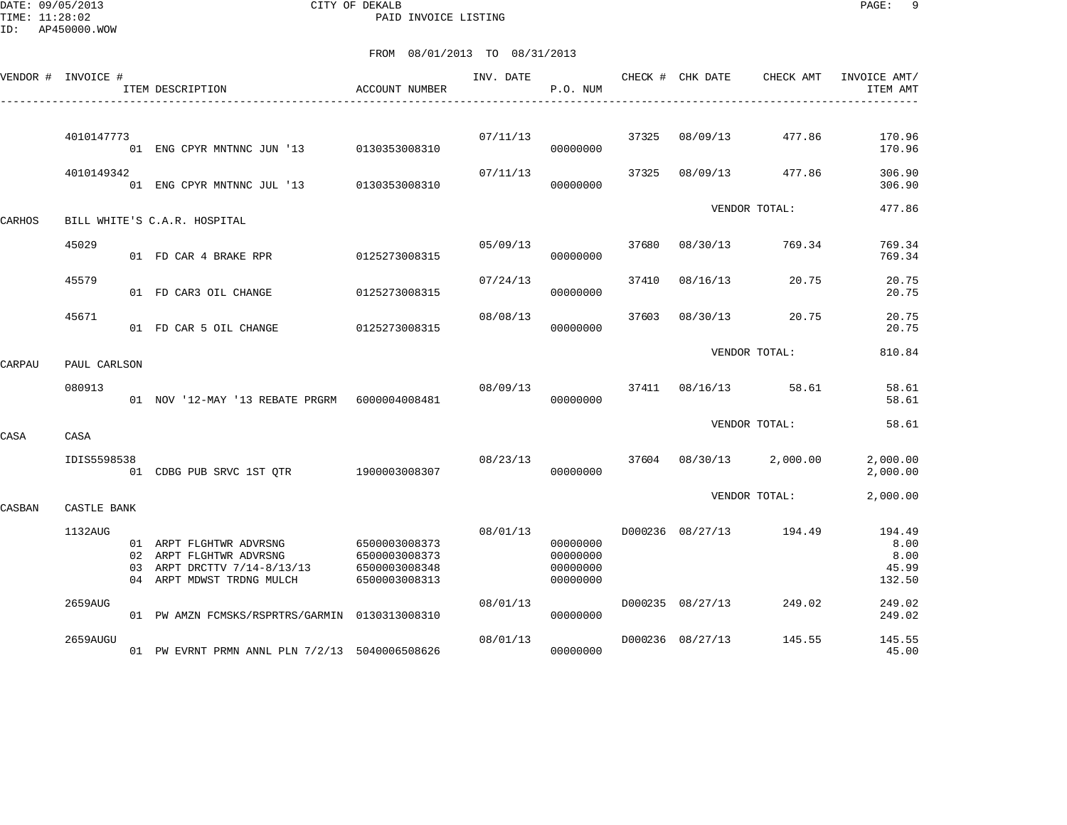CITY OF DEKALB

PAID INVOICE LISTING

DATE: 09/05/2013
TIME: 11:28:02
ID: AP450000.WOW

FROM 08/01/2013 TO 08/31/2013

| VENDOR # | INVOICE # | ITEM DESCRIPTION | ACCOUNT NUMBER | INV. DATE | P.O. NUM | CHECK # | CHK DATE | CHECK AMT | INVOICE AMT/ ITEM AMT |
|---|---|---|---|---|---|---|---|---|---|
| | 4010147773 | | | 07/11/13 | | 37325 | 08/09/13 | 477.86 | 170.96 |
| | | 01 ENG CPYR MNTNNC JUN '13 | 0130353008310 | | 00000000 | | | | 170.96 |
| | 4010149342 | | | 07/11/13 | | 37325 | 08/09/13 | 477.86 | 306.90 |
| | | 01 ENG CPYR MNTNNC JUL '13 | 0130353008310 | | 00000000 | | | | 306.90 |
| | | | | | | | VENDOR TOTAL: | | 477.86 |
| CARHOS | BILL WHITE'S C.A.R. HOSPITAL | | | | | | | | |
| | 45029 | | | 05/09/13 | | 37680 | 08/30/13 | 769.34 | 769.34 |
| | | 01 FD CAR 4 BRAKE RPR | 0125273008315 | | 00000000 | | | | 769.34 |
| | 45579 | | | 07/24/13 | | 37410 | 08/16/13 | 20.75 | 20.75 |
| | | 01 FD CAR3 OIL CHANGE | 0125273008315 | | 00000000 | | | | 20.75 |
| | 45671 | | | 08/08/13 | | 37603 | 08/30/13 | 20.75 | 20.75 |
| | | 01 FD CAR 5 OIL CHANGE | 0125273008315 | | 00000000 | | | | 20.75 |
| | | | | | | | VENDOR TOTAL: | | 810.84 |
| CARPAU | PAUL CARLSON | | | | | | | | |
| | 080913 | | | 08/09/13 | | 37411 | 08/16/13 | 58.61 | 58.61 |
| | | 01 NOV '12-MAY '13 REBATE PRGRM | 6000004008481 | | 00000000 | | | | 58.61 |
| | | | | | | | VENDOR TOTAL: | | 58.61 |
| CASA | CASA | | | | | | | | |
| | IDIS5598538 | | | 08/23/13 | | 37604 | 08/30/13 | 2,000.00 | 2,000.00 |
| | | 01 CDBG PUB SRVC 1ST QTR | 1900003008307 | | 00000000 | | | | 2,000.00 |
| | | | | | | | VENDOR TOTAL: | | 2,000.00 |
| CASBAN | CASTLE BANK | | | | | | | | |
| | 1132AUG | | | 08/01/13 | | D000236 | 08/27/13 | 194.49 | 194.49 |
| | | 01 ARPT FLGHTWR ADVRSNG | 6500003008373 | | 00000000 | | | | 8.00 |
| | | 02 ARPT FLGHTWR ADVRSNG | 6500003008373 | | 00000000 | | | | 8.00 |
| | | 03 ARPT DRCTTV 7/14-8/13/13 | 6500003008348 | | 00000000 | | | | 45.99 |
| | | 04 ARPT MDWST TRDNG MULCH | 6500003008313 | | 00000000 | | | | 132.50 |
| | 2659AUG | | | 08/01/13 | | D000235 | 08/27/13 | 249.02 | 249.02 |
| | | 01 PW AMZN FCMSKS/RSPRTRS/GARMIN | 0130313008310 | | 00000000 | | | | 249.02 |
| | 2659AUGU | | | 08/01/13 | | D000236 | 08/27/13 | 145.55 | 145.55 |
| | | 01 PW EVRNT PRMN ANNL PLN 7/2/13 | 5040006508626 | | 00000000 | | | | 45.00 |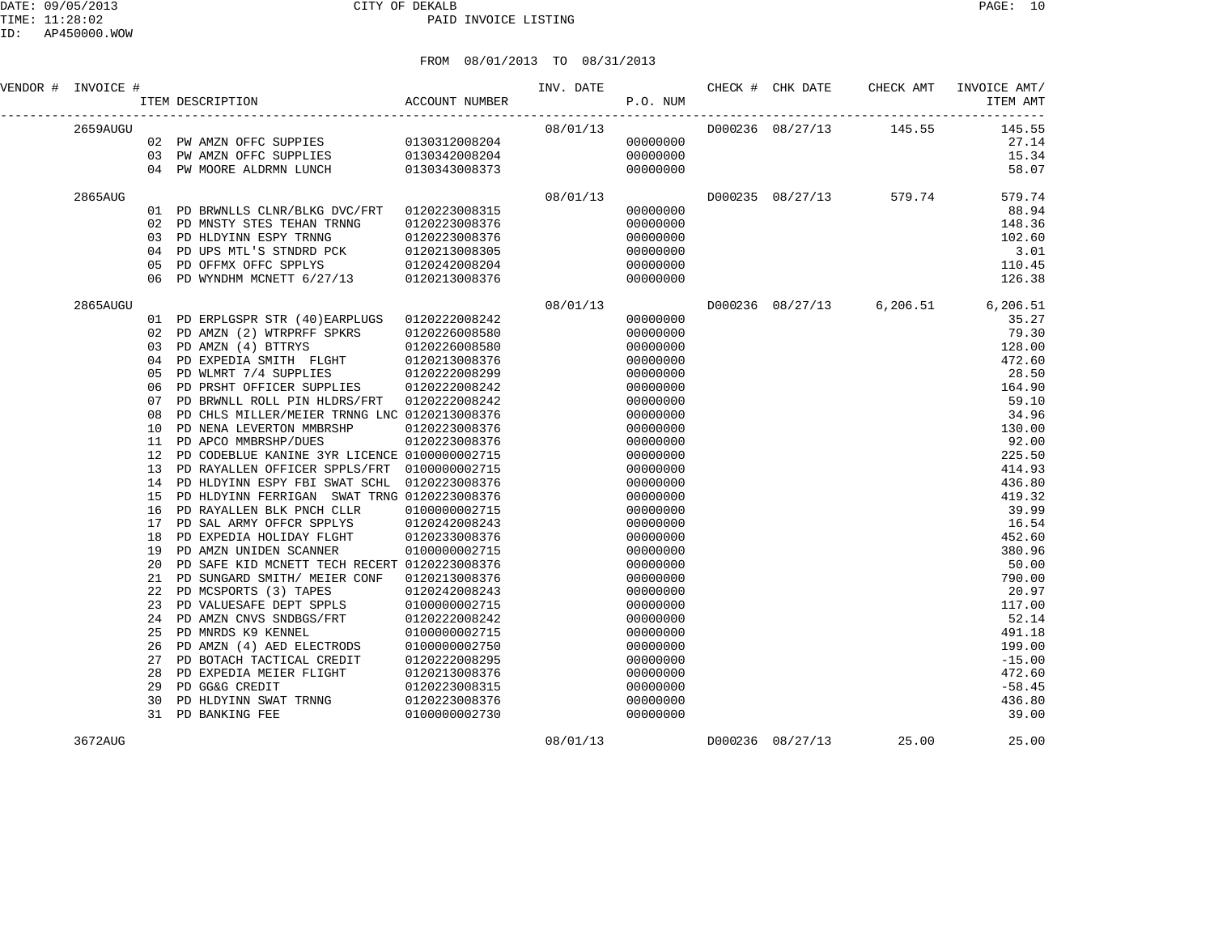CITY OF DEKALB

PAID INVOICE LISTING

FROM 08/01/2013 TO 08/31/2013

| VENDOR # | INVOICE # | ITEM DESCRIPTION | ACCOUNT NUMBER | INV. DATE | P.O. NUM | CHECK # | CHK DATE | CHECK AMT | INVOICE AMT/ ITEM AMT |
|---|---|---|---|---|---|---|---|---|---|
| | 2659AUGU | | | 08/01/13 | | D000236 | 08/27/13 | 145.55 | 145.55 |
| | | 02 PW AMZN OFFC SUPPIES | 0130312008204 | | 00000000 | | | | 27.14 |
| | | 03 PW AMZN OFFC SUPPLIES | 0130342008204 | | 00000000 | | | | 15.34 |
| | | 04 PW MOORE ALDRMN LUNCH | 0130343008373 | | 00000000 | | | | 58.07 |
| | 2865AUG | | | 08/01/13 | | D000235 | 08/27/13 | 579.74 | 579.74 |
| | | 01 PD BRWNLLS CLNR/BLKG DVC/FRT | 0120223008315 | | 00000000 | | | | 88.94 |
| | | 02 PD MNSTY STES TEHAN TRNNG | 0120223008376 | | 00000000 | | | | 148.36 |
| | | 03 PD HLDYINN ESPY TRNNG | 0120223008376 | | 00000000 | | | | 102.60 |
| | | 04 PD UPS MTL'S STNDRD PCK | 0120213008305 | | 00000000 | | | | 3.01 |
| | | 05 PD OFFMX OFFC SPPLYS | 0120242008204 | | 00000000 | | | | 110.45 |
| | | 06 PD WYNDHM MCNETT 6/27/13 | 0120213008376 | | 00000000 | | | | 126.38 |
| | 2865AUGU | | | 08/01/13 | | D000236 | 08/27/13 | 6,206.51 | 6,206.51 |
| | | 01 PD ERPLGSPR STR (40)EARPLUGS | 0120222008242 | | 00000000 | | | | 35.27 |
| | | 02 PD AMZN (2) WTRPRFF SPKRS | 0120226008580 | | 00000000 | | | | 79.30 |
| | | 03 PD AMZN (4) BTTRYS | 0120226008580 | | 00000000 | | | | 128.00 |
| | | 04 PD EXPEDIA SMITH FLGHT | 0120213008376 | | 00000000 | | | | 472.60 |
| | | 05 PD WLMRT 7/4 SUPPLIES | 0120222008299 | | 00000000 | | | | 28.50 |
| | | 06 PD PRSHT OFFICER SUPPLIES | 0120222008242 | | 00000000 | | | | 164.90 |
| | | 07 PD BRWNLL ROLL PIN HLDRS/FRT | 0120222008242 | | 00000000 | | | | 59.10 |
| | | 08 PD CHLS MILLER/MEIER TRNNG LNC | 0120213008376 | | 00000000 | | | | 34.96 |
| | | 10 PD NENA LEVERTON MMBRSHP | 0120223008376 | | 00000000 | | | | 130.00 |
| | | 11 PD APCO MMBRSHP/DUES | 0120223008376 | | 00000000 | | | | 92.00 |
| | | 12 PD CODEBLUE KANINE 3YR LICENCE | 0100000002715 | | 00000000 | | | | 225.50 |
| | | 13 PD RAYALLEN OFFICER SPPLS/FRT | 0100000002715 | | 00000000 | | | | 414.93 |
| | | 14 PD HLDYINN ESPY FBI SWAT SCHL | 0120223008376 | | 00000000 | | | | 436.80 |
| | | 15 PD HLDYINN FERRIGAN SWAT TRNG | 0120223008376 | | 00000000 | | | | 419.32 |
| | | 16 PD RAYALLEN BLK PNCH CLLR | 0100000002715 | | 00000000 | | | | 39.99 |
| | | 17 PD SAL ARMY OFFCR SPPLYS | 0120242008243 | | 00000000 | | | | 16.54 |
| | | 18 PD EXPEDIA HOLIDAY FLGHT | 0120233008376 | | 00000000 | | | | 452.60 |
| | | 19 PD AMZN UNIDEN SCANNER | 0100000002715 | | 00000000 | | | | 380.96 |
| | | 20 PD SAFE KID MCNETT TECH RECERT | 0120223008376 | | 00000000 | | | | 50.00 |
| | | 21 PD SUNGARD SMITH/ MEIER CONF | 0120213008376 | | 00000000 | | | | 790.00 |
| | | 22 PD MCSPORTS (3) TAPES | 0120242008243 | | 00000000 | | | | 20.97 |
| | | 23 PD VALUESAFE DEPT SPPLS | 0100000002715 | | 00000000 | | | | 117.00 |
| | | 24 PD AMZN CNVS SNDBGS/FRT | 0120222008242 | | 00000000 | | | | 52.14 |
| | | 25 PD MNRDS K9 KENNEL | 0100000002715 | | 00000000 | | | | 491.18 |
| | | 26 PD AMZN (4) AED ELECTRODS | 0100000002750 | | 00000000 | | | | 199.00 |
| | | 27 PD BOTACH TACTICAL CREDIT | 0120222008295 | | 00000000 | | | | -15.00 |
| | | 28 PD EXPEDIA MEIER FLIGHT | 0120213008376 | | 00000000 | | | | 472.60 |
| | | 29 PD GG&G CREDIT | 0120223008315 | | 00000000 | | | | -58.45 |
| | | 30 PD HLDYINN SWAT TRNNG | 0120223008376 | | 00000000 | | | | 436.80 |
| | | 31 PD BANKING FEE | 0100000002730 | | 00000000 | | | | 39.00 |
| | 3672AUG | | | 08/01/13 | | D000236 | 08/27/13 | 25.00 | 25.00 |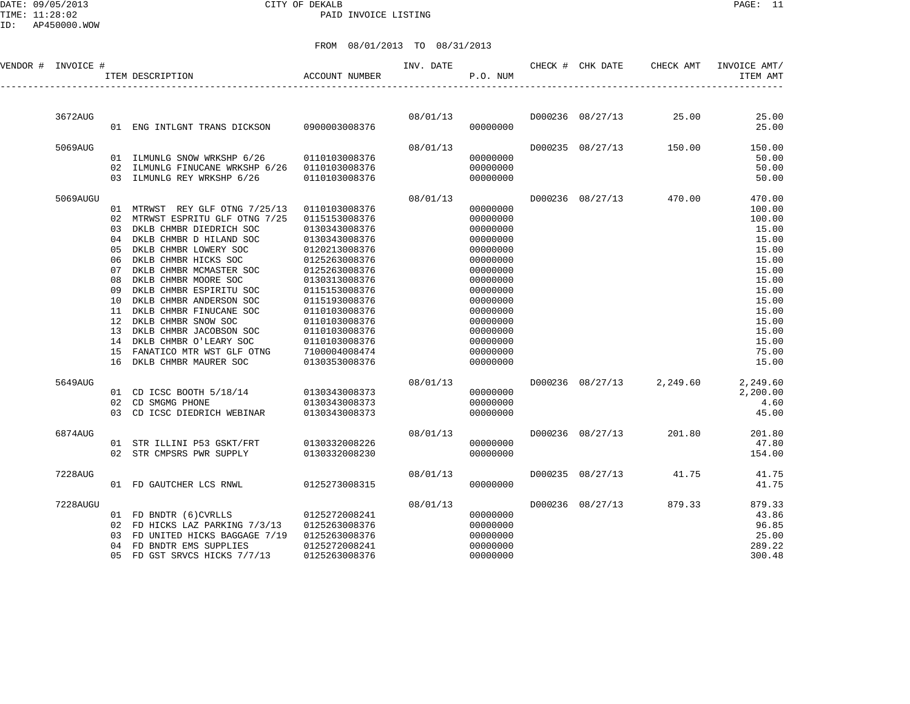CITY OF DEKALB

PAID INVOICE LISTING

DATE: 09/05/2013
TIME: 11:28:02
ID: AP450000.WOW

FROM 08/01/2013 TO 08/31/2013

| VENDOR # | INVOICE # | ITEM DESCRIPTION | ACCOUNT NUMBER | INV. DATE | P.O. NUM | CHECK # | CHK DATE | CHECK AMT | INVOICE AMT/ ITEM AMT |
|---|---|---|---|---|---|---|---|---|---|
| | 3672AUG | | | 08/01/13 | | D000236 | 08/27/13 | 25.00 | 25.00 |
| | | 01 ENG INTLGNT TRANS DICKSON | 0900003008376 | | 00000000 | | | | 25.00 |
| | 5069AUG | | | 08/01/13 | | D000235 | 08/27/13 | 150.00 | 150.00 |
| | | 01 ILMUNLG SNOW WRKSHP 6/26 | 0110103008376 | | 00000000 | | | | 50.00 |
| | | 02 ILMUNLG FINUCANE WRKSHP 6/26 | 0110103008376 | | 00000000 | | | | 50.00 |
| | | 03 ILMUNLG REY WRKSHP 6/26 | 0110103008376 | | 00000000 | | | | 50.00 |
| | 5069AUGU | | | 08/01/13 | | D000236 | 08/27/13 | 470.00 | 470.00 |
| | | 01 MTRWST REY GLF OTNG 7/25/13 | 0110103008376 | | 00000000 | | | | 100.00 |
| | | 02 MTRWST ESPRITU GLF OTNG 7/25 | 0115153008376 | | 00000000 | | | | 100.00 |
| | | 03 DKLB CHMBR DIEDRICH SOC | 0130343008376 | | 00000000 | | | | 15.00 |
| | | 04 DKLB CHMBR D HILAND SOC | 0130343008376 | | 00000000 | | | | 15.00 |
| | | 05 DKLB CHMBR LOWERY SOC | 0120213008376 | | 00000000 | | | | 15.00 |
| | | 06 DKLB CHMBR HICKS SOC | 0125263008376 | | 00000000 | | | | 15.00 |
| | | 07 DKLB CHMBR MCMASTER SOC | 0125263008376 | | 00000000 | | | | 15.00 |
| | | 08 DKLB CHMBR MOORE SOC | 0130313008376 | | 00000000 | | | | 15.00 |
| | | 09 DKLB CHMBR ESPIRITU SOC | 0115153008376 | | 00000000 | | | | 15.00 |
| | | 10 DKLB CHMBR ANDERSON SOC | 0115193008376 | | 00000000 | | | | 15.00 |
| | | 11 DKLB CHMBR FINUCANE SOC | 0110103008376 | | 00000000 | | | | 15.00 |
| | | 12 DKLB CHMBR SNOW SOC | 0110103008376 | | 00000000 | | | | 15.00 |
| | | 13 DKLB CHMBR JACOBSON SOC | 0110103008376 | | 00000000 | | | | 15.00 |
| | | 14 DKLB CHMBR O'LEARY SOC | 0110103008376 | | 00000000 | | | | 15.00 |
| | | 15 FANATICO MTR WST GLF OTNG | 7100004008474 | | 00000000 | | | | 75.00 |
| | | 16 DKLB CHMBR MAURER SOC | 0130353008376 | | 00000000 | | | | 15.00 |
| | 5649AUG | | | 08/01/13 | | D000236 | 08/27/13 | 2,249.60 | 2,249.60 |
| | | 01 CD ICSC BOOTH 5/18/14 | 0130343008373 | | 00000000 | | | | 2,200.00 |
| | | 02 CD SMGMG PHONE | 0130343008373 | | 00000000 | | | | 4.60 |
| | | 03 CD ICSC DIEDRICH WEBINAR | 0130343008373 | | 00000000 | | | | 45.00 |
| | 6874AUG | | | 08/01/13 | | D000236 | 08/27/13 | 201.80 | 201.80 |
| | | 01 STR ILLINI P53 GSKT/FRT | 0130332008226 | | 00000000 | | | | 47.80 |
| | | 02 STR CMPSRS PWR SUPPLY | 0130332008230 | | 00000000 | | | | 154.00 |
| | 7228AUG | | | 08/01/13 | | D000235 | 08/27/13 | 41.75 | 41.75 |
| | | 01 FD GAUTCHER LCS RNWL | 0125273008315 | | 00000000 | | | | 41.75 |
| | 7228AUGU | | | 08/01/13 | | D000236 | 08/27/13 | 879.33 | 879.33 |
| | | 01 FD BNDTR (6)CVRLLS | 0125272008241 | | 00000000 | | | | 43.86 |
| | | 02 FD HICKS LAZ PARKING 7/3/13 | 0125263008376 | | 00000000 | | | | 96.85 |
| | | 03 FD UNITED HICKS BAGGAGE 7/19 | 0125263008376 | | 00000000 | | | | 25.00 |
| | | 04 FD BNDTR EMS SUPPLIES | 0125272008241 | | 00000000 | | | | 289.22 |
| | | 05 FD GST SRVCS HICKS 7/7/13 | 0125263008376 | | 00000000 | | | | 300.48 |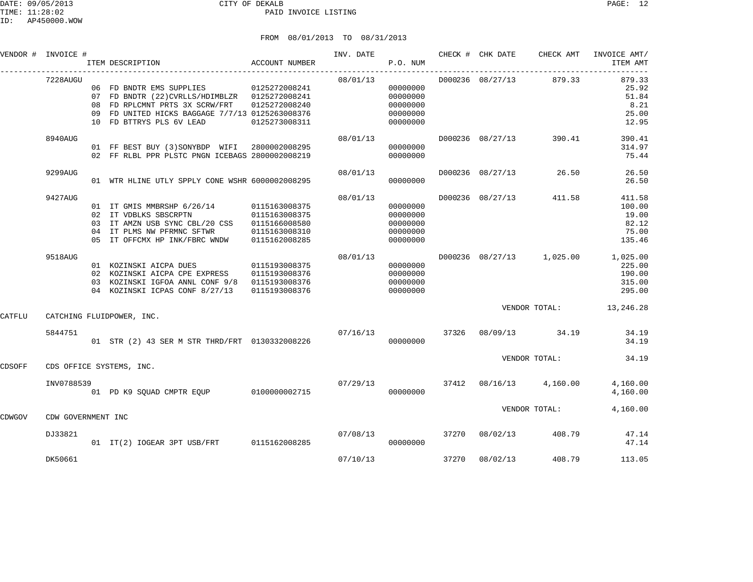CITY OF DEKALB
PAID INVOICE LISTING

DATE: 09/05/2013
TIME: 11:28:02
ID: AP450000.WOW

FROM 08/01/2013 TO 08/31/2013

| VENDOR # | INVOICE # | ITEM DESCRIPTION | ACCOUNT NUMBER | INV. DATE | P.O. NUM | CHECK # | CHK DATE | CHECK AMT | INVOICE AMT/ ITEM AMT |
|---|---|---|---|---|---|---|---|---|---|
| | 7228AUGU | | | 08/01/13 | | D000236 | 08/27/13 | 879.33 | 879.33 |
| | | 06 FD BNDTR EMS SUPPLIES | 0125272008241 | | 00000000 | | | | 25.92 |
| | | 07 FD BNDTR (22)CVRLLS/HDIMBLZR | 0125272008241 | | 00000000 | | | | 51.84 |
| | | 08 FD RPLCMNT PRTS 3X SCRW/FRT | 0125272008240 | | 00000000 | | | | 8.21 |
| | | 09 FD UNITED HICKS BAGGAGE 7/7/13 | 0125263008376 | | 00000000 | | | | 25.00 |
| | | 10 FD BTTRYS PLS 6V LEAD | 0125273008311 | | 00000000 | | | | 12.95 |
| | 8940AUG | | | 08/01/13 | | D000236 | 08/27/13 | 390.41 | 390.41 |
| | | 01 FF BEST BUY (3)SONYBDP WIFI | 2800002008295 | | 00000000 | | | | 314.97 |
| | | 02 FF RLBL PPR PLSTC PNGN ICEBAGS | 2800002008219 | | 00000000 | | | | 75.44 |
| | 9299AUG | | | 08/01/13 | | D000236 | 08/27/13 | 26.50 | 26.50 |
| | | 01 WTR HLINE UTLY SPPLY CONE WSHR | 6000002008295 | | 00000000 | | | | 26.50 |
| | 9427AUG | | | 08/01/13 | | D000236 | 08/27/13 | 411.58 | 411.58 |
| | | 01 IT GMIS MMBRSHP 6/26/14 | 0115163008375 | | 00000000 | | | | 100.00 |
| | | 02 IT VDBLKS SBSCRPTN | 0115163008375 | | 00000000 | | | | 19.00 |
| | | 03 IT AMZN USB SYNC CBL/20 CSS | 0115166008580 | | 00000000 | | | | 82.12 |
| | | 04 IT PLMS NW PFRMNC SFTWR | 0115163008310 | | 00000000 | | | | 75.00 |
| | | 05 IT OFFCMX HP INK/FBRC WNDW | 0115162008285 | | 00000000 | | | | 135.46 |
| | 9518AUG | | | 08/01/13 | | D000236 | 08/27/13 | 1,025.00 | 1,025.00 |
| | | 01 KOZINSKI AICPA DUES | 0115193008375 | | 00000000 | | | | 225.00 |
| | | 02 KOZINSKI AICPA CPE EXPRESS | 0115193008376 | | 00000000 | | | | 190.00 |
| | | 03 KOZINSKI IGFOA ANNL CONF 9/8 | 0115193008376 | | 00000000 | | | | 315.00 |
| | | 04 KOZINSKI ICPAS CONF 8/27/13 | 0115193008376 | | 00000000 | | | | 295.00 |
| | | | | | | | | VENDOR TOTAL: | 13,246.28 |
| CATFLU | CATCHING FLUIDPOWER, INC. | | | | | | | | |
| | 5844751 | | | 07/16/13 | | 37326 | 08/09/13 | 34.19 | 34.19 |
| | | 01 STR (2) 43 SER M STR THRD/FRT | 0130332008226 | | 00000000 | | | | 34.19 |
| | | | | | | | | VENDOR TOTAL: | 34.19 |
| CDSOFF | CDS OFFICE SYSTEMS, INC. | | | | | | | | |
| | INV0788539 | | | 07/29/13 | | 37412 | 08/16/13 | 4,160.00 | 4,160.00 |
| | | 01 PD K9 SQUAD CMPTR EQUP | 0100000002715 | | 00000000 | | | | 4,160.00 |
| | | | | | | | | VENDOR TOTAL: | 4,160.00 |
| CDWGOV | CDW GOVERNMENT INC | | | | | | | | |
| | DJ33821 | | | 07/08/13 | | 37270 | 08/02/13 | 408.79 | 47.14 |
| | | 01 IT(2) IOGEAR 3PT USB/FRT | 0115162008285 | | 00000000 | | | | 47.14 |
| | DK50661 | | | 07/10/13 | | 37270 | 08/02/13 | 408.79 | 113.05 |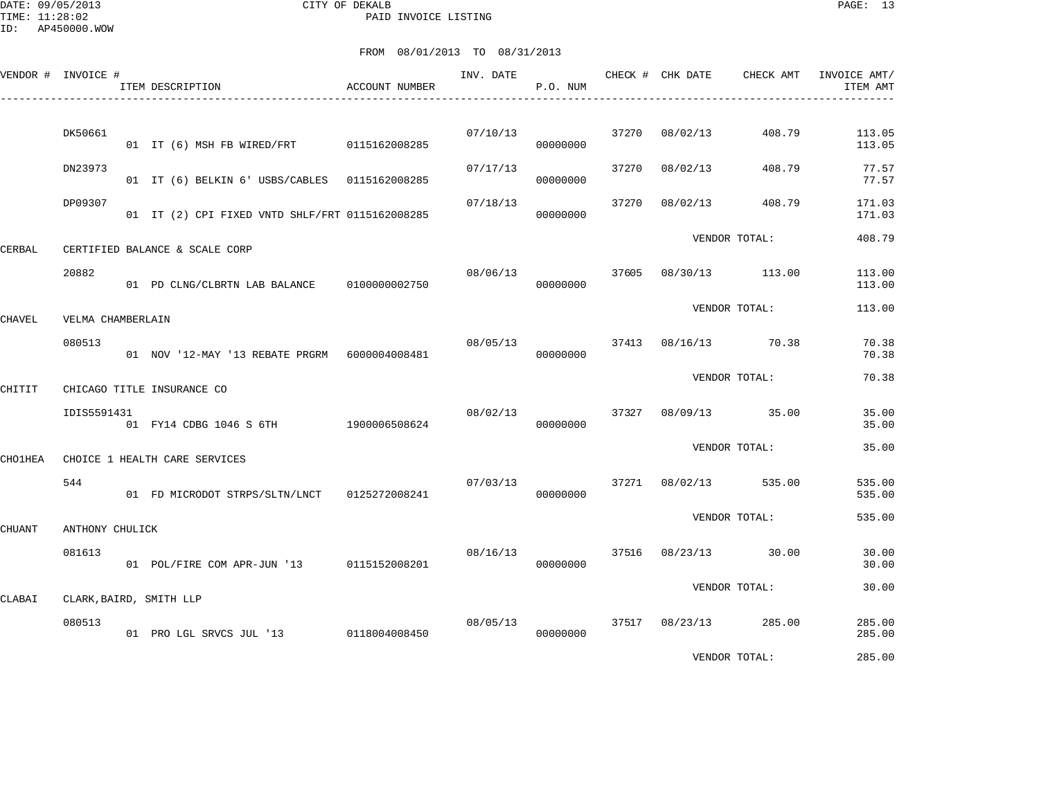CITY OF DEKALB
PAID INVOICE LISTING

DATE: 09/05/2013
TIME: 11:28:02
ID: AP450000.WOW

FROM 08/01/2013 TO 08/31/2013

| VENDOR # | INVOICE # | ITEM DESCRIPTION | ACCOUNT NUMBER | INV. DATE | P.O. NUM | CHECK # | CHK DATE | CHECK AMT | INVOICE AMT/ ITEM AMT |
|---|---|---|---|---|---|---|---|---|---|
| | DK50661 | | | 07/10/13 | | 37270 | 08/02/13 | 408.79 | 113.05 |
| | | 01 IT (6) MSH FB WIRED/FRT | 0115162008285 | | 00000000 | | | | 113.05 |
| | DN23973 | | | 07/17/13 | | 37270 | 08/02/13 | 408.79 | 77.57 |
| | | 01 IT (6) BELKIN 6' USBS/CABLES | 0115162008285 | | 00000000 | | | | 77.57 |
| | DP09307 | | | 07/18/13 | | 37270 | 08/02/13 | 408.79 | 171.03 |
| | | 01 IT (2) CPI FIXED VNTD SHLF/FRT | 0115162008285 | | 00000000 | | | | 171.03 |
| | | | | | | | VENDOR TOTAL: | | 408.79 |
| CERBAL | CERTIFIED BALANCE & SCALE CORP | | | | | | | | |
| | 20882 | | | 08/06/13 | | 37605 | 08/30/13 | 113.00 | 113.00 |
| | | 01 PD CLNG/CLBRTN LAB BALANCE | 0100000002750 | | 00000000 | | | | 113.00 |
| | | | | | | | VENDOR TOTAL: | | 113.00 |
| CHAVEL | VELMA CHAMBERLAIN | | | | | | | | |
| | 080513 | | | 08/05/13 | | 37413 | 08/16/13 | 70.38 | 70.38 |
| | | 01 NOV '12-MAY '13 REBATE PRGRM | 6000004008481 | | 00000000 | | | | 70.38 |
| | | | | | | | VENDOR TOTAL: | | 70.38 |
| CHITIT | CHICAGO TITLE INSURANCE CO | | | | | | | | |
| | IDIS5591431 | | | 08/02/13 | | 37327 | 08/09/13 | 35.00 | 35.00 |
| | | 01 FY14 CDBG 1046 S 6TH | 1900006508624 | | 00000000 | | | | 35.00 |
| | | | | | | | VENDOR TOTAL: | | 35.00 |
| CHO1HEA | CHOICE 1 HEALTH CARE SERVICES | | | | | | | | |
| | 544 | | | 07/03/13 | | 37271 | 08/02/13 | 535.00 | 535.00 |
| | | 01 FD MICRODOT STRPS/SLTN/LNCT | 0125272008241 | | 00000000 | | | | 535.00 |
| | | | | | | | VENDOR TOTAL: | | 535.00 |
| CHUANT | ANTHONY CHULICK | | | | | | | | |
| | 081613 | | | 08/16/13 | | 37516 | 08/23/13 | 30.00 | 30.00 |
| | | 01 POL/FIRE COM APR-JUN '13 | 0115152008201 | | 00000000 | | | | 30.00 |
| | | | | | | | VENDOR TOTAL: | | 30.00 |
| CLABAI | CLARK,BAIRD, SMITH LLP | | | | | | | | |
| | 080513 | | | 08/05/13 | | 37517 | 08/23/13 | 285.00 | 285.00 |
| | | 01 PRO LGL SRVCS JUL '13 | 0118004008450 | | 00000000 | | | | 285.00 |
| | | | | | | | VENDOR TOTAL: | | 285.00 |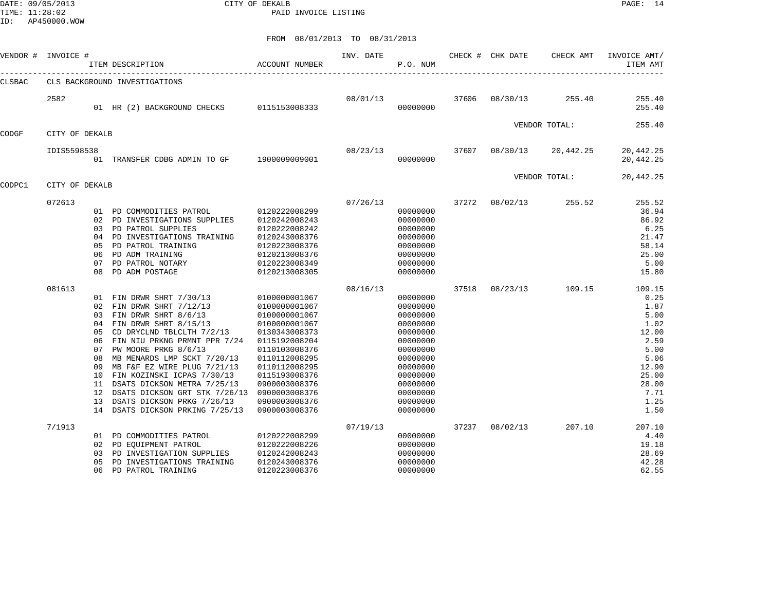CITY OF DEKALB
PAID INVOICE LISTING

DATE: 09/05/2013
TIME: 11:28:02
ID: AP450000.WOW

FROM 08/01/2013 TO 08/31/2013

| VENDOR # | INVOICE # | ITEM DESCRIPTION | ACCOUNT NUMBER | INV. DATE | P.O. NUM | CHECK # | CHK DATE | CHECK AMT | INVOICE AMT/ ITEM AMT |
|---|---|---|---|---|---|---|---|---|---|
| CLSBAC | CLS BACKGROUND INVESTIGATIONS | | | | | | | | |
| | 2582 | | | 08/01/13 | | 37606 | 08/30/13 | 255.40 | 255.40 |
| | | 01 HR (2) BACKGROUND CHECKS | 0115153008333 | | 00000000 | | | | 255.40 |
| | | | | | | | | VENDOR TOTAL: | 255.40 |
| CODGF | CITY OF DEKALB | | | | | | | | |
| | IDIS5598538 | | | 08/23/13 | | 37607 | 08/30/13 | 20,442.25 | 20,442.25 |
| | | 01 TRANSFER CDBG ADMIN TO GF | 1900009009001 | | 00000000 | | | | 20,442.25 |
| | | | | | | | | VENDOR TOTAL: | 20,442.25 |
| CODPC1 | CITY OF DEKALB | | | | | | | | |
| | 072613 | | | 07/26/13 | | 37272 | 08/02/13 | 255.52 | 255.52 |
| | | 01 PD COMMODITIES PATROL | 0120222008299 | | 00000000 | | | | 36.94 |
| | | 02 PD INVESTIGATIONS SUPPLIES | 0120242008243 | | 00000000 | | | | 86.92 |
| | | 03 PD PATROL SUPPLIES | 0120222008242 | | 00000000 | | | | 6.25 |
| | | 04 PD INVESTIGATIONS TRAINING | 0120243008376 | | 00000000 | | | | 21.47 |
| | | 05 PD PATROL TRAINING | 0120223008376 | | 00000000 | | | | 58.14 |
| | | 06 PD ADM TRAINING | 0120213008376 | | 00000000 | | | | 25.00 |
| | | 07 PD PATROL NOTARY | 0120223008349 | | 00000000 | | | | 5.00 |
| | | 08 PD ADM POSTAGE | 0120213008305 | | 00000000 | | | | 15.80 |
| | 081613 | | | 08/16/13 | | 37518 | 08/23/13 | 109.15 | 109.15 |
| | | 01 FIN DRWR SHRT 7/30/13 | 0100000001067 | | 00000000 | | | | 0.25 |
| | | 02 FIN DRWR SHRT 7/12/13 | 0100000001067 | | 00000000 | | | | 1.87 |
| | | 03 FIN DRWR SHRT 8/6/13 | 0100000001067 | | 00000000 | | | | 5.00 |
| | | 04 FIN DRWR SHRT 8/15/13 | 0100000001067 | | 00000000 | | | | 1.02 |
| | | 05 CD DRYCLND TBLCLTH 7/2/13 | 0130343008373 | | 00000000 | | | | 12.00 |
| | | 06 FIN NIU PRKNG PRMNT PPR 7/24 | 0115192008204 | | 00000000 | | | | 2.59 |
| | | 07 PW MOORE PRKG 8/6/13 | 0110103008376 | | 00000000 | | | | 5.00 |
| | | 08 MB MENARDS LMP SCKT 7/20/13 | 0110112008295 | | 00000000 | | | | 5.06 |
| | | 09 MB F&F EZ WIRE PLUG 7/21/13 | 0110112008295 | | 00000000 | | | | 12.90 |
| | | 10 FIN KOZINSKI ICPAS 7/30/13 | 0115193008376 | | 00000000 | | | | 25.00 |
| | | 11 DSATS DICKSON METRA 7/25/13 | 0900003008376 | | 00000000 | | | | 28.00 |
| | | 12 DSATS DICKSON GRT STK 7/26/13 | 0900003008376 | | 00000000 | | | | 7.71 |
| | | 13 DSATS DICKSON PRKG 7/26/13 | 0900003008376 | | 00000000 | | | | 1.25 |
| | | 14 DSATS DICKSON PRKING 7/25/13 | 0900003008376 | | 00000000 | | | | 1.50 |
| | 7/1913 | | | 07/19/13 | | 37237 | 08/02/13 | 207.10 | 207.10 |
| | | 01 PD COMMODITIES PATROL | 0120222008299 | | 00000000 | | | | 4.40 |
| | | 02 PD EQUIPMENT PATROL | 0120222008226 | | 00000000 | | | | 19.18 |
| | | 03 PD INVESTIGATION SUPPLIES | 0120242008243 | | 00000000 | | | | 28.69 |
| | | 05 PD INVESTIGATIONS TRAINING | 0120243008376 | | 00000000 | | | | 42.28 |
| | | 06 PD PATROL TRAINING | 0120223008376 | | 00000000 | | | | 62.55 |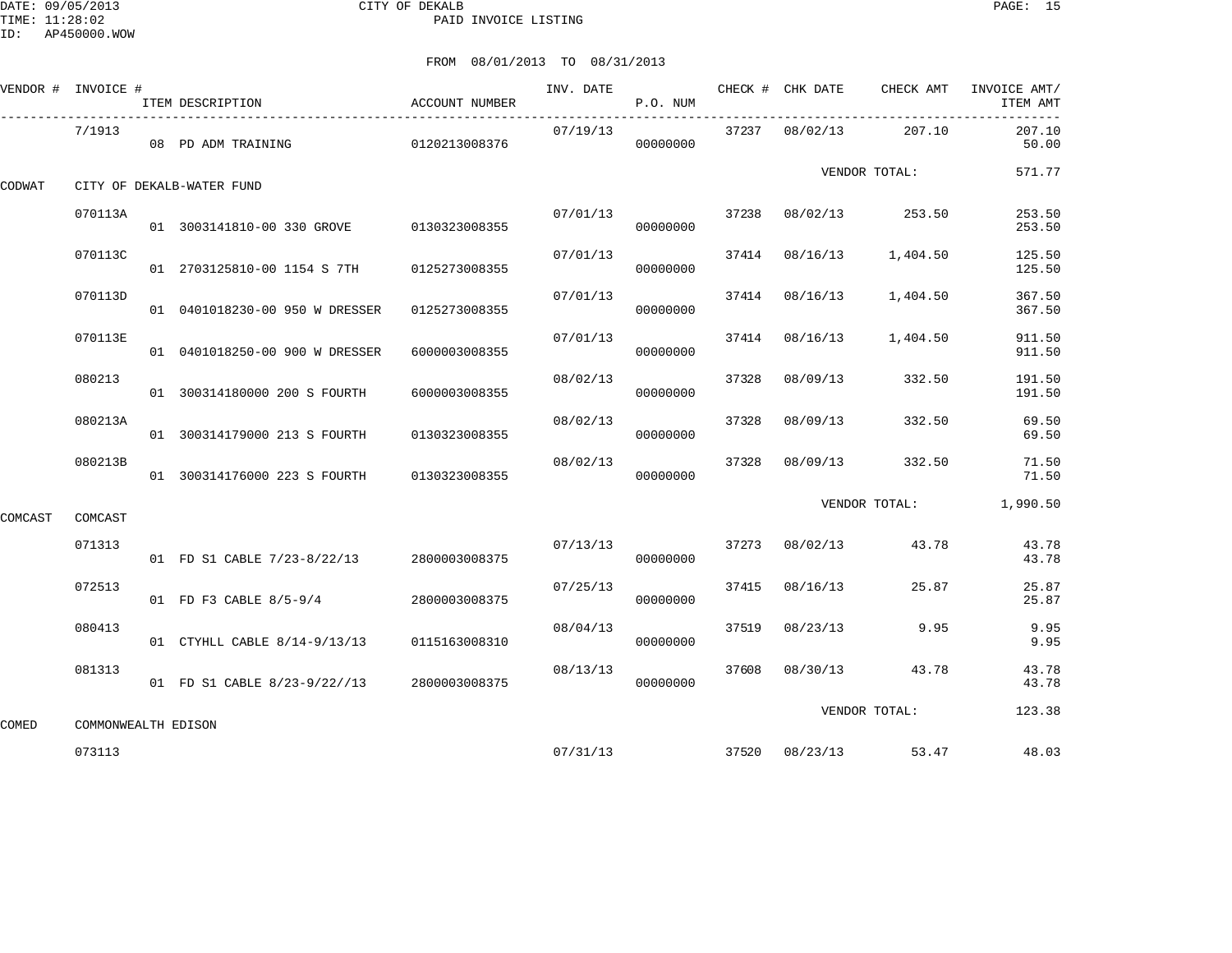CITY OF DEKALB

PAID INVOICE LISTING

FROM 08/01/2013 TO 08/31/2013

| VENDOR # | INVOICE # | ITEM DESCRIPTION | ACCOUNT NUMBER | INV. DATE | P.O. NUM | CHECK # | CHK DATE | CHECK AMT | INVOICE AMT/ ITEM AMT |
|---|---|---|---|---|---|---|---|---|---|
| | 7/1913 | | | 07/19/13 | | 37237 | 08/02/13 | 207.10 | 207.10 |
| | | 08 PD ADM TRAINING | 0120213008376 | | 00000000 | | | | 50.00 |
| | | | | | | | VENDOR TOTAL: | | 571.77 |
| CODWAT | CITY OF DEKALB-WATER FUND | | | | | | | | |
| | 070113A | | | 07/01/13 | | 37238 | 08/02/13 | 253.50 | 253.50 |
| | | 01 3003141810-00 330 GROVE | 0130323008355 | | 00000000 | | | | 253.50 |
| | 070113C | | | 07/01/13 | | 37414 | 08/16/13 | 1,404.50 | 125.50 |
| | | 01 2703125810-00 1154 S 7TH | 0125273008355 | | 00000000 | | | | 125.50 |
| | 070113D | | | 07/01/13 | | 37414 | 08/16/13 | 1,404.50 | 367.50 |
| | | 01 0401018230-00 950 W DRESSER | 0125273008355 | | 00000000 | | | | 367.50 |
| | 070113E | | | 07/01/13 | | 37414 | 08/16/13 | 1,404.50 | 911.50 |
| | | 01 0401018250-00 900 W DRESSER | 6000003008355 | | 00000000 | | | | 911.50 |
| | 080213 | | | 08/02/13 | | 37328 | 08/09/13 | 332.50 | 191.50 |
| | | 01 300314180000 200 S FOURTH | 6000003008355 | | 00000000 | | | | 191.50 |
| | 080213A | | | 08/02/13 | | 37328 | 08/09/13 | 332.50 | 69.50 |
| | | 01 300314179000 213 S FOURTH | 0130323008355 | | 00000000 | | | | 69.50 |
| | 080213B | | | 08/02/13 | | 37328 | 08/09/13 | 332.50 | 71.50 |
| | | 01 300314176000 223 S FOURTH | 0130323008355 | | 00000000 | | | | 71.50 |
| | | | | | | | VENDOR TOTAL: | | 1,990.50 |
| COMCAST | COMCAST | | | | | | | | |
| | 071313 | | | 07/13/13 | | 37273 | 08/02/13 | 43.78 | 43.78 |
| | | 01 FD S1 CABLE 7/23-8/22/13 | 2800003008375 | | 00000000 | | | | 43.78 |
| | 072513 | | | 07/25/13 | | 37415 | 08/16/13 | 25.87 | 25.87 |
| | | 01 FD F3 CABLE 8/5-9/4 | 2800003008375 | | 00000000 | | | | 25.87 |
| | 080413 | | | 08/04/13 | | 37519 | 08/23/13 | 9.95 | 9.95 |
| | | 01 CTYHLL CABLE 8/14-9/13/13 | 0115163008310 | | 00000000 | | | | 9.95 |
| | 081313 | | | 08/13/13 | | 37608 | 08/30/13 | 43.78 | 43.78 |
| | | 01 FD S1 CABLE 8/23-9/22//13 | 2800003008375 | | 00000000 | | | | 43.78 |
| | | | | | | | VENDOR TOTAL: | | 123.38 |
| COMED | COMMONWEALTH EDISON | | | | | | | | |
| | 073113 | | | 07/31/13 | | 37520 | 08/23/13 | 53.47 | 48.03 |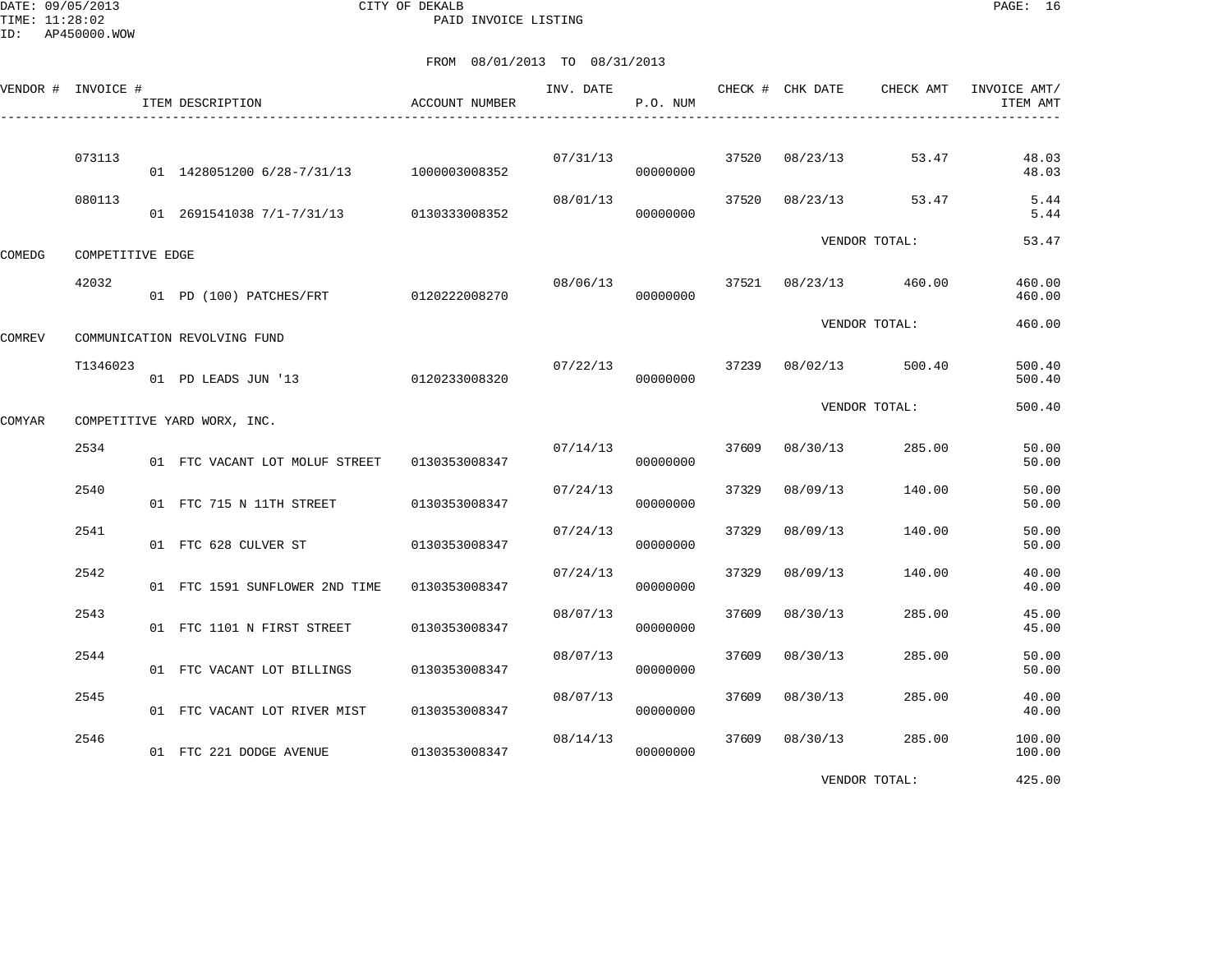CITY OF DEKALB
PAID INVOICE LISTING

FROM 08/01/2013 TO 08/31/2013

| VENDOR # | INVOICE # | ITEM DESCRIPTION | ACCOUNT NUMBER | INV. DATE | P.O. NUM | CHECK # | CHK DATE | CHECK AMT | INVOICE AMT/ ITEM AMT |
|---|---|---|---|---|---|---|---|---|---|
| | 073113 | | | 07/31/13 | | 37520 | 08/23/13 | 53.47 | 48.03 |
| | | 01 1428051200 6/28-7/31/13 | 1000003008352 | | 00000000 | | | | 48.03 |
| | 080113 | | | 08/01/13 | | 37520 | 08/23/13 | 53.47 | 5.44 |
| | | 01 2691541038 7/1-7/31/13 | 0130333008352 | | 00000000 | | | | 5.44 |
| | | | | | | | VENDOR TOTAL: | | 53.47 |
| COMEDG | COMPETITIVE EDGE | | | | | | | | |
| | 42032 | | | 08/06/13 | | 37521 | 08/23/13 | 460.00 | 460.00 |
| | | 01 PD (100) PATCHES/FRT | 0120222008270 | | 00000000 | | | | 460.00 |
| | | | | | | | VENDOR TOTAL: | | 460.00 |
| COMREV | COMMUNICATION REVOLVING FUND | | | | | | | | |
| | T1346023 | | | 07/22/13 | | 37239 | 08/02/13 | 500.40 | 500.40 |
| | | 01 PD LEADS JUN '13 | 0120233008320 | | 00000000 | | | | 500.40 |
| | | | | | | | VENDOR TOTAL: | | 500.40 |
| COMYAR | COMPETITIVE YARD WORX, INC. | | | | | | | | |
| | 2534 | | | 07/14/13 | | 37609 | 08/30/13 | 285.00 | 50.00 |
| | | 01 FTC VACANT LOT MOLUF STREET | 0130353008347 | | 00000000 | | | | 50.00 |
| | 2540 | | | 07/24/13 | | 37329 | 08/09/13 | 140.00 | 50.00 |
| | | 01 FTC 715 N 11TH STREET | 0130353008347 | | 00000000 | | | | 50.00 |
| | 2541 | | | 07/24/13 | | 37329 | 08/09/13 | 140.00 | 50.00 |
| | | 01 FTC 628 CULVER ST | 0130353008347 | | 00000000 | | | | 50.00 |
| | 2542 | | | 07/24/13 | | 37329 | 08/09/13 | 140.00 | 40.00 |
| | | 01 FTC 1591 SUNFLOWER 2ND TIME | 0130353008347 | | 00000000 | | | | 40.00 |
| | 2543 | | | 08/07/13 | | 37609 | 08/30/13 | 285.00 | 45.00 |
| | | 01 FTC 1101 N FIRST STREET | 0130353008347 | | 00000000 | | | | 45.00 |
| | 2544 | | | 08/07/13 | | 37609 | 08/30/13 | 285.00 | 50.00 |
| | | 01 FTC VACANT LOT BILLINGS | 0130353008347 | | 00000000 | | | | 50.00 |
| | 2545 | | | 08/07/13 | | 37609 | 08/30/13 | 285.00 | 40.00 |
| | | 01 FTC VACANT LOT RIVER MIST | 0130353008347 | | 00000000 | | | | 40.00 |
| | 2546 | | | 08/14/13 | | 37609 | 08/30/13 | 285.00 | 100.00 |
| | | 01 FTC 221 DODGE AVENUE | 0130353008347 | | 00000000 | | | | 100.00 |
| | | | | | | | VENDOR TOTAL: | | 425.00 |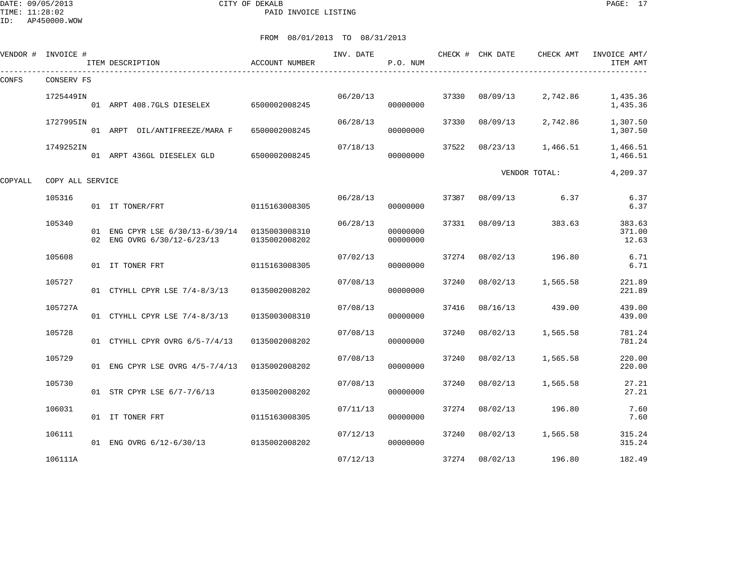CITY OF DEKALB
PAID INVOICE LISTING

DATE: 09/05/2013
TIME: 11:28:02
ID: AP450000.WOW

FROM 08/01/2013 TO 08/31/2013

| VENDOR # | INVOICE # | ITEM DESCRIPTION | ACCOUNT NUMBER | INV. DATE | P.O. NUM | CHECK # | CHK DATE | CHECK AMT | INVOICE AMT/ ITEM AMT |
|---|---|---|---|---|---|---|---|---|---|
| CONFS | CONSERV FS | | | | | | | | |
| | 1725449IN | | | 06/20/13 | | 37330 | 08/09/13 | 2,742.86 | 1,435.36 |
| | | 01 ARPT 408.7GLS DIESELEX | 6500002008245 | | 00000000 | | | | 1,435.36 |
| | 1727995IN | | | 06/28/13 | | 37330 | 08/09/13 | 2,742.86 | 1,307.50 |
| | | 01 ARPT OIL/ANTIFREEZE/MARA F | 6500002008245 | | 00000000 | | | | 1,307.50 |
| | 1749252IN | | | 07/18/13 | | 37522 | 08/23/13 | 1,466.51 | 1,466.51 |
| | | 01 ARPT 436GL DIESELEX GLD | 6500002008245 | | 00000000 | | | | 1,466.51 |
| | | | | | | | | VENDOR TOTAL: | 4,209.37 |
| COPYALL | COPY ALL SERVICE | | | | | | | | |
| | 105316 | | | 06/28/13 | | 37387 | 08/09/13 | 6.37 | 6.37 |
| | | 01 IT TONER/FRT | 0115163008305 | | 00000000 | | | | 6.37 |
| | 105340 | | | 06/28/13 | | 37331 | 08/09/13 | 383.63 | 383.63 |
| | | 01 ENG CPYR LSE 6/30/13-6/39/14 | 0135003008310 | | 00000000 | | | | 371.00 |
| | | 02 ENG OVRG 6/30/12-6/23/13 | 0135002008202 | | 00000000 | | | | 12.63 |
| | 105608 | | | 07/02/13 | | 37274 | 08/02/13 | 196.80 | 6.71 |
| | | 01 IT TONER FRT | 0115163008305 | | 00000000 | | | | 6.71 |
| | 105727 | | | 07/08/13 | | 37240 | 08/02/13 | 1,565.58 | 221.89 |
| | | 01 CTYHLL CPYR LSE 7/4-8/3/13 | 0135002008202 | | 00000000 | | | | 221.89 |
| | 105727A | | | 07/08/13 | | 37416 | 08/16/13 | 439.00 | 439.00 |
| | | 01 CTYHLL CPYR LSE 7/4-8/3/13 | 0135003008310 | | 00000000 | | | | 439.00 |
| | 105728 | | | 07/08/13 | | 37240 | 08/02/13 | 1,565.58 | 781.24 |
| | | 01 CTYHLL CPYR OVRG 6/5-7/4/13 | 0135002008202 | | 00000000 | | | | 781.24 |
| | 105729 | | | 07/08/13 | | 37240 | 08/02/13 | 1,565.58 | 220.00 |
| | | 01 ENG CPYR LSE OVRG 4/5-7/4/13 | 0135002008202 | | 00000000 | | | | 220.00 |
| | 105730 | | | 07/08/13 | | 37240 | 08/02/13 | 1,565.58 | 27.21 |
| | | 01 STR CPYR LSE 6/7-7/6/13 | 0135002008202 | | 00000000 | | | | 27.21 |
| | 106031 | | | 07/11/13 | | 37274 | 08/02/13 | 196.80 | 7.60 |
| | | 01 IT TONER FRT | 0115163008305 | | 00000000 | | | | 7.60 |
| | 106111 | | | 07/12/13 | | 37240 | 08/02/13 | 1,565.58 | 315.24 |
| | | 01 ENG OVRG 6/12-6/30/13 | 0135002008202 | | 00000000 | | | | 315.24 |
| | 106111A | | | 07/12/13 | | 37274 | 08/02/13 | 196.80 | 182.49 |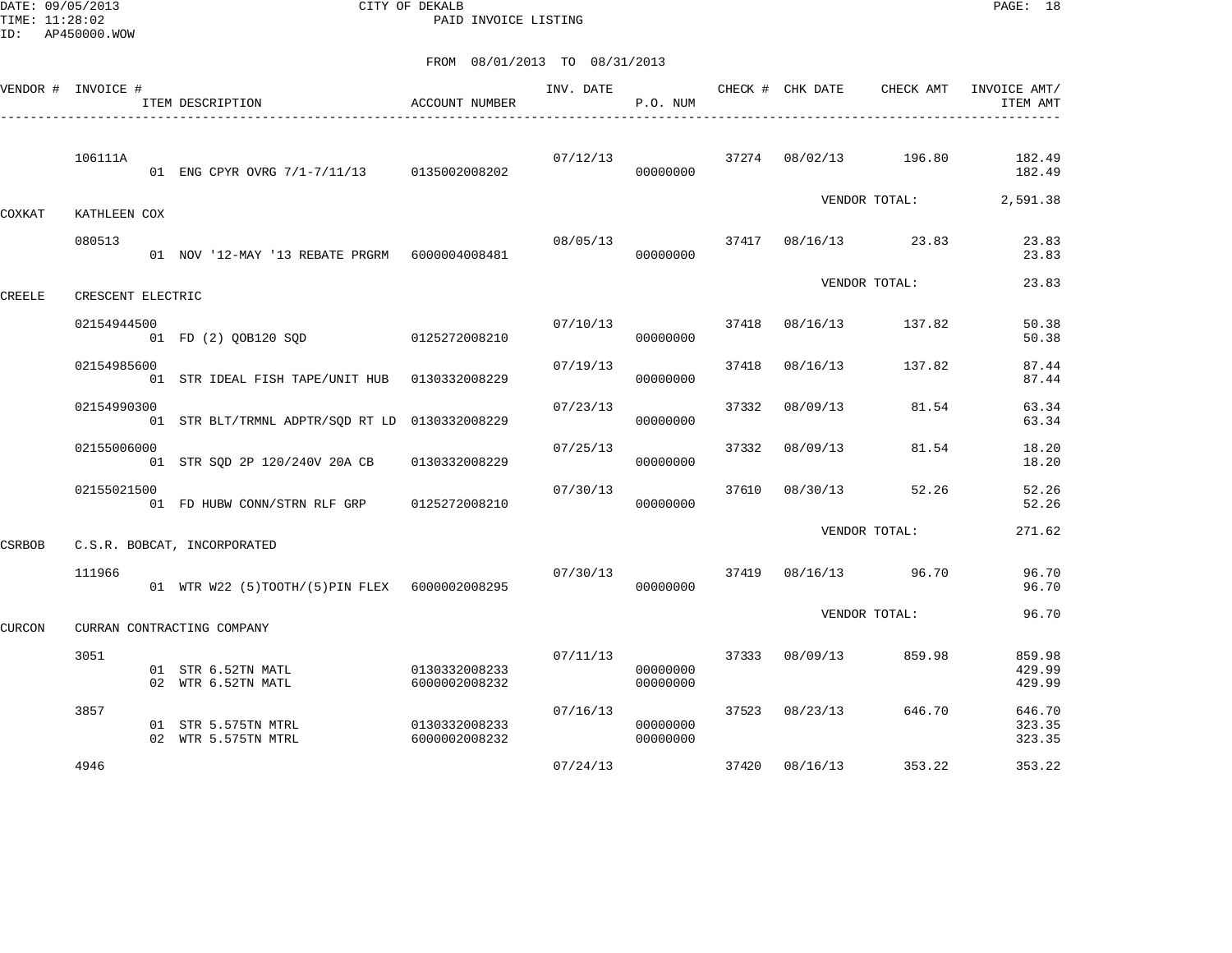CITY OF DEKALB
PAID INVOICE LISTING

FROM 08/01/2013 TO 08/31/2013

| VENDOR # | INVOICE # | ITEM DESCRIPTION | ACCOUNT NUMBER | INV. DATE | P.O. NUM | CHECK # | CHK DATE | CHECK AMT | INVOICE AMT/ ITEM AMT |
|---|---|---|---|---|---|---|---|---|---|
| | 106111A | | | 07/12/13 | | 37274 | 08/02/13 | 196.80 | 182.49 |
| | | 01 ENG CPYR OVRG 7/1-7/11/13 | 0135002008202 | | 00000000 | | | | 182.49 |
| | | | | | | | VENDOR TOTAL: | | 2,591.38 |
| COXKAT | KATHLEEN COX | | | | | | | | |
| | 080513 | | | 08/05/13 | | 37417 | 08/16/13 | 23.83 | 23.83 |
| | | 01 NOV '12-MAY '13 REBATE PRGRM | 6000004008481 | | 00000000 | | | | 23.83 |
| | | | | | | | VENDOR TOTAL: | | 23.83 |
| CREELE | CRESCENT ELECTRIC | | | | | | | | |
| | 02154944500 | | | 07/10/13 | | 37418 | 08/16/13 | 137.82 | 50.38 |
| | | 01 FD (2) QOB120 SQD | 0125272008210 | | 00000000 | | | | 50.38 |
| | 02154985600 | | | 07/19/13 | | 37418 | 08/16/13 | 137.82 | 87.44 |
| | | 01 STR IDEAL FISH TAPE/UNIT HUB | 0130332008229 | | 00000000 | | | | 87.44 |
| | 02154990300 | | | 07/23/13 | | 37332 | 08/09/13 | 81.54 | 63.34 |
| | | 01 STR BLT/TRMNL ADPTR/SQD RT LD | 0130332008229 | | 00000000 | | | | 63.34 |
| | 02155006000 | | | 07/25/13 | | 37332 | 08/09/13 | 81.54 | 18.20 |
| | | 01 STR SQD 2P 120/240V 20A CB | 0130332008229 | | 00000000 | | | | 18.20 |
| | 02155021500 | | | 07/30/13 | | 37610 | 08/30/13 | 52.26 | 52.26 |
| | | 01 FD HUBW CONN/STRN RLF GRP | 0125272008210 | | 00000000 | | | | 52.26 |
| | | | | | | | VENDOR TOTAL: | | 271.62 |
| CSRBOB | C.S.R. BOBCAT, INCORPORATED | | | | | | | | |
| | 111966 | | | 07/30/13 | | 37419 | 08/16/13 | 96.70 | 96.70 |
| | | 01 WTR W22 (5)TOOTH/(5)PIN FLEX | 6000002008295 | | 00000000 | | | | 96.70 |
| | | | | | | | VENDOR TOTAL: | | 96.70 |
| CURCON | CURRAN CONTRACTING COMPANY | | | | | | | | |
| | 3051 | | | 07/11/13 | | 37333 | 08/09/13 | 859.98 | 859.98 |
| | | 01 STR 6.52TN MATL | 0130332008233 | | 00000000 | | | | 429.99 |
| | | 02 WTR 6.52TN MATL | 6000002008232 | | 00000000 | | | | 429.99 |
| | 3857 | | | 07/16/13 | | 37523 | 08/23/13 | 646.70 | 646.70 |
| | | 01 STR 5.575TN MTRL | 0130332008233 | | 00000000 | | | | 323.35 |
| | | 02 WTR 5.575TN MTRL | 6000002008232 | | 00000000 | | | | 323.35 |
| | 4946 | | | 07/24/13 | | 37420 | 08/16/13 | 353.22 | 353.22 |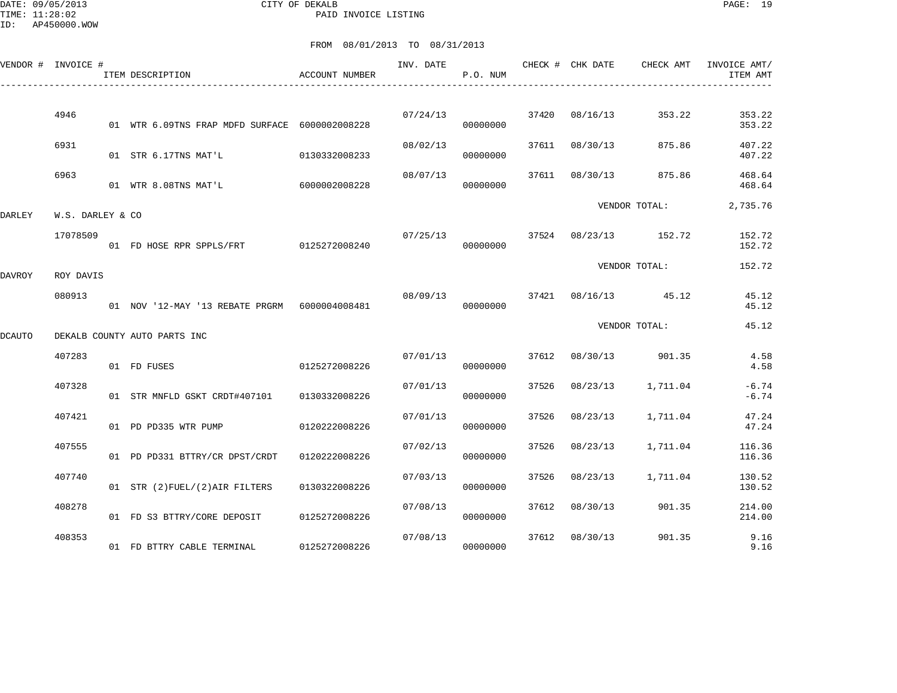DATE: 09/05/2013 CITY OF DEKALB
TIME: 11:28:02 PAID INVOICE LISTING
ID: AP450000.WOW

FROM 08/01/2013 TO 08/31/2013

| VENDOR # | INVOICE # | ITEM DESCRIPTION | ACCOUNT NUMBER | INV. DATE | P.O. NUM | CHECK # | CHK DATE | CHECK AMT | INVOICE AMT/ ITEM AMT |
|---|---|---|---|---|---|---|---|---|---|
| | 4946 | | | 07/24/13 | | 37420 | 08/16/13 | 353.22 | 353.22 |
| | | 01 WTR 6.09TNS FRAP MDFD SURFACE | 6000002008228 | | 00000000 | | | | 353.22 |
| | 6931 | | | 08/02/13 | | 37611 | 08/30/13 | 875.86 | 407.22 |
| | | 01 STR 6.17TNS MAT'L | 0130332008233 | | 00000000 | | | | 407.22 |
| | 6963 | | | 08/07/13 | | 37611 | 08/30/13 | 875.86 | 468.64 |
| | | 01 WTR 8.08TNS MAT'L | 6000002008228 | | 00000000 | | | | 468.64 |
| | | | | | | | VENDOR TOTAL: | | 2,735.76 |
| DARLEY | W.S. DARLEY & CO | | | | | | | | |
| | 17078509 | | | 07/25/13 | | 37524 | 08/23/13 | 152.72 | 152.72 |
| | | 01 FD HOSE RPR SPPLS/FRT | 0125272008240 | | 00000000 | | | | 152.72 |
| | | | | | | | VENDOR TOTAL: | | 152.72 |
| DAVROY | ROY DAVIS | | | | | | | | |
| | 080913 | | | 08/09/13 | | 37421 | 08/16/13 | 45.12 | 45.12 |
| | | 01 NOV '12-MAY '13 REBATE PRGRM | 6000004008481 | | 00000000 | | | | 45.12 |
| | | | | | | | VENDOR TOTAL: | | 45.12 |
| DCAUTO | DEKALB COUNTY AUTO PARTS INC | | | | | | | | |
| | 407283 | | | 07/01/13 | | 37612 | 08/30/13 | 901.35 | 4.58 |
| | | 01 FD FUSES | 0125272008226 | | 00000000 | | | | 4.58 |
| | 407328 | | | 07/01/13 | | 37526 | 08/23/13 | 1,711.04 | -6.74 |
| | | 01 STR MNFLD GSKT CRDT#407101 | 0130332008226 | | 00000000 | | | | -6.74 |
| | 407421 | | | 07/01/13 | | 37526 | 08/23/13 | 1,711.04 | 47.24 |
| | | 01 PD PD335 WTR PUMP | 0120222008226 | | 00000000 | | | | 47.24 |
| | 407555 | | | 07/02/13 | | 37526 | 08/23/13 | 1,711.04 | 116.36 |
| | | 01 PD PD331 BTTRY/CR DPST/CRDT | 0120222008226 | | 00000000 | | | | 116.36 |
| | 407740 | | | 07/03/13 | | 37526 | 08/23/13 | 1,711.04 | 130.52 |
| | | 01 STR (2)FUEL/(2)AIR FILTERS | 0130322008226 | | 00000000 | | | | 130.52 |
| | 408278 | | | 07/08/13 | | 37612 | 08/30/13 | 901.35 | 214.00 |
| | | 01 FD S3 BTTRY/CORE DEPOSIT | 0125272008226 | | 00000000 | | | | 214.00 |
| | 408353 | | | 07/08/13 | | 37612 | 08/30/13 | 901.35 | 9.16 |
| | | 01 FD BTTRY CABLE TERMINAL | 0125272008226 | | 00000000 | | | | 9.16 |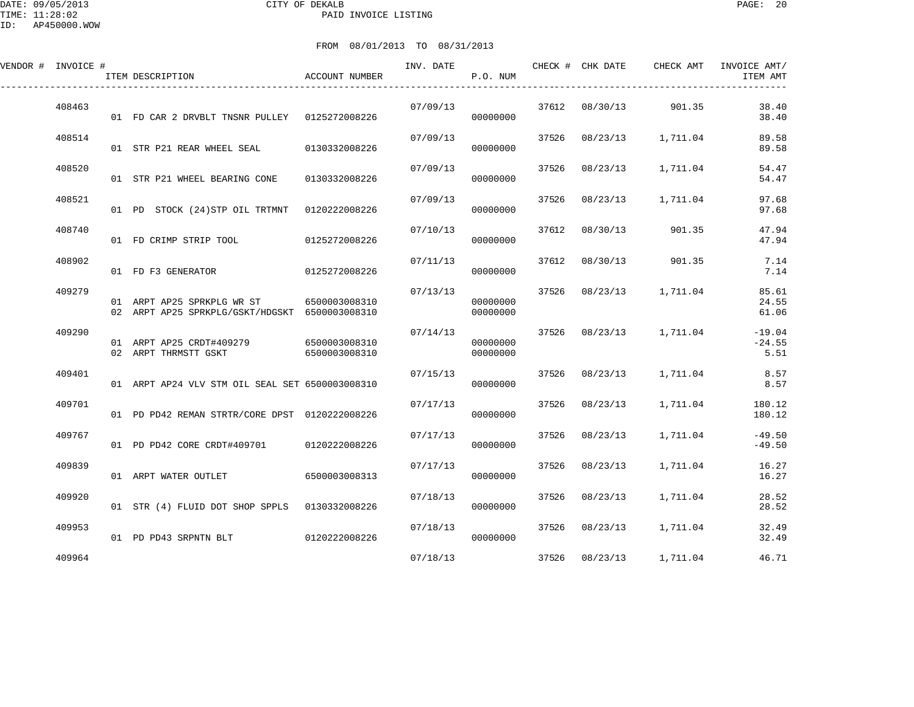DATE: 09/05/2013 CITY OF DEKALB
TIME: 11:28:02 PAID INVOICE LISTING
ID: AP450000.WOW

FROM 08/01/2013 TO 08/31/2013

| VENDOR # | INVOICE # | ITEM DESCRIPTION | ACCOUNT NUMBER | INV. DATE | P.O. NUM | CHECK # | CHK DATE | CHECK AMT | INVOICE AMT/ ITEM AMT |
|---|---|---|---|---|---|---|---|---|---|
| | 408463 | | | 07/09/13 | | 37612 | 08/30/13 | 901.35 | 38.40 |
| | | 01 FD CAR 2 DRVBLT TNSNR PULLEY | 0125272008226 | | 00000000 | | | | 38.40 |
| | 408514 | | | 07/09/13 | | 37526 | 08/23/13 | 1,711.04 | 89.58 |
| | | 01 STR P21 REAR WHEEL SEAL | 0130332008226 | | 00000000 | | | | 89.58 |
| | 408520 | | | 07/09/13 | | 37526 | 08/23/13 | 1,711.04 | 54.47 |
| | | 01 STR P21 WHEEL BEARING CONE | 0130332008226 | | 00000000 | | | | 54.47 |
| | 408521 | | | 07/09/13 | | 37526 | 08/23/13 | 1,711.04 | 97.68 |
| | | 01 PD STOCK (24)STP OIL TRTMNT | 0120222008226 | | 00000000 | | | | 97.68 |
| | 408740 | | | 07/10/13 | | 37612 | 08/30/13 | 901.35 | 47.94 |
| | | 01 FD CRIMP STRIP TOOL | 0125272008226 | | 00000000 | | | | 47.94 |
| | 408902 | | | 07/11/13 | | 37612 | 08/30/13 | 901.35 | 7.14 |
| | | 01 FD F3 GENERATOR | 0125272008226 | | 00000000 | | | | 7.14 |
| | 409279 | | | 07/13/13 | | 37526 | 08/23/13 | 1,711.04 | 85.61 |
| | | 01 ARPT AP25 SPRKPLG WR ST | 6500003008310 | | 00000000 | | | | 24.55 |
| | | 02 ARPT AP25 SPRKPLG/GSKT/HDGSKT | 6500003008310 | | 00000000 | | | | 61.06 |
| | 409290 | | | 07/14/13 | | 37526 | 08/23/13 | 1,711.04 | -19.04 |
| | | 01 ARPT AP25 CRDT#409279 | 6500003008310 | | 00000000 | | | | -24.55 |
| | | 02 ARPT THRMSTT GSKT | 6500003008310 | | 00000000 | | | | 5.51 |
| | 409401 | | | 07/15/13 | | 37526 | 08/23/13 | 1,711.04 | 8.57 |
| | | 01 ARPT AP24 VLV STM OIL SEAL SET | 6500003008310 | | 00000000 | | | | 8.57 |
| | 409701 | | | 07/17/13 | | 37526 | 08/23/13 | 1,711.04 | 180.12 |
| | | 01 PD PD42 REMAN STRTR/CORE DPST | 0120222008226 | | 00000000 | | | | 180.12 |
| | 409767 | | | 07/17/13 | | 37526 | 08/23/13 | 1,711.04 | -49.50 |
| | | 01 PD PD42 CORE CRDT#409701 | 0120222008226 | | 00000000 | | | | -49.50 |
| | 409839 | | | 07/17/13 | | 37526 | 08/23/13 | 1,711.04 | 16.27 |
| | | 01 ARPT WATER OUTLET | 6500003008313 | | 00000000 | | | | 16.27 |
| | 409920 | | | 07/18/13 | | 37526 | 08/23/13 | 1,711.04 | 28.52 |
| | | 01 STR (4) FLUID DOT SHOP SPPLS | 0130332008226 | | 00000000 | | | | 28.52 |
| | 409953 | | | 07/18/13 | | 37526 | 08/23/13 | 1,711.04 | 32.49 |
| | | 01 PD PD43 SRPNTN BLT | 0120222008226 | | 00000000 | | | | 32.49 |
| | 409964 | | | 07/18/13 | | 37526 | 08/23/13 | 1,711.04 | 46.71 |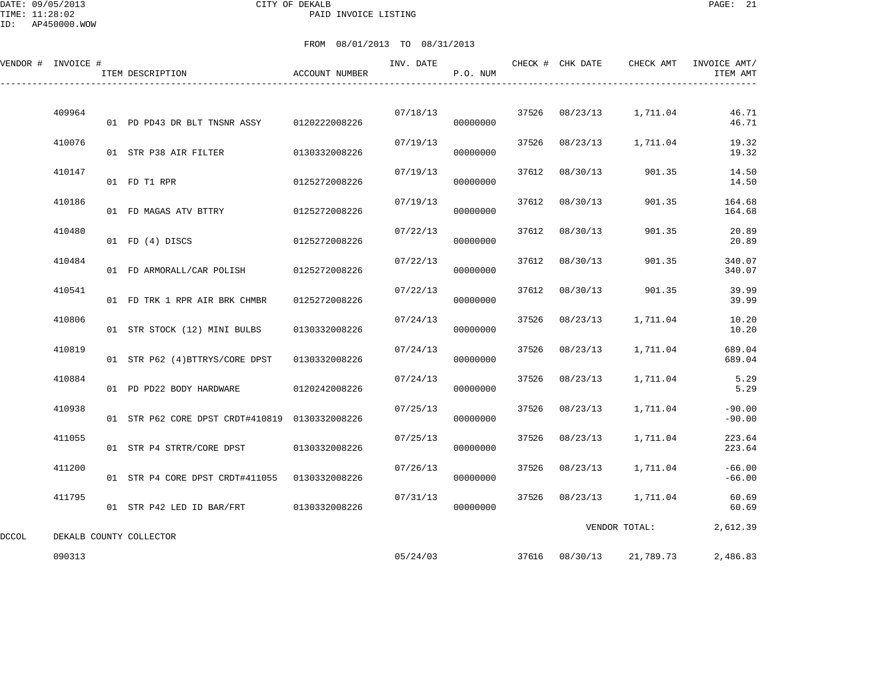DATE: 09/05/2013 CITY OF DEKALB
TIME: 11:28:02 PAID INVOICE LISTING
ID: AP450000.WOW

FROM 08/01/2013 TO 08/31/2013

| VENDOR # | INVOICE # | ITEM DESCRIPTION | ACCOUNT NUMBER | INV. DATE | P.O. NUM | CHECK # | CHK DATE | CHECK AMT | INVOICE AMT/ ITEM AMT |
|---|---|---|---|---|---|---|---|---|---|
| | 409964 | | | 07/18/13 | | 37526 | 08/23/13 | 1,711.04 | 46.71 |
| | | 01 PD PD43 DR BLT TNSNR ASSY | 0120222008226 | | 00000000 | | | | 46.71 |
| | 410076 | | | 07/19/13 | | 37526 | 08/23/13 | 1,711.04 | 19.32 |
| | | 01 STR P38 AIR FILTER | 0130332008226 | | 00000000 | | | | 19.32 |
| | 410147 | | | 07/19/13 | | 37612 | 08/30/13 | 901.35 | 14.50 |
| | | 01 FD T1 RPR | 0125272008226 | | 00000000 | | | | 14.50 |
| | 410186 | | | 07/19/13 | | 37612 | 08/30/13 | 901.35 | 164.68 |
| | | 01 FD MAGAS ATV BTTRY | 0125272008226 | | 00000000 | | | | 164.68 |
| | 410480 | | | 07/22/13 | | 37612 | 08/30/13 | 901.35 | 20.89 |
| | | 01 FD (4) DISCS | 0125272008226 | | 00000000 | | | | 20.89 |
| | 410484 | | | 07/22/13 | | 37612 | 08/30/13 | 901.35 | 340.07 |
| | | 01 FD ARMORALL/CAR POLISH | 0125272008226 | | 00000000 | | | | 340.07 |
| | 410541 | | | 07/22/13 | | 37612 | 08/30/13 | 901.35 | 39.99 |
| | | 01 FD TRK 1 RPR AIR BRK CHMBR | 0125272008226 | | 00000000 | | | | 39.99 |
| | 410806 | | | 07/24/13 | | 37526 | 08/23/13 | 1,711.04 | 10.20 |
| | | 01 STR STOCK (12) MINI BULBS | 0130332008226 | | 00000000 | | | | 10.20 |
| | 410819 | | | 07/24/13 | | 37526 | 08/23/13 | 1,711.04 | 689.04 |
| | | 01 STR P62 (4)BTTRYS/CORE DPST | 0130332008226 | | 00000000 | | | | 689.04 |
| | 410884 | | | 07/24/13 | | 37526 | 08/23/13 | 1,711.04 | 5.29 |
| | | 01 PD PD22 BODY HARDWARE | 0120242008226 | | 00000000 | | | | 5.29 |
| | 410938 | | | 07/25/13 | | 37526 | 08/23/13 | 1,711.04 | -90.00 |
| | | 01 STR P62 CORE DPST CRDT#410819 | 0130332008226 | | 00000000 | | | | -90.00 |
| | 411055 | | | 07/25/13 | | 37526 | 08/23/13 | 1,711.04 | 223.64 |
| | | 01 STR P4 STRTR/CORE DPST | 0130332008226 | | 00000000 | | | | 223.64 |
| | 411200 | | | 07/26/13 | | 37526 | 08/23/13 | 1,711.04 | -66.00 |
| | | 01 STR P4 CORE DPST CRDT#411055 | 0130332008226 | | 00000000 | | | | -66.00 |
| | 411795 | | | 07/31/13 | | 37526 | 08/23/13 | 1,711.04 | 60.69 |
| | | 01 STR P42 LED ID BAR/FRT | 0130332008226 | | 00000000 | | | | 60.69 |
| | | | | | | | VENDOR TOTAL: | | 2,612.39 |
| DCCOL | DEKALB COUNTY COLLECTOR | | | | | | | | |
| | 090313 | | | 05/24/03 | | 37616 | 08/30/13 | 21,789.73 | 2,486.83 |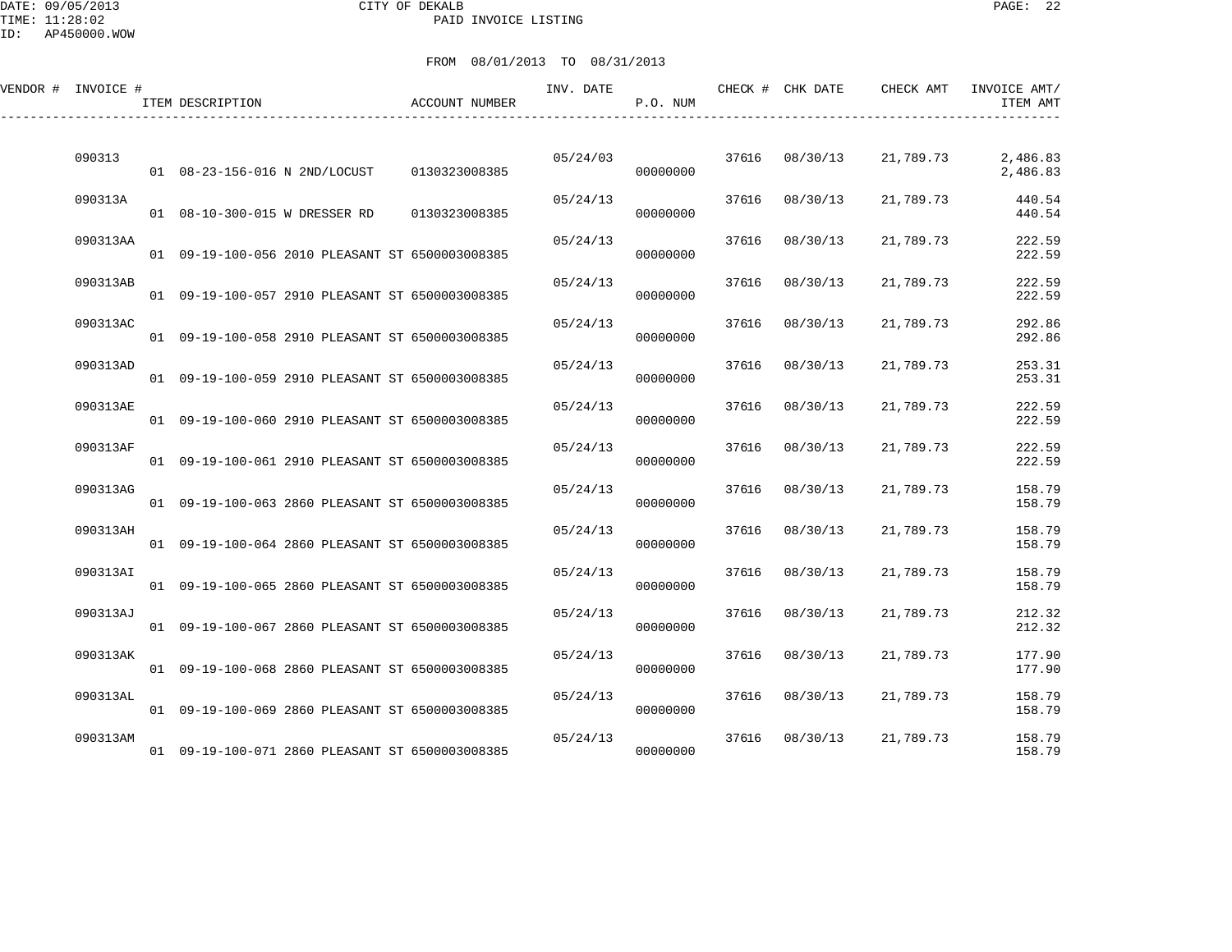CITY OF DEKALB
PAID INVOICE LISTING

DATE: 09/05/2013
TIME: 11:28:02
ID: AP450000.WOW

FROM 08/01/2013 TO 08/31/2013

| VENDOR # | INVOICE # | ITEM DESCRIPTION | ACCOUNT NUMBER | INV. DATE | P.O. NUM | CHECK # | CHK DATE | CHECK AMT | INVOICE AMT/ ITEM AMT |
|---|---|---|---|---|---|---|---|---|---|
| | 090313 | | | 05/24/03 | | 37616 | 08/30/13 | 21,789.73 | 2,486.83 |
| | | 01 08-23-156-016 N 2ND/LOCUST | 0130323008385 | | 00000000 | | | | 2,486.83 |
| | 090313A | | | 05/24/13 | | 37616 | 08/30/13 | 21,789.73 | 440.54 |
| | | 01 08-10-300-015 W DRESSER RD | 0130323008385 | | 00000000 | | | | 440.54 |
| | 090313AA | | | 05/24/13 | | 37616 | 08/30/13 | 21,789.73 | 222.59 |
| | | 01 09-19-100-056 2010 PLEASANT ST | 6500003008385 | | 00000000 | | | | 222.59 |
| | 090313AB | | | 05/24/13 | | 37616 | 08/30/13 | 21,789.73 | 222.59 |
| | | 01 09-19-100-057 2910 PLEASANT ST | 6500003008385 | | 00000000 | | | | 222.59 |
| | 090313AC | | | 05/24/13 | | 37616 | 08/30/13 | 21,789.73 | 292.86 |
| | | 01 09-19-100-058 2910 PLEASANT ST | 6500003008385 | | 00000000 | | | | 292.86 |
| | 090313AD | | | 05/24/13 | | 37616 | 08/30/13 | 21,789.73 | 253.31 |
| | | 01 09-19-100-059 2910 PLEASANT ST | 6500003008385 | | 00000000 | | | | 253.31 |
| | 090313AE | | | 05/24/13 | | 37616 | 08/30/13 | 21,789.73 | 222.59 |
| | | 01 09-19-100-060 2910 PLEASANT ST | 6500003008385 | | 00000000 | | | | 222.59 |
| | 090313AF | | | 05/24/13 | | 37616 | 08/30/13 | 21,789.73 | 222.59 |
| | | 01 09-19-100-061 2910 PLEASANT ST | 6500003008385 | | 00000000 | | | | 222.59 |
| | 090313AG | | | 05/24/13 | | 37616 | 08/30/13 | 21,789.73 | 158.79 |
| | | 01 09-19-100-063 2860 PLEASANT ST | 6500003008385 | | 00000000 | | | | 158.79 |
| | 090313AH | | | 05/24/13 | | 37616 | 08/30/13 | 21,789.73 | 158.79 |
| | | 01 09-19-100-064 2860 PLEASANT ST | 6500003008385 | | 00000000 | | | | 158.79 |
| | 090313AI | | | 05/24/13 | | 37616 | 08/30/13 | 21,789.73 | 158.79 |
| | | 01 09-19-100-065 2860 PLEASANT ST | 6500003008385 | | 00000000 | | | | 158.79 |
| | 090313AJ | | | 05/24/13 | | 37616 | 08/30/13 | 21,789.73 | 212.32 |
| | | 01 09-19-100-067 2860 PLEASANT ST | 6500003008385 | | 00000000 | | | | 212.32 |
| | 090313AK | | | 05/24/13 | | 37616 | 08/30/13 | 21,789.73 | 177.90 |
| | | 01 09-19-100-068 2860 PLEASANT ST | 6500003008385 | | 00000000 | | | | 177.90 |
| | 090313AL | | | 05/24/13 | | 37616 | 08/30/13 | 21,789.73 | 158.79 |
| | | 01 09-19-100-069 2860 PLEASANT ST | 6500003008385 | | 00000000 | | | | 158.79 |
| | 090313AM | | | 05/24/13 | | 37616 | 08/30/13 | 21,789.73 | 158.79 |
| | | 01 09-19-100-071 2860 PLEASANT ST | 6500003008385 | | 00000000 | | | | 158.79 |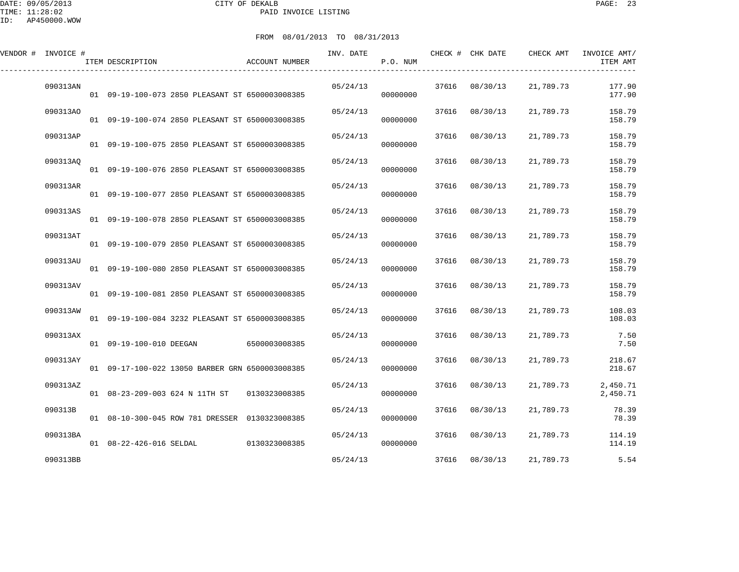FROM 08/01/2013 TO 08/31/2013

| VENDOR # | INVOICE # | ITEM DESCRIPTION | ACCOUNT NUMBER | INV. DATE | P.O. NUM | CHECK # | CHK DATE | CHECK AMT | INVOICE AMT/ ITEM AMT |
|---|---|---|---|---|---|---|---|---|---|
| | 090313AN | | | 05/24/13 | | 37616 | 08/30/13 | 21,789.73 | 177.90 |
| | | 01 09-19-100-073 2850 PLEASANT ST | 6500003008385 | | 00000000 | | | | 177.90 |
| | 090313AO | | | 05/24/13 | | 37616 | 08/30/13 | 21,789.73 | 158.79 |
| | | 01 09-19-100-074 2850 PLEASANT ST | 6500003008385 | | 00000000 | | | | 158.79 |
| | 090313AP | | | 05/24/13 | | 37616 | 08/30/13 | 21,789.73 | 158.79 |
| | | 01 09-19-100-075 2850 PLEASANT ST | 6500003008385 | | 00000000 | | | | 158.79 |
| | 090313AQ | | | 05/24/13 | | 37616 | 08/30/13 | 21,789.73 | 158.79 |
| | | 01 09-19-100-076 2850 PLEASANT ST | 6500003008385 | | 00000000 | | | | 158.79 |
| | 090313AR | | | 05/24/13 | | 37616 | 08/30/13 | 21,789.73 | 158.79 |
| | | 01 09-19-100-077 2850 PLEASANT ST | 6500003008385 | | 00000000 | | | | 158.79 |
| | 090313AS | | | 05/24/13 | | 37616 | 08/30/13 | 21,789.73 | 158.79 |
| | | 01 09-19-100-078 2850 PLEASANT ST | 6500003008385 | | 00000000 | | | | 158.79 |
| | 090313AT | | | 05/24/13 | | 37616 | 08/30/13 | 21,789.73 | 158.79 |
| | | 01 09-19-100-079 2850 PLEASANT ST | 6500003008385 | | 00000000 | | | | 158.79 |
| | 090313AU | | | 05/24/13 | | 37616 | 08/30/13 | 21,789.73 | 158.79 |
| | | 01 09-19-100-080 2850 PLEASANT ST | 6500003008385 | | 00000000 | | | | 158.79 |
| | 090313AV | | | 05/24/13 | | 37616 | 08/30/13 | 21,789.73 | 158.79 |
| | | 01 09-19-100-081 2850 PLEASANT ST | 6500003008385 | | 00000000 | | | | 158.79 |
| | 090313AW | | | 05/24/13 | | 37616 | 08/30/13 | 21,789.73 | 108.03 |
| | | 01 09-19-100-084 3232 PLEASANT ST | 6500003008385 | | 00000000 | | | | 108.03 |
| | 090313AX | | | 05/24/13 | | 37616 | 08/30/13 | 21,789.73 | 7.50 |
| | | 01 09-19-100-010 DEEGAN | 6500003008385 | | 00000000 | | | | 7.50 |
| | 090313AY | | | 05/24/13 | | 37616 | 08/30/13 | 21,789.73 | 218.67 |
| | | 01 09-17-100-022 13050 BARBER GRN | 6500003008385 | | 00000000 | | | | 218.67 |
| | 090313AZ | | | 05/24/13 | | 37616 | 08/30/13 | 21,789.73 | 2,450.71 |
| | | 01 08-23-209-003 624 N 11TH ST | 0130323008385 | | 00000000 | | | | 2,450.71 |
| | 090313B | | | 05/24/13 | | 37616 | 08/30/13 | 21,789.73 | 78.39 |
| | | 01 08-10-300-045 ROW 781 DRESSER | 0130323008385 | | 00000000 | | | | 78.39 |
| | 090313BA | | | 05/24/13 | | 37616 | 08/30/13 | 21,789.73 | 114.19 |
| | | 01 08-22-426-016 SELDAL | 0130323008385 | | 00000000 | | | | 114.19 |
| | 090313BB | | | 05/24/13 | | 37616 | 08/30/13 | 21,789.73 | 5.54 |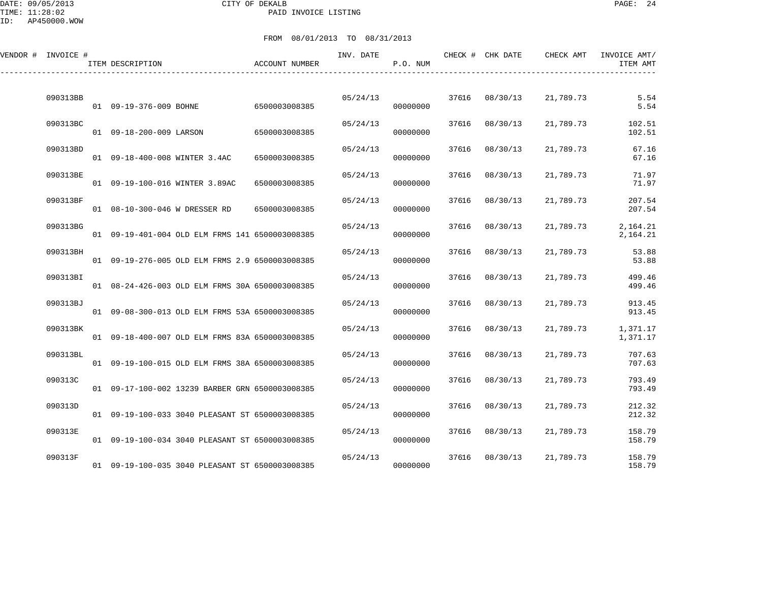DATE: 09/05/2013
TIME: 11:28:02
ID: AP450000.WOW

CITY OF DEKALB
PAID INVOICE LISTING

FROM 08/01/2013 TO 08/31/2013

| VENDOR # | INVOICE # | ITEM DESCRIPTION | ACCOUNT NUMBER | INV. DATE | P.O. NUM | CHECK # | CHK DATE | CHECK AMT | INVOICE AMT/ ITEM AMT |
|---|---|---|---|---|---|---|---|---|---|
| | 090313BB | | | 05/24/13 | | 37616 | 08/30/13 | 21,789.73 | 5.54 |
| | | 01 09-19-376-009 BOHNE | 6500003008385 | | 00000000 | | | | 5.54 |
| | 090313BC | | | 05/24/13 | | 37616 | 08/30/13 | 21,789.73 | 102.51 |
| | | 01 09-18-200-009 LARSON | 6500003008385 | | 00000000 | | | | 102.51 |
| | 090313BD | | | 05/24/13 | | 37616 | 08/30/13 | 21,789.73 | 67.16 |
| | | 01 09-18-400-008 WINTER 3.4AC | 6500003008385 | | 00000000 | | | | 67.16 |
| | 090313BE | | | 05/24/13 | | 37616 | 08/30/13 | 21,789.73 | 71.97 |
| | | 01 09-19-100-016 WINTER 3.89AC | 6500003008385 | | 00000000 | | | | 71.97 |
| | 090313BF | | | 05/24/13 | | 37616 | 08/30/13 | 21,789.73 | 207.54 |
| | | 01 08-10-300-046 W DRESSER RD | 6500003008385 | | 00000000 | | | | 207.54 |
| | 090313BG | | | 05/24/13 | | 37616 | 08/30/13 | 21,789.73 | 2,164.21 |
| | | 01 09-19-401-004 OLD ELM FRMS 141 | 6500003008385 | | 00000000 | | | | 2,164.21 |
| | 090313BH | | | 05/24/13 | | 37616 | 08/30/13 | 21,789.73 | 53.88 |
| | | 01 09-19-276-005 OLD ELM FRMS 2.9 | 6500003008385 | | 00000000 | | | | 53.88 |
| | 090313BI | | | 05/24/13 | | 37616 | 08/30/13 | 21,789.73 | 499.46 |
| | | 01 08-24-426-003 OLD ELM FRMS 30A | 6500003008385 | | 00000000 | | | | 499.46 |
| | 090313BJ | | | 05/24/13 | | 37616 | 08/30/13 | 21,789.73 | 913.45 |
| | | 01 09-08-300-013 OLD ELM FRMS 53A | 6500003008385 | | 00000000 | | | | 913.45 |
| | 090313BK | | | 05/24/13 | | 37616 | 08/30/13 | 21,789.73 | 1,371.17 |
| | | 01 09-18-400-007 OLD ELM FRMS 83A | 6500003008385 | | 00000000 | | | | 1,371.17 |
| | 090313BL | | | 05/24/13 | | 37616 | 08/30/13 | 21,789.73 | 707.63 |
| | | 01 09-19-100-015 OLD ELM FRMS 38A | 6500003008385 | | 00000000 | | | | 707.63 |
| | 090313C | | | 05/24/13 | | 37616 | 08/30/13 | 21,789.73 | 793.49 |
| | | 01 09-17-100-002 13239 BARBER GRN | 6500003008385 | | 00000000 | | | | 793.49 |
| | 090313D | | | 05/24/13 | | 37616 | 08/30/13 | 21,789.73 | 212.32 |
| | | 01 09-19-100-033 3040 PLEASANT ST | 6500003008385 | | 00000000 | | | | 212.32 |
| | 090313E | | | 05/24/13 | | 37616 | 08/30/13 | 21,789.73 | 158.79 |
| | | 01 09-19-100-034 3040 PLEASANT ST | 6500003008385 | | 00000000 | | | | 158.79 |
| | 090313F | | | 05/24/13 | | 37616 | 08/30/13 | 21,789.73 | 158.79 |
| | | 01 09-19-100-035 3040 PLEASANT ST | 6500003008385 | | 00000000 | | | | 158.79 |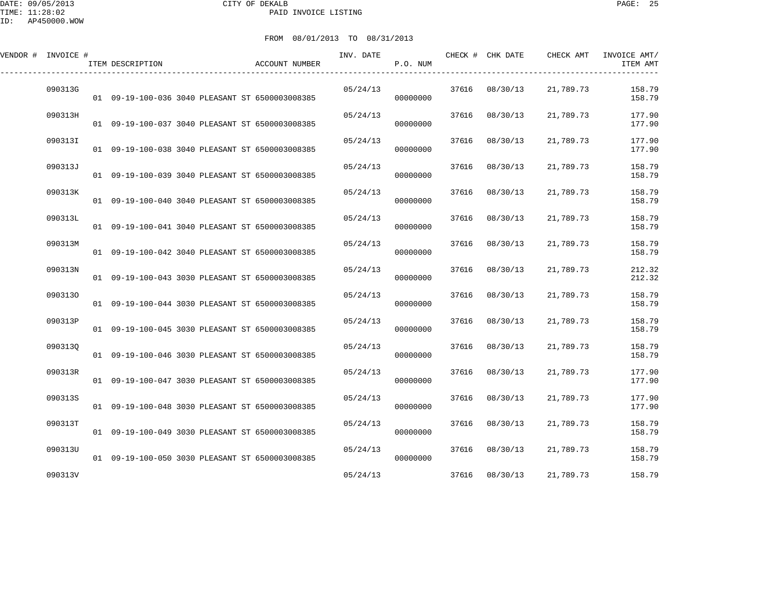DATE: 09/05/2013
TIME: 11:28:02
ID: AP450000.WOW

# CITY OF DEKALB
## PAID INVOICE LISTING

FROM 08/01/2013 TO 08/31/2013

| VENDOR # | INVOICE # | ITEM DESCRIPTION | ACCOUNT NUMBER | INV. DATE | P.O. NUM | CHECK # | CHK DATE | CHECK AMT | INVOICE AMT/ ITEM AMT |
|---|---|---|---|---|---|---|---|---|---|
| | 090313G | | | 05/24/13 | | 37616 | 08/30/13 | 21,789.73 | 158.79 |
| | | 01 09-19-100-036 3040 PLEASANT ST | 6500003008385 | | 00000000 | | | | 158.79 |
| | 090313H | | | 05/24/13 | | 37616 | 08/30/13 | 21,789.73 | 177.90 |
| | | 01 09-19-100-037 3040 PLEASANT ST | 6500003008385 | | 00000000 | | | | 177.90 |
| | 090313I | | | 05/24/13 | | 37616 | 08/30/13 | 21,789.73 | 177.90 |
| | | 01 09-19-100-038 3040 PLEASANT ST | 6500003008385 | | 00000000 | | | | 177.90 |
| | 090313J | | | 05/24/13 | | 37616 | 08/30/13 | 21,789.73 | 158.79 |
| | | 01 09-19-100-039 3040 PLEASANT ST | 6500003008385 | | 00000000 | | | | 158.79 |
| | 090313K | | | 05/24/13 | | 37616 | 08/30/13 | 21,789.73 | 158.79 |
| | | 01 09-19-100-040 3040 PLEASANT ST | 6500003008385 | | 00000000 | | | | 158.79 |
| | 090313L | | | 05/24/13 | | 37616 | 08/30/13 | 21,789.73 | 158.79 |
| | | 01 09-19-100-041 3040 PLEASANT ST | 6500003008385 | | 00000000 | | | | 158.79 |
| | 090313M | | | 05/24/13 | | 37616 | 08/30/13 | 21,789.73 | 158.79 |
| | | 01 09-19-100-042 3040 PLEASANT ST | 6500003008385 | | 00000000 | | | | 158.79 |
| | 090313N | | | 05/24/13 | | 37616 | 08/30/13 | 21,789.73 | 212.32 |
| | | 01 09-19-100-043 3030 PLEASANT ST | 6500003008385 | | 00000000 | | | | 212.32 |
| | 090313O | | | 05/24/13 | | 37616 | 08/30/13 | 21,789.73 | 158.79 |
| | | 01 09-19-100-044 3030 PLEASANT ST | 6500003008385 | | 00000000 | | | | 158.79 |
| | 090313P | | | 05/24/13 | | 37616 | 08/30/13 | 21,789.73 | 158.79 |
| | | 01 09-19-100-045 3030 PLEASANT ST | 6500003008385 | | 00000000 | | | | 158.79 |
| | 090313Q | | | 05/24/13 | | 37616 | 08/30/13 | 21,789.73 | 158.79 |
| | | 01 09-19-100-046 3030 PLEASANT ST | 6500003008385 | | 00000000 | | | | 158.79 |
| | 090313R | | | 05/24/13 | | 37616 | 08/30/13 | 21,789.73 | 177.90 |
| | | 01 09-19-100-047 3030 PLEASANT ST | 6500003008385 | | 00000000 | | | | 177.90 |
| | 090313S | | | 05/24/13 | | 37616 | 08/30/13 | 21,789.73 | 177.90 |
| | | 01 09-19-100-048 3030 PLEASANT ST | 6500003008385 | | 00000000 | | | | 177.90 |
| | 090313T | | | 05/24/13 | | 37616 | 08/30/13 | 21,789.73 | 158.79 |
| | | 01 09-19-100-049 3030 PLEASANT ST | 6500003008385 | | 00000000 | | | | 158.79 |
| | 090313U | | | 05/24/13 | | 37616 | 08/30/13 | 21,789.73 | 158.79 |
| | | 01 09-19-100-050 3030 PLEASANT ST | 6500003008385 | | 00000000 | | | | 158.79 |
| | 090313V | | | 05/24/13 | | 37616 | 08/30/13 | 21,789.73 | 158.79 |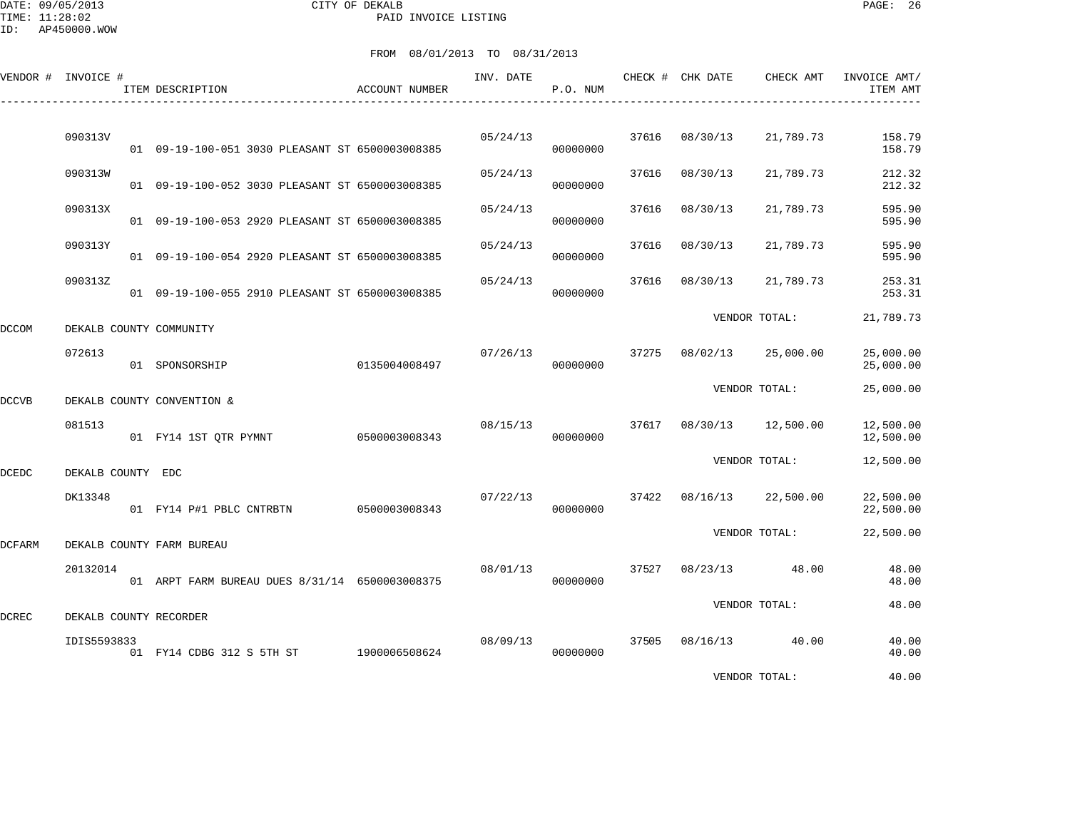DATE: 09/05/2013
TIME: 11:28:02
ID: AP450000.WOW

CITY OF DEKALB
PAID INVOICE LISTING

FROM 08/01/2013 TO 08/31/2013

| VENDOR # | INVOICE # | ITEM DESCRIPTION | ACCOUNT NUMBER | INV. DATE | P.O. NUM | CHECK # | CHK DATE | CHECK AMT | INVOICE AMT/ ITEM AMT |
|---|---|---|---|---|---|---|---|---|---|
| | 090313V | | | 05/24/13 | | 37616 | 08/30/13 | 21,789.73 | 158.79 |
| | | 01 09-19-100-051 3030 PLEASANT ST | 6500003008385 | | 00000000 | | | | 158.79 |
| | 090313W | | | 05/24/13 | | 37616 | 08/30/13 | 21,789.73 | 212.32 |
| | | 01 09-19-100-052 3030 PLEASANT ST | 6500003008385 | | 00000000 | | | | 212.32 |
| | 090313X | | | 05/24/13 | | 37616 | 08/30/13 | 21,789.73 | 595.90 |
| | | 01 09-19-100-053 2920 PLEASANT ST | 6500003008385 | | 00000000 | | | | 595.90 |
| | 090313Y | | | 05/24/13 | | 37616 | 08/30/13 | 21,789.73 | 595.90 |
| | | 01 09-19-100-054 2920 PLEASANT ST | 6500003008385 | | 00000000 | | | | 595.90 |
| | 090313Z | | | 05/24/13 | | 37616 | 08/30/13 | 21,789.73 | 253.31 |
| | | 01 09-19-100-055 2910 PLEASANT ST | 6500003008385 | | 00000000 | | | | 253.31 |
| | | | | | | | VENDOR TOTAL: | | 21,789.73 |
| DCCOM | DEKALB COUNTY COMMUNITY | | | | | | | | |
| | 072613 | | | 07/26/13 | | 37275 | 08/02/13 | 25,000.00 | 25,000.00 |
| | | 01 SPONSORSHIP | 0135004008497 | | 00000000 | | | | 25,000.00 |
| | | | | | | | VENDOR TOTAL: | | 25,000.00 |
| DCCVB | DEKALB COUNTY CONVENTION & | | | | | | | | |
| | 081513 | | | 08/15/13 | | 37617 | 08/30/13 | 12,500.00 | 12,500.00 |
| | | 01 FY14 1ST QTR PYMNT | 0500003008343 | | 00000000 | | | | 12,500.00 |
| | | | | | | | VENDOR TOTAL: | | 12,500.00 |
| DCEDC | DEKALB COUNTY EDC | | | | | | | | |
| | DK13348 | | | 07/22/13 | | 37422 | 08/16/13 | 22,500.00 | 22,500.00 |
| | | 01 FY14 P#1 PBLC CNTRBTN | 0500003008343 | | 00000000 | | | | 22,500.00 |
| | | | | | | | VENDOR TOTAL: | | 22,500.00 |
| DCFARM | DEKALB COUNTY FARM BUREAU | | | | | | | | |
| | 20132014 | | | 08/01/13 | | 37527 | 08/23/13 | 48.00 | 48.00 |
| | | 01 ARPT FARM BUREAU DUES 8/31/14 | 6500003008375 | | 00000000 | | | | 48.00 |
| | | | | | | | VENDOR TOTAL: | | 48.00 |
| DCREC | DEKALB COUNTY RECORDER | | | | | | | | |
| | IDIS5593833 | | | 08/09/13 | | 37505 | 08/16/13 | 40.00 | 40.00 |
| | | 01 FY14 CDBG 312 S 5TH ST | 1900006508624 | | 00000000 | | | | 40.00 |
| | | | | | | | VENDOR TOTAL: | | 40.00 |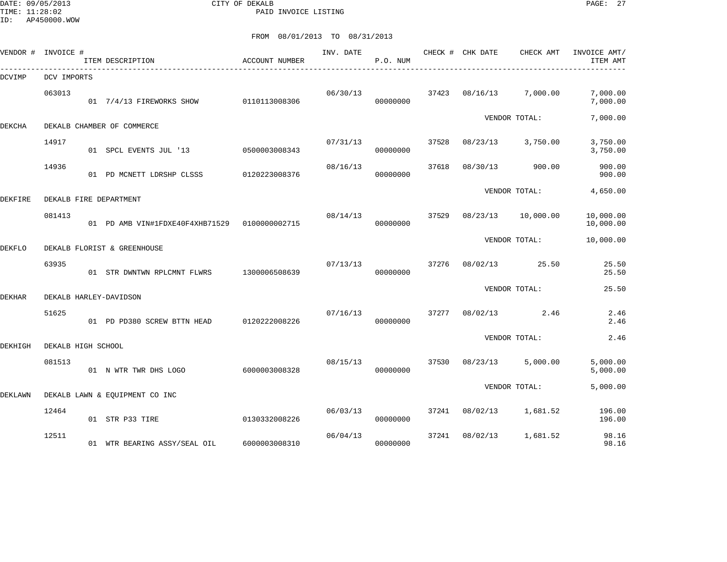CITY OF DEKALB
PAID INVOICE LISTING

DATE: 09/05/2013
TIME: 11:28:02
ID: AP450000.WOW

FROM 08/01/2013 TO 08/31/2013

| VENDOR # | INVOICE # | ITEM DESCRIPTION | ACCOUNT NUMBER | INV. DATE | P.O. NUM | CHECK # | CHK DATE | CHECK AMT | INVOICE AMT/ ITEM AMT |
|---|---|---|---|---|---|---|---|---|---|
| DCVIMP | DCV IMPORTS | | | | | | | | |
| | 063013 | | | 06/30/13 | | 37423 | 08/16/13 | 7,000.00 | 7,000.00 |
| | | 01 7/4/13 FIREWORKS SHOW | 0110113008306 | | 00000000 | | | | 7,000.00 |
| | | | | | | | | VENDOR TOTAL: | 7,000.00 |
| DEKCHA | DEKALB CHAMBER OF COMMERCE | | | | | | | | |
| | 14917 | | | 07/31/13 | | 37528 | 08/23/13 | 3,750.00 | 3,750.00 |
| | | 01 SPCL EVENTS JUL '13 | 0500003008343 | | 00000000 | | | | 3,750.00 |
| | 14936 | | | 08/16/13 | | 37618 | 08/30/13 | 900.00 | 900.00 |
| | | 01 PD MCNETT LDRSHP CLSSS | 0120223008376 | | 00000000 | | | | 900.00 |
| | | | | | | | | VENDOR TOTAL: | 4,650.00 |
| DEKFIRE | DEKALB FIRE DEPARTMENT | | | | | | | | |
| | 081413 | | | 08/14/13 | | 37529 | 08/23/13 | 10,000.00 | 10,000.00 |
| | | 01 PD AMB VIN#1FDXE40F4XHB71529 | 0100000002715 | | 00000000 | | | | 10,000.00 |
| | | | | | | | | VENDOR TOTAL: | 10,000.00 |
| DEKFLO | DEKALB FLORIST & GREENHOUSE | | | | | | | | |
| | 63935 | | | 07/13/13 | | 37276 | 08/02/13 | 25.50 | 25.50 |
| | | 01 STR DWNTWN RPLCMNT FLWRS | 1300006508639 | | 00000000 | | | | 25.50 |
| | | | | | | | | VENDOR TOTAL: | 25.50 |
| DEKHAR | DEKALB HARLEY-DAVIDSON | | | | | | | | |
| | 51625 | | | 07/16/13 | | 37277 | 08/02/13 | 2.46 | 2.46 |
| | | 01 PD PD380 SCREW BTTN HEAD | 0120222008226 | | 00000000 | | | | 2.46 |
| | | | | | | | | VENDOR TOTAL: | 2.46 |
| DEKHIGH | DEKALB HIGH SCHOOL | | | | | | | | |
| | 081513 | | | 08/15/13 | | 37530 | 08/23/13 | 5,000.00 | 5,000.00 |
| | | 01 N WTR TWR DHS LOGO | 6000003008328 | | 00000000 | | | | 5,000.00 |
| | | | | | | | | VENDOR TOTAL: | 5,000.00 |
| DEKLAWN | DEKALB LAWN & EQUIPMENT CO INC | | | | | | | | |
| | 12464 | | | 06/03/13 | | 37241 | 08/02/13 | 1,681.52 | 196.00 |
| | | 01 STR P33 TIRE | 0130332008226 | | 00000000 | | | | 196.00 |
| | 12511 | | | 06/04/13 | | 37241 | 08/02/13 | 1,681.52 | 98.16 |
| | | 01 WTR BEARING ASSY/SEAL OIL | 6000003008310 | | 00000000 | | | | 98.16 |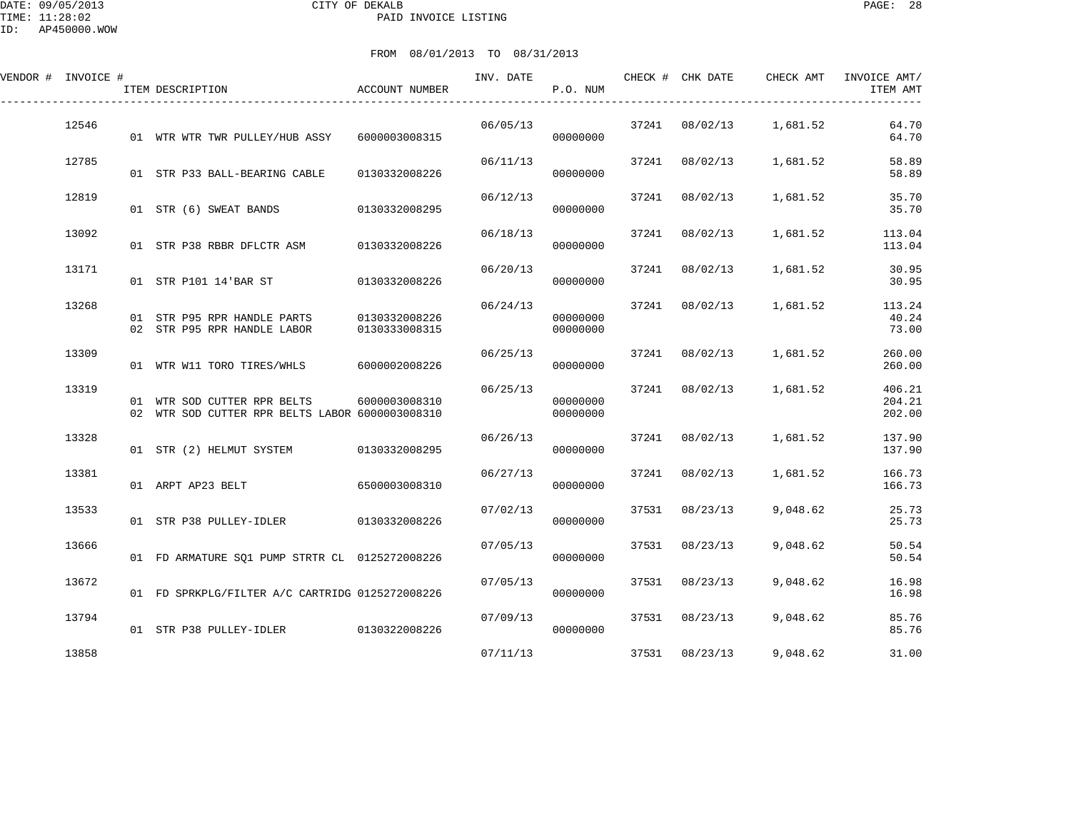DATE: 09/05/2013 CITY OF DEKALB
TIME: 11:28:02 PAID INVOICE LISTING
ID: AP450000.WOW

FROM 08/01/2013 TO 08/31/2013

| VENDOR # | INVOICE # | ITEM DESCRIPTION | ACCOUNT NUMBER | INV. DATE | P.O. NUM | CHECK # | CHK DATE | CHECK AMT | INVOICE AMT/ ITEM AMT |
|---|---|---|---|---|---|---|---|---|---|
| | 12546 | | | 06/05/13 | | 37241 | 08/02/13 | 1,681.52 | 64.70 |
| | | 01 WTR WTR TWR PULLEY/HUB ASSY | 6000003008315 | | 00000000 | | | | 64.70 |
| | 12785 | | | 06/11/13 | | 37241 | 08/02/13 | 1,681.52 | 58.89 |
| | | 01 STR P33 BALL-BEARING CABLE | 0130332008226 | | 00000000 | | | | 58.89 |
| | 12819 | | | 06/12/13 | | 37241 | 08/02/13 | 1,681.52 | 35.70 |
| | | 01 STR (6) SWEAT BANDS | 0130332008295 | | 00000000 | | | | 35.70 |
| | 13092 | | | 06/18/13 | | 37241 | 08/02/13 | 1,681.52 | 113.04 |
| | | 01 STR P38 RBBR DFLCTR ASM | 0130332008226 | | 00000000 | | | | 113.04 |
| | 13171 | | | 06/20/13 | | 37241 | 08/02/13 | 1,681.52 | 30.95 |
| | | 01 STR P101 14'BAR ST | 0130332008226 | | 00000000 | | | | 30.95 |
| | 13268 | | | 06/24/13 | | 37241 | 08/02/13 | 1,681.52 | 113.24 |
| | | 01 STR P95 RPR HANDLE PARTS | 0130332008226 | | 00000000 | | | | 40.24 |
| | | 02 STR P95 RPR HANDLE LABOR | 0130333008315 | | 00000000 | | | | 73.00 |
| | 13309 | | | 06/25/13 | | 37241 | 08/02/13 | 1,681.52 | 260.00 |
| | | 01 WTR W11 TORO TIRES/WHLS | 6000002008226 | | 00000000 | | | | 260.00 |
| | 13319 | | | 06/25/13 | | 37241 | 08/02/13 | 1,681.52 | 406.21 |
| | | 01 WTR SOD CUTTER RPR BELTS | 6000003008310 | | 00000000 | | | | 204.21 |
| | | 02 WTR SOD CUTTER RPR BELTS LABOR | 6000003008310 | | 00000000 | | | | 202.00 |
| | 13328 | | | 06/26/13 | | 37241 | 08/02/13 | 1,681.52 | 137.90 |
| | | 01 STR (2) HELMUT SYSTEM | 0130332008295 | | 00000000 | | | | 137.90 |
| | 13381 | | | 06/27/13 | | 37241 | 08/02/13 | 1,681.52 | 166.73 |
| | | 01 ARPT AP23 BELT | 6500003008310 | | 00000000 | | | | 166.73 |
| | 13533 | | | 07/02/13 | | 37531 | 08/23/13 | 9,048.62 | 25.73 |
| | | 01 STR P38 PULLEY-IDLER | 0130332008226 | | 00000000 | | | | 25.73 |
| | 13666 | | | 07/05/13 | | 37531 | 08/23/13 | 9,048.62 | 50.54 |
| | | 01 FD ARMATURE SQ1 PUMP STRTR CL | 0125272008226 | | 00000000 | | | | 50.54 |
| | 13672 | | | 07/05/13 | | 37531 | 08/23/13 | 9,048.62 | 16.98 |
| | | 01 FD SPRKPLG/FILTER A/C CARTRIDG | 0125272008226 | | 00000000 | | | | 16.98 |
| | 13794 | | | 07/09/13 | | 37531 | 08/23/13 | 9,048.62 | 85.76 |
| | | 01 STR P38 PULLEY-IDLER | 0130322008226 | | 00000000 | | | | 85.76 |
| | 13858 | | | 07/11/13 | | 37531 | 08/23/13 | 9,048.62 | 31.00 |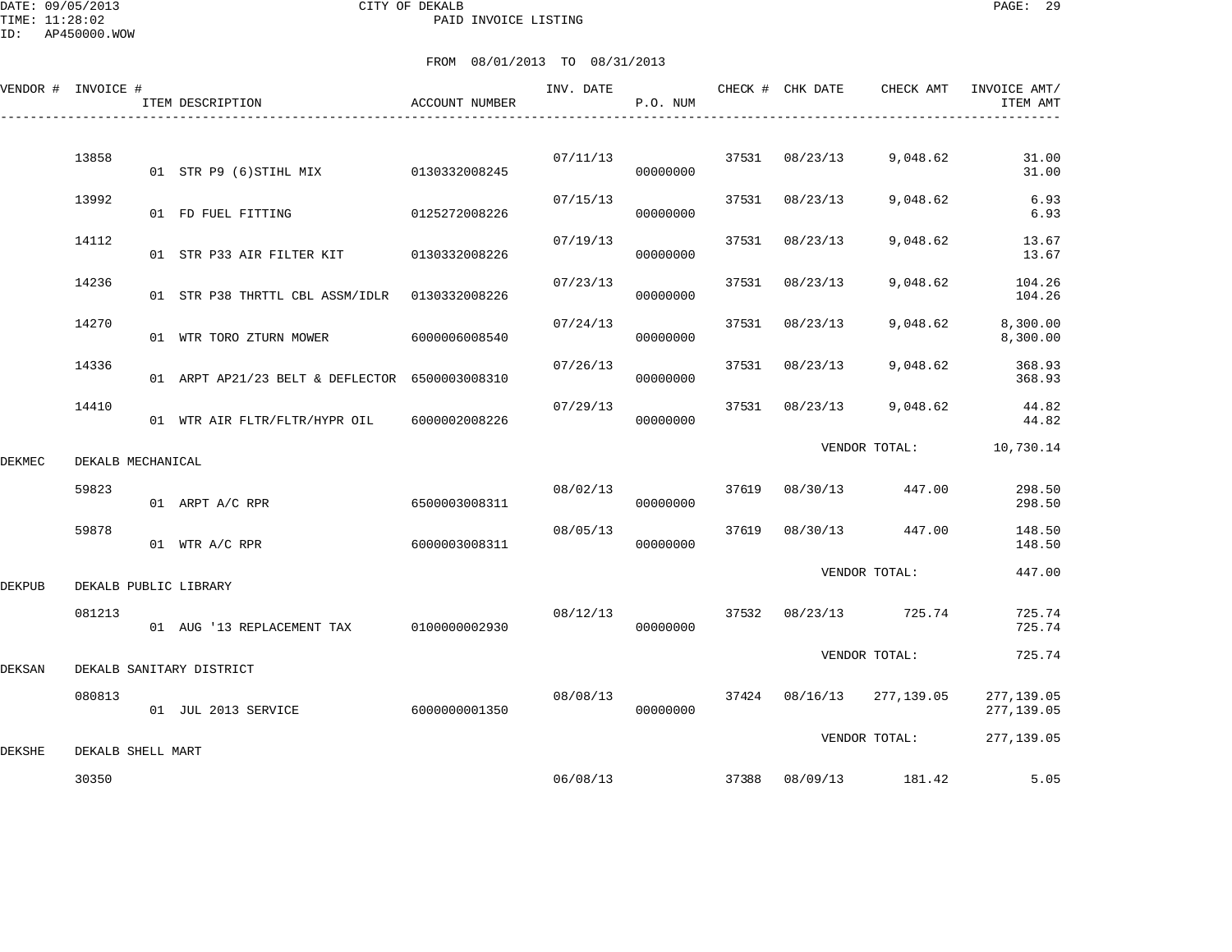CITY OF DEKALB
PAID INVOICE LISTING

DATE: 09/05/2013
TIME: 11:28:02
ID: AP450000.WOW

FROM 08/01/2013 TO 08/31/2013

| VENDOR # | INVOICE # | ITEM DESCRIPTION | ACCOUNT NUMBER | INV. DATE | P.O. NUM | CHECK # | CHK DATE | CHECK AMT | INVOICE AMT/ ITEM AMT |
|---|---|---|---|---|---|---|---|---|---|
| | 13858 | | | 07/11/13 | | 37531 | 08/23/13 | 9,048.62 | 31.00 |
| | | 01 STR P9 (6)STIHL MIX | 0130332008245 | | 00000000 | | | | 31.00 |
| | 13992 | | | 07/15/13 | | 37531 | 08/23/13 | 9,048.62 | 6.93 |
| | | 01 FD FUEL FITTING | 0125272008226 | | 00000000 | | | | 6.93 |
| | 14112 | | | 07/19/13 | | 37531 | 08/23/13 | 9,048.62 | 13.67 |
| | | 01 STR P33 AIR FILTER KIT | 0130332008226 | | 00000000 | | | | 13.67 |
| | 14236 | | | 07/23/13 | | 37531 | 08/23/13 | 9,048.62 | 104.26 |
| | | 01 STR P38 THRTTL CBL ASSM/IDLR | 0130332008226 | | 00000000 | | | | 104.26 |
| | 14270 | | | 07/24/13 | | 37531 | 08/23/13 | 9,048.62 | 8,300.00 |
| | | 01 WTR TORO ZTURN MOWER | 6000006008540 | | 00000000 | | | | 8,300.00 |
| | 14336 | | | 07/26/13 | | 37531 | 08/23/13 | 9,048.62 | 368.93 |
| | | 01 ARPT AP21/23 BELT & DEFLECTOR | 6500003008310 | | 00000000 | | | | 368.93 |
| | 14410 | | | 07/29/13 | | 37531 | 08/23/13 | 9,048.62 | 44.82 |
| | | 01 WTR AIR FLTR/FLTR/HYPR OIL | 6000002008226 | | 00000000 | | | | 44.82 |
| | | | | | | | | VENDOR TOTAL: | 10,730.14 |
| DEKMEC | DEKALB MECHANICAL | | | | | | | | |
| | 59823 | | | 08/02/13 | | 37619 | 08/30/13 | 447.00 | 298.50 |
| | | 01 ARPT A/C RPR | 6500003008311 | | 00000000 | | | | 298.50 |
| | 59878 | | | 08/05/13 | | 37619 | 08/30/13 | 447.00 | 148.50 |
| | | 01 WTR A/C RPR | 6000003008311 | | 00000000 | | | | 148.50 |
| | | | | | | | | VENDOR TOTAL: | 447.00 |
| DEKPUB | DEKALB PUBLIC LIBRARY | | | | | | | | |
| | 081213 | | | 08/12/13 | | 37532 | 08/23/13 | 725.74 | 725.74 |
| | | 01 AUG '13 REPLACEMENT TAX | 0100000002930 | | 00000000 | | | | 725.74 |
| | | | | | | | | VENDOR TOTAL: | 725.74 |
| DEKSAN | DEKALB SANITARY DISTRICT | | | | | | | | |
| | 080813 | | | 08/08/13 | | 37424 | 08/16/13 | 277,139.05 | 277,139.05 |
| | | 01 JUL 2013 SERVICE | 6000000001350 | | 00000000 | | | | 277,139.05 |
| | | | | | | | | VENDOR TOTAL: | 277,139.05 |
| DEKSHE | DEKALB SHELL MART | | | | | | | | |
| | 30350 | | | 06/08/13 | | 37388 | 08/09/13 | 181.42 | 5.05 |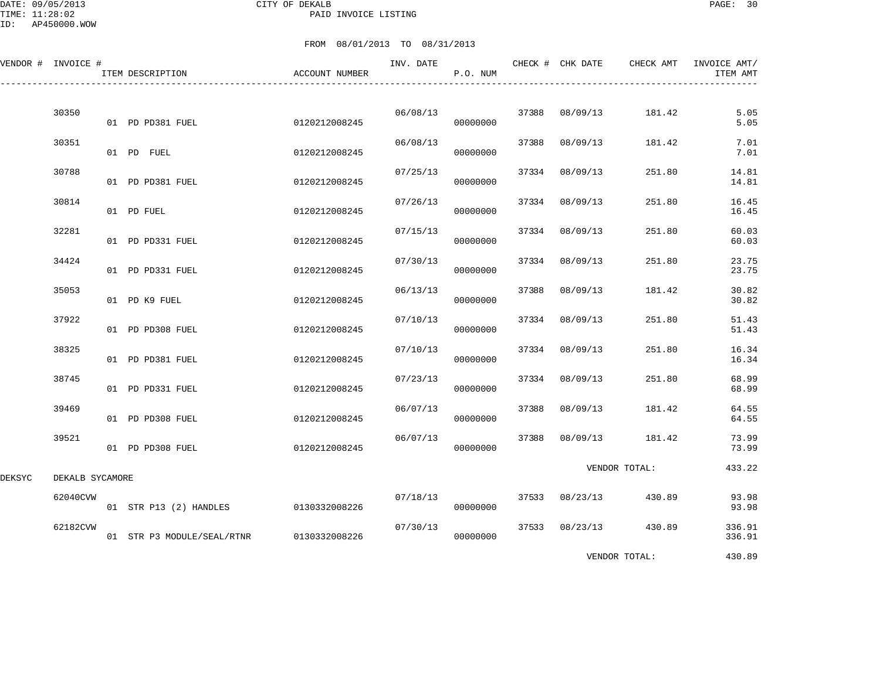CITY OF DEKALB
PAID INVOICE LISTING

DATE: 09/05/2013
TIME: 11:28:02
ID: AP450000.WOW

FROM 08/01/2013 TO 08/31/2013

| VENDOR # | INVOICE # | ITEM DESCRIPTION | ACCOUNT NUMBER | INV. DATE | P.O. NUM | CHECK # | CHK DATE | CHECK AMT | INVOICE AMT/ ITEM AMT |
|---|---|---|---|---|---|---|---|---|---|
| | 30350 | | | 06/08/13 | | 37388 | 08/09/13 | 181.42 | 5.05 |
| | | 01 PD PD381 FUEL | 0120212008245 | | 00000000 | | | | 5.05 |
| | 30351 | | | 06/08/13 | | 37388 | 08/09/13 | 181.42 | 7.01 |
| | | 01 PD FUEL | 0120212008245 | | 00000000 | | | | 7.01 |
| | 30788 | | | 07/25/13 | | 37334 | 08/09/13 | 251.80 | 14.81 |
| | | 01 PD PD381 FUEL | 0120212008245 | | 00000000 | | | | 14.81 |
| | 30814 | | | 07/26/13 | | 37334 | 08/09/13 | 251.80 | 16.45 |
| | | 01 PD FUEL | 0120212008245 | | 00000000 | | | | 16.45 |
| | 32281 | | | 07/15/13 | | 37334 | 08/09/13 | 251.80 | 60.03 |
| | | 01 PD PD331 FUEL | 0120212008245 | | 00000000 | | | | 60.03 |
| | 34424 | | | 07/30/13 | | 37334 | 08/09/13 | 251.80 | 23.75 |
| | | 01 PD PD331 FUEL | 0120212008245 | | 00000000 | | | | 23.75 |
| | 35053 | | | 06/13/13 | | 37388 | 08/09/13 | 181.42 | 30.82 |
| | | 01 PD K9 FUEL | 0120212008245 | | 00000000 | | | | 30.82 |
| | 37922 | | | 07/10/13 | | 37334 | 08/09/13 | 251.80 | 51.43 |
| | | 01 PD PD308 FUEL | 0120212008245 | | 00000000 | | | | 51.43 |
| | 38325 | | | 07/10/13 | | 37334 | 08/09/13 | 251.80 | 16.34 |
| | | 01 PD PD381 FUEL | 0120212008245 | | 00000000 | | | | 16.34 |
| | 38745 | | | 07/23/13 | | 37334 | 08/09/13 | 251.80 | 68.99 |
| | | 01 PD PD331 FUEL | 0120212008245 | | 00000000 | | | | 68.99 |
| | 39469 | | | 06/07/13 | | 37388 | 08/09/13 | 181.42 | 64.55 |
| | | 01 PD PD308 FUEL | 0120212008245 | | 00000000 | | | | 64.55 |
| | 39521 | | | 06/07/13 | | 37388 | 08/09/13 | 181.42 | 73.99 |
| | | 01 PD PD308 FUEL | 0120212008245 | | 00000000 | | | | 73.99 |
| | | | | | | | VENDOR TOTAL: | | 433.22 |
| DEKSYC | DEKALB SYCAMORE | | | | | | | | |
| | 62040CVW | | | 07/18/13 | | 37533 | 08/23/13 | 430.89 | 93.98 |
| | | 01 STR P13 (2) HANDLES | 0130332008226 | | 00000000 | | | | 93.98 |
| | 62182CVW | | | 07/30/13 | | 37533 | 08/23/13 | 430.89 | 336.91 |
| | | 01 STR P3 MODULE/SEAL/RTNR | 0130332008226 | | 00000000 | | | | 336.91 |
| | | | | | | | VENDOR TOTAL: | | 430.89 |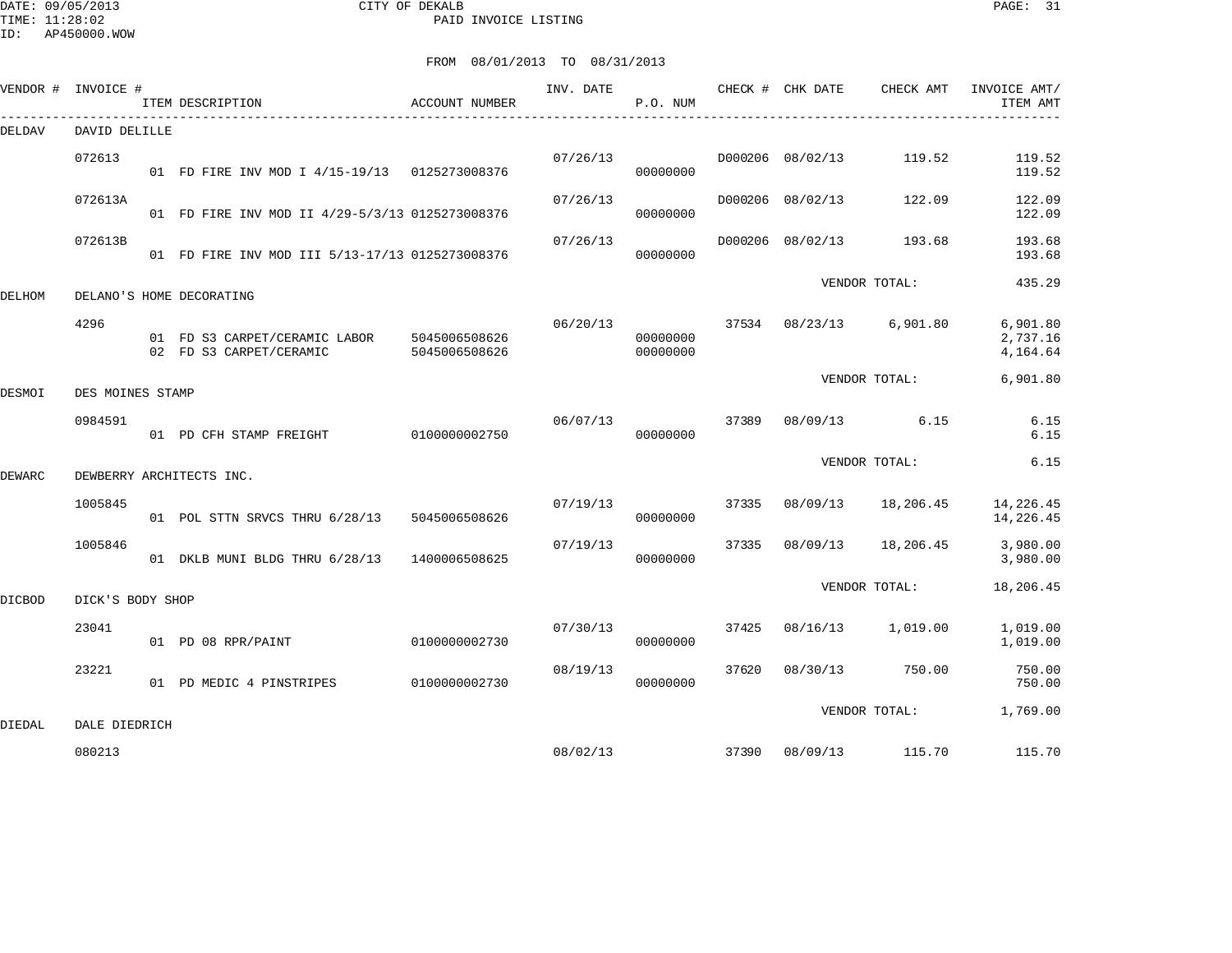CITY OF DEKALB
PAID INVOICE LISTING

DATE: 09/05/2013
TIME: 11:28:02
ID: AP450000.WOW

FROM 08/01/2013 TO 08/31/2013

| VENDOR # | INVOICE # | ITEM DESCRIPTION | ACCOUNT NUMBER | INV. DATE | P.O. NUM | CHECK # | CHK DATE | CHECK AMT | INVOICE AMT/ ITEM AMT |
|---|---|---|---|---|---|---|---|---|---|
| DELDAV | DAVID DELILLE | | | | | | | | |
| | 072613 | | | 07/26/13 | | D000206 | 08/02/13 | 119.52 | 119.52 |
| | | 01 FD FIRE INV MOD I 4/15-19/13 | 0125273008376 | | 00000000 | | | | 119.52 |
| | 072613A | | | 07/26/13 | | D000206 | 08/02/13 | 122.09 | 122.09 |
| | | 01 FD FIRE INV MOD II 4/29-5/3/13 | 0125273008376 | | 00000000 | | | | 122.09 |
| | 072613B | | | 07/26/13 | | D000206 | 08/02/13 | 193.68 | 193.68 |
| | | 01 FD FIRE INV MOD III 5/13-17/13 | 0125273008376 | | 00000000 | | | | 193.68 |
| | | | | | | | | VENDOR TOTAL: | 435.29 |
| DELHOM | DELANO'S HOME DECORATING | | | | | | | | |
| | 4296 | | | 06/20/13 | | 37534 | 08/23/13 | 6,901.80 | 6,901.80 |
| | | 01 FD S3 CARPET/CERAMIC LABOR | 5045006508626 | | 00000000 | | | | 2,737.16 |
| | | 02 FD S3 CARPET/CERAMIC | 5045006508626 | | 00000000 | | | | 4,164.64 |
| | | | | | | | | VENDOR TOTAL: | 6,901.80 |
| DESMOI | DES MOINES STAMP | | | | | | | | |
| | 0984591 | | | 06/07/13 | | 37389 | 08/09/13 | 6.15 | 6.15 |
| | | 01 PD CFH STAMP FREIGHT | 0100000002750 | | 00000000 | | | | 6.15 |
| | | | | | | | | VENDOR TOTAL: | 6.15 |
| DEWARC | DEWBERRY ARCHITECTS INC. | | | | | | | | |
| | 1005845 | | | 07/19/13 | | 37335 | 08/09/13 | 18,206.45 | 14,226.45 |
| | | 01 POL STTN SRVCS THRU 6/28/13 | 5045006508626 | | 00000000 | | | | 14,226.45 |
| | 1005846 | | | 07/19/13 | | 37335 | 08/09/13 | 18,206.45 | 3,980.00 |
| | | 01 DKLB MUNI BLDG THRU 6/28/13 | 1400006508625 | | 00000000 | | | | 3,980.00 |
| | | | | | | | | VENDOR TOTAL: | 18,206.45 |
| DICBOD | DICK'S BODY SHOP | | | | | | | | |
| | 23041 | | | 07/30/13 | | 37425 | 08/16/13 | 1,019.00 | 1,019.00 |
| | | 01 PD 08 RPR/PAINT | 0100000002730 | | 00000000 | | | | 1,019.00 |
| | 23221 | | | 08/19/13 | | 37620 | 08/30/13 | 750.00 | 750.00 |
| | | 01 PD MEDIC 4 PINSTRIPES | 0100000002730 | | 00000000 | | | | 750.00 |
| | | | | | | | | VENDOR TOTAL: | 1,769.00 |
| DIEDAL | DALE DIEDRICH | | | | | | | | |
| | 080213 | | | 08/02/13 | | 37390 | 08/09/13 | 115.70 | 115.70 |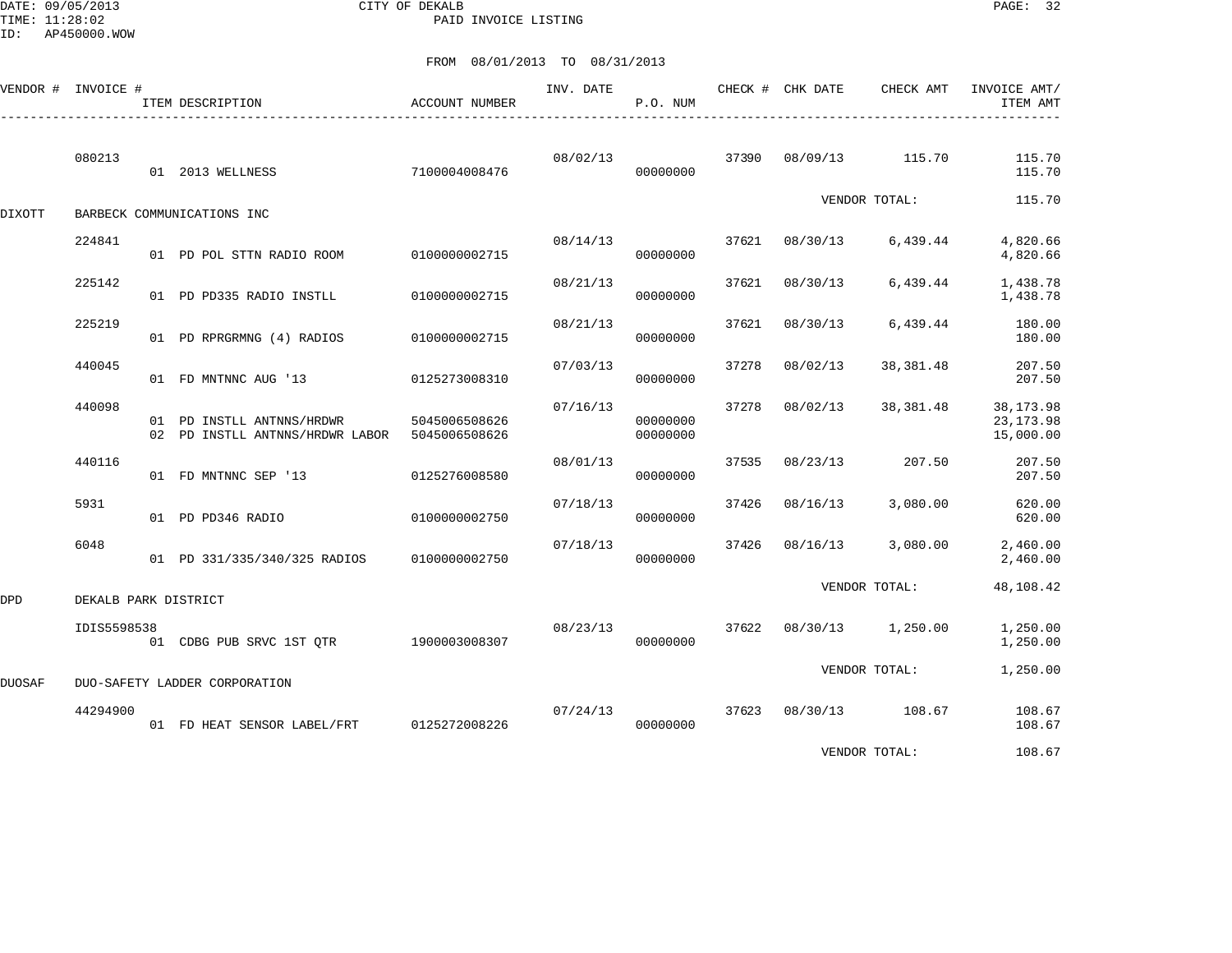FROM 08/01/2013 TO 08/31/2013

| VENDOR # | INVOICE # | ITEM DESCRIPTION | ACCOUNT NUMBER | INV. DATE | P.O. NUM | CHECK # | CHK DATE | CHECK AMT | INVOICE AMT/ ITEM AMT |
|---|---|---|---|---|---|---|---|---|---|
| | 080213 | | | 08/02/13 | | 37390 | 08/09/13 | 115.70 | 115.70 |
| | | 01 2013 WELLNESS | 7100004008476 | | 00000000 | | | | 115.70 |
| | | | | | | | | VENDOR TOTAL: | 115.70 |
| DIXOTT | BARBECK COMMUNICATIONS INC | | | | | | | | |
| | 224841 | | | 08/14/13 | | 37621 | 08/30/13 | 6,439.44 | 4,820.66 |
| | | 01 PD POL STTN RADIO ROOM | 0100000002715 | | 00000000 | | | | 4,820.66 |
| | 225142 | | | 08/21/13 | | 37621 | 08/30/13 | 6,439.44 | 1,438.78 |
| | | 01 PD PD335 RADIO INSTLL | 0100000002715 | | 00000000 | | | | 1,438.78 |
| | 225219 | | | 08/21/13 | | 37621 | 08/30/13 | 6,439.44 | 180.00 |
| | | 01 PD RPRGRMNG (4) RADIOS | 0100000002715 | | 00000000 | | | | 180.00 |
| | 440045 | | | 07/03/13 | | 37278 | 08/02/13 | 38,381.48 | 207.50 |
| | | 01 FD MNTNNC AUG '13 | 0125273008310 | | 00000000 | | | | 207.50 |
| | 440098 | | | 07/16/13 | | 37278 | 08/02/13 | 38,381.48 | 38,173.98 |
| | | 01 PD INSTLL ANTNNS/HRDWR | 5045006508626 | | 00000000 | | | | 23,173.98 |
| | | 02 PD INSTLL ANTNNS/HRDWR LABOR | 5045006508626 | | 00000000 | | | | 15,000.00 |
| | 440116 | | | 08/01/13 | | 37535 | 08/23/13 | 207.50 | 207.50 |
| | | 01 FD MNTNNC SEP '13 | 0125276008580 | | 00000000 | | | | 207.50 |
| | 5931 | | | 07/18/13 | | 37426 | 08/16/13 | 3,080.00 | 620.00 |
| | | 01 PD PD346 RADIO | 0100000002750 | | 00000000 | | | | 620.00 |
| | 6048 | | | 07/18/13 | | 37426 | 08/16/13 | 3,080.00 | 2,460.00 |
| | | 01 PD 331/335/340/325 RADIOS | 0100000002750 | | 00000000 | | | | 2,460.00 |
| | | | | | | | | VENDOR TOTAL: | 48,108.42 |
| DPD | DEKALB PARK DISTRICT | | | | | | | | |
| | IDIS5598538 | | | 08/23/13 | | 37622 | 08/30/13 | 1,250.00 | 1,250.00 |
| | | 01 CDBG PUB SRVC 1ST QTR | 1900003008307 | | 00000000 | | | | 1,250.00 |
| | | | | | | | | VENDOR TOTAL: | 1,250.00 |
| DUOSAF | DUO-SAFETY LADDER CORPORATION | | | | | | | | |
| | 44294900 | | | 07/24/13 | | 37623 | 08/30/13 | 108.67 | 108.67 |
| | | 01 FD HEAT SENSOR LABEL/FRT | 0125272008226 | | 00000000 | | | | 108.67 |
| | | | | | | | | VENDOR TOTAL: | 108.67 |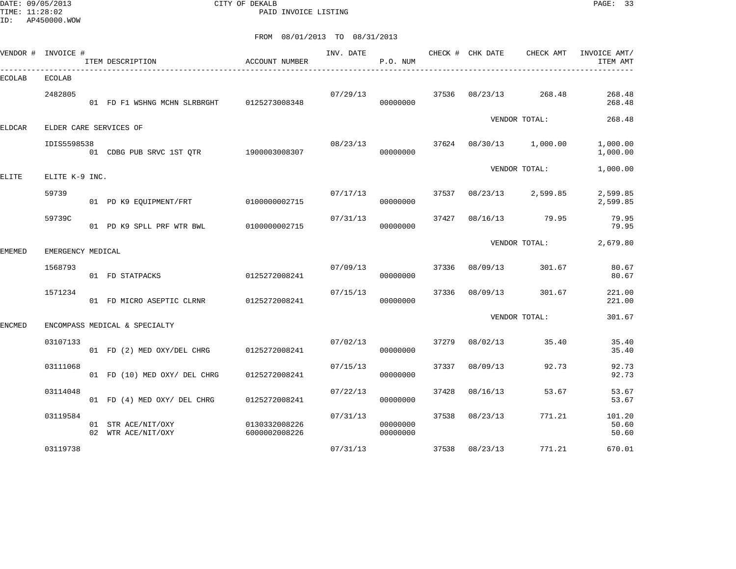CITY OF DEKALB
PAID INVOICE LISTING

DATE: 09/05/2013
TIME: 11:28:02
ID: AP450000.WOW

FROM 08/01/2013 TO 08/31/2013

| VENDOR # | INVOICE # | ITEM DESCRIPTION | ACCOUNT NUMBER | INV. DATE | P.O. NUM | CHECK # | CHK DATE | CHECK AMT | INVOICE AMT/ ITEM AMT |
|---|---|---|---|---|---|---|---|---|---|
| ECOLAB | ECOLAB | | | | | | | | |
| | 2482805 | | | 07/29/13 | | 37536 | 08/23/13 | 268.48 | 268.48 |
| | | 01 FD F1 WSHNG MCHN SLRBRGHT | 0125273008348 | | 00000000 | | | | 268.48 |
| | | | | | | | | VENDOR TOTAL: | 268.48 |
| ELDCAR | ELDER CARE SERVICES OF | | | | | | | | |
| | IDIS5598538 | | | 08/23/13 | | 37624 | 08/30/13 | 1,000.00 | 1,000.00 |
| | | 01 CDBG PUB SRVC 1ST QTR | 1900003008307 | | 00000000 | | | | 1,000.00 |
| | | | | | | | | VENDOR TOTAL: | 1,000.00 |
| ELITE | ELITE K-9 INC. | | | | | | | | |
| | 59739 | | | 07/17/13 | | 37537 | 08/23/13 | 2,599.85 | 2,599.85 |
| | | 01 PD K9 EQUIPMENT/FRT | 0100000002715 | | 00000000 | | | | 2,599.85 |
| | 59739C | | | 07/31/13 | | 37427 | 08/16/13 | 79.95 | 79.95 |
| | | 01 PD K9 SPLL PRF WTR BWL | 0100000002715 | | 00000000 | | | | 79.95 |
| | | | | | | | | VENDOR TOTAL: | 2,679.80 |
| EMEMED | EMERGENCY MEDICAL | | | | | | | | |
| | 1568793 | | | 07/09/13 | | 37336 | 08/09/13 | 301.67 | 80.67 |
| | | 01 FD STATPACKS | 0125272008241 | | 00000000 | | | | 80.67 |
| | 1571234 | | | 07/15/13 | | 37336 | 08/09/13 | 301.67 | 221.00 |
| | | 01 FD MICRO ASEPTIC CLRNR | 0125272008241 | | 00000000 | | | | 221.00 |
| | | | | | | | | VENDOR TOTAL: | 301.67 |
| ENCMED | ENCOMPASS MEDICAL & SPECIALTY | | | | | | | | |
| | 03107133 | | | 07/02/13 | | 37279 | 08/02/13 | 35.40 | 35.40 |
| | | 01 FD (2) MED OXY/DEL CHRG | 0125272008241 | | 00000000 | | | | 35.40 |
| | 03111068 | | | 07/15/13 | | 37337 | 08/09/13 | 92.73 | 92.73 |
| | | 01 FD (10) MED OXY/ DEL CHRG | 0125272008241 | | 00000000 | | | | 92.73 |
| | 03114048 | | | 07/22/13 | | 37428 | 08/16/13 | 53.67 | 53.67 |
| | | 01 FD (4) MED OXY/ DEL CHRG | 0125272008241 | | 00000000 | | | | 53.67 |
| | 03119584 | | | 07/31/13 | | 37538 | 08/23/13 | 771.21 | 101.20 |
| | | 01 STR ACE/NIT/OXY | 0130332008226 | | 00000000 | | | | 50.60 |
| | | 02 WTR ACE/NIT/OXY | 6000002008226 | | 00000000 | | | | 50.60 |
| | 03119738 | | | 07/31/13 | | 37538 | 08/23/13 | 771.21 | 670.01 |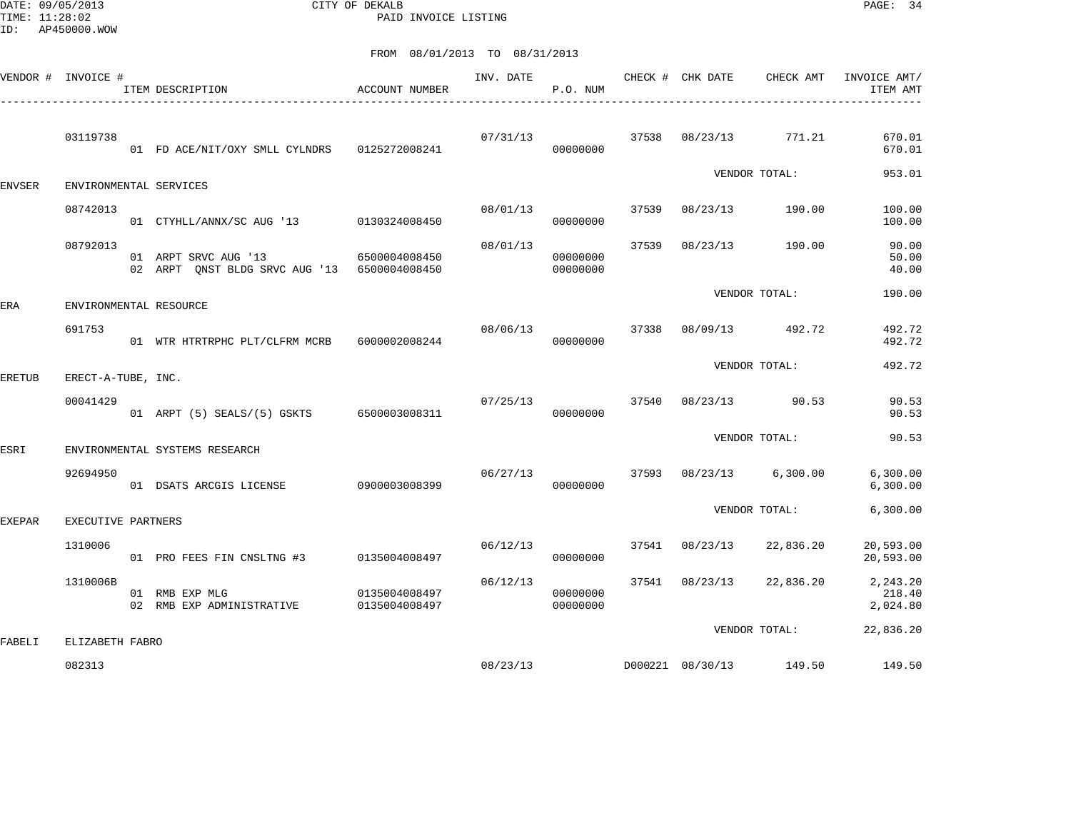CITY OF DEKALB

PAID INVOICE LISTING

DATE: 09/05/2013
TIME: 11:28:02
ID: AP450000.WOW

FROM 08/01/2013 TO 08/31/2013

| VENDOR # | INVOICE # | ITEM DESCRIPTION | ACCOUNT NUMBER | INV. DATE | P.O. NUM | CHECK # | CHK DATE | CHECK AMT | INVOICE AMT/ ITEM AMT |
|---|---|---|---|---|---|---|---|---|---|
| | 03119738 | | | 07/31/13 | | 37538 | 08/23/13 | 771.21 | 670.01 |
| | | 01 FD ACE/NIT/OXY SMLL CYLNDRS | 0125272008241 | | 00000000 | | | | 670.01 |
| | | | | | | | VENDOR TOTAL: | | 953.01 |
| ENVSER | ENVIRONMENTAL SERVICES | | | | | | | | |
| | 08742013 | | | 08/01/13 | | 37539 | 08/23/13 | 190.00 | 100.00 |
| | | 01 CTYHLL/ANNX/SC AUG '13 | 0130324008450 | | 00000000 | | | | 100.00 |
| | 08792013 | | | 08/01/13 | | 37539 | 08/23/13 | 190.00 | 90.00 |
| | | 01 ARPT SRVC AUG '13 | 6500004008450 | | 00000000 | | | | 50.00 |
| | | 02 ARPT QNST BLDG SRVC AUG '13 | 6500004008450 | | 00000000 | | | | 40.00 |
| | | | | | | | VENDOR TOTAL: | | 190.00 |
| ERA | ENVIRONMENTAL RESOURCE | | | | | | | | |
| | 691753 | | | 08/06/13 | | 37338 | 08/09/13 | 492.72 | 492.72 |
| | | 01 WTR HTRTRPHC PLT/CLFRM MCRB | 6000002008244 | | 00000000 | | | | 492.72 |
| | | | | | | | VENDOR TOTAL: | | 492.72 |
| ERETUB | ERECT-A-TUBE, INC. | | | | | | | | |
| | 00041429 | | | 07/25/13 | | 37540 | 08/23/13 | 90.53 | 90.53 |
| | | 01 ARPT (5) SEALS/(5) GSKTS | 6500003008311 | | 00000000 | | | | 90.53 |
| | | | | | | | VENDOR TOTAL: | | 90.53 |
| ESRI | ENVIRONMENTAL SYSTEMS RESEARCH | | | | | | | | |
| | 92694950 | | | 06/27/13 | | 37593 | 08/23/13 | 6,300.00 | 6,300.00 |
| | | 01 DSATS ARCGIS LICENSE | 0900003008399 | | 00000000 | | | | 6,300.00 |
| | | | | | | | VENDOR TOTAL: | | 6,300.00 |
| EXEPAR | EXECUTIVE PARTNERS | | | | | | | | |
| | 1310006 | | | 06/12/13 | | 37541 | 08/23/13 | 22,836.20 | 20,593.00 |
| | | 01 PRO FEES FIN CNSLTNG #3 | 0135004008497 | | 00000000 | | | | 20,593.00 |
| | 1310006B | | | 06/12/13 | | 37541 | 08/23/13 | 22,836.20 | 2,243.20 |
| | | 01 RMB EXP MLG | 0135004008497 | | 00000000 | | | | 218.40 |
| | | 02 RMB EXP ADMINISTRATIVE | 0135004008497 | | 00000000 | | | | 2,024.80 |
| | | | | | | | VENDOR TOTAL: | | 22,836.20 |
| FABELI | ELIZABETH FABRO | | | | | | | | |
| | 082313 | | | 08/23/13 | | D000221 | 08/30/13 | 149.50 | 149.50 |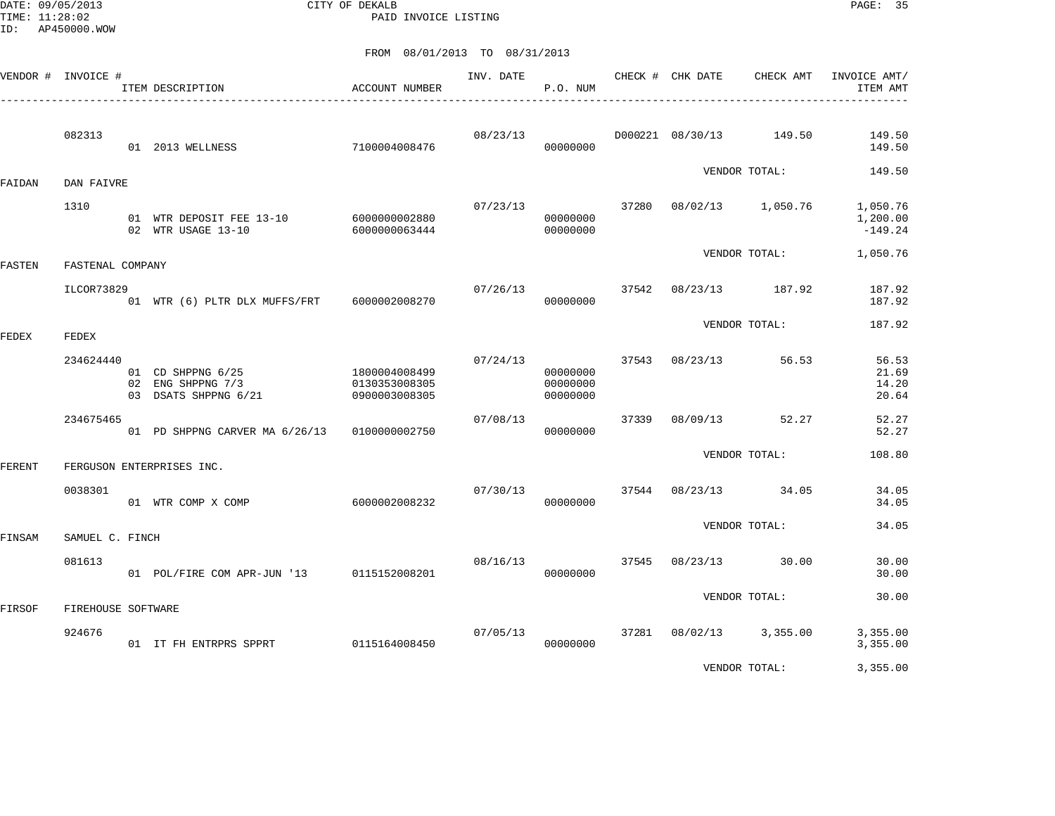DATE: 09/05/2013 CITY OF DEKALB
TIME: 11:28:02 PAID INVOICE LISTING
ID: AP450000.WOW

FROM 08/01/2013 TO 08/31/2013

| VENDOR # | INVOICE # | ITEM DESCRIPTION | ACCOUNT NUMBER | INV. DATE | P.O. NUM | CHECK # | CHK DATE | CHECK AMT | INVOICE AMT/ ITEM AMT |
|---|---|---|---|---|---|---|---|---|---|
| | 082313 | | | 08/23/13 | | D000221 | 08/30/13 | 149.50 | 149.50 |
| | | 01 2013 WELLNESS | 7100004008476 | | 00000000 | | | | 149.50 |
| | | | | | | | VENDOR TOTAL: | | 149.50 |
| FAIDAN | DAN FAIVRE | | | | | | | | |
| | 1310 | | | 07/23/13 | | 37280 | 08/02/13 | 1,050.76 | 1,050.76 |
| | | 01 WTR DEPOSIT FEE 13-10 | 6000000002880 | | 00000000 | | | | 1,200.00 |
| | | 02 WTR USAGE 13-10 | 6000000063444 | | 00000000 | | | | -149.24 |
| | | | | | | | VENDOR TOTAL: | | 1,050.76 |
| FASTEN | FASTENAL COMPANY | | | | | | | | |
| | ILCOR73829 | | | 07/26/13 | | 37542 | 08/23/13 | 187.92 | 187.92 |
| | | 01 WTR (6) PLTR DLX MUFFS/FRT | 6000002008270 | | 00000000 | | | | 187.92 |
| | | | | | | | VENDOR TOTAL: | | 187.92 |
| FEDEX | FEDEX | | | | | | | | |
| | 234624440 | | | 07/24/13 | | 37543 | 08/23/13 | 56.53 | 56.53 |
| | | 01 CD SHPPNG 6/25 | 1800004008499 | | 00000000 | | | | 21.69 |
| | | 02 ENG SHPPNG 7/3 | 0130353008305 | | 00000000 | | | | 14.20 |
| | | 03 DSATS SHPPNG 6/21 | 0900003008305 | | 00000000 | | | | 20.64 |
| | 234675465 | | | 07/08/13 | | 37339 | 08/09/13 | 52.27 | 52.27 |
| | | 01 PD SHPPNG CARVER MA 6/26/13 | 0100000002750 | | 00000000 | | | | 52.27 |
| | | | | | | | VENDOR TOTAL: | | 108.80 |
| FERENT | FERGUSON ENTERPRISES INC. | | | | | | | | |
| | 0038301 | | | 07/30/13 | | 37544 | 08/23/13 | 34.05 | 34.05 |
| | | 01 WTR COMP X COMP | 6000002008232 | | 00000000 | | | | 34.05 |
| | | | | | | | VENDOR TOTAL: | | 34.05 |
| FINSAM | SAMUEL C. FINCH | | | | | | | | |
| | 081613 | | | 08/16/13 | | 37545 | 08/23/13 | 30.00 | 30.00 |
| | | 01 POL/FIRE COM APR-JUN '13 | 0115152008201 | | 00000000 | | | | 30.00 |
| | | | | | | | VENDOR TOTAL: | | 30.00 |
| FIRSOF | FIREHOUSE SOFTWARE | | | | | | | | |
| | 924676 | | | 07/05/13 | | 37281 | 08/02/13 | 3,355.00 | 3,355.00 |
| | | 01 IT FH ENTRPRS SPPRT | 0115164008450 | | 00000000 | | | | 3,355.00 |
| | | | | | | | VENDOR TOTAL: | | 3,355.00 |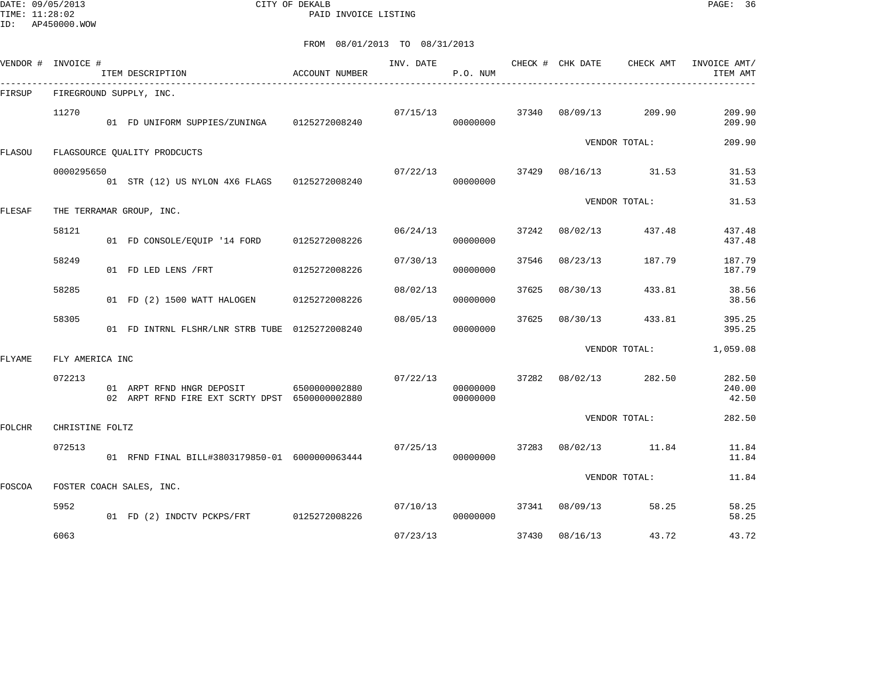DATE: 09/05/2013
TIME: 11:28:02
ID: AP450000.WOW

CITY OF DEKALB
PAID INVOICE LISTING

FROM 08/01/2013 TO 08/31/2013

| VENDOR # | INVOICE # | ITEM DESCRIPTION | ACCOUNT NUMBER | INV. DATE | P.O. NUM | CHECK # | CHK DATE | CHECK AMT | INVOICE AMT/ ITEM AMT |
|---|---|---|---|---|---|---|---|---|---|
| FIRSUP | FIREGROUND SUPPLY, INC. | | | | | | | | |
| | 11270 | | | 07/15/13 | | 37340 | 08/09/13 | 209.90 | 209.90 |
| | | 01 FD UNIFORM SUPPIES/ZUNINGA | 0125272008240 | | 00000000 | | | | 209.90 |
| | | | | | | | VENDOR TOTAL: | | 209.90 |
| FLASOU | FLAGSOURCE QUALITY PRODCUCTS | | | | | | | | |
| | 0000295650 | | | 07/22/13 | | 37429 | 08/16/13 | 31.53 | 31.53 |
| | | 01 STR (12) US NYLON 4X6 FLAGS | 0125272008240 | | 00000000 | | | | 31.53 |
| | | | | | | | VENDOR TOTAL: | | 31.53 |
| FLESAF | THE TERRAMAR GROUP, INC. | | | | | | | | |
| | 58121 | | | 06/24/13 | | 37242 | 08/02/13 | 437.48 | 437.48 |
| | | 01 FD CONSOLE/EQUIP '14 FORD | 0125272008226 | | 00000000 | | | | 437.48 |
| | 58249 | | | 07/30/13 | | 37546 | 08/23/13 | 187.79 | 187.79 |
| | | 01 FD LED LENS /FRT | 0125272008226 | | 00000000 | | | | 187.79 |
| | 58285 | | | 08/02/13 | | 37625 | 08/30/13 | 433.81 | 38.56 |
| | | 01 FD (2) 1500 WATT HALOGEN | 0125272008226 | | 00000000 | | | | 38.56 |
| | 58305 | | | 08/05/13 | | 37625 | 08/30/13 | 433.81 | 395.25 |
| | | 01 FD INTRNL FLSHR/LNR STRB TUBE | 0125272008240 | | 00000000 | | | | 395.25 |
| | | | | | | | VENDOR TOTAL: | | 1,059.08 |
| FLYAME | FLY AMERICA INC | | | | | | | | |
| | 072213 | | | 07/22/13 | | 37282 | 08/02/13 | 282.50 | 282.50 |
| | | 01 ARPT RFND HNGR DEPOSIT | 6500000002880 | | 00000000 | | | | 240.00 |
| | | 02 ARPT RFND FIRE EXT SCRTY DPST | 6500000002880 | | 00000000 | | | | 42.50 |
| | | | | | | | VENDOR TOTAL: | | 282.50 |
| FOLCHR | CHRISTINE FOLTZ | | | | | | | | |
| | 072513 | | | 07/25/13 | | 37283 | 08/02/13 | 11.84 | 11.84 |
| | | 01 RFND FINAL BILL#3803179850-01 | 6000000063444 | | 00000000 | | | | 11.84 |
| | | | | | | | VENDOR TOTAL: | | 11.84 |
| FOSCOA | FOSTER COACH SALES, INC. | | | | | | | | |
| | 5952 | | | 07/10/13 | | 37341 | 08/09/13 | 58.25 | 58.25 |
| | | 01 FD (2) INDCTV PCKPS/FRT | 0125272008226 | | 00000000 | | | | 58.25 |
| | 6063 | | | 07/23/13 | | 37430 | 08/16/13 | 43.72 | 43.72 |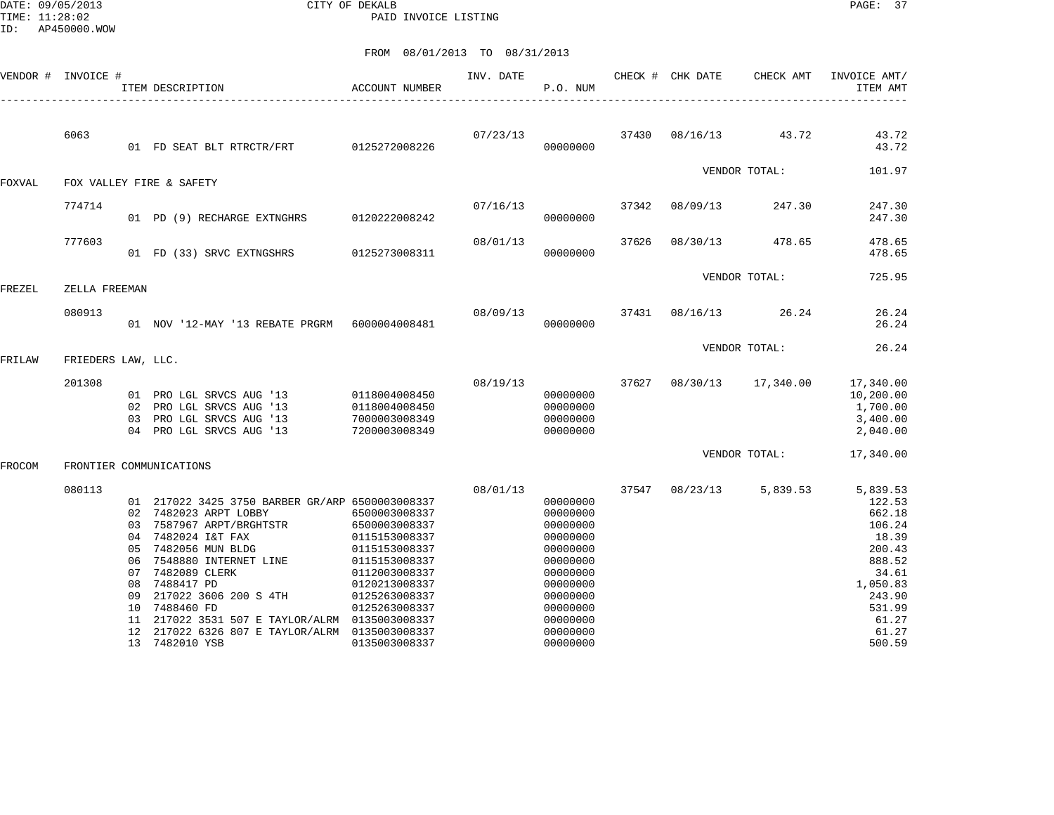CITY OF DEKALB
PAID INVOICE LISTING

DATE: 09/05/2013
TIME: 11:28:02
ID: AP450000.WOW

FROM 08/01/2013 TO 08/31/2013

| VENDOR # | INVOICE # | ITEM DESCRIPTION | ACCOUNT NUMBER | INV. DATE | P.O. NUM | CHECK # | CHK DATE | CHECK AMT | INVOICE AMT/ ITEM AMT |
|---|---|---|---|---|---|---|---|---|---|
| | 6063 | | | 07/23/13 | | 37430 | 08/16/13 | 43.72 | 43.72 |
| | | 01 FD SEAT BLT RTRCTR/FRT | 0125272008226 | | 00000000 | | | | 43.72 |
| | | | | | | | VENDOR TOTAL: | | 101.97 |
| FOXVAL | FOX VALLEY FIRE & SAFETY | | | | | | | | |
| | 774714 | | | 07/16/13 | | 37342 | 08/09/13 | 247.30 | 247.30 |
| | | 01 PD (9) RECHARGE EXTNGHRS | 0120222008242 | | 00000000 | | | | 247.30 |
| | 777603 | | | 08/01/13 | | 37626 | 08/30/13 | 478.65 | 478.65 |
| | | 01 FD (33) SRVC EXTNGSHRS | 0125273008311 | | 00000000 | | | | 478.65 |
| | | | | | | | VENDOR TOTAL: | | 725.95 |
| FREZEL | ZELLA FREEMAN | | | | | | | | |
| | 080913 | | | 08/09/13 | | 37431 | 08/16/13 | 26.24 | 26.24 |
| | | 01 NOV '12-MAY '13 REBATE PRGRM | 6000004008481 | | 00000000 | | | | 26.24 |
| | | | | | | | VENDOR TOTAL: | | 26.24 |
| FRILAW | FRIEDERS LAW, LLC. | | | | | | | | |
| | 201308 | | | 08/19/13 | | 37627 | 08/30/13 | 17,340.00 | 17,340.00 |
| | | 01 PRO LGL SRVCS AUG '13 | 0118004008450 | | 00000000 | | | | 10,200.00 |
| | | 02 PRO LGL SRVCS AUG '13 | 0118004008450 | | 00000000 | | | | 1,700.00 |
| | | 03 PRO LGL SRVCS AUG '13 | 7000003008349 | | 00000000 | | | | 3,400.00 |
| | | 04 PRO LGL SRVCS AUG '13 | 7200003008349 | | 00000000 | | | | 2,040.00 |
| | | | | | | | VENDOR TOTAL: | | 17,340.00 |
| FROCOM | FRONTIER COMMUNICATIONS | | | | | | | | |
| | 080113 | | | 08/01/13 | | 37547 | 08/23/13 | 5,839.53 | 5,839.53 |
| | | 01 217022 3425 3750 BARBER GR/ARP | 6500003008337 | | 00000000 | | | | 122.53 |
| | | 02 7482023 ARPT LOBBY | 6500003008337 | | 00000000 | | | | 662.18 |
| | | 03 7587967 ARPT/BRGHTSTR | 6500003008337 | | 00000000 | | | | 106.24 |
| | | 04 7482024 I&T FAX | 0115153008337 | | 00000000 | | | | 18.39 |
| | | 05 7482056 MUN BLDG | 0115153008337 | | 00000000 | | | | 200.43 |
| | | 06 7548880 INTERNET LINE | 0115153008337 | | 00000000 | | | | 888.52 |
| | | 07 7482089 CLERK | 0112003008337 | | 00000000 | | | | 34.61 |
| | | 08 7488417 PD | 0120213008337 | | 00000000 | | | | 1,050.83 |
| | | 09 217022 3606 200 S 4TH | 0125263008337 | | 00000000 | | | | 243.90 |
| | | 10 7488460 FD | 0125263008337 | | 00000000 | | | | 531.99 |
| | | 11 217022 3531 507 E TAYLOR/ALRM | 0135003008337 | | 00000000 | | | | 61.27 |
| | | 12 217022 6326 807 E TAYLOR/ALRM | 0135003008337 | | 00000000 | | | | 61.27 |
| | | 13 7482010 YSB | 0135003008337 | | 00000000 | | | | 500.59 |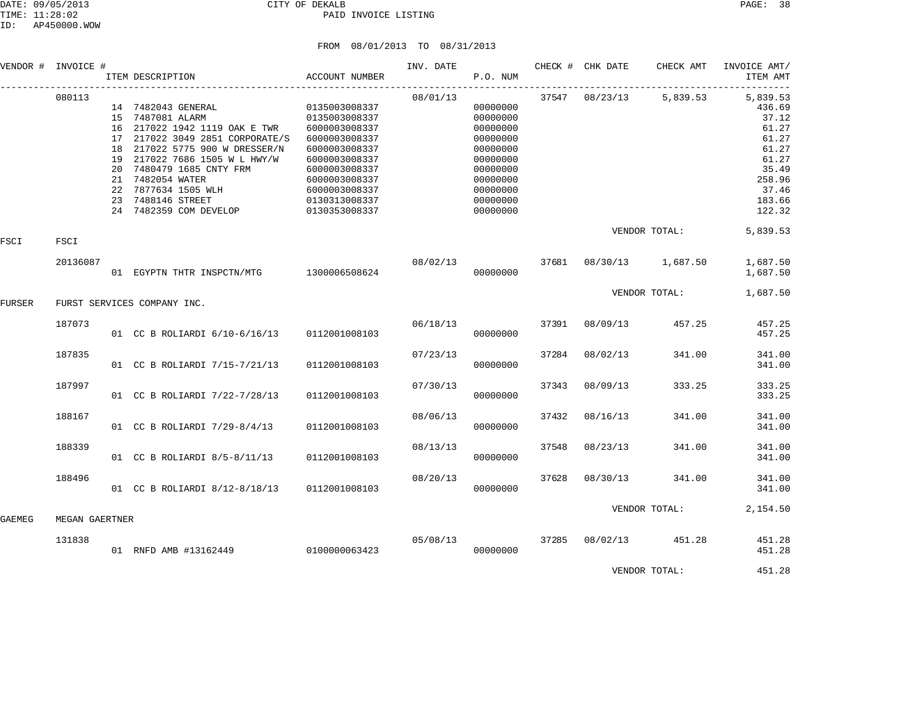CITY OF DEKALB
PAID INVOICE LISTING

FROM 08/01/2013 TO 08/31/2013

| VENDOR # | INVOICE # | ITEM DESCRIPTION | ACCOUNT NUMBER | INV. DATE | P.O. NUM | CHECK # | CHK DATE | CHECK AMT | INVOICE AMT/ ITEM AMT |
|---|---|---|---|---|---|---|---|---|---|
| | 080113 | | | 08/01/13 | | 37547 | 08/23/13 | 5,839.53 | 5,839.53 |
| | | 14 7482043 GENERAL | 0135003008337 | | 00000000 | | | | 436.69 |
| | | 15 7487081 ALARM | 0135003008337 | | 00000000 | | | | 37.12 |
| | | 16 217022 1942 1119 OAK E TWR | 6000003008337 | | 00000000 | | | | 61.27 |
| | | 17 217022 3049 2851 CORPORATE/S | 6000003008337 | | 00000000 | | | | 61.27 |
| | | 18 217022 5775 900 W DRESSER/N | 6000003008337 | | 00000000 | | | | 61.27 |
| | | 19 217022 7686 1505 W L HWY/W | 6000003008337 | | 00000000 | | | | 61.27 |
| | | 20 7480479 1685 CNTY FRM | 6000003008337 | | 00000000 | | | | 35.49 |
| | | 21 7482054 WATER | 6000003008337 | | 00000000 | | | | 258.96 |
| | | 22 7877634 1505 WLH | 6000003008337 | | 00000000 | | | | 37.46 |
| | | 23 7488146 STREET | 0130313008337 | | 00000000 | | | | 183.66 |
| | | 24 7482359 COM DEVELOP | 0130353008337 | | 00000000 | | | | 122.32 |
| | | | | | | | VENDOR TOTAL: | | 5,839.53 |
| FSCI | FSCI | | | | | | | | |
| | 20136087 | | | 08/02/13 | | 37681 | 08/30/13 | 1,687.50 | 1,687.50 |
| | | 01 EGYPTN THTR INSPCTN/MTG | 1300006508624 | | 00000000 | | | | 1,687.50 |
| | | | | | | | VENDOR TOTAL: | | 1,687.50 |
| FURSER | FURST SERVICES COMPANY INC. | | | | | | | | |
| | 187073 | | | 06/18/13 | | 37391 | 08/09/13 | 457.25 | 457.25 |
| | | 01 CC B ROLIARDI 6/10-6/16/13 | 0112001008103 | | 00000000 | | | | 457.25 |
| | 187835 | | | 07/23/13 | | 37284 | 08/02/13 | 341.00 | 341.00 |
| | | 01 CC B ROLIARDI 7/15-7/21/13 | 0112001008103 | | 00000000 | | | | 341.00 |
| | 187997 | | | 07/30/13 | | 37343 | 08/09/13 | 333.25 | 333.25 |
| | | 01 CC B ROLIARDI 7/22-7/28/13 | 0112001008103 | | 00000000 | | | | 333.25 |
| | 188167 | | | 08/06/13 | | 37432 | 08/16/13 | 341.00 | 341.00 |
| | | 01 CC B ROLIARDI 7/29-8/4/13 | 0112001008103 | | 00000000 | | | | 341.00 |
| | 188339 | | | 08/13/13 | | 37548 | 08/23/13 | 341.00 | 341.00 |
| | | 01 CC B ROLIARDI 8/5-8/11/13 | 0112001008103 | | 00000000 | | | | 341.00 |
| | 188496 | | | 08/20/13 | | 37628 | 08/30/13 | 341.00 | 341.00 |
| | | 01 CC B ROLIARDI 8/12-8/18/13 | 0112001008103 | | 00000000 | | | | 341.00 |
| | | | | | | | VENDOR TOTAL: | | 2,154.50 |
| GAEMEG | MEGAN GAERTNER | | | | | | | | |
| | 131838 | | | 05/08/13 | | 37285 | 08/02/13 | 451.28 | 451.28 |
| | | 01 RNFD AMB #13162449 | 0100000063423 | | 00000000 | | | | 451.28 |
| | | | | | | | VENDOR TOTAL: | | 451.28 |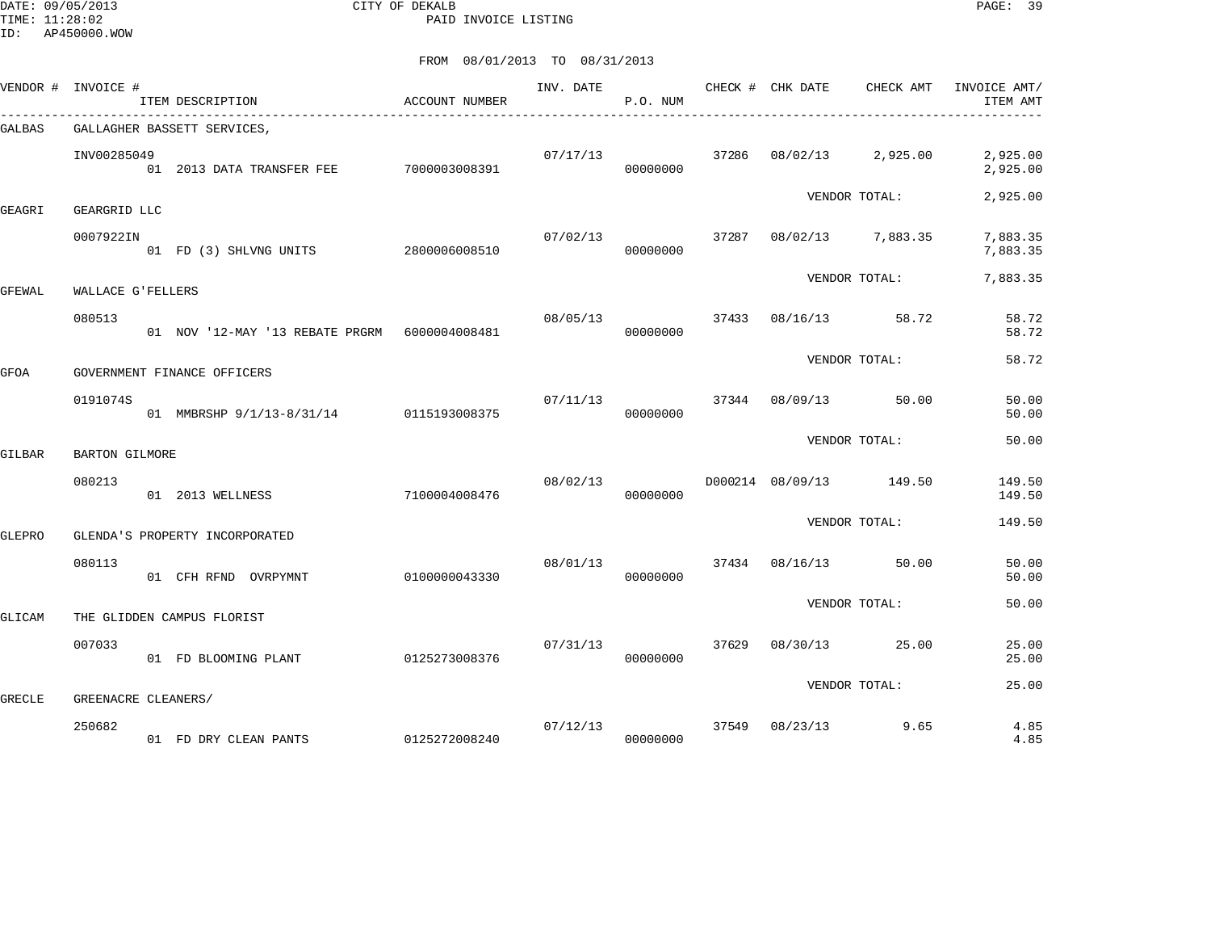DATE: 09/05/2013 CITY OF DEKALB
TIME: 11:28:02 PAID INVOICE LISTING
ID: AP450000.WOW

FROM 08/01/2013 TO 08/31/2013

| VENDOR # | INVOICE # / ITEM DESCRIPTION | ACCOUNT NUMBER | INV. DATE | P.O. NUM | CHECK # | CHK DATE | CHECK AMT | INVOICE AMT/ ITEM AMT |
|---|---|---|---|---|---|---|---|---|
| GALBAS | GALLAGHER BASSETT SERVICES, | | | | | | | |
| | INV00285049 | | 07/17/13 | | 37286 | 08/02/13 | 2,925.00 | 2,925.00 |
| | 01 2013 DATA TRANSFER FEE | 7000003008391 | | 00000000 | | | | 2,925.00 |
| | | | | | | VENDOR TOTAL: | | 2,925.00 |
| GEAGRI | GEARGRID LLC | | | | | | | |
| | 0007922IN | | 07/02/13 | | 37287 | 08/02/13 | 7,883.35 | 7,883.35 |
| | 01 FD (3) SHLVNG UNITS | 2800006008510 | | 00000000 | | | | 7,883.35 |
| | | | | | | VENDOR TOTAL: | | 7,883.35 |
| GFEWAL | WALLACE G'FELLERS | | | | | | | |
| | 080513 | | 08/05/13 | | 37433 | 08/16/13 | 58.72 | 58.72 |
| | 01 NOV '12-MAY '13 REBATE PRGRM | 6000004008481 | | 00000000 | | | | 58.72 |
| | | | | | | VENDOR TOTAL: | | 58.72 |
| GFOA | GOVERNMENT FINANCE OFFICERS | | | | | | | |
| | 0191074S | | 07/11/13 | | 37344 | 08/09/13 | 50.00 | 50.00 |
| | 01 MMBRSHP 9/1/13-8/31/14 | 0115193008375 | | 00000000 | | | | 50.00 |
| | | | | | | VENDOR TOTAL: | | 50.00 |
| GILBAR | BARTON GILMORE | | | | | | | |
| | 080213 | | 08/02/13 | | D000214 | 08/09/13 | 149.50 | 149.50 |
| | 01 2013 WELLNESS | 7100004008476 | | 00000000 | | | | 149.50 |
| | | | | | | VENDOR TOTAL: | | 149.50 |
| GLEPRO | GLENDA'S PROPERTY INCORPORATED | | | | | | | |
| | 080113 | | 08/01/13 | | 37434 | 08/16/13 | 50.00 | 50.00 |
| | 01 CFH RFND OVRPYMNT | 0100000043330 | | 00000000 | | | | 50.00 |
| | | | | | | VENDOR TOTAL: | | 50.00 |
| GLICAM | THE GLIDDEN CAMPUS FLORIST | | | | | | | |
| | 007033 | | 07/31/13 | | 37629 | 08/30/13 | 25.00 | 25.00 |
| | 01 FD BLOOMING PLANT | 0125273008376 | | 00000000 | | | | 25.00 |
| | | | | | | VENDOR TOTAL: | | 25.00 |
| GRECLE | GREENACRE CLEANERS/ | | | | | | | |
| | 250682 | | 07/12/13 | | 37549 | 08/23/13 | 9.65 | 4.85 |
| | 01 FD DRY CLEAN PANTS | 0125272008240 | | 00000000 | | | | 4.85 |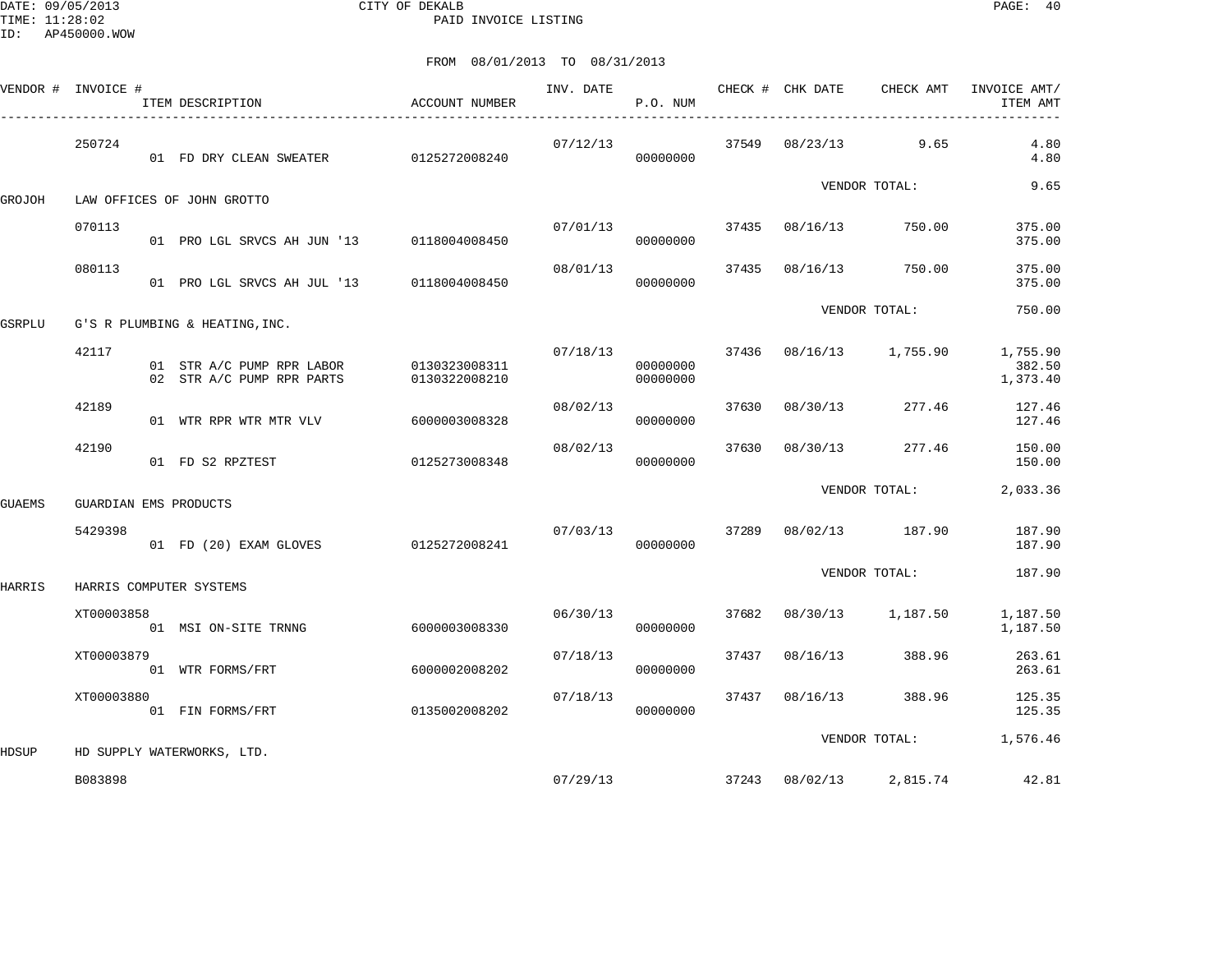CITY OF DEKALB

PAID INVOICE LISTING

DATE: 09/05/2013
TIME: 11:28:02
ID: AP450000.WOW

FROM 08/01/2013 TO 08/31/2013

| VENDOR # | INVOICE # | ITEM DESCRIPTION | ACCOUNT NUMBER | INV. DATE | P.O. NUM | CHECK # | CHK DATE | CHECK AMT | INVOICE AMT/ ITEM AMT |
|---|---|---|---|---|---|---|---|---|---|
| | 250724 | | | 07/12/13 | | 37549 | 08/23/13 | 9.65 | 4.80 |
| | | 01 FD DRY CLEAN SWEATER | 0125272008240 | | 00000000 | | | | 4.80 |
| | | | | | | | | VENDOR TOTAL: | 9.65 |
| GROJOH | LAW OFFICES OF JOHN GROTTO | | | | | | | | |
| | 070113 | | | 07/01/13 | | 37435 | 08/16/13 | 750.00 | 375.00 |
| | | 01 PRO LGL SRVCS AH JUN '13 | 0118004008450 | | 00000000 | | | | 375.00 |
| | 080113 | | | 08/01/13 | | 37435 | 08/16/13 | 750.00 | 375.00 |
| | | 01 PRO LGL SRVCS AH JUL '13 | 0118004008450 | | 00000000 | | | | 375.00 |
| | | | | | | | | VENDOR TOTAL: | 750.00 |
| GSRPLU | G'S R PLUMBING & HEATING,INC. | | | | | | | | |
| | 42117 | | | 07/18/13 | | 37436 | 08/16/13 | 1,755.90 | 1,755.90 |
| | | 01 STR A/C PUMP RPR LABOR | 0130323008311 | | 00000000 | | | | 382.50 |
| | | 02 STR A/C PUMP RPR PARTS | 0130322008210 | | 00000000 | | | | 1,373.40 |
| | 42189 | | | 08/02/13 | | 37630 | 08/30/13 | 277.46 | 127.46 |
| | | 01 WTR RPR WTR MTR VLV | 6000003008328 | | 00000000 | | | | 127.46 |
| | 42190 | | | 08/02/13 | | 37630 | 08/30/13 | 277.46 | 150.00 |
| | | 01 FD S2 RPZTEST | 0125273008348 | | 00000000 | | | | 150.00 |
| | | | | | | | | VENDOR TOTAL: | 2,033.36 |
| GUAEMS | GUARDIAN EMS PRODUCTS | | | | | | | | |
| | 5429398 | | | 07/03/13 | | 37289 | 08/02/13 | 187.90 | 187.90 |
| | | 01 FD (20) EXAM GLOVES | 0125272008241 | | 00000000 | | | | 187.90 |
| | | | | | | | | VENDOR TOTAL: | 187.90 |
| HARRIS | HARRIS COMPUTER SYSTEMS | | | | | | | | |
| | XT00003858 | | | 06/30/13 | | 37682 | 08/30/13 | 1,187.50 | 1,187.50 |
| | | 01 MSI ON-SITE TRNNG | 6000003008330 | | 00000000 | | | | 1,187.50 |
| | XT00003879 | | | 07/18/13 | | 37437 | 08/16/13 | 388.96 | 263.61 |
| | | 01 WTR FORMS/FRT | 6000002008202 | | 00000000 | | | | 263.61 |
| | XT00003880 | | | 07/18/13 | | 37437 | 08/16/13 | 388.96 | 125.35 |
| | | 01 FIN FORMS/FRT | 0135002008202 | | 00000000 | | | | 125.35 |
| | | | | | | | | VENDOR TOTAL: | 1,576.46 |
| HDSUP | HD SUPPLY WATERWORKS, LTD. | | | | | | | | |
| | B083898 | | | 07/29/13 | | 37243 | 08/02/13 | 2,815.74 | 42.81 |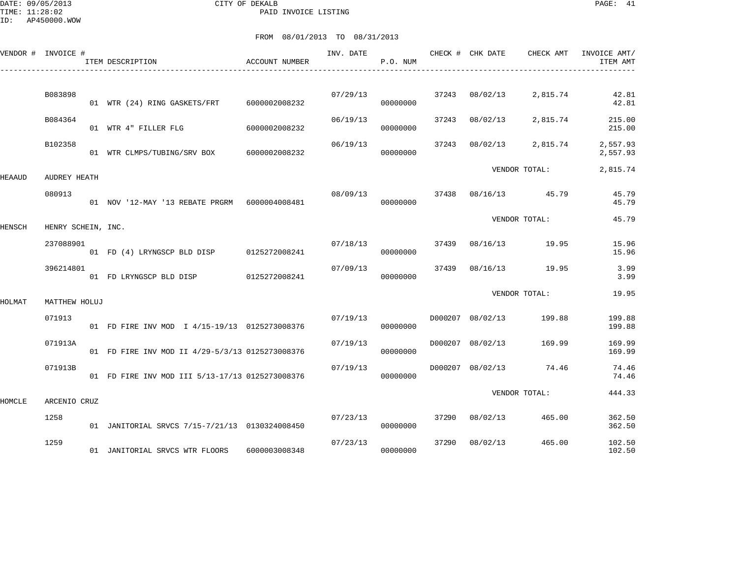CITY OF DEKALB
PAID INVOICE LISTING

DATE: 09/05/2013
TIME: 11:28:02
ID: AP450000.WOW

FROM 08/01/2013 TO 08/31/2013

| VENDOR # | INVOICE # | ITEM DESCRIPTION | ACCOUNT NUMBER | INV. DATE | P.O. NUM | CHECK # | CHK DATE | CHECK AMT | INVOICE AMT/ ITEM AMT |
|---|---|---|---|---|---|---|---|---|---|
| | B083898 | | | 07/29/13 | | 37243 | 08/02/13 | 2,815.74 | 42.81 |
| | | 01 WTR (24) RING GASKETS/FRT | 6000002008232 | | 00000000 | | | | 42.81 |
| | B084364 | | | 06/19/13 | | 37243 | 08/02/13 | 2,815.74 | 215.00 |
| | | 01 WTR 4" FILLER FLG | 6000002008232 | | 00000000 | | | | 215.00 |
| | B102358 | | | 06/19/13 | | 37243 | 08/02/13 | 2,815.74 | 2,557.93 |
| | | 01 WTR CLMPS/TUBING/SRV BOX | 6000002008232 | | 00000000 | | | | 2,557.93 |
| | | | | | | | VENDOR TOTAL: | | 2,815.74 |
| HEAAUD | AUDREY HEATH | | | | | | | | |
| | 080913 | | | 08/09/13 | | 37438 | 08/16/13 | 45.79 | 45.79 |
| | | 01 NOV '12-MAY '13 REBATE PRGRM | 6000004008481 | | 00000000 | | | | 45.79 |
| | | | | | | | VENDOR TOTAL: | | 45.79 |
| HENSCH | HENRY SCHEIN, INC. | | | | | | | | |
| | 237088901 | | | 07/18/13 | | 37439 | 08/16/13 | 19.95 | 15.96 |
| | | 01 FD (4) LRYNGSCP BLD DISP | 0125272008241 | | 00000000 | | | | 15.96 |
| | 396214801 | | | 07/09/13 | | 37439 | 08/16/13 | 19.95 | 3.99 |
| | | 01 FD LRYNGSCP BLD DISP | 0125272008241 | | 00000000 | | | | 3.99 |
| | | | | | | | VENDOR TOTAL: | | 19.95 |
| HOLMAT | MATTHEW HOLUJ | | | | | | | | |
| | 071913 | | | 07/19/13 | | D000207 | 08/02/13 | 199.88 | 199.88 |
| | | 01 FD FIRE INV MOD I 4/15-19/13 | 0125273008376 | | 00000000 | | | | 199.88 |
| | 071913A | | | 07/19/13 | | D000207 | 08/02/13 | 169.99 | 169.99 |
| | | 01 FD FIRE INV MOD II 4/29-5/3/13 | 0125273008376 | | 00000000 | | | | 169.99 |
| | 071913B | | | 07/19/13 | | D000207 | 08/02/13 | 74.46 | 74.46 |
| | | 01 FD FIRE INV MOD III 5/13-17/13 | 0125273008376 | | 00000000 | | | | 74.46 |
| | | | | | | | VENDOR TOTAL: | | 444.33 |
| HOMCLE | ARCENIO CRUZ | | | | | | | | |
| | 1258 | | | 07/23/13 | | 37290 | 08/02/13 | 465.00 | 362.50 |
| | | 01 JANITORIAL SRVCS 7/15-7/21/13 | 0130324008450 | | 00000000 | | | | 362.50 |
| | 1259 | | | 07/23/13 | | 37290 | 08/02/13 | 465.00 | 102.50 |
| | | 01 JANITORIAL SRVCS WTR FLOORS | 6000003008348 | | 00000000 | | | | 102.50 |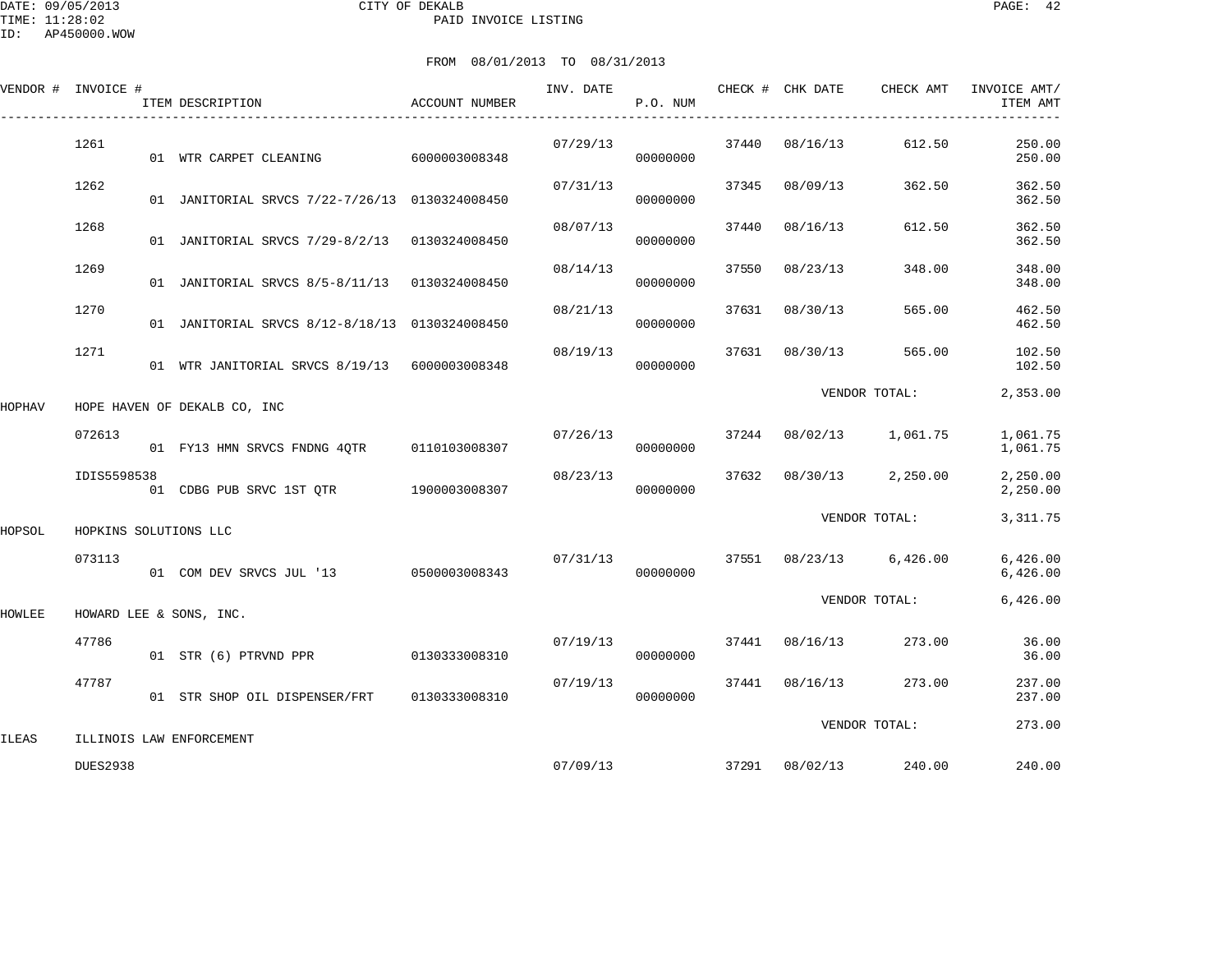CITY OF DEKALB
PAID INVOICE LISTING

FROM 08/01/2013 TO 08/31/2013

| VENDOR # | INVOICE # | ITEM DESCRIPTION | ACCOUNT NUMBER | INV. DATE | P.O. NUM | CHECK # | CHK DATE | CHECK AMT | INVOICE AMT/ ITEM AMT |
|---|---|---|---|---|---|---|---|---|---|
| | 1261 | | | 07/29/13 | | 37440 | 08/16/13 | 612.50 | 250.00 |
| | | 01 WTR CARPET CLEANING | 6000003008348 | | 00000000 | | | | 250.00 |
| | 1262 | | | 07/31/13 | | 37345 | 08/09/13 | 362.50 | 362.50 |
| | | 01 JANITORIAL SRVCS 7/22-7/26/13 | 0130324008450 | | 00000000 | | | | 362.50 |
| | 1268 | | | 08/07/13 | | 37440 | 08/16/13 | 612.50 | 362.50 |
| | | 01 JANITORIAL SRVCS 7/29-8/2/13 | 0130324008450 | | 00000000 | | | | 362.50 |
| | 1269 | | | 08/14/13 | | 37550 | 08/23/13 | 348.00 | 348.00 |
| | | 01 JANITORIAL SRVCS 8/5-8/11/13 | 0130324008450 | | 00000000 | | | | 348.00 |
| | 1270 | | | 08/21/13 | | 37631 | 08/30/13 | 565.00 | 462.50 |
| | | 01 JANITORIAL SRVCS 8/12-8/18/13 | 0130324008450 | | 00000000 | | | | 462.50 |
| | 1271 | | | 08/19/13 | | 37631 | 08/30/13 | 565.00 | 102.50 |
| | | 01 WTR JANITORIAL SRVCS 8/19/13 | 6000003008348 | | 00000000 | | | | 102.50 |
| | | | | | | | VENDOR TOTAL: | | 2,353.00 |
| HOPHAV | HOPE HAVEN OF DEKALB CO, INC | | | | | | | | |
| | 072613 | | | 07/26/13 | | 37244 | 08/02/13 | 1,061.75 | 1,061.75 |
| | | 01 FY13 HMN SRVCS FNDNG 4QTR | 0110103008307 | | 00000000 | | | | 1,061.75 |
| | IDIS5598538 | | | 08/23/13 | | 37632 | 08/30/13 | 2,250.00 | 2,250.00 |
| | | 01 CDBG PUB SRVC 1ST QTR | 1900003008307 | | 00000000 | | | | 2,250.00 |
| | | | | | | | VENDOR TOTAL: | | 3,311.75 |
| HOPSOL | HOPKINS SOLUTIONS LLC | | | | | | | | |
| | 073113 | | | 07/31/13 | | 37551 | 08/23/13 | 6,426.00 | 6,426.00 |
| | | 01 COM DEV SRVCS JUL '13 | 0500003008343 | | 00000000 | | | | 6,426.00 |
| | | | | | | | VENDOR TOTAL: | | 6,426.00 |
| HOWLEE | HOWARD LEE & SONS, INC. | | | | | | | | |
| | 47786 | | | 07/19/13 | | 37441 | 08/16/13 | 273.00 | 36.00 |
| | | 01 STR (6) PTRVND PPR | 0130333008310 | | 00000000 | | | | 36.00 |
| | 47787 | | | 07/19/13 | | 37441 | 08/16/13 | 273.00 | 237.00 |
| | | 01 STR SHOP OIL DISPENSER/FRT | 0130333008310 | | 00000000 | | | | 237.00 |
| | | | | | | | VENDOR TOTAL: | | 273.00 |
| ILEAS | ILLINOIS LAW ENFORCEMENT | | | | | | | | |
| | DUES2938 | | | 07/09/13 | | 37291 | 08/02/13 | 240.00 | 240.00 |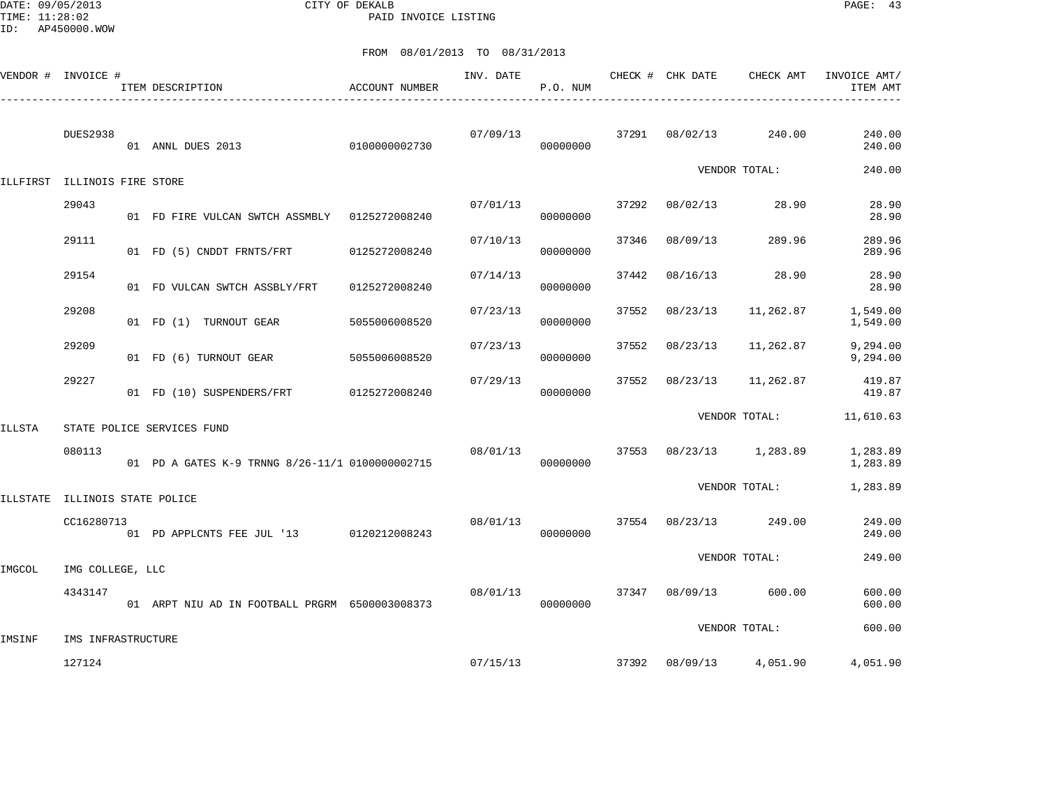CITY OF DEKALB
PAID INVOICE LISTING

FROM 08/01/2013 TO 08/31/2013

| VENDOR # | INVOICE # | ITEM DESCRIPTION | ACCOUNT NUMBER | INV. DATE | P.O. NUM | CHECK # | CHK DATE | CHECK AMT | INVOICE AMT/ ITEM AMT |
|---|---|---|---|---|---|---|---|---|---|
| | DUES2938 | | | 07/09/13 | | 37291 | 08/02/13 | 240.00 | 240.00 |
| | | 01 ANNL DUES 2013 | 0100000002730 | | 00000000 | | | | 240.00 |
| | | | | | | | VENDOR TOTAL: | | 240.00 |
| ILLFIRST | ILLINOIS FIRE STORE | | | | | | | | |
| | 29043 | | | 07/01/13 | | 37292 | 08/02/13 | 28.90 | 28.90 |
| | | 01 FD FIRE VULCAN SWTCH ASSMBLY | 0125272008240 | | 00000000 | | | | 28.90 |
| | 29111 | | | 07/10/13 | | 37346 | 08/09/13 | 289.96 | 289.96 |
| | | 01 FD (5) CNDDT FRNTS/FRT | 0125272008240 | | 00000000 | | | | 289.96 |
| | 29154 | | | 07/14/13 | | 37442 | 08/16/13 | 28.90 | 28.90 |
| | | 01 FD VULCAN SWTCH ASSBLY/FRT | 0125272008240 | | 00000000 | | | | 28.90 |
| | 29208 | | | 07/23/13 | | 37552 | 08/23/13 | 11,262.87 | 1,549.00 |
| | | 01 FD (1) TURNOUT GEAR | 5055006008520 | | 00000000 | | | | 1,549.00 |
| | 29209 | | | 07/23/13 | | 37552 | 08/23/13 | 11,262.87 | 9,294.00 |
| | | 01 FD (6) TURNOUT GEAR | 5055006008520 | | 00000000 | | | | 9,294.00 |
| | 29227 | | | 07/29/13 | | 37552 | 08/23/13 | 11,262.87 | 419.87 |
| | | 01 FD (10) SUSPENDERS/FRT | 0125272008240 | | 00000000 | | | | 419.87 |
| | | | | | | | VENDOR TOTAL: | | 11,610.63 |
| ILLSTA | STATE POLICE SERVICES FUND | | | | | | | | |
| | 080113 | | | 08/01/13 | | 37553 | 08/23/13 | 1,283.89 | 1,283.89 |
| | | 01 PD A GATES K-9 TRNNG 8/26-11/1 | 0100000002715 | | 00000000 | | | | 1,283.89 |
| | | | | | | | VENDOR TOTAL: | | 1,283.89 |
| ILLSTATE | ILLINOIS STATE POLICE | | | | | | | | |
| | CC16280713 | | | 08/01/13 | | 37554 | 08/23/13 | 249.00 | 249.00 |
| | | 01 PD APPLCNTS FEE JUL '13 | 0120212008243 | | 00000000 | | | | 249.00 |
| | | | | | | | VENDOR TOTAL: | | 249.00 |
| IMGCOL | IMG COLLEGE, LLC | | | | | | | | |
| | 4343147 | | | 08/01/13 | | 37347 | 08/09/13 | 600.00 | 600.00 |
| | | 01 ARPT NIU AD IN FOOTBALL PRGRM | 6500003008373 | | 00000000 | | | | 600.00 |
| | | | | | | | VENDOR TOTAL: | | 600.00 |
| IMSINF | IMS INFRASTRUCTURE | | | | | | | | |
| | 127124 | | | 07/15/13 | | 37392 | 08/09/13 | 4,051.90 | 4,051.90 |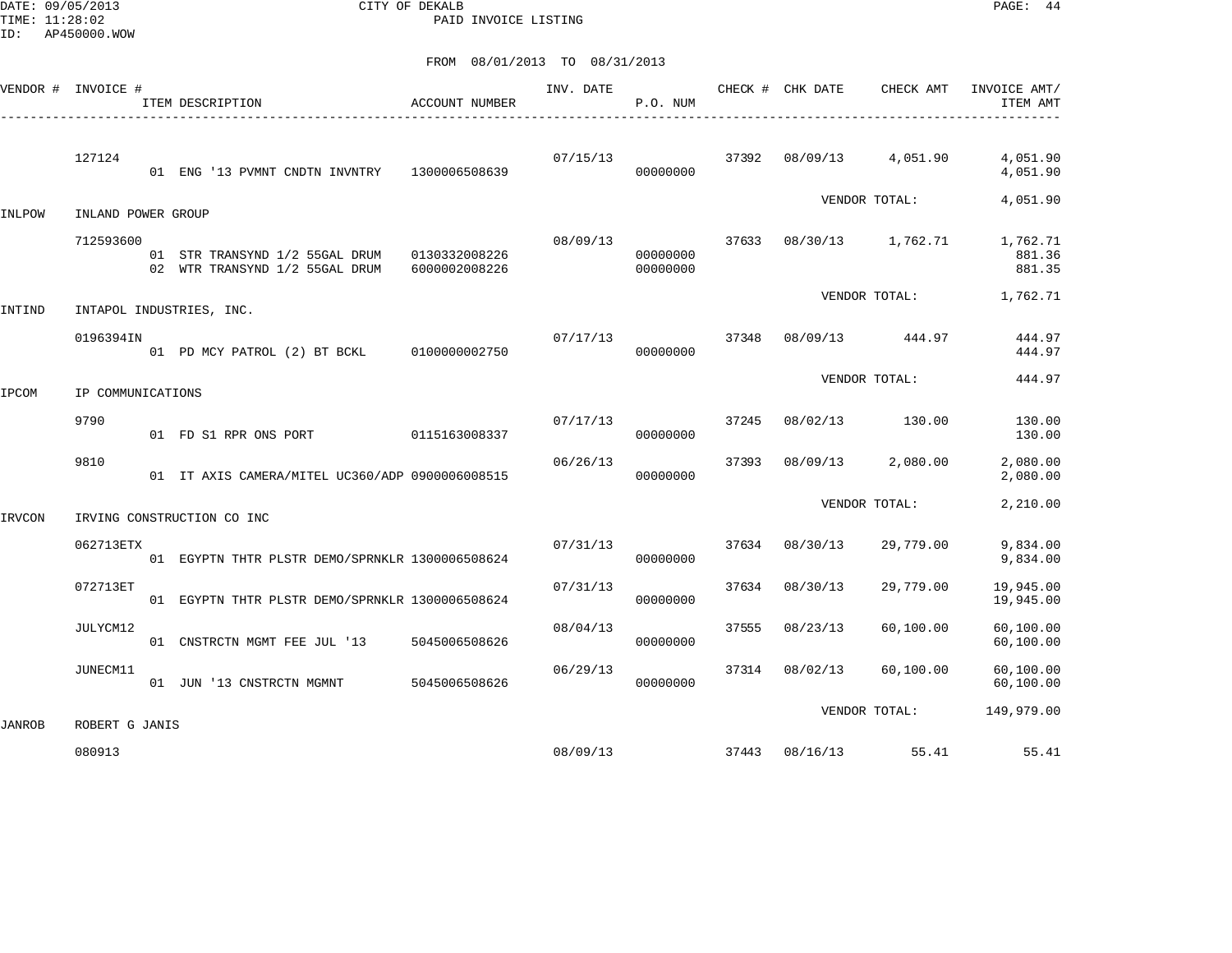CITY OF DEKALB

PAID INVOICE LISTING

DATE: 09/05/2013
TIME: 11:28:02
ID: AP450000.WOW

FROM 08/01/2013 TO 08/31/2013

| VENDOR # | INVOICE # | ITEM DESCRIPTION | ACCOUNT NUMBER | INV. DATE | P.O. NUM | CHECK # | CHK DATE | CHECK AMT | INVOICE AMT/ ITEM AMT |
|---|---|---|---|---|---|---|---|---|---|
| | 127124 | | | 07/15/13 | | 37392 | 08/09/13 | 4,051.90 | 4,051.90 |
| | | 01 ENG '13 PVMNT CNDTN INVNTRY | 1300006508639 | | 00000000 | | | | 4,051.90 |
| | | | | | | | | VENDOR TOTAL: | 4,051.90 |
| INLPOW | INLAND POWER GROUP | | | | | | | | |
| | 712593600 | | | 08/09/13 | | 37633 | 08/30/13 | 1,762.71 | 1,762.71 |
| | | 01 STR TRANSYND 1/2 55GAL DRUM | 0130332008226 | | 00000000 | | | | 881.36 |
| | | 02 WTR TRANSYND 1/2 55GAL DRUM | 6000002008226 | | 00000000 | | | | 881.35 |
| | | | | | | | | VENDOR TOTAL: | 1,762.71 |
| INTIND | INTAPOL INDUSTRIES, INC. | | | | | | | | |
| | 0196394IN | | | 07/17/13 | | 37348 | 08/09/13 | 444.97 | 444.97 |
| | | 01 PD MCY PATROL (2) BT BCKL | 0100000002750 | | 00000000 | | | | 444.97 |
| | | | | | | | | VENDOR TOTAL: | 444.97 |
| IPCOM | IP COMMUNICATIONS | | | | | | | | |
| | 9790 | | | 07/17/13 | | 37245 | 08/02/13 | 130.00 | 130.00 |
| | | 01 FD S1 RPR ONS PORT | 0115163008337 | | 00000000 | | | | 130.00 |
| | 9810 | | | 06/26/13 | | 37393 | 08/09/13 | 2,080.00 | 2,080.00 |
| | | 01 IT AXIS CAMERA/MITEL UC360/ADP | 0900006008515 | | 00000000 | | | | 2,080.00 |
| | | | | | | | | VENDOR TOTAL: | 2,210.00 |
| IRVCON | IRVING CONSTRUCTION CO INC | | | | | | | | |
| | 062713ETX | | | 07/31/13 | | 37634 | 08/30/13 | 29,779.00 | 9,834.00 |
| | | 01 EGYPTN THTR PLSTR DEMO/SPRNKLR | 1300006508624 | | 00000000 | | | | 9,834.00 |
| | 072713ET | | | 07/31/13 | | 37634 | 08/30/13 | 29,779.00 | 19,945.00 |
| | | 01 EGYPTN THTR PLSTR DEMO/SPRNKLR | 1300006508624 | | 00000000 | | | | 19,945.00 |
| | JULYCM12 | | | 08/04/13 | | 37555 | 08/23/13 | 60,100.00 | 60,100.00 |
| | | 01 CNSTRCTN MGMT FEE JUL '13 | 5045006508626 | | 00000000 | | | | 60,100.00 |
| | JUNECM11 | | | 06/29/13 | | 37314 | 08/02/13 | 60,100.00 | 60,100.00 |
| | | 01 JUN '13 CNSTRCTN MGMNT | 5045006508626 | | 00000000 | | | | 60,100.00 |
| | | | | | | | | VENDOR TOTAL: | 149,979.00 |
| JANROB | ROBERT G JANIS | | | | | | | | |
| | 080913 | | | 08/09/13 | | 37443 | 08/16/13 | 55.41 | 55.41 |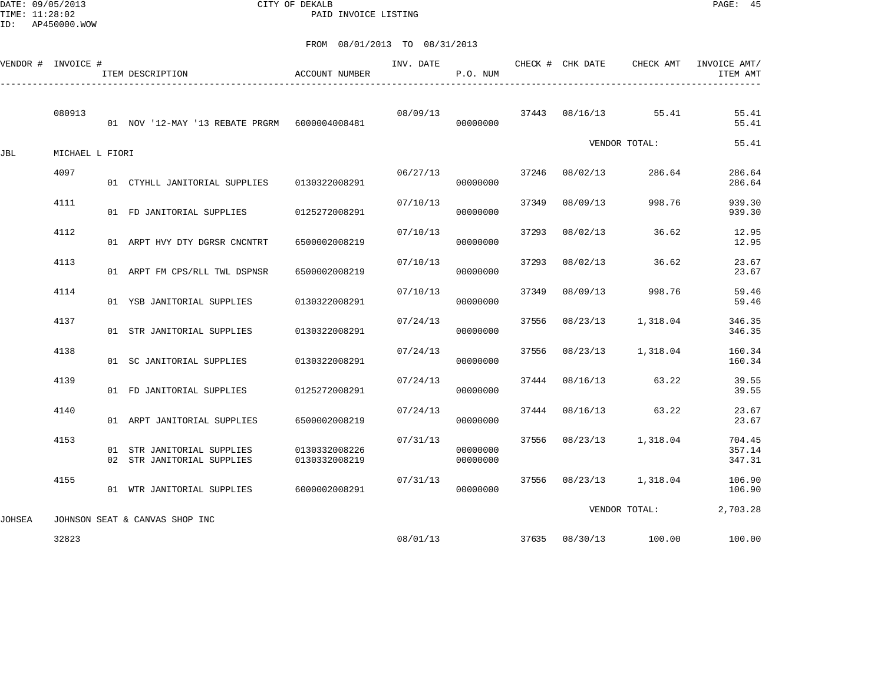CITY OF DEKALB
PAID INVOICE LISTING

DATE: 09/05/2013
TIME: 11:28:02
ID: AP450000.WOW

FROM 08/01/2013 TO 08/31/2013

| VENDOR # | INVOICE # | ITEM DESCRIPTION | ACCOUNT NUMBER | INV. DATE | P.O. NUM | CHECK # | CHK DATE | CHECK AMT | INVOICE AMT/ ITEM AMT |
|---|---|---|---|---|---|---|---|---|---|
| | 080913 | | | 08/09/13 | | 37443 | 08/16/13 | 55.41 | 55.41 |
| | | 01 NOV '12-MAY '13 REBATE PRGRM | 6000004008481 | | 00000000 | | | | 55.41 |
| | | | | | | | | VENDOR TOTAL: | 55.41 |
| JBL | MICHAEL L FIORI | | | | | | | | |
| | 4097 | | | 06/27/13 | | 37246 | 08/02/13 | 286.64 | 286.64 |
| | | 01 CTYHLL JANITORIAL SUPPLIES | 0130322008291 | | 00000000 | | | | 286.64 |
| | 4111 | | | 07/10/13 | | 37349 | 08/09/13 | 998.76 | 939.30 |
| | | 01 FD JANITORIAL SUPPLIES | 0125272008291 | | 00000000 | | | | 939.30 |
| | 4112 | | | 07/10/13 | | 37293 | 08/02/13 | 36.62 | 12.95 |
| | | 01 ARPT HVY DTY DGRSR CNCNTRT | 6500002008219 | | 00000000 | | | | 12.95 |
| | 4113 | | | 07/10/13 | | 37293 | 08/02/13 | 36.62 | 23.67 |
| | | 01 ARPT FM CPS/RLL TWL DSPNSR | 6500002008219 | | 00000000 | | | | 23.67 |
| | 4114 | | | 07/10/13 | | 37349 | 08/09/13 | 998.76 | 59.46 |
| | | 01 YSB JANITORIAL SUPPLIES | 0130322008291 | | 00000000 | | | | 59.46 |
| | 4137 | | | 07/24/13 | | 37556 | 08/23/13 | 1,318.04 | 346.35 |
| | | 01 STR JANITORIAL SUPPLIES | 0130322008291 | | 00000000 | | | | 346.35 |
| | 4138 | | | 07/24/13 | | 37556 | 08/23/13 | 1,318.04 | 160.34 |
| | | 01 SC JANITORIAL SUPPLIES | 0130322008291 | | 00000000 | | | | 160.34 |
| | 4139 | | | 07/24/13 | | 37444 | 08/16/13 | 63.22 | 39.55 |
| | | 01 FD JANITORIAL SUPPLIES | 0125272008291 | | 00000000 | | | | 39.55 |
| | 4140 | | | 07/24/13 | | 37444 | 08/16/13 | 63.22 | 23.67 |
| | | 01 ARPT JANITORIAL SUPPLIES | 6500002008219 | | 00000000 | | | | 23.67 |
| | 4153 | | | 07/31/13 | | 37556 | 08/23/13 | 1,318.04 | 704.45 |
| | | 01 STR JANITORIAL SUPPLIES | 0130332008226 | | 00000000 | | | | 357.14 |
| | | 02 STR JANITORIAL SUPPLIES | 0130332008219 | | 00000000 | | | | 347.31 |
| | 4155 | | | 07/31/13 | | 37556 | 08/23/13 | 1,318.04 | 106.90 |
| | | 01 WTR JANITORIAL SUPPLIES | 6000002008291 | | 00000000 | | | | 106.90 |
| | | | | | | | | VENDOR TOTAL: | 2,703.28 |
| JOHSEA | JOHNSON SEAT & CANVAS SHOP INC | | | | | | | | |
| | 32823 | | | 08/01/13 | | 37635 | 08/30/13 | 100.00 | 100.00 |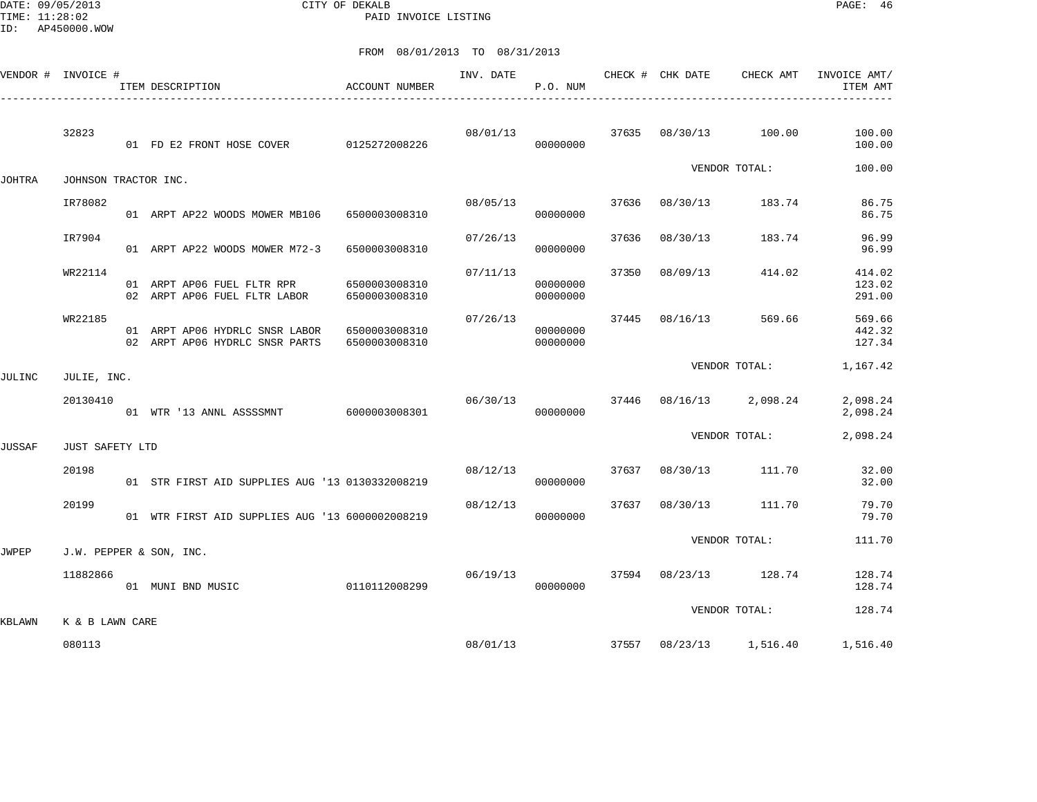CITY OF DEKALB
PAID INVOICE LISTING

FROM 08/01/2013 TO 08/31/2013

| VENDOR # | INVOICE # | ITEM DESCRIPTION | ACCOUNT NUMBER | INV. DATE | P.O. NUM | CHECK # | CHK DATE | CHECK AMT | INVOICE AMT/ ITEM AMT |
|---|---|---|---|---|---|---|---|---|---|
| | 32823 | | | 08/01/13 | | 37635 | 08/30/13 | 100.00 | 100.00 |
| | | 01 FD E2 FRONT HOSE COVER | 0125272008226 | | 00000000 | | | | 100.00 |
| | | | | | | | VENDOR TOTAL: | | 100.00 |
| JOHTRA | JOHNSON TRACTOR INC. | | | | | | | | |
| | IR78082 | | | 08/05/13 | | 37636 | 08/30/13 | 183.74 | 86.75 |
| | | 01 ARPT AP22 WOODS MOWER MB106 | 6500003008310 | | 00000000 | | | | 86.75 |
| | IR7904 | | | 07/26/13 | | 37636 | 08/30/13 | 183.74 | 96.99 |
| | | 01 ARPT AP22 WOODS MOWER M72-3 | 6500003008310 | | 00000000 | | | | 96.99 |
| | WR22114 | | | 07/11/13 | | 37350 | 08/09/13 | 414.02 | 414.02 |
| | | 01 ARPT AP06 FUEL FLTR RPR | 6500003008310 | | 00000000 | | | | 123.02 |
| | | 02 ARPT AP06 FUEL FLTR LABOR | 6500003008310 | | 00000000 | | | | 291.00 |
| | WR22185 | | | 07/26/13 | | 37445 | 08/16/13 | 569.66 | 569.66 |
| | | 01 ARPT AP06 HYDRLC SNSR LABOR | 6500003008310 | | 00000000 | | | | 442.32 |
| | | 02 ARPT AP06 HYDRLC SNSR PARTS | 6500003008310 | | 00000000 | | | | 127.34 |
| | | | | | | | VENDOR TOTAL: | | 1,167.42 |
| JULINC | JULIE, INC. | | | | | | | | |
| | 20130410 | | | 06/30/13 | | 37446 | 08/16/13 | 2,098.24 | 2,098.24 |
| | | 01 WTR '13 ANNL ASSSSMNT | 6000003008301 | | 00000000 | | | | 2,098.24 |
| | | | | | | | VENDOR TOTAL: | | 2,098.24 |
| JUSSAF | JUST SAFETY LTD | | | | | | | | |
| | 20198 | | | 08/12/13 | | 37637 | 08/30/13 | 111.70 | 32.00 |
| | | 01 STR FIRST AID SUPPLIES AUG '13 | 0130332008219 | | 00000000 | | | | 32.00 |
| | 20199 | | | 08/12/13 | | 37637 | 08/30/13 | 111.70 | 79.70 |
| | | 01 WTR FIRST AID SUPPLIES AUG '13 | 6000002008219 | | 00000000 | | | | 79.70 |
| | | | | | | | VENDOR TOTAL: | | 111.70 |
| JWPEP | J.W. PEPPER & SON, INC. | | | | | | | | |
| | 11882866 | | | 06/19/13 | | 37594 | 08/23/13 | 128.74 | 128.74 |
| | | 01 MUNI BND MUSIC | 0110112008299 | | 00000000 | | | | 128.74 |
| | | | | | | | VENDOR TOTAL: | | 128.74 |
| KBLAWN | K & B LAWN CARE | | | | | | | | |
| | 080113 | | | 08/01/13 | | 37557 | 08/23/13 | 1,516.40 | 1,516.40 |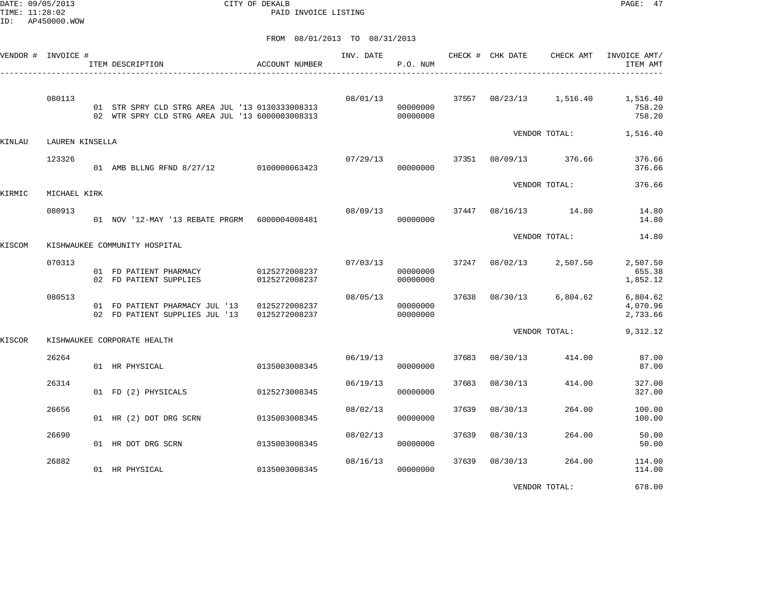CITY OF DEKALB

PAID INVOICE LISTING

DATE: 09/05/2013
TIME: 11:28:02
ID: AP450000.WOW

FROM 08/01/2013 TO 08/31/2013

| VENDOR # | INVOICE # | ITEM DESCRIPTION | ACCOUNT NUMBER | INV. DATE | P.O. NUM | CHECK # | CHK DATE | CHECK AMT | INVOICE AMT/ ITEM AMT |
|---|---|---|---|---|---|---|---|---|---|
| | 080113 | | | 08/01/13 | | 37557 | 08/23/13 | 1,516.40 | 1,516.40 |
| | | 01 STR SPRY CLD STRG AREA JUL '13 | 0130333008313 | | 00000000 | | | | 758.20 |
| | | 02 WTR SPRY CLD STRG AREA JUL '13 | 6000003008313 | | 00000000 | | | | 758.20 |
| | | | | | | | VENDOR TOTAL: | | 1,516.40 |
| KINLAU | LAUREN KINSELLA | | | | | | | | |
| | 123326 | | | 07/29/13 | | 37351 | 08/09/13 | 376.66 | 376.66 |
| | | 01 AMB BLLNG RFND 8/27/12 | 0100000063423 | | 00000000 | | | | 376.66 |
| | | | | | | | VENDOR TOTAL: | | 376.66 |
| KIRMIC | MICHAEL KIRK | | | | | | | | |
| | 080913 | | | 08/09/13 | | 37447 | 08/16/13 | 14.80 | 14.80 |
| | | 01 NOV '12-MAY '13 REBATE PRGRM | 6000004008481 | | 00000000 | | | | 14.80 |
| | | | | | | | VENDOR TOTAL: | | 14.80 |
| KISCOM | KISHWAUKEE COMMUNITY HOSPITAL | | | | | | | | |
| | 070313 | | | 07/03/13 | | 37247 | 08/02/13 | 2,507.50 | 2,507.50 |
| | | 01 FD PATIENT PHARMACY | 0125272008237 | | 00000000 | | | | 655.38 |
| | | 02 FD PATIENT SUPPLIES | 0125272008237 | | 00000000 | | | | 1,852.12 |
| | 080513 | | | 08/05/13 | | 37638 | 08/30/13 | 6,804.62 | 6,804.62 |
| | | 01 FD PATIENT PHARMACY JUL '13 | 0125272008237 | | 00000000 | | | | 4,070.96 |
| | | 02 FD PATIENT SUPPLIES JUL '13 | 0125272008237 | | 00000000 | | | | 2,733.66 |
| | | | | | | | VENDOR TOTAL: | | 9,312.12 |
| KISCOR | KISHWAUKEE CORPORATE HEALTH | | | | | | | | |
| | 26264 | | | 06/19/13 | | 37683 | 08/30/13 | 414.00 | 87.00 |
| | | 01 HR PHYSICAL | 0135003008345 | | 00000000 | | | | 87.00 |
| | 26314 | | | 06/19/13 | | 37683 | 08/30/13 | 414.00 | 327.00 |
| | | 01 FD (2) PHYSICALS | 0125273008345 | | 00000000 | | | | 327.00 |
| | 26656 | | | 08/02/13 | | 37639 | 08/30/13 | 264.00 | 100.00 |
| | | 01 HR (2) DOT DRG SCRN | 0135003008345 | | 00000000 | | | | 100.00 |
| | 26690 | | | 08/02/13 | | 37639 | 08/30/13 | 264.00 | 50.00 |
| | | 01 HR DOT DRG SCRN | 0135003008345 | | 00000000 | | | | 50.00 |
| | 26882 | | | 08/16/13 | | 37639 | 08/30/13 | 264.00 | 114.00 |
| | | 01 HR PHYSICAL | 0135003008345 | | 00000000 | | | | 114.00 |
| | | | | | | | VENDOR TOTAL: | | 678.00 |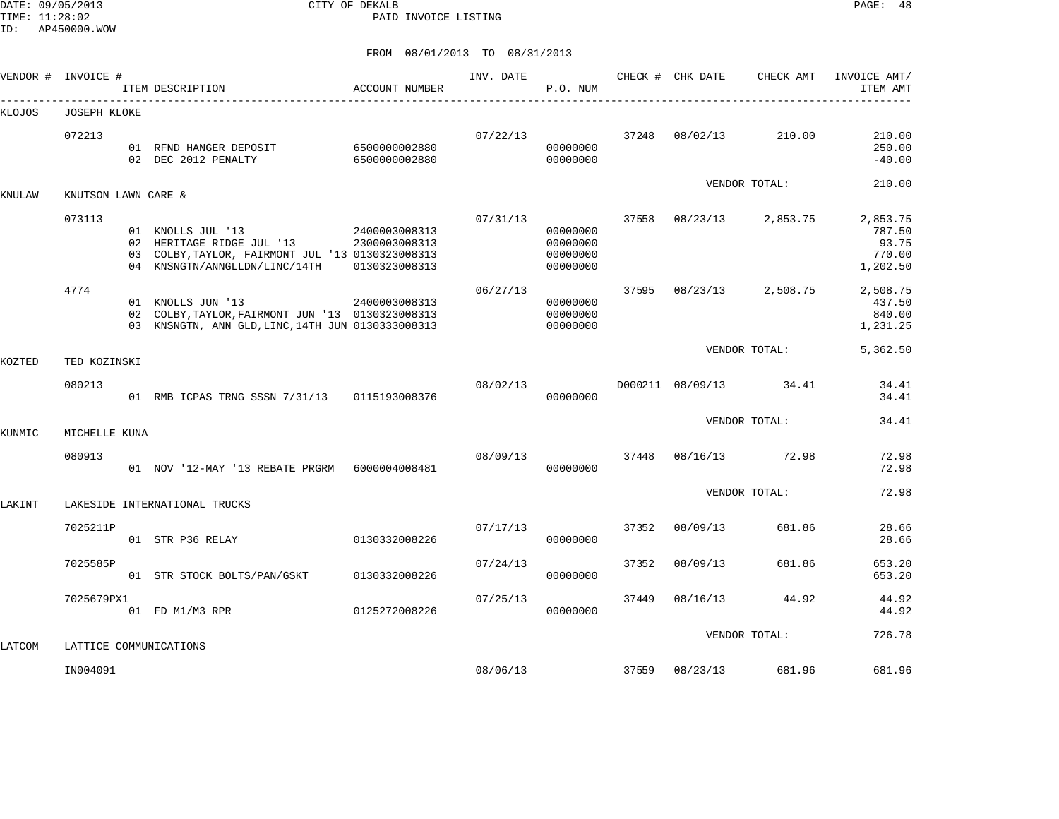CITY OF DEKALB
PAID INVOICE LISTING

FROM 08/01/2013 TO 08/31/2013

| VENDOR # | INVOICE # | ITEM DESCRIPTION | ACCOUNT NUMBER | INV. DATE | P.O. NUM | CHECK # | CHK DATE | CHECK AMT | INVOICE AMT/ ITEM AMT |
|---|---|---|---|---|---|---|---|---|---|
| KLOJOS | JOSEPH KLOKE | | | | | | | | |
| | 072213 | | | 07/22/13 | | 37248 | 08/02/13 | 210.00 | 210.00 |
| | | 01 RFND HANGER DEPOSIT | 6500000002880 | | 00000000 | | | | 250.00 |
| | | 02 DEC 2012 PENALTY | 6500000002880 | | 00000000 | | | | -40.00 |
| | | | | | | | VENDOR TOTAL: | | 210.00 |
| KNULAW | KNUTSON LAWN CARE & | | | | | | | | |
| | 073113 | | | 07/31/13 | | 37558 | 08/23/13 | 2,853.75 | 2,853.75 |
| | | 01 KNOLLS JUL '13 | 2400003008313 | | 00000000 | | | | 787.50 |
| | | 02 HERITAGE RIDGE JUL '13 | 2300003008313 | | 00000000 | | | | 93.75 |
| | | 03 COLBY,TAYLOR, FAIRMONT JUL '13 | 0130323008313 | | 00000000 | | | | 770.00 |
| | | 04 KNSNGTN/ANNGLLDN/LINC/14TH | 0130323008313 | | 00000000 | | | | 1,202.50 |
| | 4774 | | | 06/27/13 | | 37595 | 08/23/13 | 2,508.75 | 2,508.75 |
| | | 01 KNOLLS JUN '13 | 2400003008313 | | 00000000 | | | | 437.50 |
| | | 02 COLBY,TAYLOR,FAIRMONT JUN '13 | 0130323008313 | | 00000000 | | | | 840.00 |
| | | 03 KNSNGTN, ANN GLD,LINC,14TH JUN | 0130333008313 | | 00000000 | | | | 1,231.25 |
| | | | | | | | VENDOR TOTAL: | | 5,362.50 |
| KOZTED | TED KOZINSKI | | | | | | | | |
| | 080213 | | | 08/02/13 | | D000211 | 08/09/13 | 34.41 | 34.41 |
| | | 01 RMB ICPAS TRNG SSSN 7/31/13 | 0115193008376 | | 00000000 | | | | 34.41 |
| | | | | | | | VENDOR TOTAL: | | 34.41 |
| KUNMIC | MICHELLE KUNA | | | | | | | | |
| | 080913 | | | 08/09/13 | | 37448 | 08/16/13 | 72.98 | 72.98 |
| | | 01 NOV '12-MAY '13 REBATE PRGRM | 6000004008481 | | 00000000 | | | | 72.98 |
| | | | | | | | VENDOR TOTAL: | | 72.98 |
| LAKINT | LAKESIDE INTERNATIONAL TRUCKS | | | | | | | | |
| | 7025211P | | | 07/17/13 | | 37352 | 08/09/13 | 681.86 | 28.66 |
| | | 01 STR P36 RELAY | 0130332008226 | | 00000000 | | | | 28.66 |
| | 7025585P | | | 07/24/13 | | 37352 | 08/09/13 | 681.86 | 653.20 |
| | | 01 STR STOCK BOLTS/PAN/GSKT | 0130332008226 | | 00000000 | | | | 653.20 |
| | 7025679PX1 | | | 07/25/13 | | 37449 | 08/16/13 | 44.92 | 44.92 |
| | | 01 FD M1/M3 RPR | 0125272008226 | | 00000000 | | | | 44.92 |
| | | | | | | | VENDOR TOTAL: | | 726.78 |
| LATCOM | LATTICE COMMUNICATIONS | | | | | | | | |
| | IN004091 | | | 08/06/13 | | 37559 | 08/23/13 | 681.96 | 681.96 |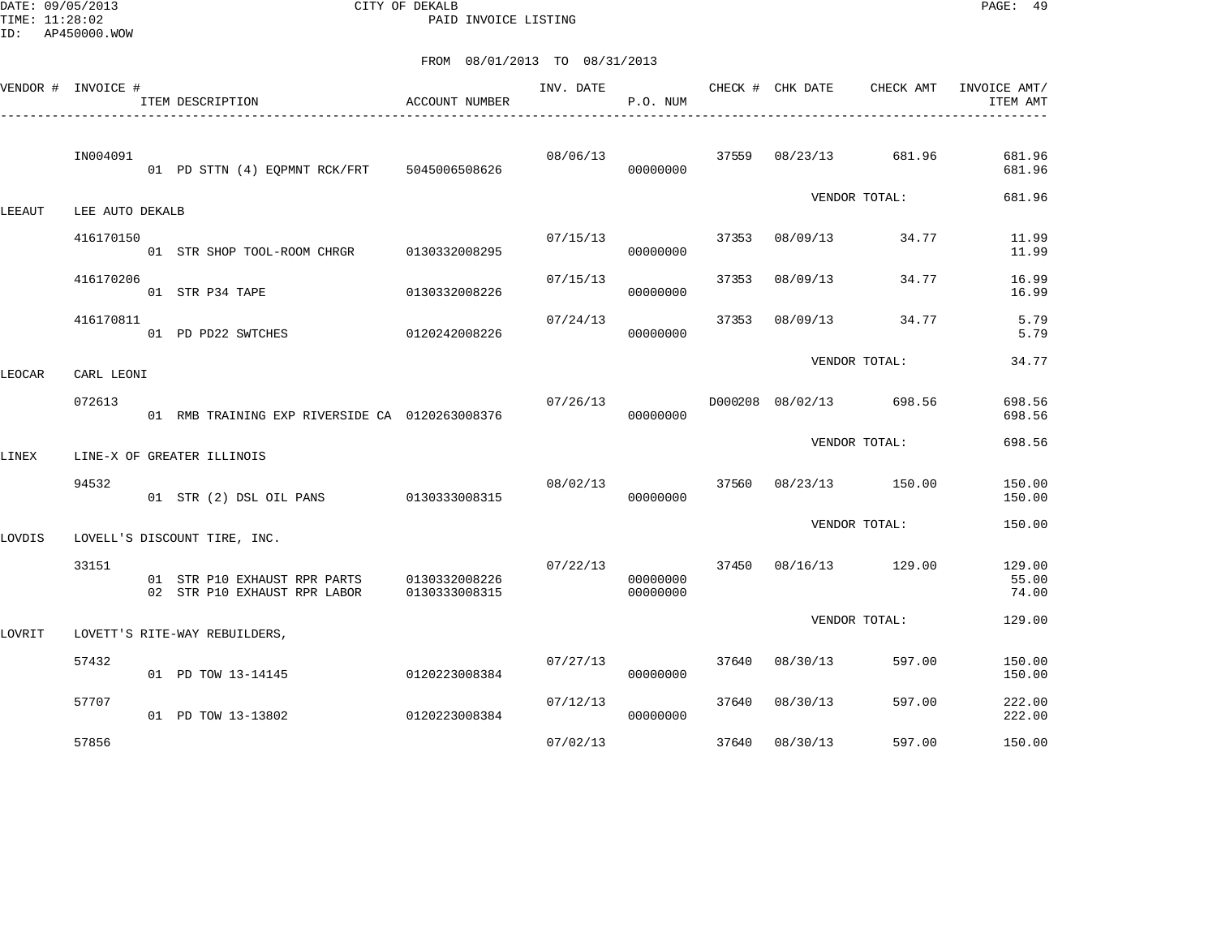CITY OF DEKALB
PAID INVOICE LISTING

DATE: 09/05/2013
TIME: 11:28:02
ID: AP450000.WOW

FROM 08/01/2013 TO 08/31/2013

| VENDOR # | INVOICE # | ITEM DESCRIPTION | ACCOUNT NUMBER | INV. DATE | P.O. NUM | CHECK # | CHK DATE | CHECK AMT | INVOICE AMT/ ITEM AMT |
|---|---|---|---|---|---|---|---|---|---|
| | IN004091 | | | 08/06/13 | | 37559 | 08/23/13 | 681.96 | 681.96 |
| | | 01 PD STTN (4) EQPMNT RCK/FRT | 5045006508626 | | 00000000 | | | | 681.96 |
| | | | | | | | VENDOR TOTAL: | | 681.96 |
| LEEAUT | LEE AUTO DEKALB | | | | | | | | |
| | 416170150 | | | 07/15/13 | | 37353 | 08/09/13 | 34.77 | 11.99 |
| | | 01 STR SHOP TOOL-ROOM CHRGR | 0130332008295 | | 00000000 | | | | 11.99 |
| | 416170206 | | | 07/15/13 | | 37353 | 08/09/13 | 34.77 | 16.99 |
| | | 01 STR P34 TAPE | 0130332008226 | | 00000000 | | | | 16.99 |
| | 416170811 | | | 07/24/13 | | 37353 | 08/09/13 | 34.77 | 5.79 |
| | | 01 PD PD22 SWTCHES | 0120242008226 | | 00000000 | | | | 5.79 |
| | | | | | | | VENDOR TOTAL: | | 34.77 |
| LEOCAR | CARL LEONI | | | | | | | | |
| | 072613 | | | 07/26/13 | | D000208 | 08/02/13 | 698.56 | 698.56 |
| | | 01 RMB TRAINING EXP RIVERSIDE CA | 0120263008376 | | 00000000 | | | | 698.56 |
| | | | | | | | VENDOR TOTAL: | | 698.56 |
| LINEX | LINE-X OF GREATER ILLINOIS | | | | | | | | |
| | 94532 | | | 08/02/13 | | 37560 | 08/23/13 | 150.00 | 150.00 |
| | | 01 STR (2) DSL OIL PANS | 0130333008315 | | 00000000 | | | | 150.00 |
| | | | | | | | VENDOR TOTAL: | | 150.00 |
| LOVDIS | LOVELL'S DISCOUNT TIRE, INC. | | | | | | | | |
| | 33151 | | | 07/22/13 | | 37450 | 08/16/13 | 129.00 | 129.00 |
| | | 01 STR P10 EXHAUST RPR PARTS | 0130332008226 | | 00000000 | | | | 55.00 |
| | | 02 STR P10 EXHAUST RPR LABOR | 0130333008315 | | 00000000 | | | | 74.00 |
| | | | | | | | VENDOR TOTAL: | | 129.00 |
| LOVRIT | LOVETT'S RITE-WAY REBUILDERS, | | | | | | | | |
| | 57432 | | | 07/27/13 | | 37640 | 08/30/13 | 597.00 | 150.00 |
| | | 01 PD TOW 13-14145 | 0120223008384 | | 00000000 | | | | 150.00 |
| | 57707 | | | 07/12/13 | | 37640 | 08/30/13 | 597.00 | 222.00 |
| | | 01 PD TOW 13-13802 | 0120223008384 | | 00000000 | | | | 222.00 |
| | 57856 | | | 07/02/13 | | 37640 | 08/30/13 | 597.00 | 150.00 |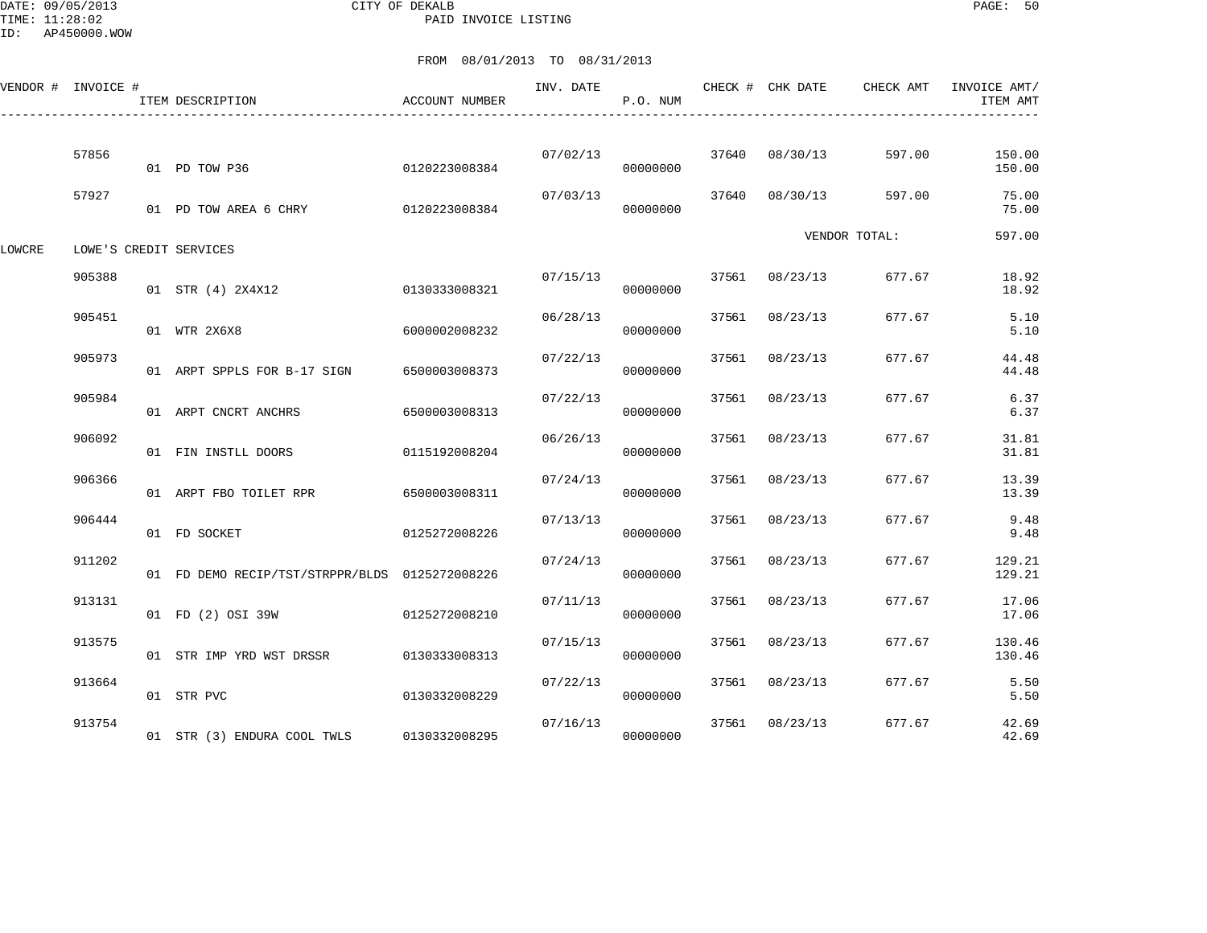CITY OF DEKALB
PAID INVOICE LISTING

DATE: 09/05/2013
TIME: 11:28:02
ID: AP450000.WOW

FROM 08/01/2013 TO 08/31/2013

| VENDOR # | INVOICE # | ITEM DESCRIPTION | ACCOUNT NUMBER | INV. DATE | P.O. NUM | CHECK # | CHK DATE | CHECK AMT | INVOICE AMT/ ITEM AMT |
|---|---|---|---|---|---|---|---|---|---|
| | 57856 | | | 07/02/13 | | 37640 | 08/30/13 | 597.00 | 150.00 |
| | | 01 PD TOW P36 | 0120223008384 | | 00000000 | | | | 150.00 |
| | 57927 | | | 07/03/13 | | 37640 | 08/30/13 | 597.00 | 75.00 |
| | | 01 PD TOW AREA 6 CHRY | 0120223008384 | | 00000000 | | | | 75.00 |
| | | | | | | | VENDOR TOTAL: | | 597.00 |
| LOWCRE | LOWE'S CREDIT SERVICES | | | | | | | | |
| | 905388 | | | 07/15/13 | | 37561 | 08/23/13 | 677.67 | 18.92 |
| | | 01 STR (4) 2X4X12 | 0130333008321 | | 00000000 | | | | 18.92 |
| | 905451 | | | 06/28/13 | | 37561 | 08/23/13 | 677.67 | 5.10 |
| | | 01 WTR 2X6X8 | 6000002008232 | | 00000000 | | | | 5.10 |
| | 905973 | | | 07/22/13 | | 37561 | 08/23/13 | 677.67 | 44.48 |
| | | 01 ARPT SPPLS FOR B-17 SIGN | 6500003008373 | | 00000000 | | | | 44.48 |
| | 905984 | | | 07/22/13 | | 37561 | 08/23/13 | 677.67 | 6.37 |
| | | 01 ARPT CNCRT ANCHRS | 6500003008313 | | 00000000 | | | | 6.37 |
| | 906092 | | | 06/26/13 | | 37561 | 08/23/13 | 677.67 | 31.81 |
| | | 01 FIN INSTLL DOORS | 0115192008204 | | 00000000 | | | | 31.81 |
| | 906366 | | | 07/24/13 | | 37561 | 08/23/13 | 677.67 | 13.39 |
| | | 01 ARPT FBO TOILET RPR | 6500003008311 | | 00000000 | | | | 13.39 |
| | 906444 | | | 07/13/13 | | 37561 | 08/23/13 | 677.67 | 9.48 |
| | | 01 FD SOCKET | 0125272008226 | | 00000000 | | | | 9.48 |
| | 911202 | | | 07/24/13 | | 37561 | 08/23/13 | 677.67 | 129.21 |
| | | 01 FD DEMO RECIP/TST/STRPPR/BLDS | 0125272008226 | | 00000000 | | | | 129.21 |
| | 913131 | | | 07/11/13 | | 37561 | 08/23/13 | 677.67 | 17.06 |
| | | 01 FD (2) OSI 39W | 0125272008210 | | 00000000 | | | | 17.06 |
| | 913575 | | | 07/15/13 | | 37561 | 08/23/13 | 677.67 | 130.46 |
| | | 01 STR IMP YRD WST DRSSR | 0130333008313 | | 00000000 | | | | 130.46 |
| | 913664 | | | 07/22/13 | | 37561 | 08/23/13 | 677.67 | 5.50 |
| | | 01 STR PVC | 0130332008229 | | 00000000 | | | | 5.50 |
| | 913754 | | | 07/16/13 | | 37561 | 08/23/13 | 677.67 | 42.69 |
| | | 01 STR (3) ENDURA COOL TWLS | 0130332008295 | | 00000000 | | | | 42.69 |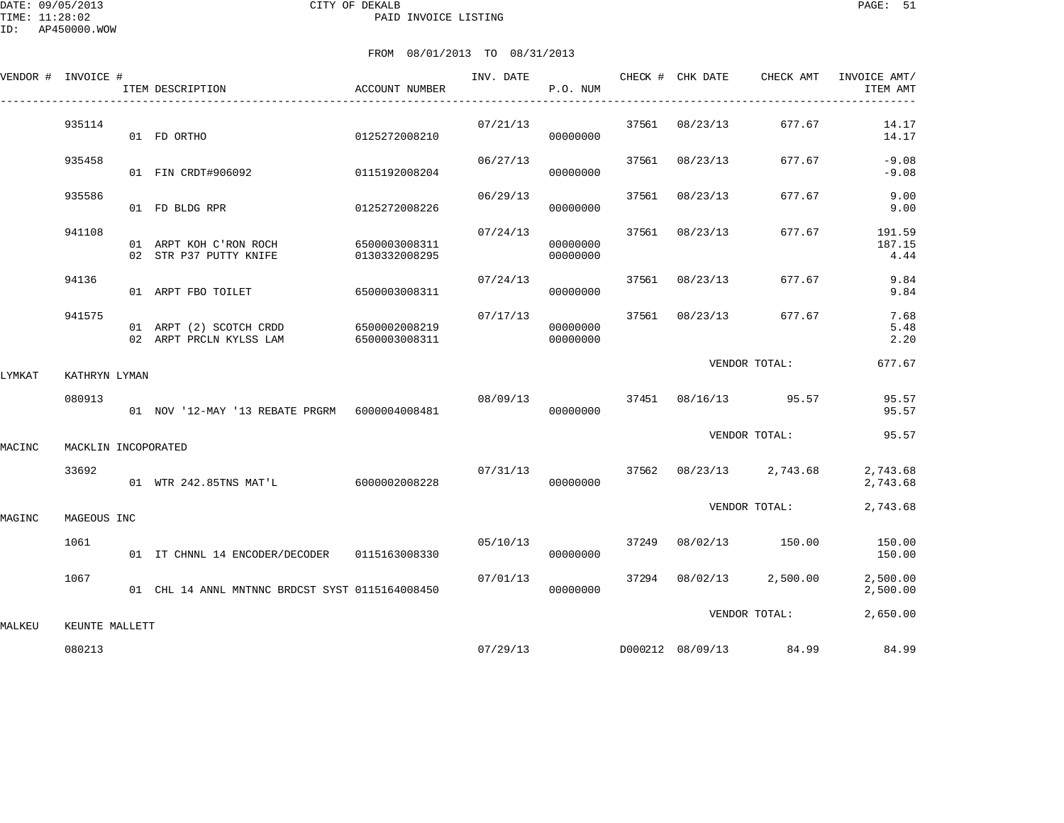CITY OF DEKALB
PAID INVOICE LISTING

DATE: 09/05/2013
TIME: 11:28:02
ID: AP450000.WOW

FROM 08/01/2013 TO 08/31/2013

| VENDOR # | INVOICE # | ITEM DESCRIPTION | ACCOUNT NUMBER | INV. DATE | P.O. NUM | CHECK # | CHK DATE | CHECK AMT | INVOICE AMT/ ITEM AMT |
|---|---|---|---|---|---|---|---|---|---|
| | 935114 | | | 07/21/13 | | 37561 | 08/23/13 | 677.67 | 14.17 |
| | | 01 FD ORTHO | 0125272008210 | | 00000000 | | | | 14.17 |
| | 935458 | | | 06/27/13 | | 37561 | 08/23/13 | 677.67 | -9.08 |
| | | 01 FIN CRDT#906092 | 0115192008204 | | 00000000 | | | | -9.08 |
| | 935586 | | | 06/29/13 | | 37561 | 08/23/13 | 677.67 | 9.00 |
| | | 01 FD BLDG RPR | 0125272008226 | | 00000000 | | | | 9.00 |
| | 941108 | | | 07/24/13 | | 37561 | 08/23/13 | 677.67 | 191.59 |
| | | 01 ARPT KOH C'RON ROCH | 6500003008311 | | 00000000 | | | | 187.15 |
| | | 02 STR P37 PUTTY KNIFE | 0130332008295 | | 00000000 | | | | 4.44 |
| | 94136 | | | 07/24/13 | | 37561 | 08/23/13 | 677.67 | 9.84 |
| | | 01 ARPT FBO TOILET | 6500003008311 | | 00000000 | | | | 9.84 |
| | 941575 | | | 07/17/13 | | 37561 | 08/23/13 | 677.67 | 7.68 |
| | | 01 ARPT (2) SCOTCH CRDD | 6500002008219 | | 00000000 | | | | 5.48 |
| | | 02 ARPT PRCLN KYLSS LAM | 6500003008311 | | 00000000 | | | | 2.20 |
| | | | | | | | VENDOR TOTAL: | | 677.67 |
| LYMKAT | KATHRYN LYMAN | | | | | | | | |
| | 080913 | | | 08/09/13 | | 37451 | 08/16/13 | 95.57 | 95.57 |
| | | 01 NOV '12-MAY '13 REBATE PRGRM | 6000004008481 | | 00000000 | | | | 95.57 |
| | | | | | | | VENDOR TOTAL: | | 95.57 |
| MACINC | MACKLIN INCOPORATED | | | | | | | | |
| | 33692 | | | 07/31/13 | | 37562 | 08/23/13 | 2,743.68 | 2,743.68 |
| | | 01 WTR 242.85TNS MAT'L | 6000002008228 | | 00000000 | | | | 2,743.68 |
| | | | | | | | VENDOR TOTAL: | | 2,743.68 |
| MAGINC | MAGEOUS INC | | | | | | | | |
| | 1061 | | | 05/10/13 | | 37249 | 08/02/13 | 150.00 | 150.00 |
| | | 01 IT CHNNL 14 ENCODER/DECODER | 0115163008330 | | 00000000 | | | | 150.00 |
| | 1067 | | | 07/01/13 | | 37294 | 08/02/13 | 2,500.00 | 2,500.00 |
| | | 01 CHL 14 ANNL MNTNNC BRDCST SYST | 0115164008450 | | 00000000 | | | | 2,500.00 |
| | | | | | | | VENDOR TOTAL: | | 2,650.00 |
| MALKEU | KEUNTE MALLETT | | | | | | | | |
| | 080213 | | | 07/29/13 | | D000212 | 08/09/13 | 84.99 | 84.99 |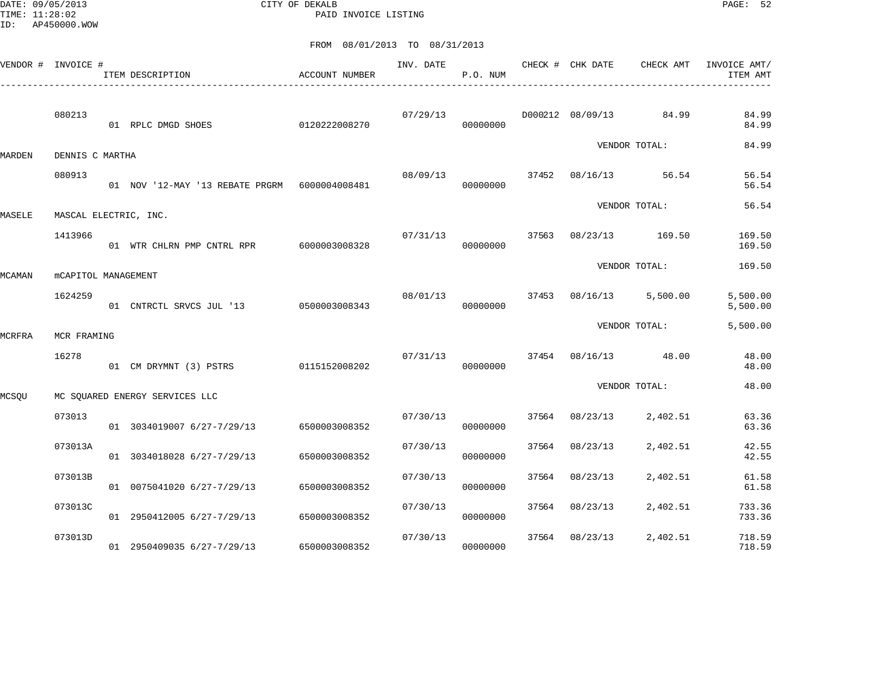CITY OF DEKALB
PAID INVOICE LISTING

FROM 08/01/2013 TO 08/31/2013

| VENDOR # | INVOICE # | ITEM DESCRIPTION | ACCOUNT NUMBER | INV. DATE | P.O. NUM | CHECK # | CHK DATE | CHECK AMT | INVOICE AMT/ ITEM AMT |
|---|---|---|---|---|---|---|---|---|---|
| | 080213 | | | 07/29/13 | | D000212 | 08/09/13 | 84.99 | 84.99 |
| | | 01 RPLC DMGD SHOES | 0120222008270 | | 00000000 | | | | 84.99 |
| | | | | | | | | VENDOR TOTAL: | 84.99 |
| MARDEN | DENNIS C MARTHA | | | | | | | | |
| | 080913 | | | 08/09/13 | | 37452 | 08/16/13 | 56.54 | 56.54 |
| | | 01 NOV '12-MAY '13 REBATE PRGRM | 6000004008481 | | 00000000 | | | | 56.54 |
| | | | | | | | | VENDOR TOTAL: | 56.54 |
| MASELE | MASCAL ELECTRIC, INC. | | | | | | | | |
| | 1413966 | | | 07/31/13 | | 37563 | 08/23/13 | 169.50 | 169.50 |
| | | 01 WTR CHLRN PMP CNTRL RPR | 6000003008328 | | 00000000 | | | | 169.50 |
| | | | | | | | | VENDOR TOTAL: | 169.50 |
| MCAMAN | mCAPITOL MANAGEMENT | | | | | | | | |
| | 1624259 | | | 08/01/13 | | 37453 | 08/16/13 | 5,500.00 | 5,500.00 |
| | | 01 CNTRCTL SRVCS JUL '13 | 0500003008343 | | 00000000 | | | | 5,500.00 |
| | | | | | | | | VENDOR TOTAL: | 5,500.00 |
| MCRFRA | MCR FRAMING | | | | | | | | |
| | 16278 | | | 07/31/13 | | 37454 | 08/16/13 | 48.00 | 48.00 |
| | | 01 CM DRYMNT (3) PSTRS | 0115152008202 | | 00000000 | | | | 48.00 |
| | | | | | | | | VENDOR TOTAL: | 48.00 |
| MCSQU | MC SQUARED ENERGY SERVICES LLC | | | | | | | | |
| | 073013 | | | 07/30/13 | | 37564 | 08/23/13 | 2,402.51 | 63.36 |
| | | 01 3034019007 6/27-7/29/13 | 6500003008352 | | 00000000 | | | | 63.36 |
| | 073013A | | | 07/30/13 | | 37564 | 08/23/13 | 2,402.51 | 42.55 |
| | | 01 3034018028 6/27-7/29/13 | 6500003008352 | | 00000000 | | | | 42.55 |
| | 073013B | | | 07/30/13 | | 37564 | 08/23/13 | 2,402.51 | 61.58 |
| | | 01 0075041020 6/27-7/29/13 | 6500003008352 | | 00000000 | | | | 61.58 |
| | 073013C | | | 07/30/13 | | 37564 | 08/23/13 | 2,402.51 | 733.36 |
| | | 01 2950412005 6/27-7/29/13 | 6500003008352 | | 00000000 | | | | 733.36 |
| | 073013D | | | 07/30/13 | | 37564 | 08/23/13 | 2,402.51 | 718.59 |
| | | 01 2950409035 6/27-7/29/13 | 6500003008352 | | 00000000 | | | | 718.59 |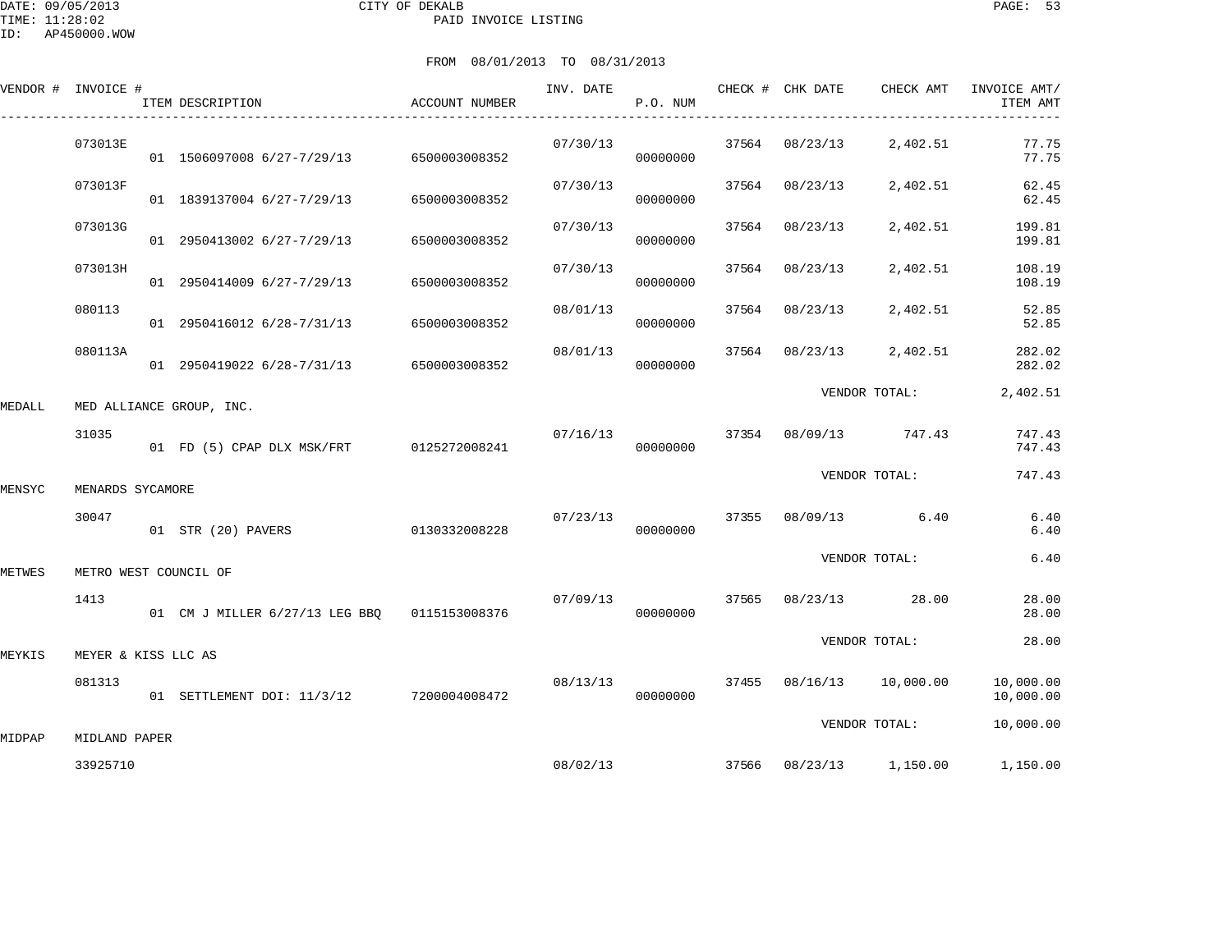CITY OF DEKALB

PAID INVOICE LISTING

FROM 08/01/2013 TO 08/31/2013

| VENDOR # | INVOICE # | ITEM DESCRIPTION | ACCOUNT NUMBER | INV. DATE | P.O. NUM | CHECK # | CHK DATE | CHECK AMT | INVOICE AMT/ ITEM AMT |
|---|---|---|---|---|---|---|---|---|---|
| | 073013E | | | 07/30/13 | | 37564 | 08/23/13 | 2,402.51 | 77.75 |
| | | 01 1506097008 6/27-7/29/13 | 6500003008352 | | 00000000 | | | | 77.75 |
| | 073013F | | | 07/30/13 | | 37564 | 08/23/13 | 2,402.51 | 62.45 |
| | | 01 1839137004 6/27-7/29/13 | 6500003008352 | | 00000000 | | | | 62.45 |
| | 073013G | | | 07/30/13 | | 37564 | 08/23/13 | 2,402.51 | 199.81 |
| | | 01 2950413002 6/27-7/29/13 | 6500003008352 | | 00000000 | | | | 199.81 |
| | 073013H | | | 07/30/13 | | 37564 | 08/23/13 | 2,402.51 | 108.19 |
| | | 01 2950414009 6/27-7/29/13 | 6500003008352 | | 00000000 | | | | 108.19 |
| | 080113 | | | 08/01/13 | | 37564 | 08/23/13 | 2,402.51 | 52.85 |
| | | 01 2950416012 6/28-7/31/13 | 6500003008352 | | 00000000 | | | | 52.85 |
| | 080113A | | | 08/01/13 | | 37564 | 08/23/13 | 2,402.51 | 282.02 |
| | | 01 2950419022 6/28-7/31/13 | 6500003008352 | | 00000000 | | | | 282.02 |
| | | | | | | | VENDOR TOTAL: | | 2,402.51 |
| MEDALL | MED ALLIANCE GROUP, INC. | | | | | | | | |
| | 31035 | | | 07/16/13 | | 37354 | 08/09/13 | 747.43 | 747.43 |
| | | 01 FD (5) CPAP DLX MSK/FRT | 0125272008241 | | 00000000 | | | | 747.43 |
| | | | | | | | VENDOR TOTAL: | | 747.43 |
| MENSYC | MENARDS SYCAMORE | | | | | | | | |
| | 30047 | | | 07/23/13 | | 37355 | 08/09/13 | 6.40 | 6.40 |
| | | 01 STR (20) PAVERS | 0130332008228 | | 00000000 | | | | 6.40 |
| | | | | | | | VENDOR TOTAL: | | 6.40 |
| METWES | METRO WEST COUNCIL OF | | | | | | | | |
| | 1413 | | | 07/09/13 | | 37565 | 08/23/13 | 28.00 | 28.00 |
| | | 01 CM J MILLER 6/27/13 LEG BBQ | 0115153008376 | | 00000000 | | | | 28.00 |
| | | | | | | | VENDOR TOTAL: | | 28.00 |
| MEYKIS | MEYER & KISS LLC AS | | | | | | | | |
| | 081313 | | | 08/13/13 | | 37455 | 08/16/13 | 10,000.00 | 10,000.00 |
| | | 01 SETTLEMENT DOI: 11/3/12 | 7200004008472 | | 00000000 | | | | 10,000.00 |
| | | | | | | | VENDOR TOTAL: | | 10,000.00 |
| MIDPAP | MIDLAND PAPER | | | | | | | | |
| | 33925710 | | | 08/02/13 | | 37566 | 08/23/13 | 1,150.00 | 1,150.00 |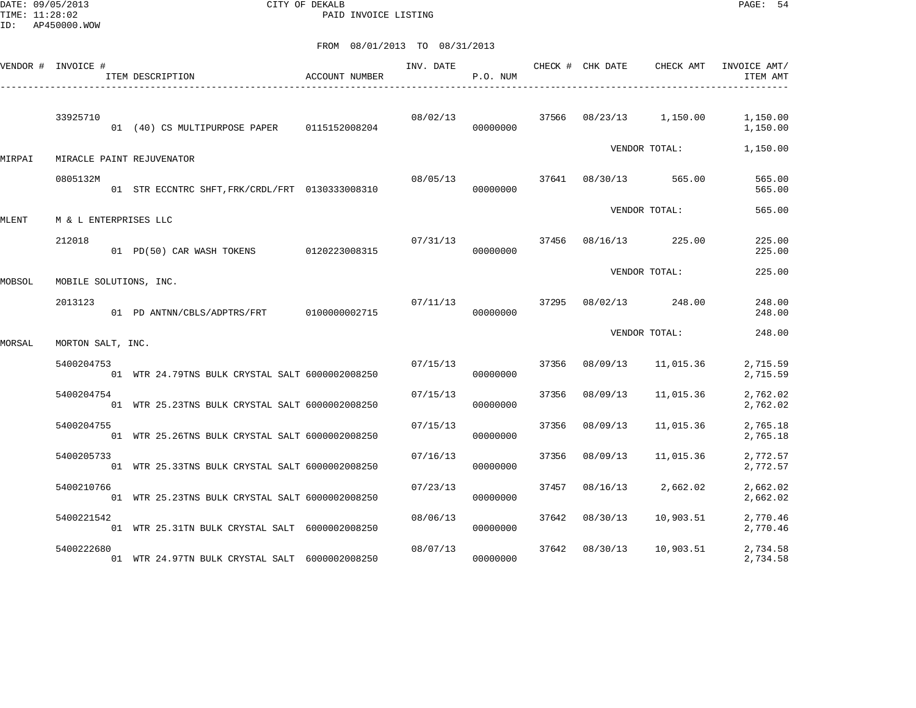DATE: 09/05/2013 CITY OF DEKALB
TIME: 11:28:02 PAID INVOICE LISTING
ID: AP450000.WOW

FROM 08/01/2013 TO 08/31/2013

| VENDOR # | INVOICE # / ITEM DESCRIPTION | ACCOUNT NUMBER | INV. DATE | P.O. NUM | CHECK # | CHK DATE | CHECK AMT | INVOICE AMT/ ITEM AMT |
|---|---|---|---|---|---|---|---|---|
| | 33925710 | | 08/02/13 | | 37566 | 08/23/13 | 1,150.00 | 1,150.00 |
| | 01 (40) CS MULTIPURPOSE PAPER | 0115152008204 | | 00000000 | | | | 1,150.00 |
| | | | | | | VENDOR TOTAL: | | 1,150.00 |
| MIRPAI | MIRACLE PAINT REJUVENATOR | | | | | | | |
| | 0805132M | | 08/05/13 | | 37641 | 08/30/13 | 565.00 | 565.00 |
| | 01 STR ECCNTRC SHFT,FRK/CRDL/FRT | 0130333008310 | | 00000000 | | | | 565.00 |
| | | | | | | VENDOR TOTAL: | | 565.00 |
| MLENT | M & L ENTERPRISES LLC | | | | | | | |
| | 212018 | | 07/31/13 | | 37456 | 08/16/13 | 225.00 | 225.00 |
| | 01 PD(50) CAR WASH TOKENS | 0120223008315 | | 00000000 | | | | 225.00 |
| | | | | | | VENDOR TOTAL: | | 225.00 |
| MOBSOL | MOBILE SOLUTIONS, INC. | | | | | | | |
| | 2013123 | | 07/11/13 | | 37295 | 08/02/13 | 248.00 | 248.00 |
| | 01 PD ANTNN/CBLS/ADPTRS/FRT | 0100000002715 | | 00000000 | | | | 248.00 |
| | | | | | | VENDOR TOTAL: | | 248.00 |
| MORSAL | MORTON SALT, INC. | | | | | | | |
| | 5400204753 | | 07/15/13 | | 37356 | 08/09/13 | 11,015.36 | 2,715.59 |
| | 01 WTR 24.79TNS BULK CRYSTAL SALT | 6000002008250 | | 00000000 | | | | 2,715.59 |
| | 5400204754 | | 07/15/13 | | 37356 | 08/09/13 | 11,015.36 | 2,762.02 |
| | 01 WTR 25.23TNS BULK CRYSTAL SALT | 6000002008250 | | 00000000 | | | | 2,762.02 |
| | 5400204755 | | 07/15/13 | | 37356 | 08/09/13 | 11,015.36 | 2,765.18 |
| | 01 WTR 25.26TNS BULK CRYSTAL SALT | 6000002008250 | | 00000000 | | | | 2,765.18 |
| | 5400205733 | | 07/16/13 | | 37356 | 08/09/13 | 11,015.36 | 2,772.57 |
| | 01 WTR 25.33TNS BULK CRYSTAL SALT | 6000002008250 | | 00000000 | | | | 2,772.57 |
| | 5400210766 | | 07/23/13 | | 37457 | 08/16/13 | 2,662.02 | 2,662.02 |
| | 01 WTR 25.23TNS BULK CRYSTAL SALT | 6000002008250 | | 00000000 | | | | 2,662.02 |
| | 5400221542 | | 08/06/13 | | 37642 | 08/30/13 | 10,903.51 | 2,770.46 |
| | 01 WTR 25.31TN BULK CRYSTAL SALT | 6000002008250 | | 00000000 | | | | 2,770.46 |
| | 5400222680 | | 08/07/13 | | 37642 | 08/30/13 | 10,903.51 | 2,734.58 |
| | 01 WTR 24.97TN BULK CRYSTAL SALT | 6000002008250 | | 00000000 | | | | 2,734.58 |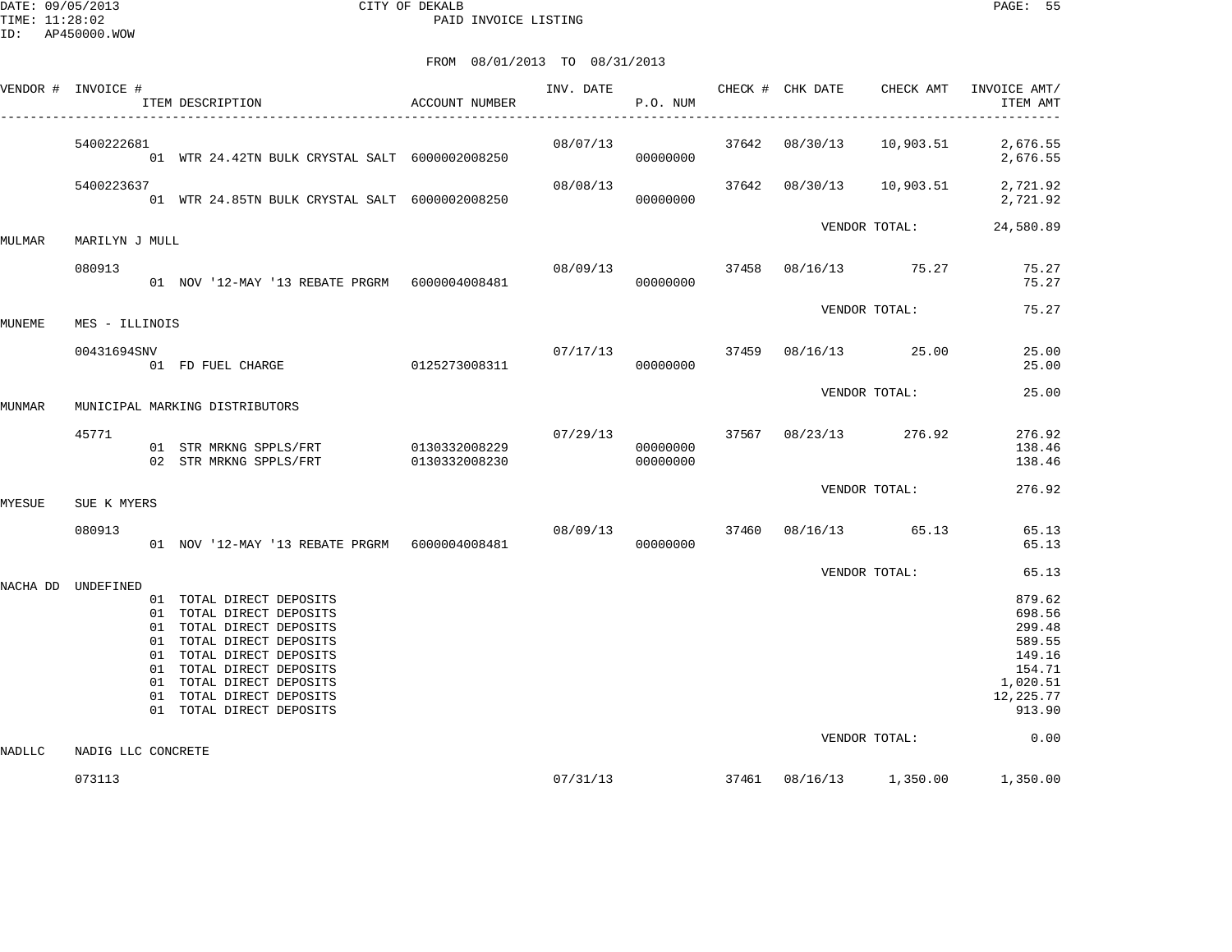CITY OF DEKALB
PAID INVOICE LISTING

DATE: 09/05/2013
TIME: 11:28:02
ID: AP450000.WOW

FROM 08/01/2013 TO 08/31/2013

| VENDOR # | INVOICE # | ITEM DESCRIPTION | ACCOUNT NUMBER | INV. DATE | P.O. NUM | CHECK # | CHK DATE | CHECK AMT | INVOICE AMT/ ITEM AMT |
|---|---|---|---|---|---|---|---|---|---|
| | 5400222681 | | | 08/07/13 | | 37642 | 08/30/13 | 10,903.51 | 2,676.55 |
| | | 01 WTR 24.42TN BULK CRYSTAL SALT | 6000002008250 | | 00000000 | | | | 2,676.55 |
| | 5400223637 | | | 08/08/13 | | 37642 | 08/30/13 | 10,903.51 | 2,721.92 |
| | | 01 WTR 24.85TN BULK CRYSTAL SALT | 6000002008250 | | 00000000 | | | | 2,721.92 |
| | | | | | | | VENDOR TOTAL: | | 24,580.89 |
| MULMAR | MARILYN J MULL | | | | | | | | |
| | 080913 | | | 08/09/13 | | 37458 | 08/16/13 | 75.27 | 75.27 |
| | | 01 NOV '12-MAY '13 REBATE PRGRM | 6000004008481 | | 00000000 | | | | 75.27 |
| | | | | | | | VENDOR TOTAL: | | 75.27 |
| MUNEME | MES - ILLINOIS | | | | | | | | |
| | 00431694SNV | | | 07/17/13 | | 37459 | 08/16/13 | 25.00 | 25.00 |
| | | 01 FD FUEL CHARGE | 0125273008311 | | 00000000 | | | | 25.00 |
| | | | | | | | VENDOR TOTAL: | | 25.00 |
| MUNMAR | MUNICIPAL MARKING DISTRIBUTORS | | | | | | | | |
| | 45771 | | | 07/29/13 | | 37567 | 08/23/13 | 276.92 | 276.92 |
| | | 01 STR MRKNG SPPLS/FRT | 0130332008229 | | 00000000 | | | | 138.46 |
| | | 02 STR MRKNG SPPLS/FRT | 0130332008230 | | 00000000 | | | | 138.46 |
| | | | | | | | VENDOR TOTAL: | | 276.92 |
| MYESUE | SUE K MYERS | | | | | | | | |
| | 080913 | | | 08/09/13 | | 37460 | 08/16/13 | 65.13 | 65.13 |
| | | 01 NOV '12-MAY '13 REBATE PRGRM | 6000004008481 | | 00000000 | | | | 65.13 |
| | | | | | | | VENDOR TOTAL: | | 65.13 |
| NACHA DD | UNDEFINED | | | | | | | | |
| | | 01 TOTAL DIRECT DEPOSITS | | | | | | | 879.62 |
| | | 01 TOTAL DIRECT DEPOSITS | | | | | | | 698.56 |
| | | 01 TOTAL DIRECT DEPOSITS | | | | | | | 299.48 |
| | | 01 TOTAL DIRECT DEPOSITS | | | | | | | 589.55 |
| | | 01 TOTAL DIRECT DEPOSITS | | | | | | | 149.16 |
| | | 01 TOTAL DIRECT DEPOSITS | | | | | | | 154.71 |
| | | 01 TOTAL DIRECT DEPOSITS | | | | | | | 1,020.51 |
| | | 01 TOTAL DIRECT DEPOSITS | | | | | | | 12,225.77 |
| | | 01 TOTAL DIRECT DEPOSITS | | | | | | | 913.90 |
| | | | | | | | VENDOR TOTAL: | | 0.00 |
| NADLLC | NADIG LLC CONCRETE | | | | | | | | |
| | 073113 | | | 07/31/13 | | 37461 | 08/16/13 | 1,350.00 | 1,350.00 |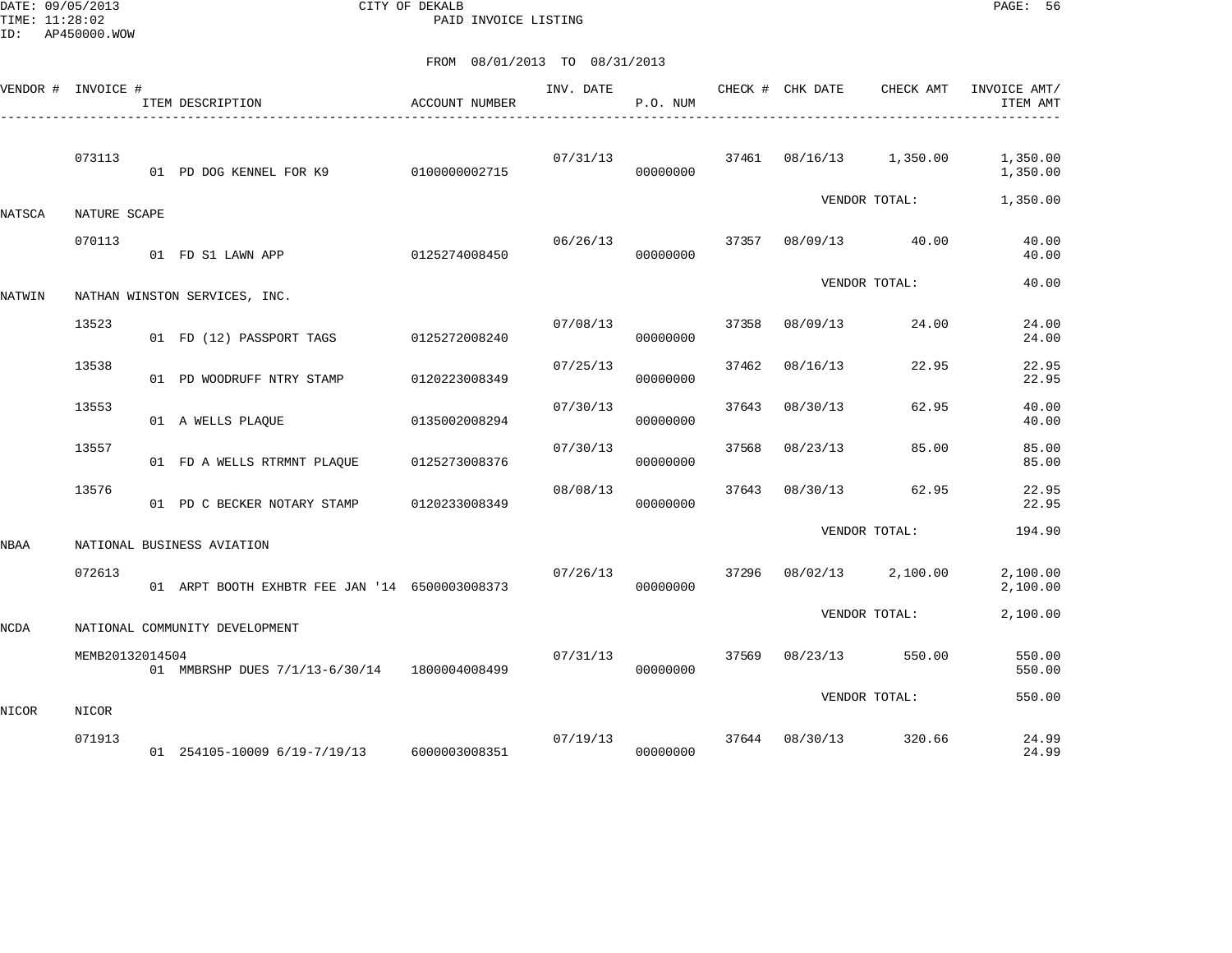CITY OF DEKALB

PAID INVOICE LISTING

FROM 08/01/2013 TO 08/31/2013

| VENDOR # | INVOICE # | ITEM DESCRIPTION | ACCOUNT NUMBER | INV. DATE | P.O. NUM | CHECK # | CHK DATE | CHECK AMT | INVOICE AMT/ ITEM AMT |
|---|---|---|---|---|---|---|---|---|---|
| | 073113 | | | 07/31/13 | | 37461 | 08/16/13 | 1,350.00 | 1,350.00 |
| | | 01 PD DOG KENNEL FOR K9 | 0100000002715 | | 00000000 | | | | 1,350.00 |
| | | | | | | | | VENDOR TOTAL: | 1,350.00 |
| NATSCA | NATURE SCAPE | | | | | | | | |
| | 070113 | | | 06/26/13 | | 37357 | 08/09/13 | 40.00 | 40.00 |
| | | 01 FD S1 LAWN APP | 0125274008450 | | 00000000 | | | | 40.00 |
| | | | | | | | | VENDOR TOTAL: | 40.00 |
| NATWIN | NATHAN WINSTON SERVICES, INC. | | | | | | | | |
| | 13523 | | | 07/08/13 | | 37358 | 08/09/13 | 24.00 | 24.00 |
| | | 01 FD (12) PASSPORT TAGS | 0125272008240 | | 00000000 | | | | 24.00 |
| | 13538 | | | 07/25/13 | | 37462 | 08/16/13 | 22.95 | 22.95 |
| | | 01 PD WOODRUFF NTRY STAMP | 0120223008349 | | 00000000 | | | | 22.95 |
| | 13553 | | | 07/30/13 | | 37643 | 08/30/13 | 62.95 | 40.00 |
| | | 01 A WELLS PLAQUE | 0135002008294 | | 00000000 | | | | 40.00 |
| | 13557 | | | 07/30/13 | | 37568 | 08/23/13 | 85.00 | 85.00 |
| | | 01 FD A WELLS RTRMNT PLAQUE | 0125273008376 | | 00000000 | | | | 85.00 |
| | 13576 | | | 08/08/13 | | 37643 | 08/30/13 | 62.95 | 22.95 |
| | | 01 PD C BECKER NOTARY STAMP | 0120233008349 | | 00000000 | | | | 22.95 |
| | | | | | | | | VENDOR TOTAL: | 194.90 |
| NBAA | NATIONAL BUSINESS AVIATION | | | | | | | | |
| | 072613 | | | 07/26/13 | | 37296 | 08/02/13 | 2,100.00 | 2,100.00 |
| | | 01 ARPT BOOTH EXHBTR FEE JAN '14 | 6500003008373 | | 00000000 | | | | 2,100.00 |
| | | | | | | | | VENDOR TOTAL: | 2,100.00 |
| NCDA | NATIONAL COMMUNITY DEVELOPMENT | | | | | | | | |
| | MEMB20132014504 | | | 07/31/13 | | 37569 | 08/23/13 | 550.00 | 550.00 |
| | | 01 MMBRSHP DUES 7/1/13-6/30/14 | 1800004008499 | | 00000000 | | | | 550.00 |
| | | | | | | | | VENDOR TOTAL: | 550.00 |
| NICOR | NICOR | | | | | | | | |
| | 071913 | | | 07/19/13 | | 37644 | 08/30/13 | 320.66 | 24.99 |
| | | 01 254105-10009 6/19-7/19/13 | 6000003008351 | | 00000000 | | | | 24.99 |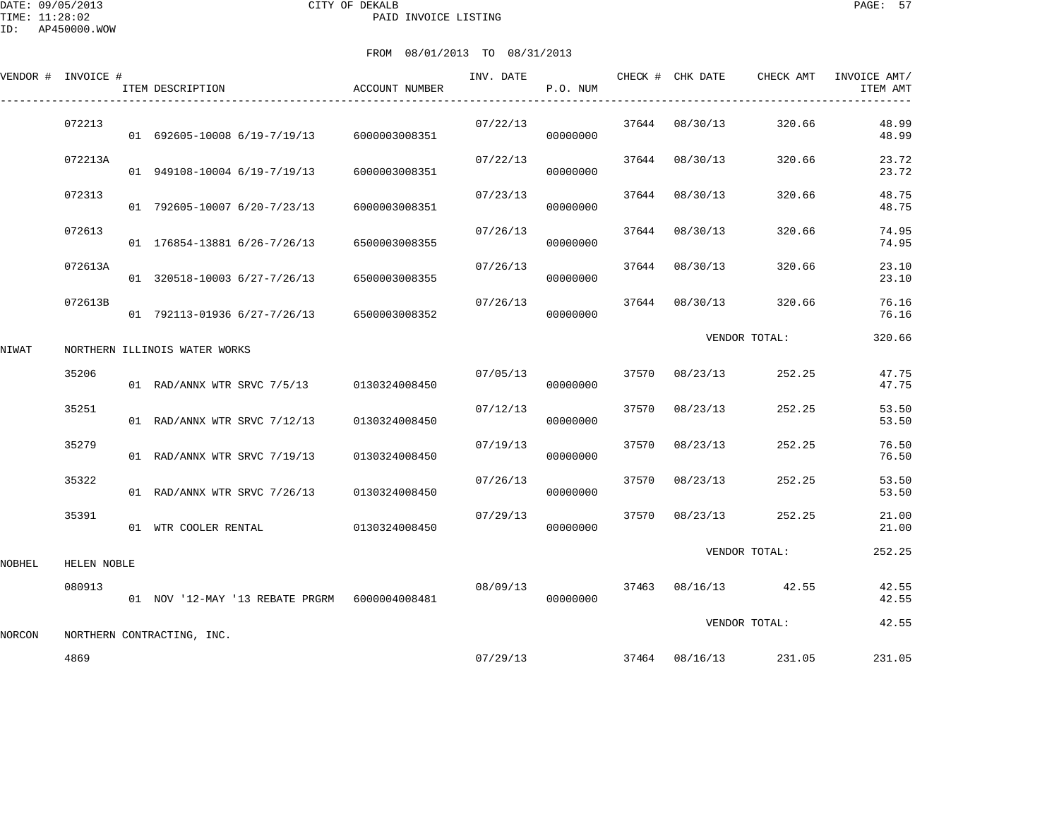CITY OF DEKALB
PAID INVOICE LISTING

FROM 08/01/2013 TO 08/31/2013

| VENDOR # | INVOICE # | ITEM DESCRIPTION | ACCOUNT NUMBER | INV. DATE | P.O. NUM | CHECK # | CHK DATE | CHECK AMT | INVOICE AMT/ ITEM AMT |
|---|---|---|---|---|---|---|---|---|---|
| | 072213 | | | 07/22/13 | | 37644 | 08/30/13 | 320.66 | 48.99 |
| | | 01 692605-10008 6/19-7/19/13 | 6000003008351 | | 00000000 | | | | 48.99 |
| | 072213A | | | 07/22/13 | | 37644 | 08/30/13 | 320.66 | 23.72 |
| | | 01 949108-10004 6/19-7/19/13 | 6000003008351 | | 00000000 | | | | 23.72 |
| | 072313 | | | 07/23/13 | | 37644 | 08/30/13 | 320.66 | 48.75 |
| | | 01 792605-10007 6/20-7/23/13 | 6000003008351 | | 00000000 | | | | 48.75 |
| | 072613 | | | 07/26/13 | | 37644 | 08/30/13 | 320.66 | 74.95 |
| | | 01 176854-13881 6/26-7/26/13 | 6500003008355 | | 00000000 | | | | 74.95 |
| | 072613A | | | 07/26/13 | | 37644 | 08/30/13 | 320.66 | 23.10 |
| | | 01 320518-10003 6/27-7/26/13 | 6500003008355 | | 00000000 | | | | 23.10 |
| | 072613B | | | 07/26/13 | | 37644 | 08/30/13 | 320.66 | 76.16 |
| | | 01 792113-01936 6/27-7/26/13 | 6500003008352 | | 00000000 | | | | 76.16 |
| | | | | | | | VENDOR TOTAL: | | 320.66 |
| NIWAT | NORTHERN ILLINOIS WATER WORKS | | | | | | | | |
| | 35206 | | | 07/05/13 | | 37570 | 08/23/13 | 252.25 | 47.75 |
| | | 01 RAD/ANNX WTR SRVC 7/5/13 | 0130324008450 | | 00000000 | | | | 47.75 |
| | 35251 | | | 07/12/13 | | 37570 | 08/23/13 | 252.25 | 53.50 |
| | | 01 RAD/ANNX WTR SRVC 7/12/13 | 0130324008450 | | 00000000 | | | | 53.50 |
| | 35279 | | | 07/19/13 | | 37570 | 08/23/13 | 252.25 | 76.50 |
| | | 01 RAD/ANNX WTR SRVC 7/19/13 | 0130324008450 | | 00000000 | | | | 76.50 |
| | 35322 | | | 07/26/13 | | 37570 | 08/23/13 | 252.25 | 53.50 |
| | | 01 RAD/ANNX WTR SRVC 7/26/13 | 0130324008450 | | 00000000 | | | | 53.50 |
| | 35391 | | | 07/29/13 | | 37570 | 08/23/13 | 252.25 | 21.00 |
| | | 01 WTR COOLER RENTAL | 0130324008450 | | 00000000 | | | | 21.00 |
| | | | | | | | VENDOR TOTAL: | | 252.25 |
| NOBHEL | HELEN NOBLE | | | | | | | | |
| | 080913 | | | 08/09/13 | | 37463 | 08/16/13 | 42.55 | 42.55 |
| | | 01 NOV '12-MAY '13 REBATE PRGRM | 6000004008481 | | 00000000 | | | | 42.55 |
| | | | | | | | VENDOR TOTAL: | | 42.55 |
| NORCON | NORTHERN CONTRACTING, INC. | | | | | | | | |
| | 4869 | | | 07/29/13 | | 37464 | 08/16/13 | 231.05 | 231.05 |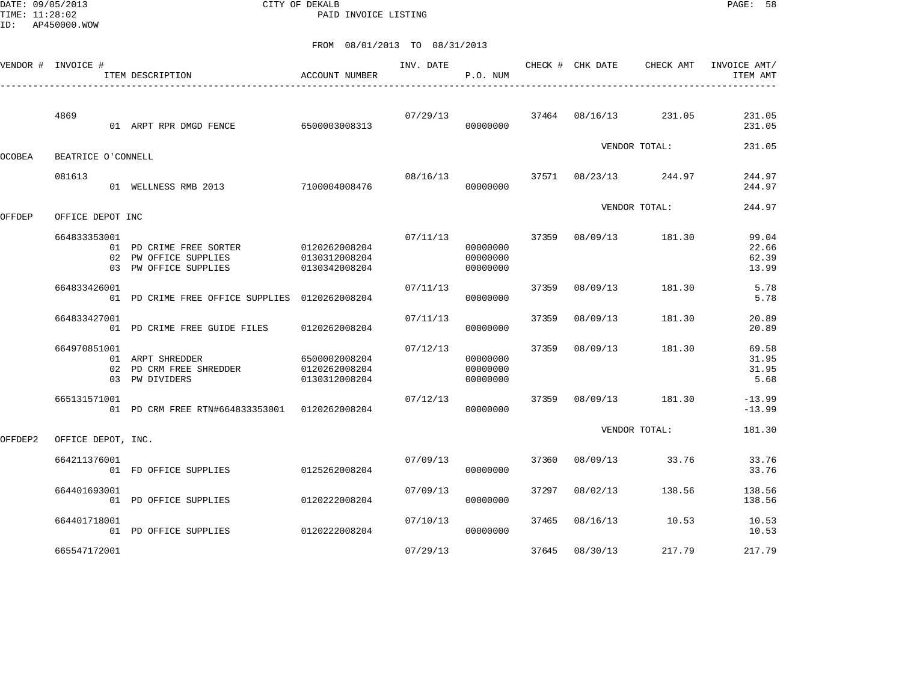CITY OF DEKALB
PAID INVOICE LISTING

DATE: 09/05/2013
TIME: 11:28:02
ID: AP450000.WOW

FROM 08/01/2013 TO 08/31/2013

| VENDOR # | INVOICE # | ITEM DESCRIPTION | ACCOUNT NUMBER | INV. DATE | P.O. NUM | CHECK # | CHK DATE | CHECK AMT | INVOICE AMT/ ITEM AMT |
|---|---|---|---|---|---|---|---|---|---|
| | 4869 | | | 07/29/13 | | 37464 | 08/16/13 | 231.05 | 231.05 |
| | | 01 ARPT RPR DMGD FENCE | 6500003008313 | | 00000000 | | | | 231.05 |
| | | | | | | | VENDOR TOTAL: | | 231.05 |
| OCOBEA | BEATRICE O'CONNELL | | | | | | | | |
| | 081613 | | | 08/16/13 | | 37571 | 08/23/13 | 244.97 | 244.97 |
| | | 01 WELLNESS RMB 2013 | 7100004008476 | | 00000000 | | | | 244.97 |
| | | | | | | | VENDOR TOTAL: | | 244.97 |
| OFFDEP | OFFICE DEPOT INC | | | | | | | | |
| | 664833353001 | | | 07/11/13 | | 37359 | 08/09/13 | 181.30 | 99.04 |
| | | 01 PD CRIME FREE SORTER | 0120262008204 | | 00000000 | | | | 22.66 |
| | | 02 PW OFFICE SUPPLIES | 0130312008204 | | 00000000 | | | | 62.39 |
| | | 03 PW OFFICE SUPPLIES | 0130342008204 | | 00000000 | | | | 13.99 |
| | 664833426001 | | | 07/11/13 | | 37359 | 08/09/13 | 181.30 | 5.78 |
| | | 01 PD CRIME FREE OFFICE SUPPLIES | 0120262008204 | | 00000000 | | | | 5.78 |
| | 664833427001 | | | 07/11/13 | | 37359 | 08/09/13 | 181.30 | 20.89 |
| | | 01 PD CRIME FREE GUIDE FILES | 0120262008204 | | 00000000 | | | | 20.89 |
| | 664970851001 | | | 07/12/13 | | 37359 | 08/09/13 | 181.30 | 69.58 |
| | | 01 ARPT SHREDDER | 6500002008204 | | 00000000 | | | | 31.95 |
| | | 02 PD CRM FREE SHREDDER | 0120262008204 | | 00000000 | | | | 31.95 |
| | | 03 PW DIVIDERS | 0130312008204 | | 00000000 | | | | 5.68 |
| | 665131571001 | | | 07/12/13 | | 37359 | 08/09/13 | 181.30 | -13.99 |
| | | 01 PD CRM FREE RTN#664833353001 | 0120262008204 | | 00000000 | | | | -13.99 |
| | | | | | | | VENDOR TOTAL: | | 181.30 |
| OFFDEP2 | OFFICE DEPOT, INC. | | | | | | | | |
| | 664211376001 | | | 07/09/13 | | 37360 | 08/09/13 | 33.76 | 33.76 |
| | | 01 FD OFFICE SUPPLIES | 0125262008204 | | 00000000 | | | | 33.76 |
| | 664401693001 | | | 07/09/13 | | 37297 | 08/02/13 | 138.56 | 138.56 |
| | | 01 PD OFFICE SUPPLIES | 0120222008204 | | 00000000 | | | | 138.56 |
| | 664401718001 | | | 07/10/13 | | 37465 | 08/16/13 | 10.53 | 10.53 |
| | | 01 PD OFFICE SUPPLIES | 0120222008204 | | 00000000 | | | | 10.53 |
| | 665547172001 | | | 07/29/13 | | 37645 | 08/30/13 | 217.79 | 217.79 |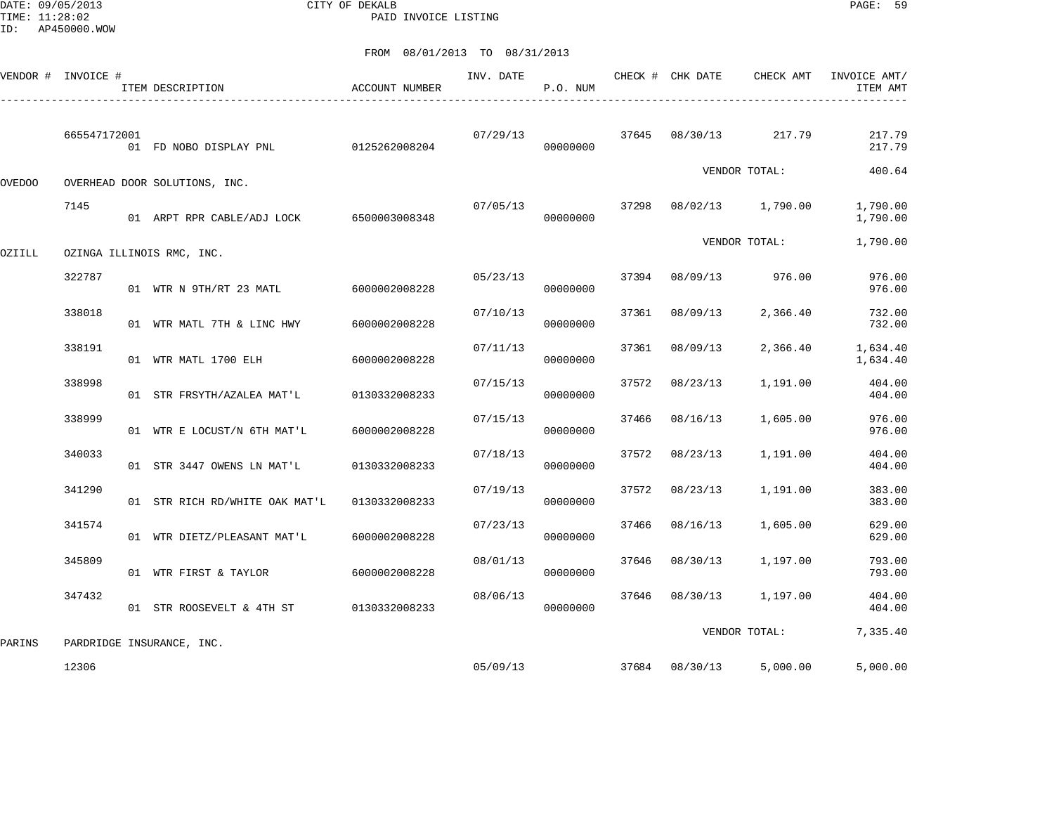CITY OF DEKALB

PAID INVOICE LISTING

DATE: 09/05/2013
TIME: 11:28:02
ID: AP450000.WOW

FROM 08/01/2013 TO 08/31/2013

| VENDOR # | INVOICE # | ITEM DESCRIPTION | ACCOUNT NUMBER | INV. DATE | P.O. NUM | CHECK # | CHK DATE | CHECK AMT | INVOICE AMT/ ITEM AMT |
|---|---|---|---|---|---|---|---|---|---|
| | 665547172001 | | | 07/29/13 | | 37645 | 08/30/13 | 217.79 | 217.79 |
| | | 01 FD NOBO DISPLAY PNL | 0125262008204 | | 00000000 | | | | 217.79 |
| | | | | | | | VENDOR TOTAL: | | 400.64 |
| OVEDOO | OVERHEAD DOOR SOLUTIONS, INC. | | | | | | | | |
| | 7145 | | | 07/05/13 | | 37298 | 08/02/13 | 1,790.00 | 1,790.00 |
| | | 01 ARPT RPR CABLE/ADJ LOCK | 6500003008348 | | 00000000 | | | | 1,790.00 |
| | | | | | | | VENDOR TOTAL: | | 1,790.00 |
| OZIILL | OZINGA ILLINOIS RMC, INC. | | | | | | | | |
| | 322787 | | | 05/23/13 | | 37394 | 08/09/13 | 976.00 | 976.00 |
| | | 01 WTR N 9TH/RT 23 MATL | 6000002008228 | | 00000000 | | | | 976.00 |
| | 338018 | | | 07/10/13 | | 37361 | 08/09/13 | 2,366.40 | 732.00 |
| | | 01 WTR MATL 7TH & LINC HWY | 6000002008228 | | 00000000 | | | | 732.00 |
| | 338191 | | | 07/11/13 | | 37361 | 08/09/13 | 2,366.40 | 1,634.40 |
| | | 01 WTR MATL 1700 ELH | 6000002008228 | | 00000000 | | | | 1,634.40 |
| | 338998 | | | 07/15/13 | | 37572 | 08/23/13 | 1,191.00 | 404.00 |
| | | 01 STR FRSYTH/AZALEA MAT'L | 0130332008233 | | 00000000 | | | | 404.00 |
| | 338999 | | | 07/15/13 | | 37466 | 08/16/13 | 1,605.00 | 976.00 |
| | | 01 WTR E LOCUST/N 6TH MAT'L | 6000002008228 | | 00000000 | | | | 976.00 |
| | 340033 | | | 07/18/13 | | 37572 | 08/23/13 | 1,191.00 | 404.00 |
| | | 01 STR 3447 OWENS LN MAT'L | 0130332008233 | | 00000000 | | | | 404.00 |
| | 341290 | | | 07/19/13 | | 37572 | 08/23/13 | 1,191.00 | 383.00 |
| | | 01 STR RICH RD/WHITE OAK MAT'L | 0130332008233 | | 00000000 | | | | 383.00 |
| | 341574 | | | 07/23/13 | | 37466 | 08/16/13 | 1,605.00 | 629.00 |
| | | 01 WTR DIETZ/PLEASANT MAT'L | 6000002008228 | | 00000000 | | | | 629.00 |
| | 345809 | | | 08/01/13 | | 37646 | 08/30/13 | 1,197.00 | 793.00 |
| | | 01 WTR FIRST & TAYLOR | 6000002008228 | | 00000000 | | | | 793.00 |
| | 347432 | | | 08/06/13 | | 37646 | 08/30/13 | 1,197.00 | 404.00 |
| | | 01 STR ROOSEVELT & 4TH ST | 0130332008233 | | 00000000 | | | | 404.00 |
| | | | | | | | VENDOR TOTAL: | | 7,335.40 |
| PARINS | PARDRIDGE INSURANCE, INC. | | | | | | | | |
| | 12306 | | | 05/09/13 | | 37684 | 08/30/13 | 5,000.00 | 5,000.00 |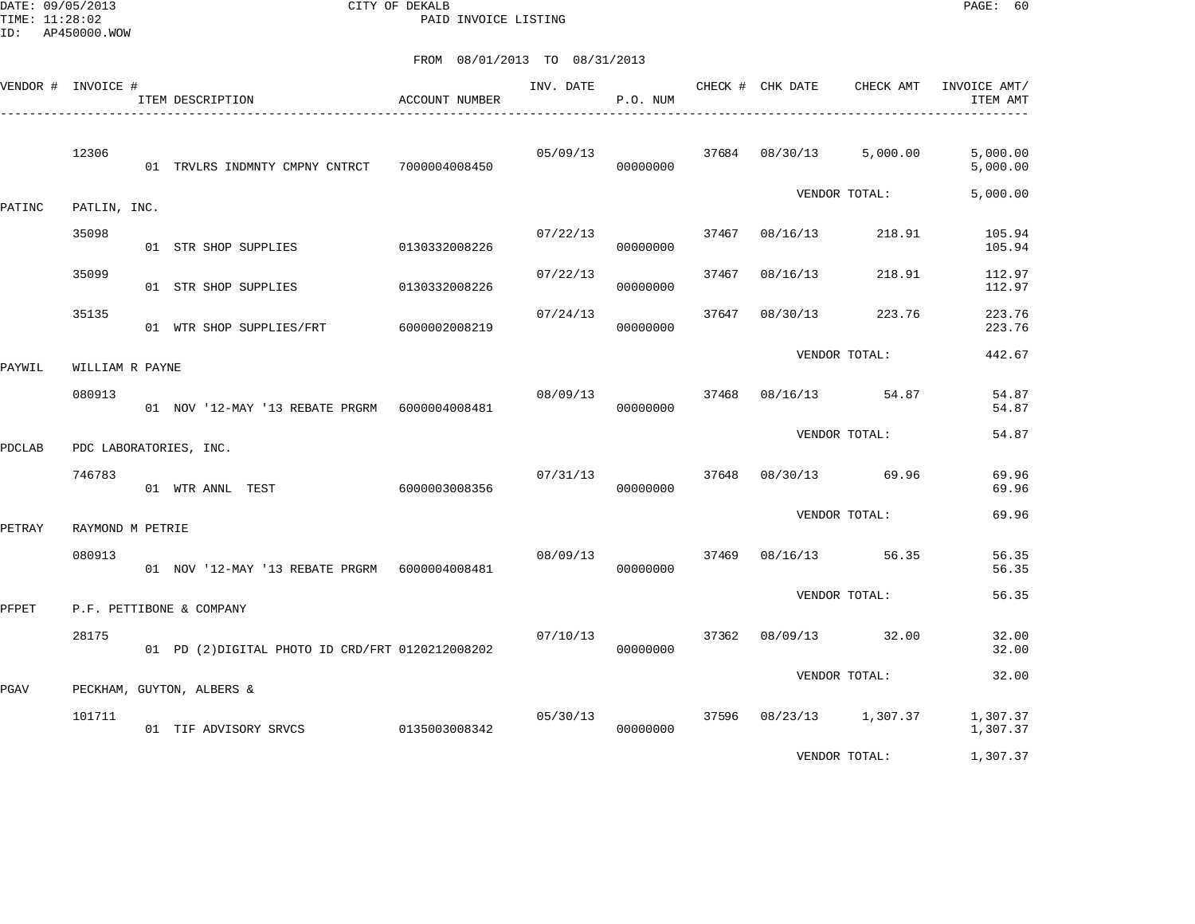CITY OF DEKALB
PAID INVOICE LISTING

FROM 08/01/2013 TO 08/31/2013

| VENDOR # | INVOICE # | ITEM DESCRIPTION | ACCOUNT NUMBER | INV. DATE | P.O. NUM | CHECK # | CHK DATE | CHECK AMT | INVOICE AMT/ ITEM AMT |
|---|---|---|---|---|---|---|---|---|---|
| | 12306 | | | 05/09/13 | | 37684 | 08/30/13 | 5,000.00 | 5,000.00 |
| | | 01 TRVLRS INDMNTY CMPNY CNTRCT | 7000004008450 | | 00000000 | | | | 5,000.00 |
| | | | | | | | VENDOR TOTAL: | | 5,000.00 |
| PATINC | PATLIN, INC. | | | | | | | | |
| | 35098 | | | 07/22/13 | | 37467 | 08/16/13 | 218.91 | 105.94 |
| | | 01 STR SHOP SUPPLIES | 0130332008226 | | 00000000 | | | | 105.94 |
| | 35099 | | | 07/22/13 | | 37467 | 08/16/13 | 218.91 | 112.97 |
| | | 01 STR SHOP SUPPLIES | 0130332008226 | | 00000000 | | | | 112.97 |
| | 35135 | | | 07/24/13 | | 37647 | 08/30/13 | 223.76 | 223.76 |
| | | 01 WTR SHOP SUPPLIES/FRT | 6000002008219 | | 00000000 | | | | 223.76 |
| | | | | | | | VENDOR TOTAL: | | 442.67 |
| PAYWIL | WILLIAM R PAYNE | | | | | | | | |
| | 080913 | | | 08/09/13 | | 37468 | 08/16/13 | 54.87 | 54.87 |
| | | 01 NOV '12-MAY '13 REBATE PRGRM | 6000004008481 | | 00000000 | | | | 54.87 |
| | | | | | | | VENDOR TOTAL: | | 54.87 |
| PDCLAB | PDC LABORATORIES, INC. | | | | | | | | |
| | 746783 | | | 07/31/13 | | 37648 | 08/30/13 | 69.96 | 69.96 |
| | | 01 WTR ANNL TEST | 6000003008356 | | 00000000 | | | | 69.96 |
| | | | | | | | VENDOR TOTAL: | | 69.96 |
| PETRAY | RAYMOND M PETRIE | | | | | | | | |
| | 080913 | | | 08/09/13 | | 37469 | 08/16/13 | 56.35 | 56.35 |
| | | 01 NOV '12-MAY '13 REBATE PRGRM | 6000004008481 | | 00000000 | | | | 56.35 |
| | | | | | | | VENDOR TOTAL: | | 56.35 |
| PFPET | P.F. PETTIBONE & COMPANY | | | | | | | | |
| | 28175 | | | 07/10/13 | | 37362 | 08/09/13 | 32.00 | 32.00 |
| | | 01 PD (2)DIGITAL PHOTO ID CRD/FRT | 0120212008202 | | 00000000 | | | | 32.00 |
| | | | | | | | VENDOR TOTAL: | | 32.00 |
| PGAV | PECKHAM, GUYTON, ALBERS & | | | | | | | | |
| | 101711 | | | 05/30/13 | | 37596 | 08/23/13 | 1,307.37 | 1,307.37 |
| | | 01 TIF ADVISORY SRVCS | 0135003008342 | | 00000000 | | | | 1,307.37 |
| | | | | | | | VENDOR TOTAL: | | 1,307.37 |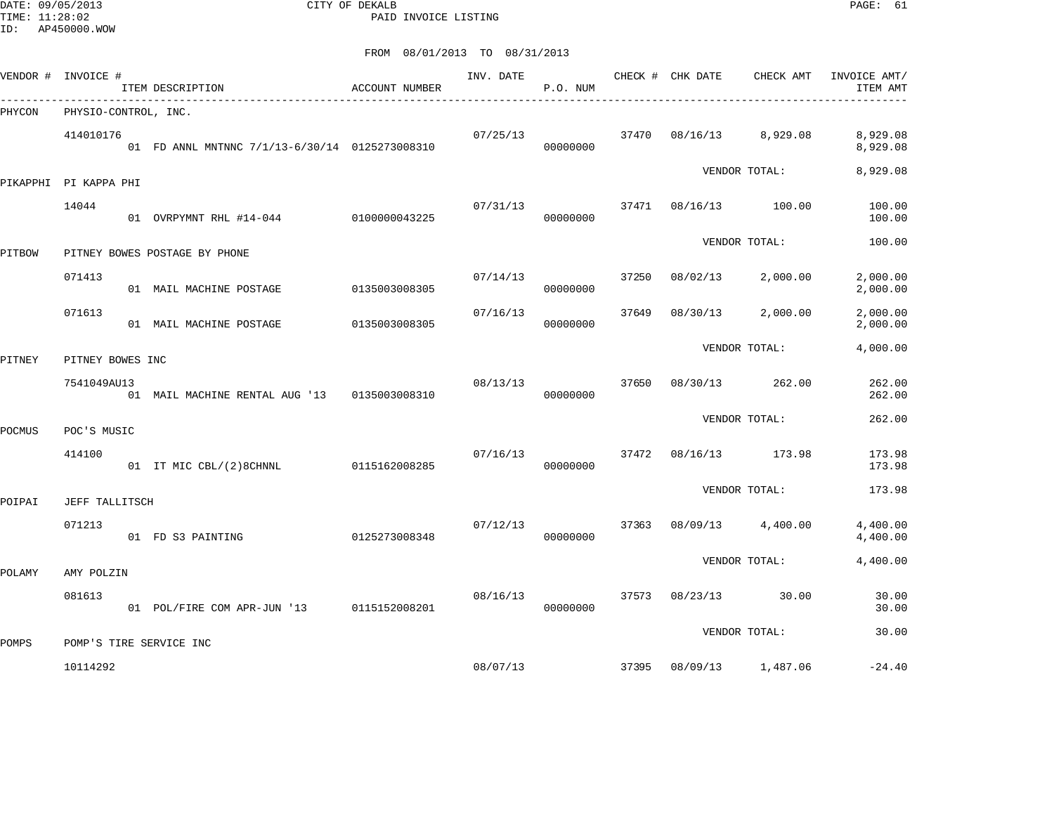CITY OF DEKALB
PAID INVOICE LISTING

FROM 08/01/2013 TO 08/31/2013

| VENDOR # | INVOICE # / ITEM DESCRIPTION | ACCOUNT NUMBER | INV. DATE | P.O. NUM | CHECK # | CHK DATE | CHECK AMT | INVOICE AMT/ ITEM AMT |
|---|---|---|---|---|---|---|---|---|
| PHYCON | PHYSIO-CONTROL, INC. | | | | | | | |
| | 414010176 | | 07/25/13 | | 37470 | 08/16/13 | 8,929.08 | 8,929.08 |
| | 01 FD ANNL MNTNNC 7/1/13-6/30/14 | 0125273008310 | | 00000000 | | | | 8,929.08 |
| | | | | | | | VENDOR TOTAL: | 8,929.08 |
| PIKAPPHI | PI KAPPA PHI | | | | | | | |
| | 14044 | | 07/31/13 | | 37471 | 08/16/13 | 100.00 | 100.00 |
| | 01 OVRPYMNT RHL #14-044 | 0100000043225 | | 00000000 | | | | 100.00 |
| | | | | | | | VENDOR TOTAL: | 100.00 |
| PITBOW | PITNEY BOWES POSTAGE BY PHONE | | | | | | | |
| | 071413 | | 07/14/13 | | 37250 | 08/02/13 | 2,000.00 | 2,000.00 |
| | 01 MAIL MACHINE POSTAGE | 0135003008305 | | 00000000 | | | | 2,000.00 |
| | 071613 | | 07/16/13 | | 37649 | 08/30/13 | 2,000.00 | 2,000.00 |
| | 01 MAIL MACHINE POSTAGE | 0135003008305 | | 00000000 | | | | 2,000.00 |
| | | | | | | | VENDOR TOTAL: | 4,000.00 |
| PITNEY | PITNEY BOWES INC | | | | | | | |
| | 7541049AU13 | | 08/13/13 | | 37650 | 08/30/13 | 262.00 | 262.00 |
| | 01 MAIL MACHINE RENTAL AUG '13 | 0135003008310 | | 00000000 | | | | 262.00 |
| | | | | | | | VENDOR TOTAL: | 262.00 |
| POCMUS | POC'S MUSIC | | | | | | | |
| | 414100 | | 07/16/13 | | 37472 | 08/16/13 | 173.98 | 173.98 |
| | 01 IT MIC CBL/(2)8CHNNL | 0115162008285 | | 00000000 | | | | 173.98 |
| | | | | | | | VENDOR TOTAL: | 173.98 |
| POIPAI | JEFF TALLITSCH | | | | | | | |
| | 071213 | | 07/12/13 | | 37363 | 08/09/13 | 4,400.00 | 4,400.00 |
| | 01 FD S3 PAINTING | 0125273008348 | | 00000000 | | | | 4,400.00 |
| | | | | | | | VENDOR TOTAL: | 4,400.00 |
| POLAMY | AMY POLZIN | | | | | | | |
| | 081613 | | 08/16/13 | | 37573 | 08/23/13 | 30.00 | 30.00 |
| | 01 POL/FIRE COM APR-JUN '13 | 0115152008201 | | 00000000 | | | | 30.00 |
| | | | | | | | VENDOR TOTAL: | 30.00 |
| POMPS | POMP'S TIRE SERVICE INC | | | | | | | |
| | 10114292 | | 08/07/13 | | 37395 | 08/09/13 | 1,487.06 | -24.40 |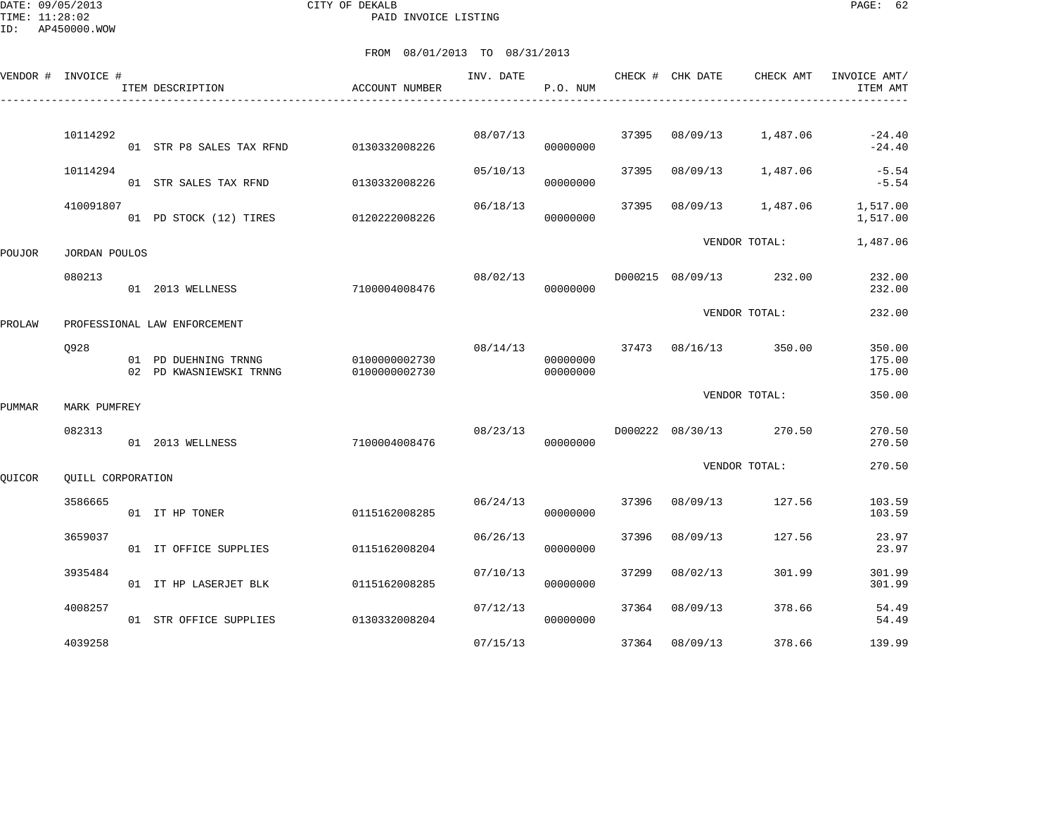CITY OF DEKALB

PAID INVOICE LISTING

FROM 08/01/2013 TO 08/31/2013

| VENDOR # | INVOICE # | ITEM DESCRIPTION | ACCOUNT NUMBER | INV. DATE | P.O. NUM | CHECK # | CHK DATE | CHECK AMT | INVOICE AMT/ ITEM AMT |
|---|---|---|---|---|---|---|---|---|---|
| | 10114292 | | | 08/07/13 | | 37395 | 08/09/13 | 1,487.06 | -24.40 |
| | | 01 STR P8 SALES TAX RFND | 0130332008226 | | 00000000 | | | | -24.40 |
| | 10114294 | | | 05/10/13 | | 37395 | 08/09/13 | 1,487.06 | -5.54 |
| | | 01 STR SALES TAX RFND | 0130332008226 | | 00000000 | | | | -5.54 |
| | 410091807 | | | 06/18/13 | | 37395 | 08/09/13 | 1,487.06 | 1,517.00 |
| | | 01 PD STOCK (12) TIRES | 0120222008226 | | 00000000 | | | | 1,517.00 |
| | | | | | | | VENDOR TOTAL: | | 1,487.06 |
| POUJOR | JORDAN POULOS | | | | | | | | |
| | 080213 | | | 08/02/13 | | D000215 | 08/09/13 | 232.00 | 232.00 |
| | | 01 2013 WELLNESS | 7100004008476 | | 00000000 | | | | 232.00 |
| | | | | | | | VENDOR TOTAL: | | 232.00 |
| PROLAW | PROFESSIONAL LAW ENFORCEMENT | | | | | | | | |
| | Q928 | | | 08/14/13 | | 37473 | 08/16/13 | 350.00 | 350.00 |
| | | 01 PD DUEHNING TRNNG | 0100000002730 | | 00000000 | | | | 175.00 |
| | | 02 PD KWASNIEWSKI TRNNG | 0100000002730 | | 00000000 | | | | 175.00 |
| | | | | | | | VENDOR TOTAL: | | 350.00 |
| PUMMAR | MARK PUMFREY | | | | | | | | |
| | 082313 | | | 08/23/13 | | D000222 | 08/30/13 | 270.50 | 270.50 |
| | | 01 2013 WELLNESS | 7100004008476 | | 00000000 | | | | 270.50 |
| | | | | | | | VENDOR TOTAL: | | 270.50 |
| QUICOR | QUILL CORPORATION | | | | | | | | |
| | 3586665 | | | 06/24/13 | | 37396 | 08/09/13 | 127.56 | 103.59 |
| | | 01 IT HP TONER | 0115162008285 | | 00000000 | | | | 103.59 |
| | 3659037 | | | 06/26/13 | | 37396 | 08/09/13 | 127.56 | 23.97 |
| | | 01 IT OFFICE SUPPLIES | 0115162008204 | | 00000000 | | | | 23.97 |
| | 3935484 | | | 07/10/13 | | 37299 | 08/02/13 | 301.99 | 301.99 |
| | | 01 IT HP LASERJET BLK | 0115162008285 | | 00000000 | | | | 301.99 |
| | 4008257 | | | 07/12/13 | | 37364 | 08/09/13 | 378.66 | 54.49 |
| | | 01 STR OFFICE SUPPLIES | 0130332008204 | | 00000000 | | | | 54.49 |
| | 4039258 | | | 07/15/13 | | 37364 | 08/09/13 | 378.66 | 139.99 |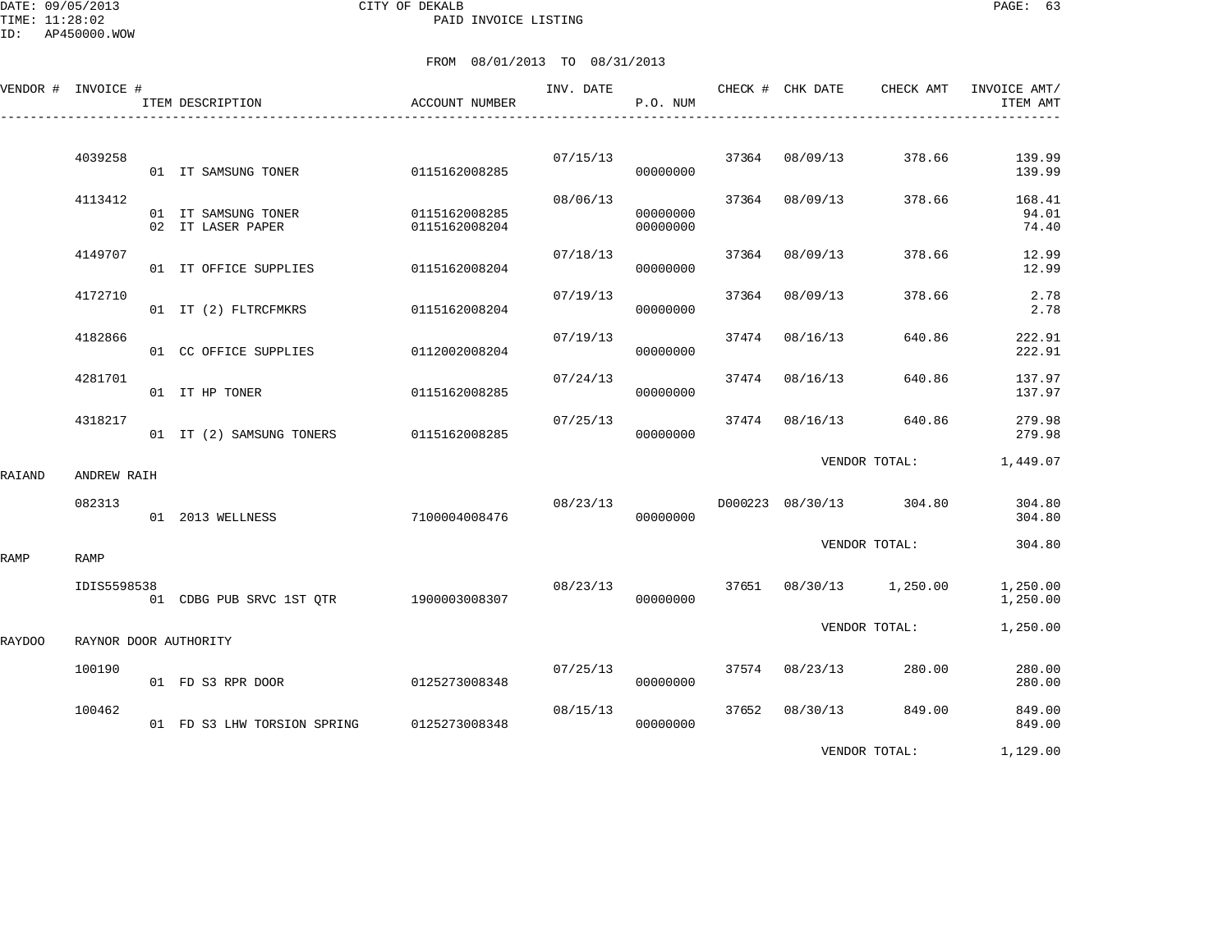CITY OF DEKALB
PAID INVOICE LISTING

DATE: 09/05/2013
TIME: 11:28:02
ID: AP450000.WOW

FROM 08/01/2013 TO 08/31/2013

| VENDOR # | INVOICE # | ITEM DESCRIPTION | ACCOUNT NUMBER | INV. DATE | P.O. NUM | CHECK # | CHK DATE | CHECK AMT | INVOICE AMT/ ITEM AMT |
|---|---|---|---|---|---|---|---|---|---|
| | 4039258 | | | 07/15/13 | | 37364 | 08/09/13 | 378.66 | 139.99 |
| | | 01 IT SAMSUNG TONER | 0115162008285 | | 00000000 | | | | 139.99 |
| | 4113412 | | | 08/06/13 | | 37364 | 08/09/13 | 378.66 | 168.41 |
| | | 01 IT SAMSUNG TONER | 0115162008285 | | 00000000 | | | | 94.01 |
| | | 02 IT LASER PAPER | 0115162008204 | | 00000000 | | | | 74.40 |
| | 4149707 | | | 07/18/13 | | 37364 | 08/09/13 | 378.66 | 12.99 |
| | | 01 IT OFFICE SUPPLIES | 0115162008204 | | 00000000 | | | | 12.99 |
| | 4172710 | | | 07/19/13 | | 37364 | 08/09/13 | 378.66 | 2.78 |
| | | 01 IT (2) FLTRCFMKRS | 0115162008204 | | 00000000 | | | | 2.78 |
| | 4182866 | | | 07/19/13 | | 37474 | 08/16/13 | 640.86 | 222.91 |
| | | 01 CC OFFICE SUPPLIES | 0112002008204 | | 00000000 | | | | 222.91 |
| | 4281701 | | | 07/24/13 | | 37474 | 08/16/13 | 640.86 | 137.97 |
| | | 01 IT HP TONER | 0115162008285 | | 00000000 | | | | 137.97 |
| | 4318217 | | | 07/25/13 | | 37474 | 08/16/13 | 640.86 | 279.98 |
| | | 01 IT (2) SAMSUNG TONERS | 0115162008285 | | 00000000 | | | | 279.98 |
| | | | | | | | VENDOR TOTAL: | | 1,449.07 |
| RAIAND | ANDREW RAIH | | | | | | | | |
| | 082313 | | | 08/23/13 | | D000223 | 08/30/13 | 304.80 | 304.80 |
| | | 01 2013 WELLNESS | 7100004008476 | | 00000000 | | | | 304.80 |
| | | | | | | | VENDOR TOTAL: | | 304.80 |
| RAMP | RAMP | | | | | | | | |
| | IDIS5598538 | | | 08/23/13 | | 37651 | 08/30/13 | 1,250.00 | 1,250.00 |
| | | 01 CDBG PUB SRVC 1ST QTR | 1900003008307 | | 00000000 | | | | 1,250.00 |
| | | | | | | | VENDOR TOTAL: | | 1,250.00 |
| RAYDOO | RAYNOR DOOR AUTHORITY | | | | | | | | |
| | 100190 | | | 07/25/13 | | 37574 | 08/23/13 | 280.00 | 280.00 |
| | | 01 FD S3 RPR DOOR | 0125273008348 | | 00000000 | | | | 280.00 |
| | 100462 | | | 08/15/13 | | 37652 | 08/30/13 | 849.00 | 849.00 |
| | | 01 FD S3 LHW TORSION SPRING | 0125273008348 | | 00000000 | | | | 849.00 |
| | | | | | | | VENDOR TOTAL: | | 1,129.00 |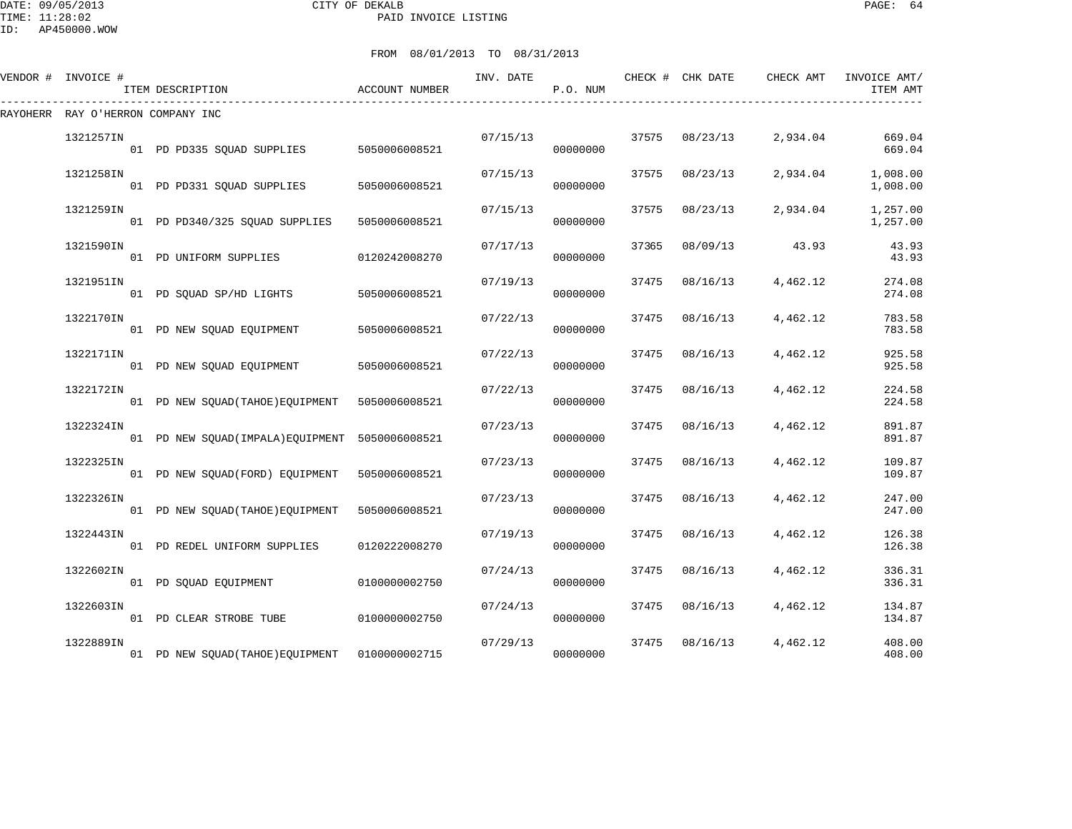CITY OF DEKALB
PAID INVOICE LISTING

DATE: 09/05/2013
TIME: 11:28:02
ID: AP450000.WOW

FROM 08/01/2013 TO 08/31/2013

| VENDOR # | INVOICE # | ITEM DESCRIPTION | ACCOUNT NUMBER | INV. DATE | P.O. NUM | CHECK # | CHK DATE | CHECK AMT | INVOICE AMT/ ITEM AMT |
|---|---|---|---|---|---|---|---|---|---|
| RAYOHERR | RAY O'HERRON COMPANY INC | | | | | | | | |
| | 1321257IN | | | 07/15/13 | | 37575 | 08/23/13 | 2,934.04 | 669.04 |
| | | 01 PD PD335 SQUAD SUPPLIES | 5050006008521 | | 00000000 | | | | 669.04 |
| | 1321258IN | | | 07/15/13 | | 37575 | 08/23/13 | 2,934.04 | 1,008.00 |
| | | 01 PD PD331 SQUAD SUPPLIES | 5050006008521 | | 00000000 | | | | 1,008.00 |
| | 1321259IN | | | 07/15/13 | | 37575 | 08/23/13 | 2,934.04 | 1,257.00 |
| | | 01 PD PD340/325 SQUAD SUPPLIES | 5050006008521 | | 00000000 | | | | 1,257.00 |
| | 1321590IN | | | 07/17/13 | | 37365 | 08/09/13 | 43.93 | 43.93 |
| | | 01 PD UNIFORM SUPPLIES | 0120242008270 | | 00000000 | | | | 43.93 |
| | 1321951IN | | | 07/19/13 | | 37475 | 08/16/13 | 4,462.12 | 274.08 |
| | | 01 PD SQUAD SP/HD LIGHTS | 5050006008521 | | 00000000 | | | | 274.08 |
| | 1322170IN | | | 07/22/13 | | 37475 | 08/16/13 | 4,462.12 | 783.58 |
| | | 01 PD NEW SQUAD EQUIPMENT | 5050006008521 | | 00000000 | | | | 783.58 |
| | 1322171IN | | | 07/22/13 | | 37475 | 08/16/13 | 4,462.12 | 925.58 |
| | | 01 PD NEW SQUAD EQUIPMENT | 5050006008521 | | 00000000 | | | | 925.58 |
| | 1322172IN | | | 07/22/13 | | 37475 | 08/16/13 | 4,462.12 | 224.58 |
| | | 01 PD NEW SQUAD(TAHOE)EQUIPMENT | 5050006008521 | | 00000000 | | | | 224.58 |
| | 1322324IN | | | 07/23/13 | | 37475 | 08/16/13 | 4,462.12 | 891.87 |
| | | 01 PD NEW SQUAD(IMPALA)EQUIPMENT | 5050006008521 | | 00000000 | | | | 891.87 |
| | 1322325IN | | | 07/23/13 | | 37475 | 08/16/13 | 4,462.12 | 109.87 |
| | | 01 PD NEW SQUAD(FORD) EQUIPMENT | 5050006008521 | | 00000000 | | | | 109.87 |
| | 1322326IN | | | 07/23/13 | | 37475 | 08/16/13 | 4,462.12 | 247.00 |
| | | 01 PD NEW SQUAD(TAHOE)EQUIPMENT | 5050006008521 | | 00000000 | | | | 247.00 |
| | 1322443IN | | | 07/19/13 | | 37475 | 08/16/13 | 4,462.12 | 126.38 |
| | | 01 PD REDEL UNIFORM SUPPLIES | 0120222008270 | | 00000000 | | | | 126.38 |
| | 1322602IN | | | 07/24/13 | | 37475 | 08/16/13 | 4,462.12 | 336.31 |
| | | 01 PD SQUAD EQUIPMENT | 0100000002750 | | 00000000 | | | | 336.31 |
| | 1322603IN | | | 07/24/13 | | 37475 | 08/16/13 | 4,462.12 | 134.87 |
| | | 01 PD CLEAR STROBE TUBE | 0100000002750 | | 00000000 | | | | 134.87 |
| | 1322889IN | | | 07/29/13 | | 37475 | 08/16/13 | 4,462.12 | 408.00 |
| | | 01 PD NEW SQUAD(TAHOE)EQUIPMENT | 0100000002715 | | 00000000 | | | | 408.00 |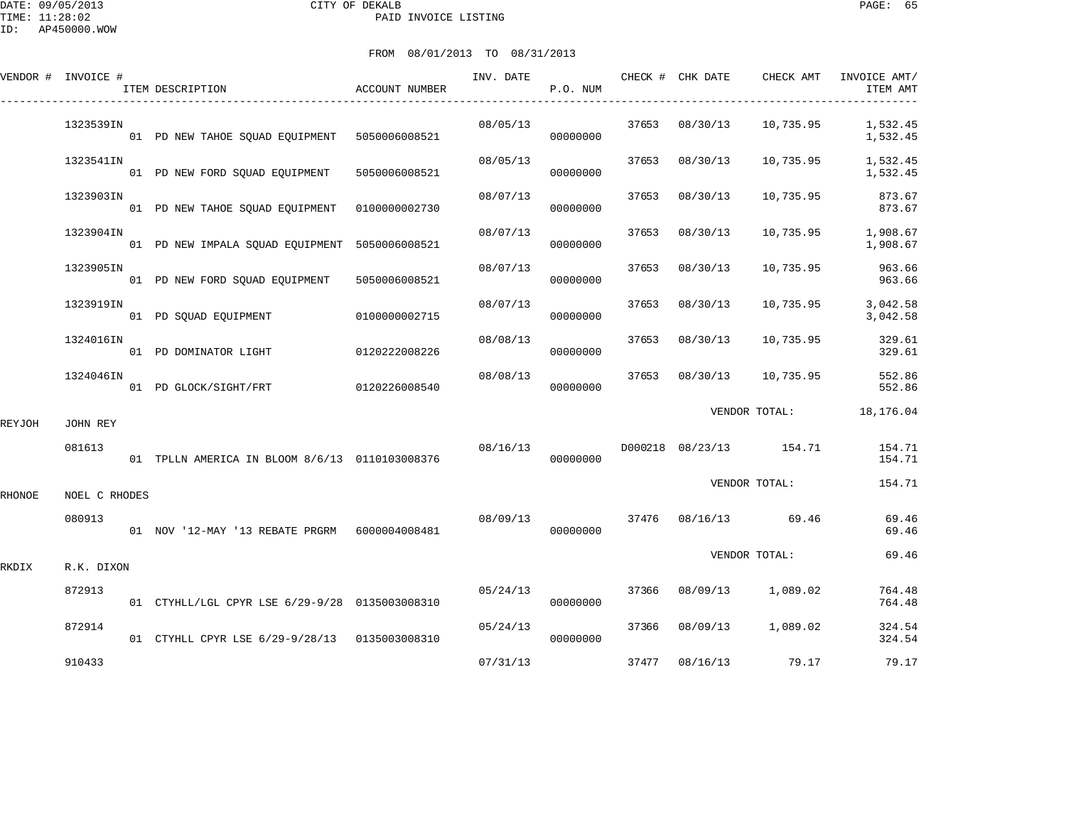CITY OF DEKALB

PAID INVOICE LISTING

FROM 08/01/2013 TO 08/31/2013

| VENDOR # | INVOICE # | ITEM DESCRIPTION | ACCOUNT NUMBER | INV. DATE | P.O. NUM | CHECK # | CHK DATE | CHECK AMT | INVOICE AMT/ ITEM AMT |
|---|---|---|---|---|---|---|---|---|---|
| | 1323539IN | | | 08/05/13 | | 37653 | 08/30/13 | 10,735.95 | 1,532.45 |
| | | 01 PD NEW TAHOE SQUAD EQUIPMENT | 5050006008521 | | 00000000 | | | | 1,532.45 |
| | 1323541IN | | | 08/05/13 | | 37653 | 08/30/13 | 10,735.95 | 1,532.45 |
| | | 01 PD NEW FORD SQUAD EQUIPMENT | 5050006008521 | | 00000000 | | | | 1,532.45 |
| | 1323903IN | | | 08/07/13 | | 37653 | 08/30/13 | 10,735.95 | 873.67 |
| | | 01 PD NEW TAHOE SQUAD EQUIPMENT | 0100000002730 | | 00000000 | | | | 873.67 |
| | 1323904IN | | | 08/07/13 | | 37653 | 08/30/13 | 10,735.95 | 1,908.67 |
| | | 01 PD NEW IMPALA SQUAD EQUIPMENT | 5050006008521 | | 00000000 | | | | 1,908.67 |
| | 1323905IN | | | 08/07/13 | | 37653 | 08/30/13 | 10,735.95 | 963.66 |
| | | 01 PD NEW FORD SQUAD EQUIPMENT | 5050006008521 | | 00000000 | | | | 963.66 |
| | 1323919IN | | | 08/07/13 | | 37653 | 08/30/13 | 10,735.95 | 3,042.58 |
| | | 01 PD SQUAD EQUIPMENT | 0100000002715 | | 00000000 | | | | 3,042.58 |
| | 1324016IN | | | 08/08/13 | | 37653 | 08/30/13 | 10,735.95 | 329.61 |
| | | 01 PD DOMINATOR LIGHT | 0120222008226 | | 00000000 | | | | 329.61 |
| | 1324046IN | | | 08/08/13 | | 37653 | 08/30/13 | 10,735.95 | 552.86 |
| | | 01 PD GLOCK/SIGHT/FRT | 0120226008540 | | 00000000 | | | | 552.86 |
| | | | | | | | | VENDOR TOTAL: | 18,176.04 |
| REYJOH | JOHN REY | | | | | | | | |
| | 081613 | | | 08/16/13 | | D000218 | 08/23/13 | 154.71 | 154.71 |
| | | 01 TPLLN AMERICA IN BLOOM 8/6/13 | 0110103008376 | | 00000000 | | | | 154.71 |
| | | | | | | | | VENDOR TOTAL: | 154.71 |
| RHONOE | NOEL C RHODES | | | | | | | | |
| | 080913 | | | 08/09/13 | | 37476 | 08/16/13 | 69.46 | 69.46 |
| | | 01 NOV '12-MAY '13 REBATE PRGRM | 6000004008481 | | 00000000 | | | | 69.46 |
| | | | | | | | | VENDOR TOTAL: | 69.46 |
| RKDIX | R.K. DIXON | | | | | | | | |
| | 872913 | | | 05/24/13 | | 37366 | 08/09/13 | 1,089.02 | 764.48 |
| | | 01 CTYHLL/LGL CPYR LSE 6/29-9/28 | 0135003008310 | | 00000000 | | | | 764.48 |
| | 872914 | | | 05/24/13 | | 37366 | 08/09/13 | 1,089.02 | 324.54 |
| | | 01 CTYHLL CPYR LSE 6/29-9/28/13 | 0135003008310 | | 00000000 | | | | 324.54 |
| | 910433 | | | 07/31/13 | | 37477 | 08/16/13 | 79.17 | 79.17 |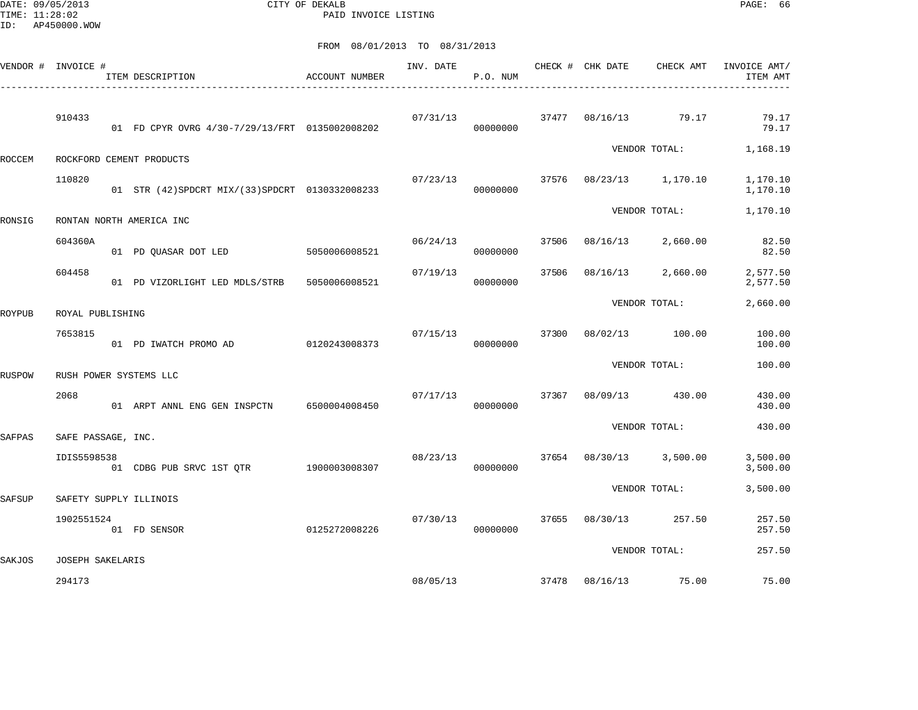DATE: 09/05/2013 CITY OF DEKALB
TIME: 11:28:02 PAID INVOICE LISTING
ID: AP450000.WOW

FROM 08/01/2013 TO 08/31/2013

| VENDOR # | INVOICE # / ITEM DESCRIPTION | ACCOUNT NUMBER | INV. DATE | P.O. NUM | CHECK # | CHK DATE | CHECK AMT | INVOICE AMT/ ITEM AMT |
|---|---|---|---|---|---|---|---|---|
| | 910433 | | 07/31/13 | | 37477 | 08/16/13 | 79.17 | 79.17 |
| | 01 FD CPYR OVRG 4/30-7/29/13/FRT | 0135002008202 | | 00000000 | | | | 79.17 |
| | | | | | | VENDOR TOTAL: | | 1,168.19 |
| ROCCEM | ROCKFORD CEMENT PRODUCTS | | | | | | | |
| | 110820 | | 07/23/13 | | 37576 | 08/23/13 | 1,170.10 | 1,170.10 |
| | 01 STR (42)SPDCRT MIX/(33)SPDCRT | 0130332008233 | | 00000000 | | | | 1,170.10 |
| | | | | | | VENDOR TOTAL: | | 1,170.10 |
| RONSIG | RONTAN NORTH AMERICA INC | | | | | | | |
| | 604360A | | 06/24/13 | | 37506 | 08/16/13 | 2,660.00 | 82.50 |
| | 01 PD QUASAR DOT LED | 5050006008521 | | 00000000 | | | | 82.50 |
| | 604458 | | 07/19/13 | | 37506 | 08/16/13 | 2,660.00 | 2,577.50 |
| | 01 PD VIZORLIGHT LED MDLS/STRB | 5050006008521 | | 00000000 | | | | 2,577.50 |
| | | | | | | VENDOR TOTAL: | | 2,660.00 |
| ROYPUB | ROYAL PUBLISHING | | | | | | | |
| | 7653815 | | 07/15/13 | | 37300 | 08/02/13 | 100.00 | 100.00 |
| | 01 PD IWATCH PROMO AD | 0120243008373 | | 00000000 | | | | 100.00 |
| | | | | | | VENDOR TOTAL: | | 100.00 |
| RUSPOW | RUSH POWER SYSTEMS LLC | | | | | | | |
| | 2068 | | 07/17/13 | | 37367 | 08/09/13 | 430.00 | 430.00 |
| | 01 ARPT ANNL ENG GEN INSPCTN | 6500004008450 | | 00000000 | | | | 430.00 |
| | | | | | | VENDOR TOTAL: | | 430.00 |
| SAFPAS | SAFE PASSAGE, INC. | | | | | | | |
| | IDIS5598538 | | 08/23/13 | | 37654 | 08/30/13 | 3,500.00 | 3,500.00 |
| | 01 CDBG PUB SRVC 1ST QTR | 1900003008307 | | 00000000 | | | | 3,500.00 |
| | | | | | | VENDOR TOTAL: | | 3,500.00 |
| SAFSUP | SAFETY SUPPLY ILLINOIS | | | | | | | |
| | 1902551524 | | 07/30/13 | | 37655 | 08/30/13 | 257.50 | 257.50 |
| | 01 FD SENSOR | 0125272008226 | | 00000000 | | | | 257.50 |
| | | | | | | VENDOR TOTAL: | | 257.50 |
| SAKJOS | JOSEPH SAKELARIS | | | | | | | |
| | 294173 | | 08/05/13 | | 37478 | 08/16/13 | 75.00 | 75.00 |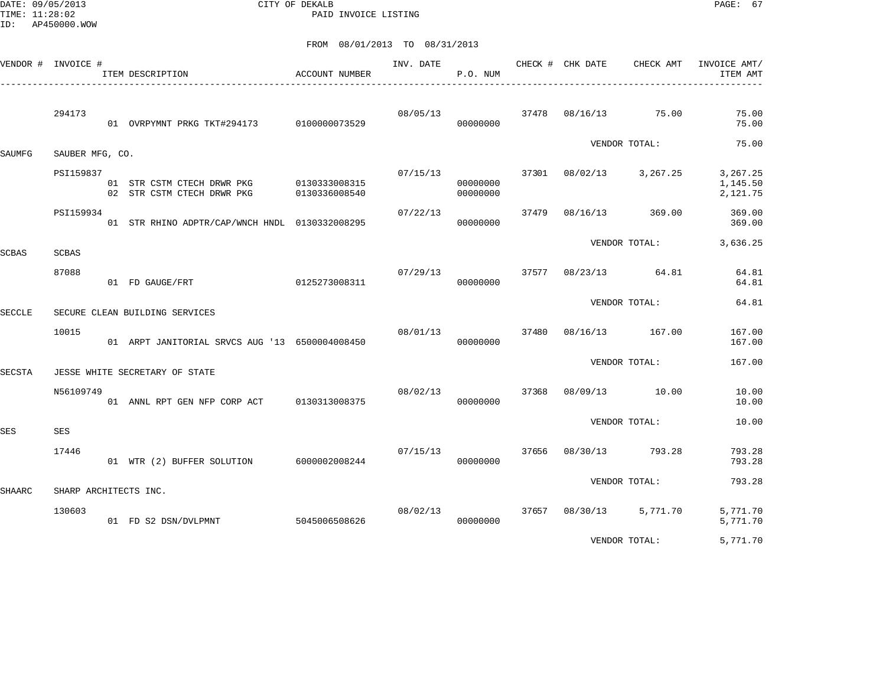CITY OF DEKALB
PAID INVOICE LISTING

DATE: 09/05/2013
TIME: 11:28:02
ID: AP450000.WOW

FROM 08/01/2013 TO 08/31/2013

| VENDOR # | INVOICE # | ITEM DESCRIPTION | ACCOUNT NUMBER | INV. DATE | P.O. NUM | CHECK # | CHK DATE | CHECK AMT | INVOICE AMT/ ITEM AMT |
|---|---|---|---|---|---|---|---|---|---|
| | 294173 | | | 08/05/13 | | 37478 | 08/16/13 | 75.00 | 75.00 |
| | | 01 OVRPYMNT PRKG TKT#294173 | 0100000073529 | | 00000000 | | | | 75.00 |
| | | | | | | | | VENDOR TOTAL: | 75.00 |
| SAUMFG | SAUBER MFG, CO. | | | | | | | | |
| | PSI159837 | | | 07/15/13 | | 37301 | 08/02/13 | 3,267.25 | 3,267.25 |
| | | 01 STR CSTM CTECH DRWR PKG | 0130333008315 | | 00000000 | | | | 1,145.50 |
| | | 02 STR CSTM CTECH DRWR PKG | 0130336008540 | | 00000000 | | | | 2,121.75 |
| | PSI159934 | | | 07/22/13 | | 37479 | 08/16/13 | 369.00 | 369.00 |
| | | 01 STR RHINO ADPTR/CAP/WNCH HNDL | 0130332008295 | | 00000000 | | | | 369.00 |
| | | | | | | | | VENDOR TOTAL: | 3,636.25 |
| SCBAS | SCBAS | | | | | | | | |
| | 87088 | | | 07/29/13 | | 37577 | 08/23/13 | 64.81 | 64.81 |
| | | 01 FD GAUGE/FRT | 0125273008311 | | 00000000 | | | | 64.81 |
| | | | | | | | | VENDOR TOTAL: | 64.81 |
| SECCLE | SECURE CLEAN BUILDING SERVICES | | | | | | | | |
| | 10015 | | | 08/01/13 | | 37480 | 08/16/13 | 167.00 | 167.00 |
| | | 01 ARPT JANITORIAL SRVCS AUG '13 | 6500004008450 | | 00000000 | | | | 167.00 |
| | | | | | | | | VENDOR TOTAL: | 167.00 |
| SECSTA | JESSE WHITE SECRETARY OF STATE | | | | | | | | |
| | N56109749 | | | 08/02/13 | | 37368 | 08/09/13 | 10.00 | 10.00 |
| | | 01 ANNL RPT GEN NFP CORP ACT | 0130313008375 | | 00000000 | | | | 10.00 |
| | | | | | | | | VENDOR TOTAL: | 10.00 |
| SES | SES | | | | | | | | |
| | 17446 | | | 07/15/13 | | 37656 | 08/30/13 | 793.28 | 793.28 |
| | | 01 WTR (2) BUFFER SOLUTION | 6000002008244 | | 00000000 | | | | 793.28 |
| | | | | | | | | VENDOR TOTAL: | 793.28 |
| SHAARC | SHARP ARCHITECTS INC. | | | | | | | | |
| | 130603 | | | 08/02/13 | | 37657 | 08/30/13 | 5,771.70 | 5,771.70 |
| | | 01 FD S2 DSN/DVLPMNT | 5045006508626 | | 00000000 | | | | 5,771.70 |
| | | | | | | | | VENDOR TOTAL: | 5,771.70 |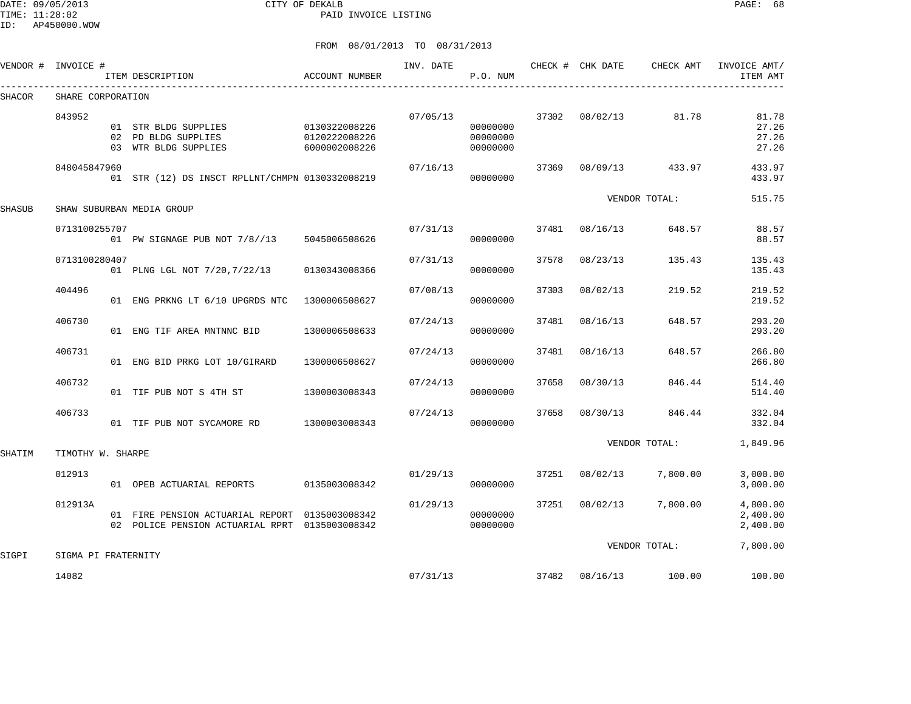CITY OF DEKALB
PAID INVOICE LISTING

DATE: 09/05/2013
TIME: 11:28:02
ID: AP450000.WOW

FROM 08/01/2013 TO 08/31/2013

| VENDOR # | INVOICE # | ITEM DESCRIPTION | ACCOUNT NUMBER | INV. DATE | P.O. NUM | CHECK # | CHK DATE | CHECK AMT | INVOICE AMT/ ITEM AMT |
|---|---|---|---|---|---|---|---|---|---|
| SHACOR | SHARE CORPORATION | | | | | | | | |
| | 843952 | | | 07/05/13 | | 37302 | 08/02/13 | 81.78 | 81.78 |
| | | 01 STR BLDG SUPPLIES | 0130322008226 | | 00000000 | | | | 27.26 |
| | | 02 PD BLDG SUPPLIES | 0120222008226 | | 00000000 | | | | 27.26 |
| | | 03 WTR BLDG SUPPLIES | 6000002008226 | | 00000000 | | | | 27.26 |
| | 848045847960 | | | 07/16/13 | | 37369 | 08/09/13 | 433.97 | 433.97 |
| | | 01 STR (12) DS INSCT RPLLNT/CHMPN | 0130332008219 | | 00000000 | | | | 433.97 |
| | | | | | | | VENDOR TOTAL: | | 515.75 |
| SHASUB | SHAW SUBURBAN MEDIA GROUP | | | | | | | | |
| | 0713100255707 | | | 07/31/13 | | 37481 | 08/16/13 | 648.57 | 88.57 |
| | | 01 PW SIGNAGE PUB NOT 7/8//13 | 5045006508626 | | 00000000 | | | | 88.57 |
| | 0713100280407 | | | 07/31/13 | | 37578 | 08/23/13 | 135.43 | 135.43 |
| | | 01 PLNG LGL NOT 7/20,7/22/13 | 0130343008366 | | 00000000 | | | | 135.43 |
| | 404496 | | | 07/08/13 | | 37303 | 08/02/13 | 219.52 | 219.52 |
| | | 01 ENG PRKNG LT 6/10 UPGRDS NTC | 1300006508627 | | 00000000 | | | | 219.52 |
| | 406730 | | | 07/24/13 | | 37481 | 08/16/13 | 648.57 | 293.20 |
| | | 01 ENG TIF AREA MNTNNC BID | 1300006508633 | | 00000000 | | | | 293.20 |
| | 406731 | | | 07/24/13 | | 37481 | 08/16/13 | 648.57 | 266.80 |
| | | 01 ENG BID PRKG LOT 10/GIRARD | 1300006508627 | | 00000000 | | | | 266.80 |
| | 406732 | | | 07/24/13 | | 37658 | 08/30/13 | 846.44 | 514.40 |
| | | 01 TIF PUB NOT S 4TH ST | 1300003008343 | | 00000000 | | | | 514.40 |
| | 406733 | | | 07/24/13 | | 37658 | 08/30/13 | 846.44 | 332.04 |
| | | 01 TIF PUB NOT SYCAMORE RD | 1300003008343 | | 00000000 | | | | 332.04 |
| | | | | | | | VENDOR TOTAL: | | 1,849.96 |
| SHATIM | TIMOTHY W. SHARPE | | | | | | | | |
| | 012913 | | | 01/29/13 | | 37251 | 08/02/13 | 7,800.00 | 3,000.00 |
| | | 01 OPEB ACTUARIAL REPORTS | 0135003008342 | | 00000000 | | | | 3,000.00 |
| | 012913A | | | 01/29/13 | | 37251 | 08/02/13 | 7,800.00 | 4,800.00 |
| | | 01 FIRE PENSION ACTUARIAL REPORT | 0135003008342 | | 00000000 | | | | 2,400.00 |
| | | 02 POLICE PENSION ACTUARIAL RPRT | 0135003008342 | | 00000000 | | | | 2,400.00 |
| | | | | | | | VENDOR TOTAL: | | 7,800.00 |
| SIGPI | SIGMA PI FRATERNITY | | | | | | | | |
| | 14082 | | | 07/31/13 | | 37482 | 08/16/13 | 100.00 | 100.00 |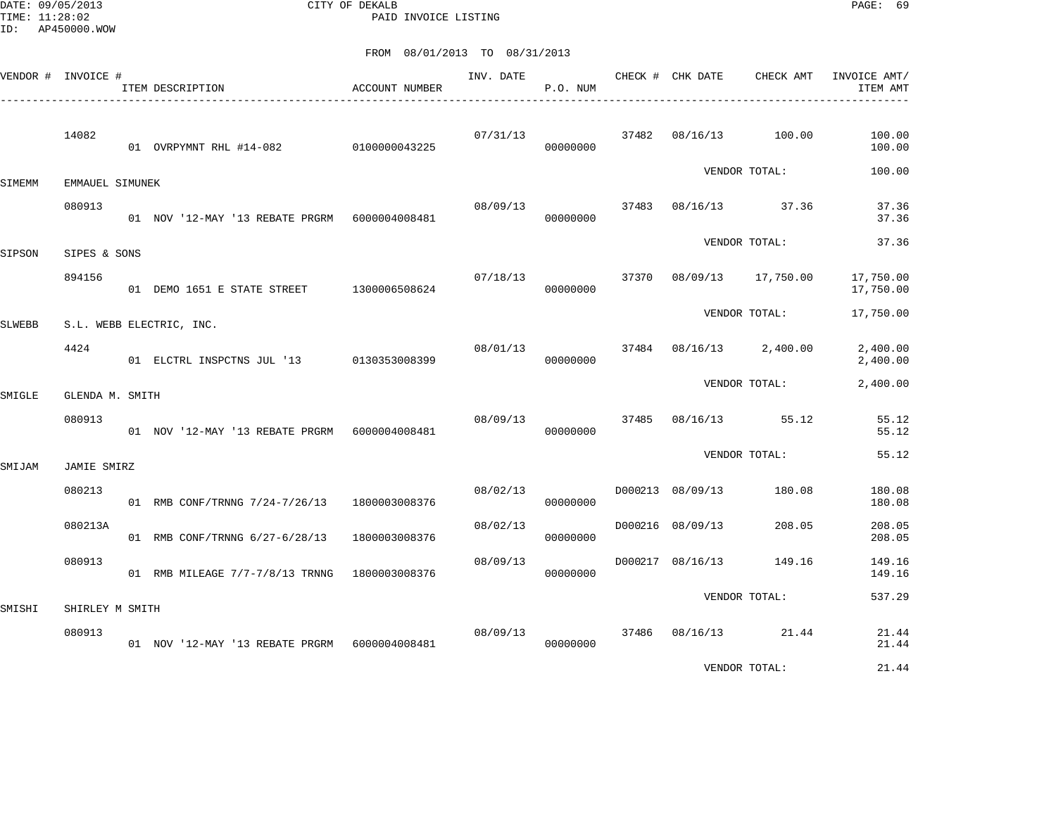CITY OF DEKALB
PAID INVOICE LISTING

DATE: 09/05/2013
TIME: 11:28:02
ID: AP450000.WOW

FROM 08/01/2013 TO 08/31/2013

| VENDOR # | INVOICE # | ITEM DESCRIPTION | ACCOUNT NUMBER | INV. DATE | P.O. NUM | CHECK # | CHK DATE | CHECK AMT | INVOICE AMT/ ITEM AMT |
|---|---|---|---|---|---|---|---|---|---|
| | 14082 | | | 07/31/13 | | 37482 | 08/16/13 | 100.00 | 100.00 |
| | | 01 OVRPYMNT RHL #14-082 | 0100000043225 | | 00000000 | | | | 100.00 |
| | | | | | | | | VENDOR TOTAL: | 100.00 |
| SIMEMM | EMMAUEL SIMUNEK | | | | | | | | |
| | 080913 | | | 08/09/13 | | 37483 | 08/16/13 | 37.36 | 37.36 |
| | | 01 NOV '12-MAY '13 REBATE PRGRM | 6000004008481 | | 00000000 | | | | 37.36 |
| | | | | | | | | VENDOR TOTAL: | 37.36 |
| SIPSON | SIPES & SONS | | | | | | | | |
| | 894156 | | | 07/18/13 | | 37370 | 08/09/13 | 17,750.00 | 17,750.00 |
| | | 01 DEMO 1651 E STATE STREET | 1300006508624 | | 00000000 | | | | 17,750.00 |
| | | | | | | | | VENDOR TOTAL: | 17,750.00 |
| SLWEBB | S.L. WEBB ELECTRIC, INC. | | | | | | | | |
| | 4424 | | | 08/01/13 | | 37484 | 08/16/13 | 2,400.00 | 2,400.00 |
| | | 01 ELCTRL INSPCTNS JUL '13 | 0130353008399 | | 00000000 | | | | 2,400.00 |
| | | | | | | | | VENDOR TOTAL: | 2,400.00 |
| SMIGLE | GLENDA M. SMITH | | | | | | | | |
| | 080913 | | | 08/09/13 | | 37485 | 08/16/13 | 55.12 | 55.12 |
| | | 01 NOV '12-MAY '13 REBATE PRGRM | 6000004008481 | | 00000000 | | | | 55.12 |
| | | | | | | | | VENDOR TOTAL: | 55.12 |
| SMIJAM | JAMIE SMIRZ | | | | | | | | |
| | 080213 | | | 08/02/13 | | D000213 | 08/09/13 | 180.08 | 180.08 |
| | | 01 RMB CONF/TRNNG 7/24-7/26/13 | 1800003008376 | | 00000000 | | | | 180.08 |
| | 080213A | | | 08/02/13 | | D000216 | 08/09/13 | 208.05 | 208.05 |
| | | 01 RMB CONF/TRNNG 6/27-6/28/13 | 1800003008376 | | 00000000 | | | | 208.05 |
| | 080913 | | | 08/09/13 | | D000217 | 08/16/13 | 149.16 | 149.16 |
| | | 01 RMB MILEAGE 7/7-7/8/13 TRNNG | 1800003008376 | | 00000000 | | | | 149.16 |
| | | | | | | | | VENDOR TOTAL: | 537.29 |
| SMISHI | SHIRLEY M SMITH | | | | | | | | |
| | 080913 | | | 08/09/13 | | 37486 | 08/16/13 | 21.44 | 21.44 |
| | | 01 NOV '12-MAY '13 REBATE PRGRM | 6000004008481 | | 00000000 | | | | 21.44 |
| | | | | | | | | VENDOR TOTAL: | 21.44 |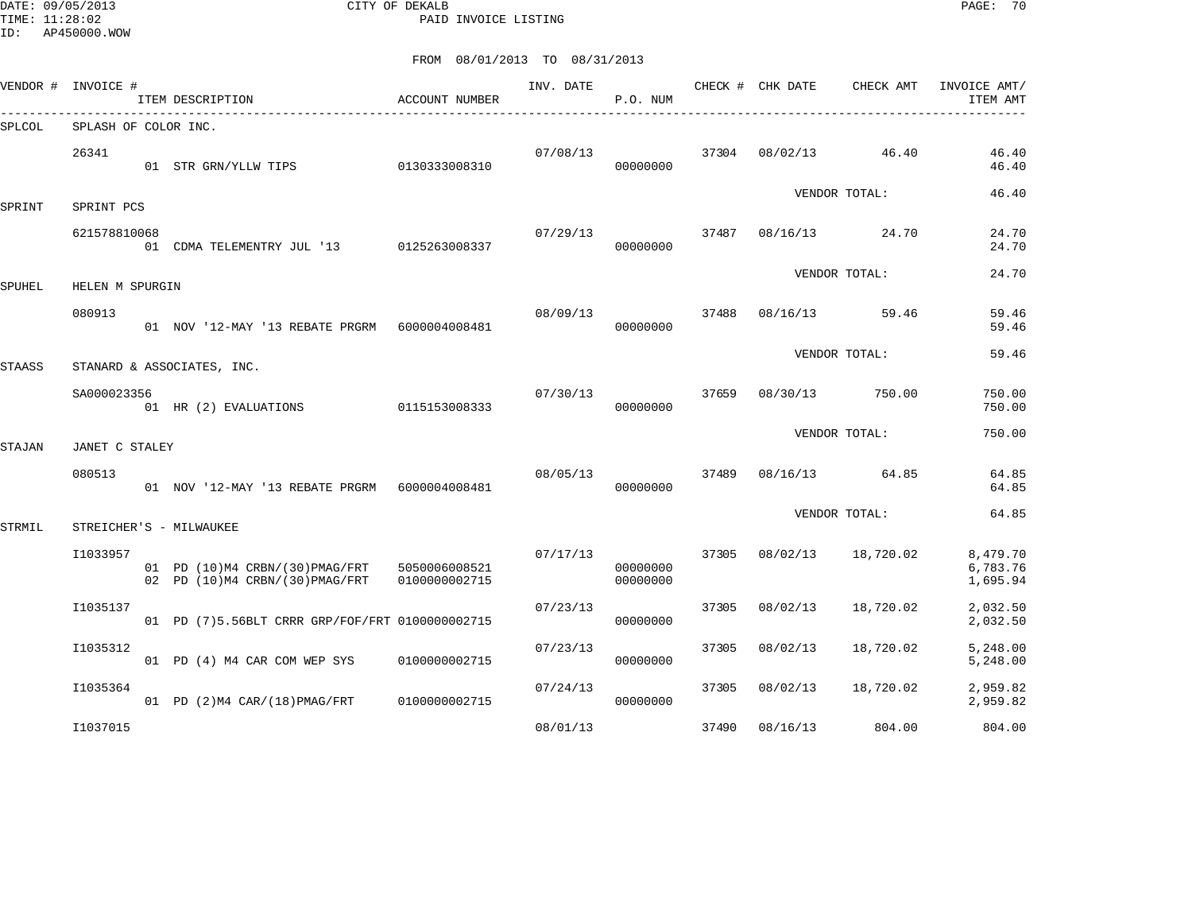CITY OF DEKALB
PAID INVOICE LISTING

DATE: 09/05/2013
TIME: 11:28:02
ID: AP450000.WOW

FROM 08/01/2013 TO 08/31/2013

| VENDOR # | INVOICE # | ITEM DESCRIPTION | ACCOUNT NUMBER | INV. DATE | P.O. NUM | CHECK # | CHK DATE | CHECK AMT | INVOICE AMT/ ITEM AMT |
|---|---|---|---|---|---|---|---|---|---|
| SPLCOL | SPLASH OF COLOR INC. | | | | | | | | |
| | 26341 | | | 07/08/13 | | 37304 | 08/02/13 | 46.40 | 46.40 |
| | | 01 STR GRN/YLLW TIPS | 0130333008310 | | 00000000 | | | | 46.40 |
| | | | | | | | | VENDOR TOTAL: | 46.40 |
| SPRINT | SPRINT PCS | | | | | | | | |
| | 621578810068 | | | 07/29/13 | | 37487 | 08/16/13 | 24.70 | 24.70 |
| | | 01 CDMA TELEMENTRY JUL '13 | 0125263008337 | | 00000000 | | | | 24.70 |
| | | | | | | | | VENDOR TOTAL: | 24.70 |
| SPUHEL | HELEN M SPURGIN | | | | | | | | |
| | 080913 | | | 08/09/13 | | 37488 | 08/16/13 | 59.46 | 59.46 |
| | | 01 NOV '12-MAY '13 REBATE PRGRM | 6000004008481 | | 00000000 | | | | 59.46 |
| | | | | | | | | VENDOR TOTAL: | 59.46 |
| STAASS | STANARD & ASSOCIATES, INC. | | | | | | | | |
| | SA000023356 | | | 07/30/13 | | 37659 | 08/30/13 | 750.00 | 750.00 |
| | | 01 HR (2) EVALUATIONS | 0115153008333 | | 00000000 | | | | 750.00 |
| | | | | | | | | VENDOR TOTAL: | 750.00 |
| STAJAN | JANET C STALEY | | | | | | | | |
| | 080513 | | | 08/05/13 | | 37489 | 08/16/13 | 64.85 | 64.85 |
| | | 01 NOV '12-MAY '13 REBATE PRGRM | 6000004008481 | | 00000000 | | | | 64.85 |
| | | | | | | | | VENDOR TOTAL: | 64.85 |
| STRMIL | STREICHER'S - MILWAUKEE | | | | | | | | |
| | I1033957 | | | 07/17/13 | | 37305 | 08/02/13 | 18,720.02 | 8,479.70 |
| | | 01 PD (10)M4 CRBN/(30)PMAG/FRT | 5050006008521 | | 00000000 | | | | 6,783.76 |
| | | 02 PD (10)M4 CRBN/(30)PMAG/FRT | 0100000002715 | | 00000000 | | | | 1,695.94 |
| | I1035137 | | | 07/23/13 | | 37305 | 08/02/13 | 18,720.02 | 2,032.50 |
| | | 01 PD (7)5.56BLT CRRR GRP/FOF/FRT | 0100000002715 | | 00000000 | | | | 2,032.50 |
| | I1035312 | | | 07/23/13 | | 37305 | 08/02/13 | 18,720.02 | 5,248.00 |
| | | 01 PD (4) M4 CAR COM WEP SYS | 0100000002715 | | 00000000 | | | | 5,248.00 |
| | I1035364 | | | 07/24/13 | | 37305 | 08/02/13 | 18,720.02 | 2,959.82 |
| | | 01 PD (2)M4 CAR/(18)PMAG/FRT | 0100000002715 | | 00000000 | | | | 2,959.82 |
| | I1037015 | | | 08/01/13 | | 37490 | 08/16/13 | 804.00 | 804.00 |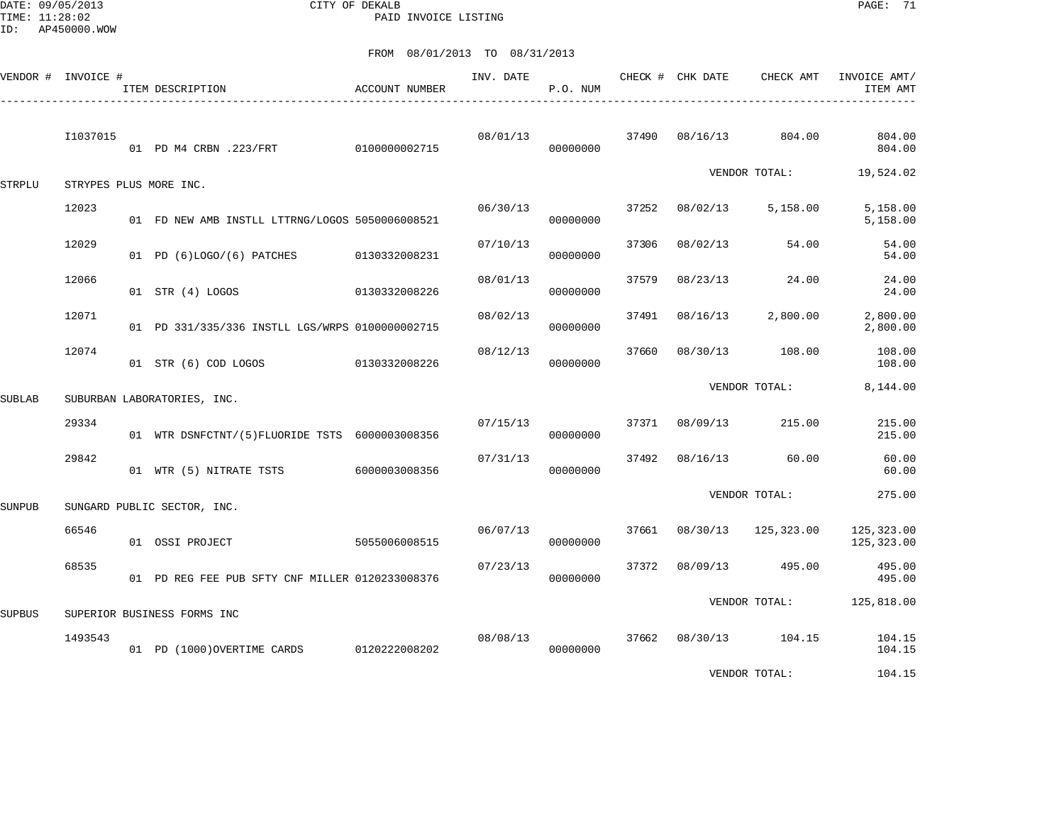CITY OF DEKALB

PAID INVOICE LISTING

DATE: 09/05/2013
TIME: 11:28:02
ID: AP450000.WOW

FROM 08/01/2013 TO 08/31/2013

| VENDOR # | INVOICE # | ITEM DESCRIPTION | ACCOUNT NUMBER | INV. DATE | P.O. NUM | CHECK # | CHK DATE | CHECK AMT | INVOICE AMT/ ITEM AMT |
|---|---|---|---|---|---|---|---|---|---|
| | I1037015 | | | 08/01/13 | | 37490 | 08/16/13 | 804.00 | 804.00 |
| | | 01 PD M4 CRBN .223/FRT | 0100000002715 | | 00000000 | | | | 804.00 |
| | | | | | | | | VENDOR TOTAL: | 19,524.02 |
| STRPLU | STRYPES PLUS MORE INC. | | | | | | | | |
| | 12023 | | | 06/30/13 | | 37252 | 08/02/13 | 5,158.00 | 5,158.00 |
| | | 01 FD NEW AMB INSTLL LTTRNG/LOGOS | 5050006008521 | | 00000000 | | | | 5,158.00 |
| | 12029 | | | 07/10/13 | | 37306 | 08/02/13 | 54.00 | 54.00 |
| | | 01 PD (6)LOGO/(6) PATCHES | 0130332008231 | | 00000000 | | | | 54.00 |
| | 12066 | | | 08/01/13 | | 37579 | 08/23/13 | 24.00 | 24.00 |
| | | 01 STR (4) LOGOS | 0130332008226 | | 00000000 | | | | 24.00 |
| | 12071 | | | 08/02/13 | | 37491 | 08/16/13 | 2,800.00 | 2,800.00 |
| | | 01 PD 331/335/336 INSTLL LGS/WRPS | 0100000002715 | | 00000000 | | | | 2,800.00 |
| | 12074 | | | 08/12/13 | | 37660 | 08/30/13 | 108.00 | 108.00 |
| | | 01 STR (6) COD LOGOS | 0130332008226 | | 00000000 | | | | 108.00 |
| | | | | | | | | VENDOR TOTAL: | 8,144.00 |
| SUBLAB | SUBURBAN LABORATORIES, INC. | | | | | | | | |
| | 29334 | | | 07/15/13 | | 37371 | 08/09/13 | 215.00 | 215.00 |
| | | 01 WTR DSNFCTNT/(5)FLUORIDE TSTS | 6000003008356 | | 00000000 | | | | 215.00 |
| | 29842 | | | 07/31/13 | | 37492 | 08/16/13 | 60.00 | 60.00 |
| | | 01 WTR (5) NITRATE TSTS | 6000003008356 | | 00000000 | | | | 60.00 |
| | | | | | | | | VENDOR TOTAL: | 275.00 |
| SUNPUB | SUNGARD PUBLIC SECTOR, INC. | | | | | | | | |
| | 66546 | | | 06/07/13 | | 37661 | 08/30/13 | 125,323.00 | 125,323.00 |
| | | 01 OSSI PROJECT | 5055006008515 | | 00000000 | | | | 125,323.00 |
| | 68535 | | | 07/23/13 | | 37372 | 08/09/13 | 495.00 | 495.00 |
| | | 01 PD REG FEE PUB SFTY CNF MILLER | 0120233008376 | | 00000000 | | | | 495.00 |
| | | | | | | | | VENDOR TOTAL: | 125,818.00 |
| SUPBUS | SUPERIOR BUSINESS FORMS INC | | | | | | | | |
| | 1493543 | | | 08/08/13 | | 37662 | 08/30/13 | 104.15 | 104.15 |
| | | 01 PD (1000)OVERTIME CARDS | 0120222008202 | | 00000000 | | | | 104.15 |
| | | | | | | | | VENDOR TOTAL: | 104.15 |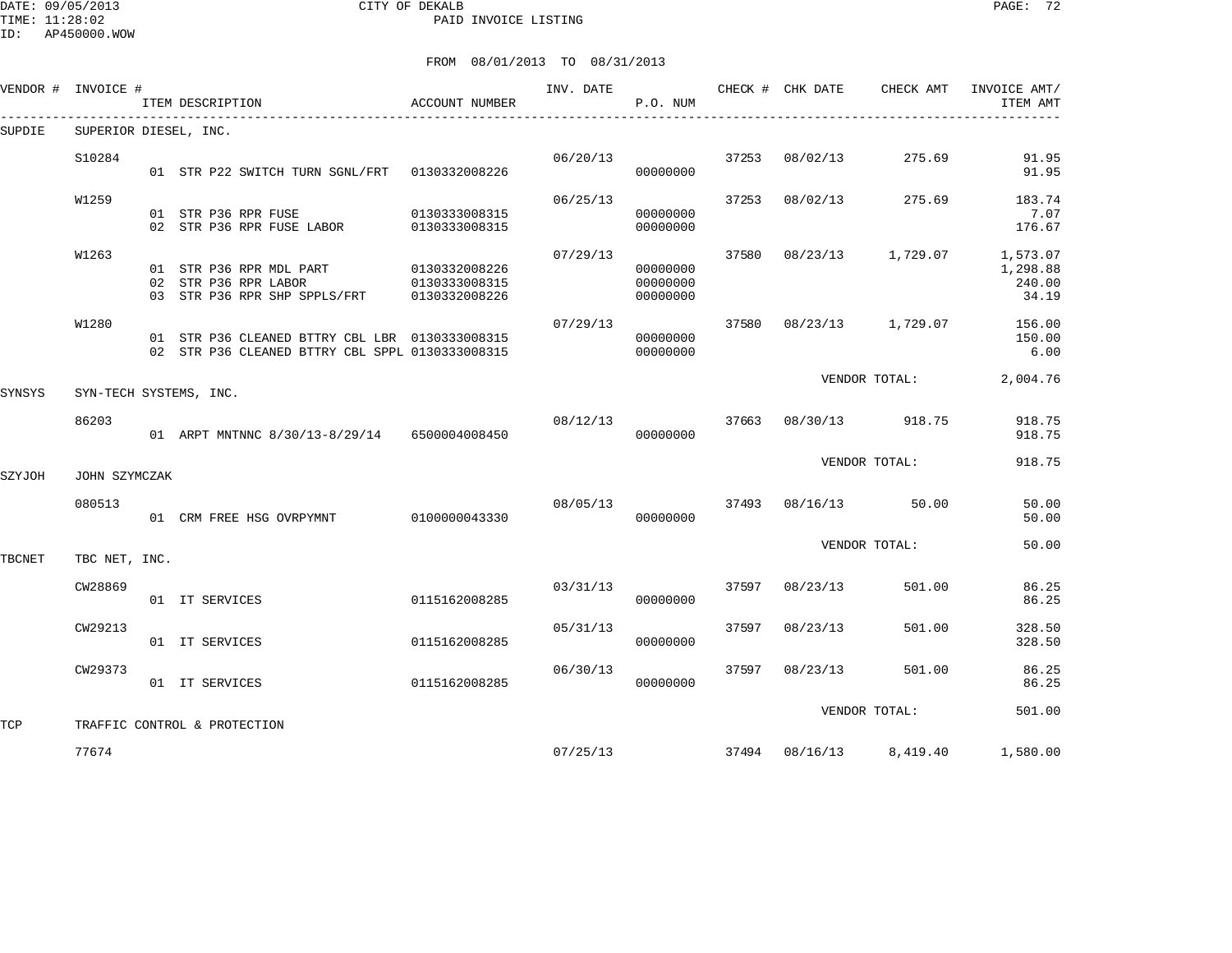CITY OF DEKALB
PAID INVOICE LISTING

FROM 08/01/2013 TO 08/31/2013

| VENDOR # | INVOICE # | ITEM DESCRIPTION | ACCOUNT NUMBER | INV. DATE | P.O. NUM | CHECK # | CHK DATE | CHECK AMT | INVOICE AMT/ ITEM AMT |
|---|---|---|---|---|---|---|---|---|---|
| SUPDIE | SUPERIOR DIESEL, INC. | | | | | | | | |
| | S10284 | | | 06/20/13 | | 37253 | 08/02/13 | 275.69 | 91.95 |
| | | 01 STR P22 SWITCH TURN SGNL/FRT | 0130332008226 | | 00000000 | | | | 91.95 |
| | W1259 | | | 06/25/13 | | 37253 | 08/02/13 | 275.69 | 183.74 |
| | | 01 STR P36 RPR FUSE | 0130333008315 | | 00000000 | | | | 7.07 |
| | | 02 STR P36 RPR FUSE LABOR | 0130333008315 | | 00000000 | | | | 176.67 |
| | W1263 | | | 07/29/13 | | 37580 | 08/23/13 | 1,729.07 | 1,573.07 |
| | | 01 STR P36 RPR MDL PART | 0130332008226 | | 00000000 | | | | 1,298.88 |
| | | 02 STR P36 RPR LABOR | 0130333008315 | | 00000000 | | | | 240.00 |
| | | 03 STR P36 RPR SHP SPPLS/FRT | 0130332008226 | | 00000000 | | | | 34.19 |
| | W1280 | | | 07/29/13 | | 37580 | 08/23/13 | 1,729.07 | 156.00 |
| | | 01 STR P36 CLEANED BTTRY CBL LBR | 0130333008315 | | 00000000 | | | | 150.00 |
| | | 02 STR P36 CLEANED BTTRY CBL SPPL | 0130333008315 | | 00000000 | | | | 6.00 |
| | | | | | | | VENDOR TOTAL: | | 2,004.76 |
| SYNSYS | SYN-TECH SYSTEMS, INC. | | | | | | | | |
| | 86203 | | | 08/12/13 | | 37663 | 08/30/13 | 918.75 | 918.75 |
| | | 01 ARPT MNTNNC 8/30/13-8/29/14 | 6500004008450 | | 00000000 | | | | 918.75 |
| | | | | | | | VENDOR TOTAL: | | 918.75 |
| SZYJOH | JOHN SZYMCZAK | | | | | | | | |
| | 080513 | | | 08/05/13 | | 37493 | 08/16/13 | 50.00 | 50.00 |
| | | 01 CRM FREE HSG OVRPYMNT | 0100000043330 | | 00000000 | | | | 50.00 |
| | | | | | | | VENDOR TOTAL: | | 50.00 |
| TBCNET | TBC NET, INC. | | | | | | | | |
| | CW28869 | | | 03/31/13 | | 37597 | 08/23/13 | 501.00 | 86.25 |
| | | 01 IT SERVICES | 0115162008285 | | 00000000 | | | | 86.25 |
| | CW29213 | | | 05/31/13 | | 37597 | 08/23/13 | 501.00 | 328.50 |
| | | 01 IT SERVICES | 0115162008285 | | 00000000 | | | | 328.50 |
| | CW29373 | | | 06/30/13 | | 37597 | 08/23/13 | 501.00 | 86.25 |
| | | 01 IT SERVICES | 0115162008285 | | 00000000 | | | | 86.25 |
| | | | | | | | VENDOR TOTAL: | | 501.00 |
| TCP | TRAFFIC CONTROL & PROTECTION | | | | | | | | |
| | 77674 | | | 07/25/13 | | 37494 | 08/16/13 | 8,419.40 | 1,580.00 |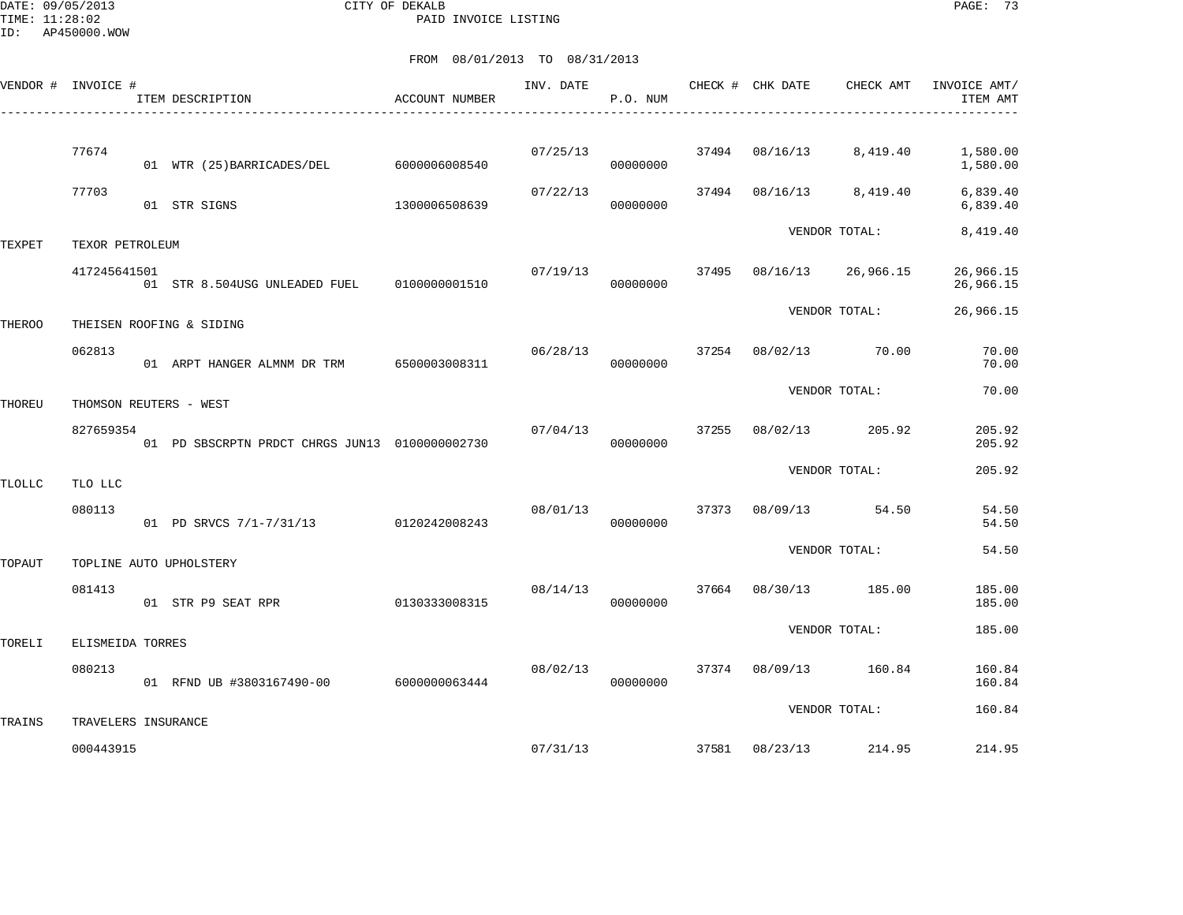CITY OF DEKALB
PAID INVOICE LISTING

DATE: 09/05/2013
TIME: 11:28:02
ID: AP450000.WOW

FROM 08/01/2013 TO 08/31/2013

| VENDOR # | INVOICE # | ITEM DESCRIPTION | ACCOUNT NUMBER | INV. DATE | P.O. NUM | CHECK # | CHK DATE | CHECK AMT | INVOICE AMT/ ITEM AMT |
|---|---|---|---|---|---|---|---|---|---|
| | 77674 | | | 07/25/13 | | 37494 | 08/16/13 | 8,419.40 | 1,580.00 |
| | | 01 WTR (25)BARRICADES/DEL | 6000006008540 | | 00000000 | | | | 1,580.00 |
| | 77703 | | | 07/22/13 | | 37494 | 08/16/13 | 8,419.40 | 6,839.40 |
| | | 01 STR SIGNS | 1300006508639 | | 00000000 | | | | 6,839.40 |
| | | | | | | | VENDOR TOTAL: | | 8,419.40 |
| TEXPET | TEXOR PETROLEUM | | | | | | | | |
| | 417245641501 | | | 07/19/13 | | 37495 | 08/16/13 | 26,966.15 | 26,966.15 |
| | | 01 STR 8.504USG UNLEADED FUEL | 0100000001510 | | 00000000 | | | | 26,966.15 |
| | | | | | | | VENDOR TOTAL: | | 26,966.15 |
| THEROO | THEISEN ROOFING & SIDING | | | | | | | | |
| | 062813 | | | 06/28/13 | | 37254 | 08/02/13 | 70.00 | 70.00 |
| | | 01 ARPT HANGER ALMNM DR TRM | 6500003008311 | | 00000000 | | | | 70.00 |
| | | | | | | | VENDOR TOTAL: | | 70.00 |
| THOREU | THOMSON REUTERS - WEST | | | | | | | | |
| | 827659354 | | | 07/04/13 | | 37255 | 08/02/13 | 205.92 | 205.92 |
| | | 01 PD SBSCRPTN PRDCT CHRGS JUN13 | 0100000002730 | | 00000000 | | | | 205.92 |
| | | | | | | | VENDOR TOTAL: | | 205.92 |
| TLOLLC | TLO LLC | | | | | | | | |
| | 080113 | | | 08/01/13 | | 37373 | 08/09/13 | 54.50 | 54.50 |
| | | 01 PD SRVCS 7/1-7/31/13 | 0120242008243 | | 00000000 | | | | 54.50 |
| | | | | | | | VENDOR TOTAL: | | 54.50 |
| TOPAUT | TOPLINE AUTO UPHOLSTERY | | | | | | | | |
| | 081413 | | | 08/14/13 | | 37664 | 08/30/13 | 185.00 | 185.00 |
| | | 01 STR P9 SEAT RPR | 0130333008315 | | 00000000 | | | | 185.00 |
| | | | | | | | VENDOR TOTAL: | | 185.00 |
| TORELI | ELISMEIDA TORRES | | | | | | | | |
| | 080213 | | | 08/02/13 | | 37374 | 08/09/13 | 160.84 | 160.84 |
| | | 01 RFND UB #3803167490-00 | 6000000063444 | | 00000000 | | | | 160.84 |
| | | | | | | | VENDOR TOTAL: | | 160.84 |
| TRAINS | TRAVELERS INSURANCE | | | | | | | | |
| | 000443915 | | | 07/31/13 | | 37581 | 08/23/13 | 214.95 | 214.95 |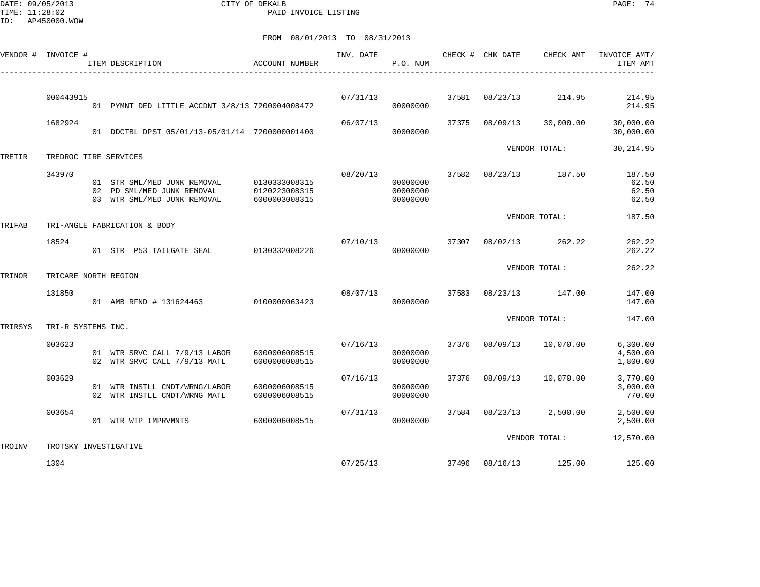CITY OF DEKALB
PAID INVOICE LISTING

DATE: 09/05/2013
TIME: 11:28:02
ID: AP450000.WOW

FROM 08/01/2013 TO 08/31/2013

| VENDOR # | INVOICE # | ITEM DESCRIPTION | ACCOUNT NUMBER | INV. DATE | P.O. NUM | CHECK # | CHK DATE | CHECK AMT | INVOICE AMT/ ITEM AMT |
|---|---|---|---|---|---|---|---|---|---|
| | 000443915 | | | 07/31/13 | | 37581 | 08/23/13 | 214.95 | 214.95 |
| | | 01 PYMNT DED LITTLE ACCDNT 3/8/13 | 7200004008472 | | 00000000 | | | | 214.95 |
| | 1682924 | | | 06/07/13 | | 37375 | 08/09/13 | 30,000.00 | 30,000.00 |
| | | 01 DDCTBL DPST 05/01/13-05/01/14 | 7200000001400 | | 00000000 | | | | 30,000.00 |
| | | | | | | | VENDOR TOTAL: | | 30,214.95 |
| TRETIR | TREDROC TIRE SERVICES | | | | | | | | |
| | 343970 | | | 08/20/13 | | 37582 | 08/23/13 | 187.50 | 187.50 |
| | | 01 STR SML/MED JUNK REMOVAL | 0130333008315 | | 00000000 | | | | 62.50 |
| | | 02 PD SML/MED JUNK REMOVAL | 0120223008315 | | 00000000 | | | | 62.50 |
| | | 03 WTR SML/MED JUNK REMOVAL | 6000003008315 | | 00000000 | | | | 62.50 |
| | | | | | | | VENDOR TOTAL: | | 187.50 |
| TRIFAB | TRI-ANGLE FABRICATION & BODY | | | | | | | | |
| | 18524 | | | 07/10/13 | | 37307 | 08/02/13 | 262.22 | 262.22 |
| | | 01 STR P53 TAILGATE SEAL | 0130332008226 | | 00000000 | | | | 262.22 |
| | | | | | | | VENDOR TOTAL: | | 262.22 |
| TRINOR | TRICARE NORTH REGION | | | | | | | | |
| | 131850 | | | 08/07/13 | | 37583 | 08/23/13 | 147.00 | 147.00 |
| | | 01 AMB RFND # 131624463 | 0100000063423 | | 00000000 | | | | 147.00 |
| | | | | | | | VENDOR TOTAL: | | 147.00 |
| TRIRSYS | TRI-R SYSTEMS INC. | | | | | | | | |
| | 003623 | | | 07/16/13 | | 37376 | 08/09/13 | 10,070.00 | 6,300.00 |
| | | 01 WTR SRVC CALL 7/9/13 LABOR | 6000006008515 | | 00000000 | | | | 4,500.00 |
| | | 02 WTR SRVC CALL 7/9/13 MATL | 6000006008515 | | 00000000 | | | | 1,800.00 |
| | 003629 | | | 07/16/13 | | 37376 | 08/09/13 | 10,070.00 | 3,770.00 |
| | | 01 WTR INSTLL CNDT/WRNG/LABOR | 6000006008515 | | 00000000 | | | | 3,000.00 |
| | | 02 WTR INSTLL CNDT/WRNG MATL | 6000006008515 | | 00000000 | | | | 770.00 |
| | 003654 | | | 07/31/13 | | 37584 | 08/23/13 | 2,500.00 | 2,500.00 |
| | | 01 WTR WTP IMPRVMNTS | 6000006008515 | | 00000000 | | | | 2,500.00 |
| | | | | | | | VENDOR TOTAL: | | 12,570.00 |
| TROINV | TROTSKY INVESTIGATIVE | | | | | | | | |
| | 1304 | | | 07/25/13 | | 37496 | 08/16/13 | 125.00 | 125.00 |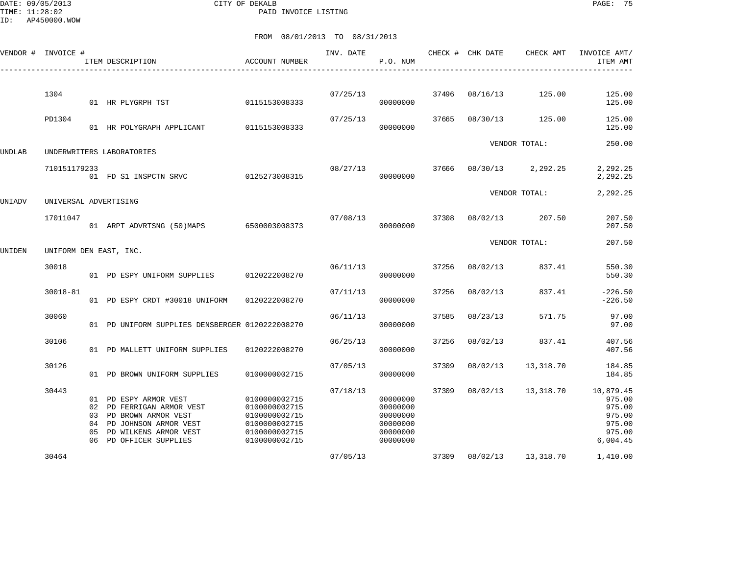CITY OF DEKALB
PAID INVOICE LISTING

FROM 08/01/2013 TO 08/31/2013

| VENDOR # | INVOICE # | ITEM DESCRIPTION | ACCOUNT NUMBER | INV. DATE | P.O. NUM | CHECK # | CHK DATE | CHECK AMT | INVOICE AMT/ ITEM AMT |
|---|---|---|---|---|---|---|---|---|---|
| | 1304 | | | 07/25/13 | | 37496 | 08/16/13 | 125.00 | 125.00 |
| | | 01 HR PLYGRPH TST | 0115153008333 | | 00000000 | | | | 125.00 |
| | PD1304 | | | 07/25/13 | | 37665 | 08/30/13 | 125.00 | 125.00 |
| | | 01 HR POLYGRAPH APPLICANT | 0115153008333 | | 00000000 | | | | 125.00 |
| | | | | | | | VENDOR TOTAL: | | 250.00 |
| UNDLAB | UNDERWRITERS LABORATORIES | | | | | | | | |
| | 710151179233 | | | 08/27/13 | | 37666 | 08/30/13 | 2,292.25 | 2,292.25 |
| | | 01 FD S1 INSPCTN SRVC | 0125273008315 | | 00000000 | | | | 2,292.25 |
| | | | | | | | VENDOR TOTAL: | | 2,292.25 |
| UNIADV | UNIVERSAL ADVERTISING | | | | | | | | |
| | 17011047 | | | 07/08/13 | | 37308 | 08/02/13 | 207.50 | 207.50 |
| | | 01 ARPT ADVRTSNG (50)MAPS | 6500003008373 | | 00000000 | | | | 207.50 |
| | | | | | | | VENDOR TOTAL: | | 207.50 |
| UNIDEN | UNIFORM DEN EAST, INC. | | | | | | | | |
| | 30018 | | | 06/11/13 | | 37256 | 08/02/13 | 837.41 | 550.30 |
| | | 01 PD ESPY UNIFORM SUPPLIES | 0120222008270 | | 00000000 | | | | 550.30 |
| | 30018-81 | | | 07/11/13 | | 37256 | 08/02/13 | 837.41 | -226.50 |
| | | 01 PD ESPY CRDT #30018 UNIFORM | 0120222008270 | | 00000000 | | | | -226.50 |
| | 30060 | | | 06/11/13 | | 37585 | 08/23/13 | 571.75 | 97.00 |
| | | 01 PD UNIFORM SUPPLIES DENSBERGER | 0120222008270 | | 00000000 | | | | 97.00 |
| | 30106 | | | 06/25/13 | | 37256 | 08/02/13 | 837.41 | 407.56 |
| | | 01 PD MALLETT UNIFORM SUPPLIES | 0120222008270 | | 00000000 | | | | 407.56 |
| | 30126 | | | 07/05/13 | | 37309 | 08/02/13 | 13,318.70 | 184.85 |
| | | 01 PD BROWN UNIFORM SUPPLIES | 0100000002715 | | 00000000 | | | | 184.85 |
| | 30443 | | | 07/18/13 | | 37309 | 08/02/13 | 13,318.70 | 10,879.45 |
| | | 01 PD ESPY ARMOR VEST | 0100000002715 | | 00000000 | | | | 975.00 |
| | | 02 PD FERRIGAN ARMOR VEST | 0100000002715 | | 00000000 | | | | 975.00 |
| | | 03 PD BROWN ARMOR VEST | 0100000002715 | | 00000000 | | | | 975.00 |
| | | 04 PD JOHNSON ARMOR VEST | 0100000002715 | | 00000000 | | | | 975.00 |
| | | 05 PD WILKENS ARMOR VEST | 0100000002715 | | 00000000 | | | | 975.00 |
| | | 06 PD OFFICER SUPPLIES | 0100000002715 | | 00000000 | | | | 6,004.45 |
| | 30464 | | | 07/05/13 | | 37309 | 08/02/13 | 13,318.70 | 1,410.00 |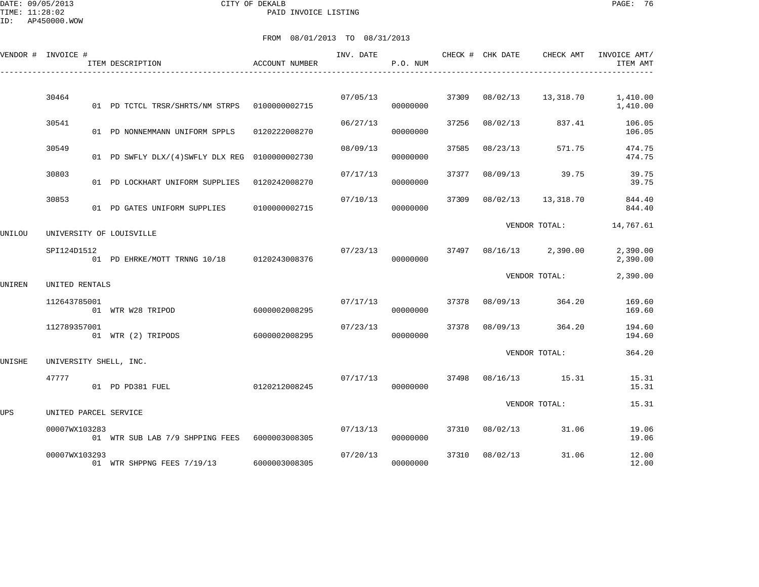CITY OF DEKALB
PAID INVOICE LISTING

DATE: 09/05/2013
TIME: 11:28:02
ID: AP450000.WOW

FROM 08/01/2013 TO 08/31/2013

| VENDOR # | INVOICE # | ITEM DESCRIPTION | ACCOUNT NUMBER | INV. DATE | P.O. NUM | CHECK # | CHK DATE | CHECK AMT | INVOICE AMT/ ITEM AMT |
|---|---|---|---|---|---|---|---|---|---|
| | 30464 | | | 07/05/13 | | 37309 | 08/02/13 | 13,318.70 | 1,410.00 |
| | | 01 PD TCTCL TRSR/SHRTS/NM STRPS | 0100000002715 | | 00000000 | | | | 1,410.00 |
| | 30541 | | | 06/27/13 | | 37256 | 08/02/13 | 837.41 | 106.05 |
| | | 01 PD NONNEMMANN UNIFORM SPPLS | 0120222008270 | | 00000000 | | | | 106.05 |
| | 30549 | | | 08/09/13 | | 37585 | 08/23/13 | 571.75 | 474.75 |
| | | 01 PD SWFLY DLX/(4)SWFLY DLX REG | 0100000002730 | | 00000000 | | | | 474.75 |
| | 30803 | | | 07/17/13 | | 37377 | 08/09/13 | 39.75 | 39.75 |
| | | 01 PD LOCKHART UNIFORM SUPPLIES | 0120242008270 | | 00000000 | | | | 39.75 |
| | 30853 | | | 07/10/13 | | 37309 | 08/02/13 | 13,318.70 | 844.40 |
| | | 01 PD GATES UNIFORM SUPPLIES | 0100000002715 | | 00000000 | | | | 844.40 |
| | | | | | | | VENDOR TOTAL: | | 14,767.61 |
| UNILOU | UNIVERSITY OF LOUISVILLE | | | | | | | | |
| | SPI124D1512 | | | 07/23/13 | | 37497 | 08/16/13 | 2,390.00 | 2,390.00 |
| | | 01 PD EHRKE/MOTT TRNNG 10/18 | 0120243008376 | | 00000000 | | | | 2,390.00 |
| | | | | | | | VENDOR TOTAL: | | 2,390.00 |
| UNIREN | UNITED RENTALS | | | | | | | | |
| | 112643785001 | | | 07/17/13 | | 37378 | 08/09/13 | 364.20 | 169.60 |
| | | 01 WTR W28 TRIPOD | 6000002008295 | | 00000000 | | | | 169.60 |
| | 112789357001 | | | 07/23/13 | | 37378 | 08/09/13 | 364.20 | 194.60 |
| | | 01 WTR (2) TRIPODS | 6000002008295 | | 00000000 | | | | 194.60 |
| | | | | | | | VENDOR TOTAL: | | 364.20 |
| UNISHE | UNIVERSITY SHELL, INC. | | | | | | | | |
| | 47777 | | | 07/17/13 | | 37498 | 08/16/13 | 15.31 | 15.31 |
| | | 01 PD PD381 FUEL | 0120212008245 | | 00000000 | | | | 15.31 |
| | | | | | | | VENDOR TOTAL: | | 15.31 |
| UPS | UNITED PARCEL SERVICE | | | | | | | | |
| | 00007WX103283 | | | 07/13/13 | | 37310 | 08/02/13 | 31.06 | 19.06 |
| | | 01 WTR SUB LAB 7/9 SHPPING FEES | 6000003008305 | | 00000000 | | | | 19.06 |
| | 00007WX103293 | | | 07/20/13 | | 37310 | 08/02/13 | 31.06 | 12.00 |
| | | 01 WTR SHPPNG FEES 7/19/13 | 6000003008305 | | 00000000 | | | | 12.00 |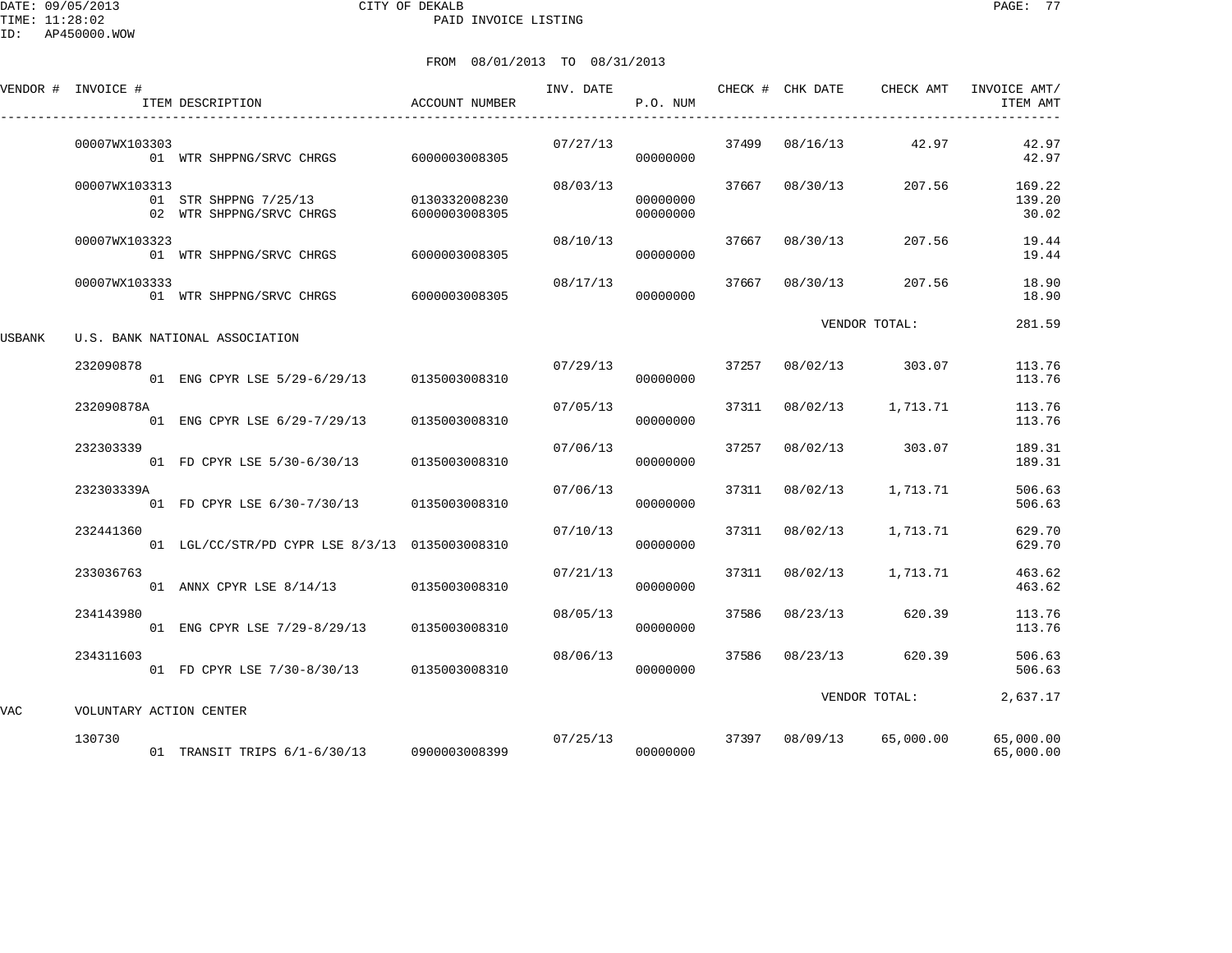CITY OF DEKALB

PAID INVOICE LISTING

FROM 08/01/2013 TO 08/31/2013

| VENDOR # | INVOICE # | ITEM DESCRIPTION | ACCOUNT NUMBER | INV. DATE | P.O. NUM | CHECK # | CHK DATE | CHECK AMT | INVOICE AMT/ ITEM AMT |
|---|---|---|---|---|---|---|---|---|---|
| | 00007WX103303 | | | 07/27/13 | | 37499 | 08/16/13 | 42.97 | 42.97 |
| | | 01 WTR SHPPNG/SRVC CHRGS | 6000003008305 | | 00000000 | | | | 42.97 |
| | 00007WX103313 | | | 08/03/13 | | 37667 | 08/30/13 | 207.56 | 169.22 |
| | | 01 STR SHPPNG 7/25/13 | 0130332008230 | | 00000000 | | | | 139.20 |
| | | 02 WTR SHPPNG/SRVC CHRGS | 6000003008305 | | 00000000 | | | | 30.02 |
| | 00007WX103323 | | | 08/10/13 | | 37667 | 08/30/13 | 207.56 | 19.44 |
| | | 01 WTR SHPPNG/SRVC CHRGS | 6000003008305 | | 00000000 | | | | 19.44 |
| | 00007WX103333 | | | 08/17/13 | | 37667 | 08/30/13 | 207.56 | 18.90 |
| | | 01 WTR SHPPNG/SRVC CHRGS | 6000003008305 | | 00000000 | | | | 18.90 |
| | | | | | | | VENDOR TOTAL: | | 281.59 |
| USBANK | U.S. BANK NATIONAL ASSOCIATION | | | | | | | | |
| | 232090878 | | | 07/29/13 | | 37257 | 08/02/13 | 303.07 | 113.76 |
| | | 01 ENG CPYR LSE 5/29-6/29/13 | 0135003008310 | | 00000000 | | | | 113.76 |
| | 232090878A | | | 07/05/13 | | 37311 | 08/02/13 | 1,713.71 | 113.76 |
| | | 01 ENG CPYR LSE 6/29-7/29/13 | 0135003008310 | | 00000000 | | | | 113.76 |
| | 232303339 | | | 07/06/13 | | 37257 | 08/02/13 | 303.07 | 189.31 |
| | | 01 FD CPYR LSE 5/30-6/30/13 | 0135003008310 | | 00000000 | | | | 189.31 |
| | 232303339A | | | 07/06/13 | | 37311 | 08/02/13 | 1,713.71 | 506.63 |
| | | 01 FD CPYR LSE 6/30-7/30/13 | 0135003008310 | | 00000000 | | | | 506.63 |
| | 232441360 | | | 07/10/13 | | 37311 | 08/02/13 | 1,713.71 | 629.70 |
| | | 01 LGL/CC/STR/PD CYPR LSE 8/3/13 | 0135003008310 | | 00000000 | | | | 629.70 |
| | 233036763 | | | 07/21/13 | | 37311 | 08/02/13 | 1,713.71 | 463.62 |
| | | 01 ANNX CPYR LSE 8/14/13 | 0135003008310 | | 00000000 | | | | 463.62 |
| | 234143980 | | | 08/05/13 | | 37586 | 08/23/13 | 620.39 | 113.76 |
| | | 01 ENG CPYR LSE 7/29-8/29/13 | 0135003008310 | | 00000000 | | | | 113.76 |
| | 234311603 | | | 08/06/13 | | 37586 | 08/23/13 | 620.39 | 506.63 |
| | | 01 FD CPYR LSE 7/30-8/30/13 | 0135003008310 | | 00000000 | | | | 506.63 |
| | | | | | | | VENDOR TOTAL: | | 2,637.17 |
| VAC | VOLUNTARY ACTION CENTER | | | | | | | | |
| | 130730 | | | 07/25/13 | | 37397 | 08/09/13 | 65,000.00 | 65,000.00 |
| | | 01 TRANSIT TRIPS 6/1-6/30/13 | 0900003008399 | | 00000000 | | | | 65,000.00 |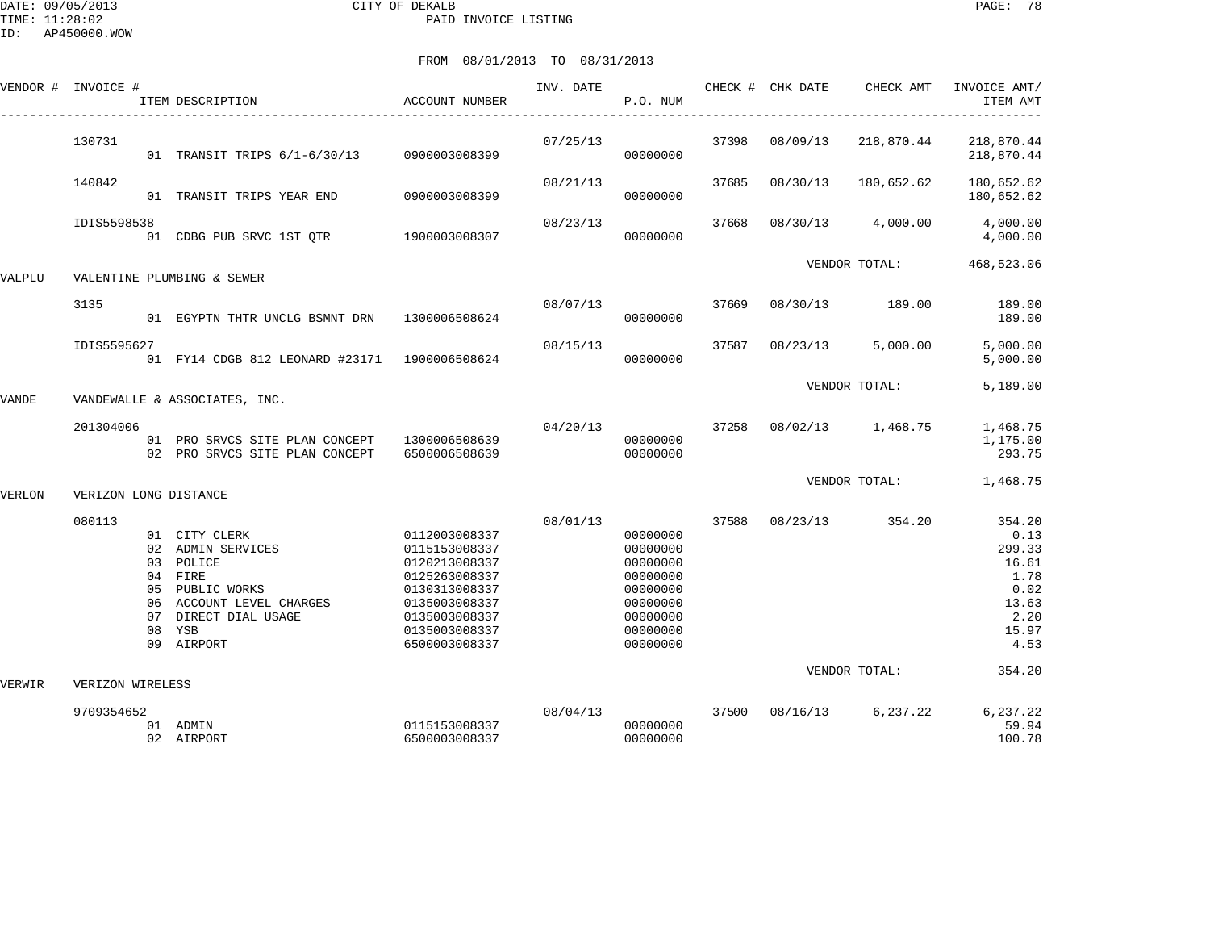CITY OF DEKALB
PAID INVOICE LISTING

DATE: 09/05/2013
TIME: 11:28:02
ID: AP450000.WOW

FROM 08/01/2013 TO 08/31/2013

| VENDOR # | INVOICE # | ITEM DESCRIPTION | ACCOUNT NUMBER | INV. DATE | P.O. NUM | CHECK # | CHK DATE | CHECK AMT | INVOICE AMT/ ITEM AMT |
|---|---|---|---|---|---|---|---|---|---|
| | 130731 | | | 07/25/13 | | 37398 | 08/09/13 | 218,870.44 | 218,870.44 |
| | | 01 TRANSIT TRIPS 6/1-6/30/13 | 0900003008399 | | 00000000 | | | | 218,870.44 |
| | 140842 | | | 08/21/13 | | 37685 | 08/30/13 | 180,652.62 | 180,652.62 |
| | | 01 TRANSIT TRIPS YEAR END | 0900003008399 | | 00000000 | | | | 180,652.62 |
| | IDIS5598538 | | | 08/23/13 | | 37668 | 08/30/13 | 4,000.00 | 4,000.00 |
| | | 01 CDBG PUB SRVC 1ST QTR | 1900003008307 | | 00000000 | | | | 4,000.00 |
| | | | | | | | | VENDOR TOTAL: | 468,523.06 |
| VALPLU | VALENTINE PLUMBING & SEWER | | | | | | | | |
| | 3135 | | | 08/07/13 | | 37669 | 08/30/13 | 189.00 | 189.00 |
| | | 01 EGYPTN THTR UNCLG BSMNT DRN | 1300006508624 | | 00000000 | | | | 189.00 |
| | IDIS5595627 | | | 08/15/13 | | 37587 | 08/23/13 | 5,000.00 | 5,000.00 |
| | | 01 FY14 CDGB 812 LEONARD #23171 | 1900006508624 | | 00000000 | | | | 5,000.00 |
| | | | | | | | | VENDOR TOTAL: | 5,189.00 |
| VANDE | VANDEWALLE & ASSOCIATES, INC. | | | | | | | | |
| | 201304006 | | | 04/20/13 | | 37258 | 08/02/13 | 1,468.75 | 1,468.75 |
| | | 01 PRO SRVCS SITE PLAN CONCEPT | 1300006508639 | | 00000000 | | | | 1,175.00 |
| | | 02 PRO SRVCS SITE PLAN CONCEPT | 6500006508639 | | 00000000 | | | | 293.75 |
| | | | | | | | | VENDOR TOTAL: | 1,468.75 |
| VERLON | VERIZON LONG DISTANCE | | | | | | | | |
| | 080113 | | | 08/01/13 | | 37588 | 08/23/13 | 354.20 | 354.20 |
| | | 01 CITY CLERK | 0112003008337 | | 00000000 | | | | 0.13 |
| | | 02 ADMIN SERVICES | 0115153008337 | | 00000000 | | | | 299.33 |
| | | 03 POLICE | 0120213008337 | | 00000000 | | | | 16.61 |
| | | 04 FIRE | 0125263008337 | | 00000000 | | | | 1.78 |
| | | 05 PUBLIC WORKS | 0130313008337 | | 00000000 | | | | 0.02 |
| | | 06 ACCOUNT LEVEL CHARGES | 0135003008337 | | 00000000 | | | | 13.63 |
| | | 07 DIRECT DIAL USAGE | 0135003008337 | | 00000000 | | | | 2.20 |
| | | 08 YSB | 0135003008337 | | 00000000 | | | | 15.97 |
| | | 09 AIRPORT | 6500003008337 | | 00000000 | | | | 4.53 |
| | | | | | | | | VENDOR TOTAL: | 354.20 |
| VERWIR | VERIZON WIRELESS | | | | | | | | |
| | 9709354652 | | | 08/04/13 | | 37500 | 08/16/13 | 6,237.22 | 6,237.22 |
| | | 01 ADMIN | 0115153008337 | | 00000000 | | | | 59.94 |
| | | 02 AIRPORT | 6500003008337 | | 00000000 | | | | 100.78 |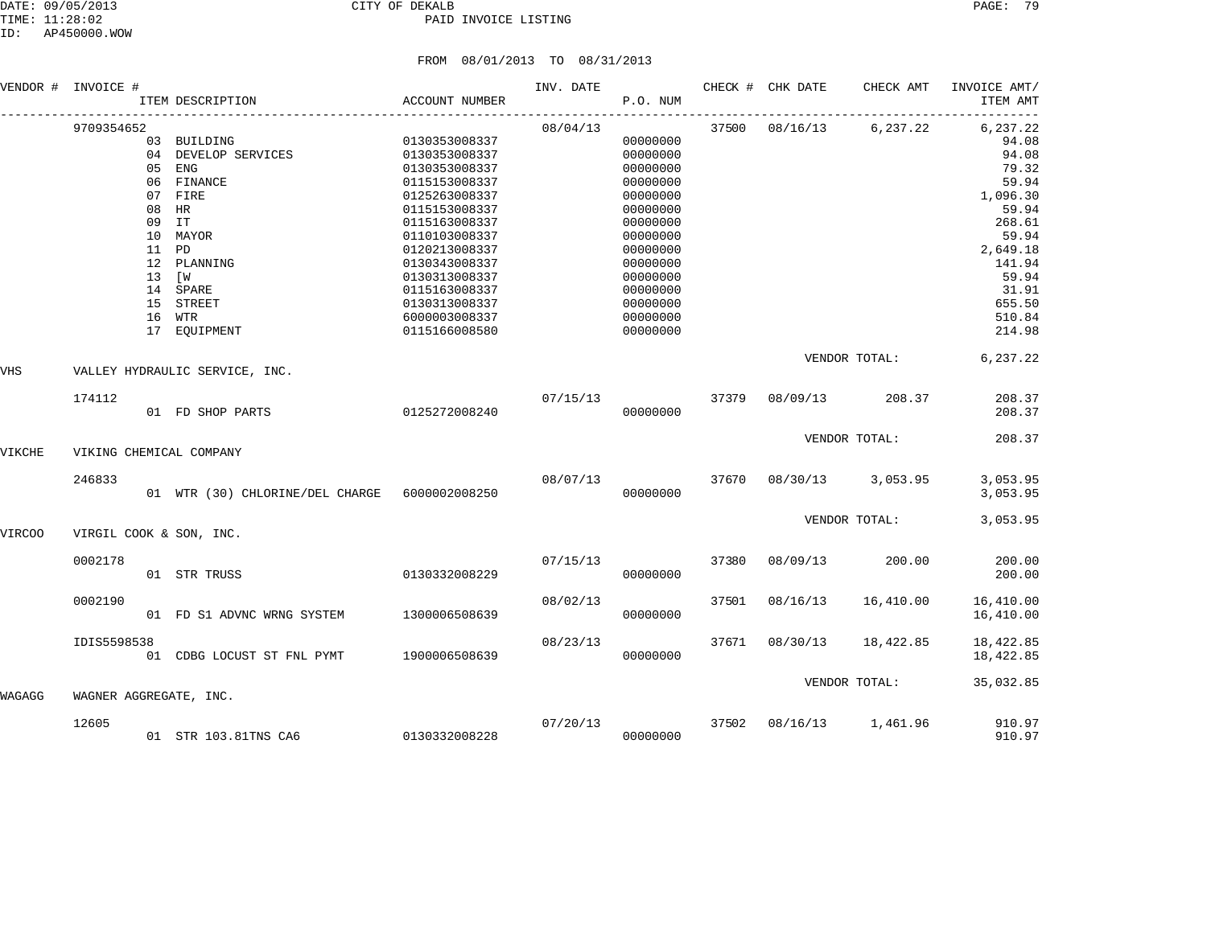CITY OF DEKALB
PAID INVOICE LISTING

DATE: 09/05/2013
TIME: 11:28:02
ID: AP450000.WOW

FROM 08/01/2013 TO 08/31/2013

| VENDOR # | INVOICE # | ITEM DESCRIPTION | ACCOUNT NUMBER | INV. DATE | P.O. NUM | CHECK # | CHK DATE | CHECK AMT | INVOICE AMT/ ITEM AMT |
|---|---|---|---|---|---|---|---|---|---|
| | 9709354652 | | | 08/04/13 | | 37500 | 08/16/13 | 6,237.22 | 6,237.22 |
| | | 03 BUILDING | 0130353008337 | | 00000000 | | | | 94.08 |
| | | 04 DEVELOP SERVICES | 0130353008337 | | 00000000 | | | | 94.08 |
| | | 05 ENG | 0130353008337 | | 00000000 | | | | 79.32 |
| | | 06 FINANCE | 0115153008337 | | 00000000 | | | | 59.94 |
| | | 07 FIRE | 0125263008337 | | 00000000 | | | | 1,096.30 |
| | | 08 HR | 0115153008337 | | 00000000 | | | | 59.94 |
| | | 09 IT | 0115163008337 | | 00000000 | | | | 268.61 |
| | | 10 MAYOR | 0110103008337 | | 00000000 | | | | 59.94 |
| | | 11 PD | 0120213008337 | | 00000000 | | | | 2,649.18 |
| | | 12 PLANNING | 0130343008337 | | 00000000 | | | | 141.94 |
| | | 13 [W | 0130313008337 | | 00000000 | | | | 59.94 |
| | | 14 SPARE | 0115163008337 | | 00000000 | | | | 31.91 |
| | | 15 STREET | 0130313008337 | | 00000000 | | | | 655.50 |
| | | 16 WTR | 6000003008337 | | 00000000 | | | | 510.84 |
| | | 17 EQUIPMENT | 0115166008580 | | 00000000 | | | | 214.98 |
| | | | | | | | VENDOR TOTAL: | | 6,237.22 |
| VHS | VALLEY HYDRAULIC SERVICE, INC. | | | | | | | | |
| | 174112 | | | 07/15/13 | | 37379 | 08/09/13 | 208.37 | 208.37 |
| | | 01 FD SHOP PARTS | 0125272008240 | | 00000000 | | | | 208.37 |
| | | | | | | | VENDOR TOTAL: | | 208.37 |
| VIKCHE | VIKING CHEMICAL COMPANY | | | | | | | | |
| | 246833 | | | 08/07/13 | | 37670 | 08/30/13 | 3,053.95 | 3,053.95 |
| | | 01 WTR (30) CHLORINE/DEL CHARGE | 6000002008250 | | 00000000 | | | | 3,053.95 |
| | | | | | | | VENDOR TOTAL: | | 3,053.95 |
| VIRCOO | VIRGIL COOK & SON, INC. | | | | | | | | |
| | 0002178 | | | 07/15/13 | | 37380 | 08/09/13 | 200.00 | 200.00 |
| | | 01 STR TRUSS | 0130332008229 | | 00000000 | | | | 200.00 |
| | 0002190 | | | 08/02/13 | | 37501 | 08/16/13 | 16,410.00 | 16,410.00 |
| | | 01 FD S1 ADVNC WRNG SYSTEM | 1300006508639 | | 00000000 | | | | 16,410.00 |
| | IDIS5598538 | | | 08/23/13 | | 37671 | 08/30/13 | 18,422.85 | 18,422.85 |
| | | 01 CDBG LOCUST ST FNL PYMT | 1900006508639 | | 00000000 | | | | 18,422.85 |
| | | | | | | | VENDOR TOTAL: | | 35,032.85 |
| WAGAGG | WAGNER AGGREGATE, INC. | | | | | | | | |
| | 12605 | | | 07/20/13 | | 37502 | 08/16/13 | 1,461.96 | 910.97 |
| | | 01 STR 103.81TNS CA6 | 0130332008228 | | 00000000 | | | | 910.97 |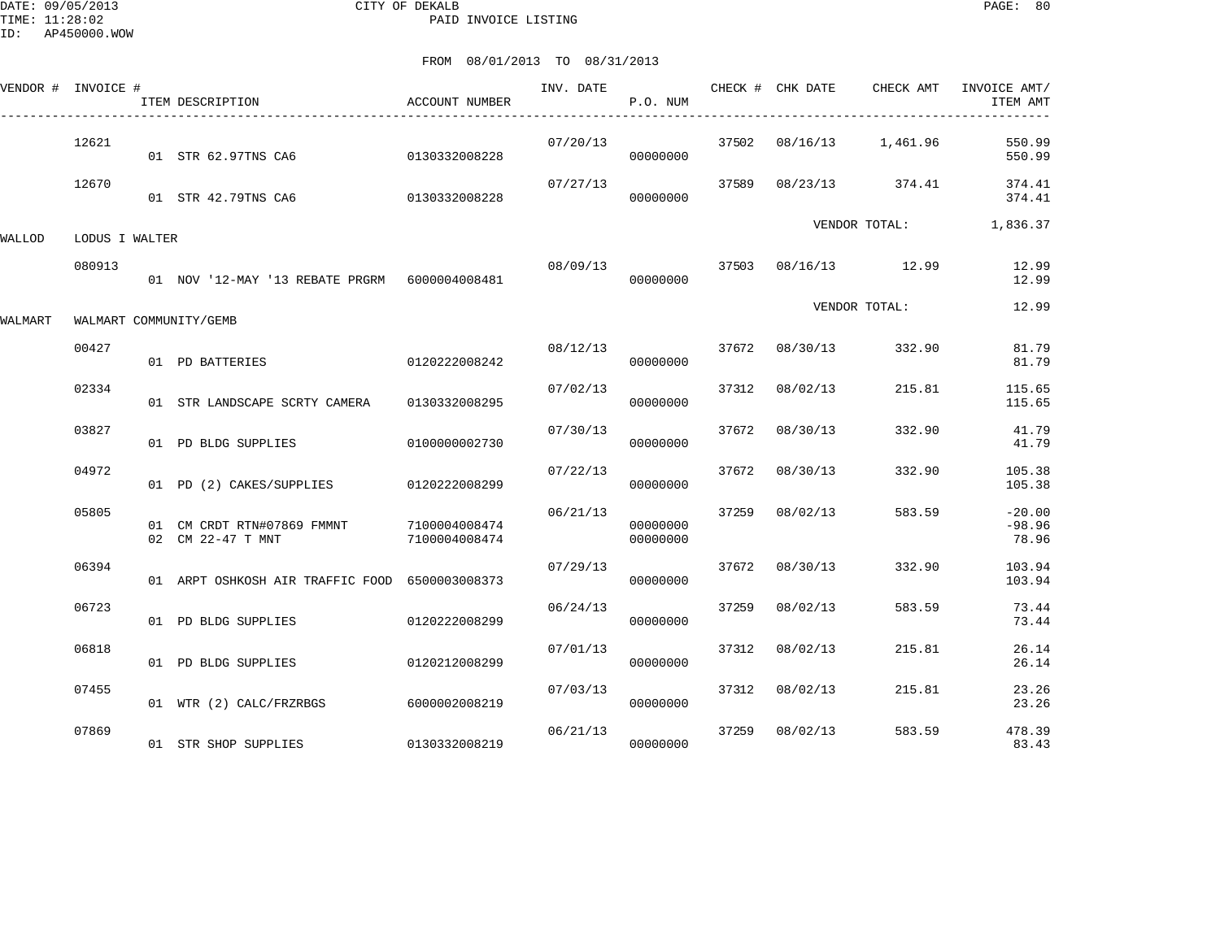CITY OF DEKALB

PAID INVOICE LISTING

DATE: 09/05/2013
TIME: 11:28:02
ID: AP450000.WOW

FROM 08/01/2013 TO 08/31/2013

| VENDOR # | INVOICE # | ITEM DESCRIPTION | ACCOUNT NUMBER | INV. DATE | P.O. NUM | CHECK # | CHK DATE | CHECK AMT | INVOICE AMT/ ITEM AMT |
|---|---|---|---|---|---|---|---|---|---|
| | 12621 | | | 07/20/13 | | 37502 | 08/16/13 | 1,461.96 | 550.99 |
| | | 01 STR 62.97TNS CA6 | 0130332008228 | | 00000000 | | | | 550.99 |
| | 12670 | | | 07/27/13 | | 37589 | 08/23/13 | 374.41 | 374.41 |
| | | 01 STR 42.79TNS CA6 | 0130332008228 | | 00000000 | | | | 374.41 |
| | | | | | | | VENDOR TOTAL: | | 1,836.37 |
| WALLOD | LODUS I WALTER | | | | | | | | |
| | 080913 | | | 08/09/13 | | 37503 | 08/16/13 | 12.99 | 12.99 |
| | | 01 NOV '12-MAY '13 REBATE PRGRM | 6000004008481 | | 00000000 | | | | 12.99 |
| | | | | | | | VENDOR TOTAL: | | 12.99 |
| WALMART | WALMART COMMUNITY/GEMB | | | | | | | | |
| | 00427 | | | 08/12/13 | | 37672 | 08/30/13 | 332.90 | 81.79 |
| | | 01 PD BATTERIES | 0120222008242 | | 00000000 | | | | 81.79 |
| | 02334 | | | 07/02/13 | | 37312 | 08/02/13 | 215.81 | 115.65 |
| | | 01 STR LANDSCAPE SCRTY CAMERA | 0130332008295 | | 00000000 | | | | 115.65 |
| | 03827 | | | 07/30/13 | | 37672 | 08/30/13 | 332.90 | 41.79 |
| | | 01 PD BLDG SUPPLIES | 0100000002730 | | 00000000 | | | | 41.79 |
| | 04972 | | | 07/22/13 | | 37672 | 08/30/13 | 332.90 | 105.38 |
| | | 01 PD (2) CAKES/SUPPLIES | 0120222008299 | | 00000000 | | | | 105.38 |
| | 05805 | | | 06/21/13 | | 37259 | 08/02/13 | 583.59 | -20.00 |
| | | 01 CM CRDT RTN#07869 FMMNT | 7100004008474 | | 00000000 | | | | -98.96 |
| | | 02 CM 22-47 T MNT | 7100004008474 | | 00000000 | | | | 78.96 |
| | 06394 | | | 07/29/13 | | 37672 | 08/30/13 | 332.90 | 103.94 |
| | | 01 ARPT OSHKOSH AIR TRAFFIC FOOD | 6500003008373 | | 00000000 | | | | 103.94 |
| | 06723 | | | 06/24/13 | | 37259 | 08/02/13 | 583.59 | 73.44 |
| | | 01 PD BLDG SUPPLIES | 0120222008299 | | 00000000 | | | | 73.44 |
| | 06818 | | | 07/01/13 | | 37312 | 08/02/13 | 215.81 | 26.14 |
| | | 01 PD BLDG SUPPLIES | 0120212008299 | | 00000000 | | | | 26.14 |
| | 07455 | | | 07/03/13 | | 37312 | 08/02/13 | 215.81 | 23.26 |
| | | 01 WTR (2) CALC/FRZRBGS | 6000002008219 | | 00000000 | | | | 23.26 |
| | 07869 | | | 06/21/13 | | 37259 | 08/02/13 | 583.59 | 478.39 |
| | | 01 STR SHOP SUPPLIES | 0130332008219 | | 00000000 | | | | 83.43 |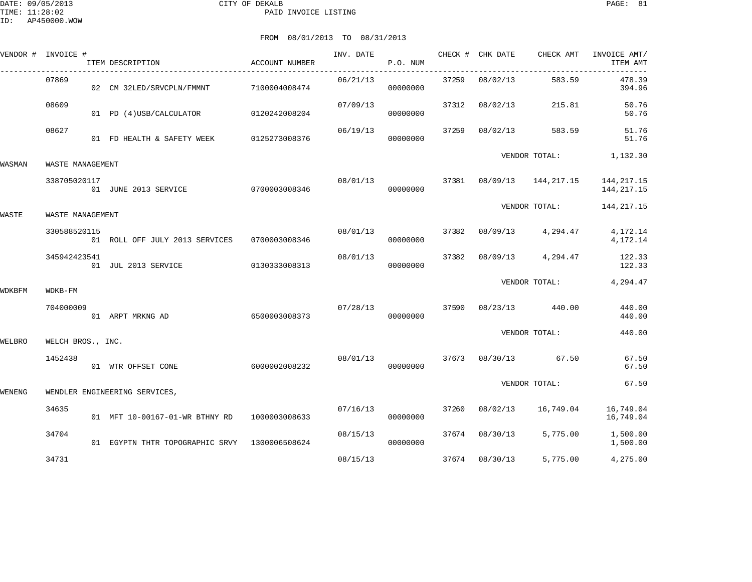CITY OF DEKALB

PAID INVOICE LISTING

FROM 08/01/2013 TO 08/31/2013

| VENDOR # | INVOICE # / ITEM DESCRIPTION | ACCOUNT NUMBER | INV. DATE | P.O. NUM | CHECK # | CHK DATE | CHECK AMT | INVOICE AMT/ ITEM AMT |
|---|---|---|---|---|---|---|---|---|
| | 07869 | | 06/21/13 | | 37259 | 08/02/13 | 583.59 | 478.39 |
| | 02 CM 32LED/SRVCPLN/FMMNT | 7100004008474 | | 00000000 | | | | 394.96 |
| | 08609 | | 07/09/13 | | 37312 | 08/02/13 | 215.81 | 50.76 |
| | 01 PD (4)USB/CALCULATOR | 0120242008204 | | 00000000 | | | | 50.76 |
| | 08627 | | 06/19/13 | | 37259 | 08/02/13 | 583.59 | 51.76 |
| | 01 FD HEALTH & SAFETY WEEK | 0125273008376 | | 00000000 | | | | 51.76 |
| | | | | | | VENDOR TOTAL: | | 1,132.30 |
| WASMAN | WASTE MANAGEMENT | | | | | | | |
| | 338705020117 | | 08/01/13 | | 37381 | 08/09/13 | 144,217.15 | 144,217.15 |
| | 01 JUNE 2013 SERVICE | 0700003008346 | | 00000000 | | | | 144,217.15 |
| | | | | | | VENDOR TOTAL: | | 144,217.15 |
| WASTE | WASTE MANAGEMENT | | | | | | | |
| | 330588520115 | | 08/01/13 | | 37382 | 08/09/13 | 4,294.47 | 4,172.14 |
| | 01 ROLL OFF JULY 2013 SERVICES | 0700003008346 | | 00000000 | | | | 4,172.14 |
| | 345942423541 | | 08/01/13 | | 37382 | 08/09/13 | 4,294.47 | 122.33 |
| | 01 JUL 2013 SERVICE | 0130333008313 | | 00000000 | | | | 122.33 |
| | | | | | | VENDOR TOTAL: | | 4,294.47 |
| WDKBFM | WDKB-FM | | | | | | | |
| | 704000009 | | 07/28/13 | | 37590 | 08/23/13 | 440.00 | 440.00 |
| | 01 ARPT MRKNG AD | 6500003008373 | | 00000000 | | | | 440.00 |
| | | | | | | VENDOR TOTAL: | | 440.00 |
| WELBRO | WELCH BROS., INC. | | | | | | | |
| | 1452438 | | 08/01/13 | | 37673 | 08/30/13 | 67.50 | 67.50 |
| | 01 WTR OFFSET CONE | 6000002008232 | | 00000000 | | | | 67.50 |
| | | | | | | VENDOR TOTAL: | | 67.50 |
| WENENG | WENDLER ENGINEERING SERVICES, | | | | | | | |
| | 34635 | | 07/16/13 | | 37260 | 08/02/13 | 16,749.04 | 16,749.04 |
| | 01 MFT 10-00167-01-WR BTHNY RD | 1000003008633 | | 00000000 | | | | 16,749.04 |
| | 34704 | | 08/15/13 | | 37674 | 08/30/13 | 5,775.00 | 1,500.00 |
| | 01 EGYPTN THTR TOPOGRAPHIC SRVY | 1300006508624 | | 00000000 | | | | 1,500.00 |
| | 34731 | | 08/15/13 | | 37674 | 08/30/13 | 5,775.00 | 4,275.00 |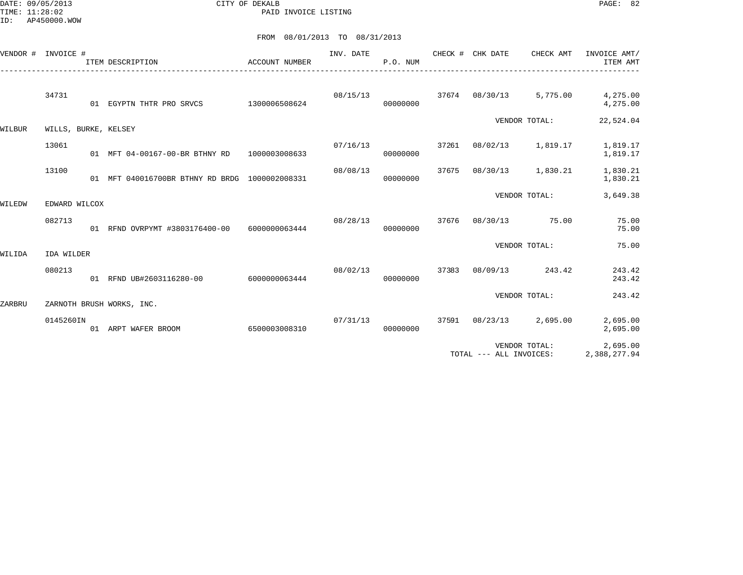CITY OF DEKALB
PAID INVOICE LISTING

FROM 08/01/2013 TO 08/31/2013

| VENDOR # | INVOICE # | ITEM DESCRIPTION | ACCOUNT NUMBER | INV. DATE | P.O. NUM | CHECK # | CHK DATE | CHECK AMT | INVOICE AMT/ ITEM AMT |
|---|---|---|---|---|---|---|---|---|---|
| | 34731 | | | 08/15/13 | | 37674 | 08/30/13 | 5,775.00 | 4,275.00 |
| | | 01 EGYPTN THTR PRO SRVCS | 1300006508624 | | 00000000 | | | | 4,275.00 |
| | | | | | | | | VENDOR TOTAL: | 22,524.04 |
| WILBUR | WILLS, BURKE, KELSEY | | | | | | | | |
| | 13061 | | | 07/16/13 | | 37261 | 08/02/13 | 1,819.17 | 1,819.17 |
| | | 01 MFT 04-00167-00-BR BTHNY RD | 1000003008633 | | 00000000 | | | | 1,819.17 |
| | 13100 | | | 08/08/13 | | 37675 | 08/30/13 | 1,830.21 | 1,830.21 |
| | | 01 MFT 040016700BR BTHNY RD BRDG | 1000002008331 | | 00000000 | | | | 1,830.21 |
| | | | | | | | | VENDOR TOTAL: | 3,649.38 |
| WILEDW | EDWARD WILCOX | | | | | | | | |
| | 082713 | | | 08/28/13 | | 37676 | 08/30/13 | 75.00 | 75.00 |
| | | 01 RFND OVRPYMT #3803176400-00 | 6000000063444 | | 00000000 | | | | 75.00 |
| | | | | | | | | VENDOR TOTAL: | 75.00 |
| WILIDA | IDA WILDER | | | | | | | | |
| | 080213 | | | 08/02/13 | | 37383 | 08/09/13 | 243.42 | 243.42 |
| | | 01 RFND UB#2603116280-00 | 6000000063444 | | 00000000 | | | | 243.42 |
| | | | | | | | | VENDOR TOTAL: | 243.42 |
| ZARBRU | ZARNOTH BRUSH WORKS, INC. | | | | | | | | |
| | 0145260IN | | | 07/31/13 | | 37591 | 08/23/13 | 2,695.00 | 2,695.00 |
| | | 01 ARPT WAFER BROOM | 6500003008310 | | 00000000 | | | | 2,695.00 |
| | | | | | | | | VENDOR TOTAL: | 2,695.00 |
| | | | | | | | | TOTAL --- ALL INVOICES: | 2,388,277.94 |